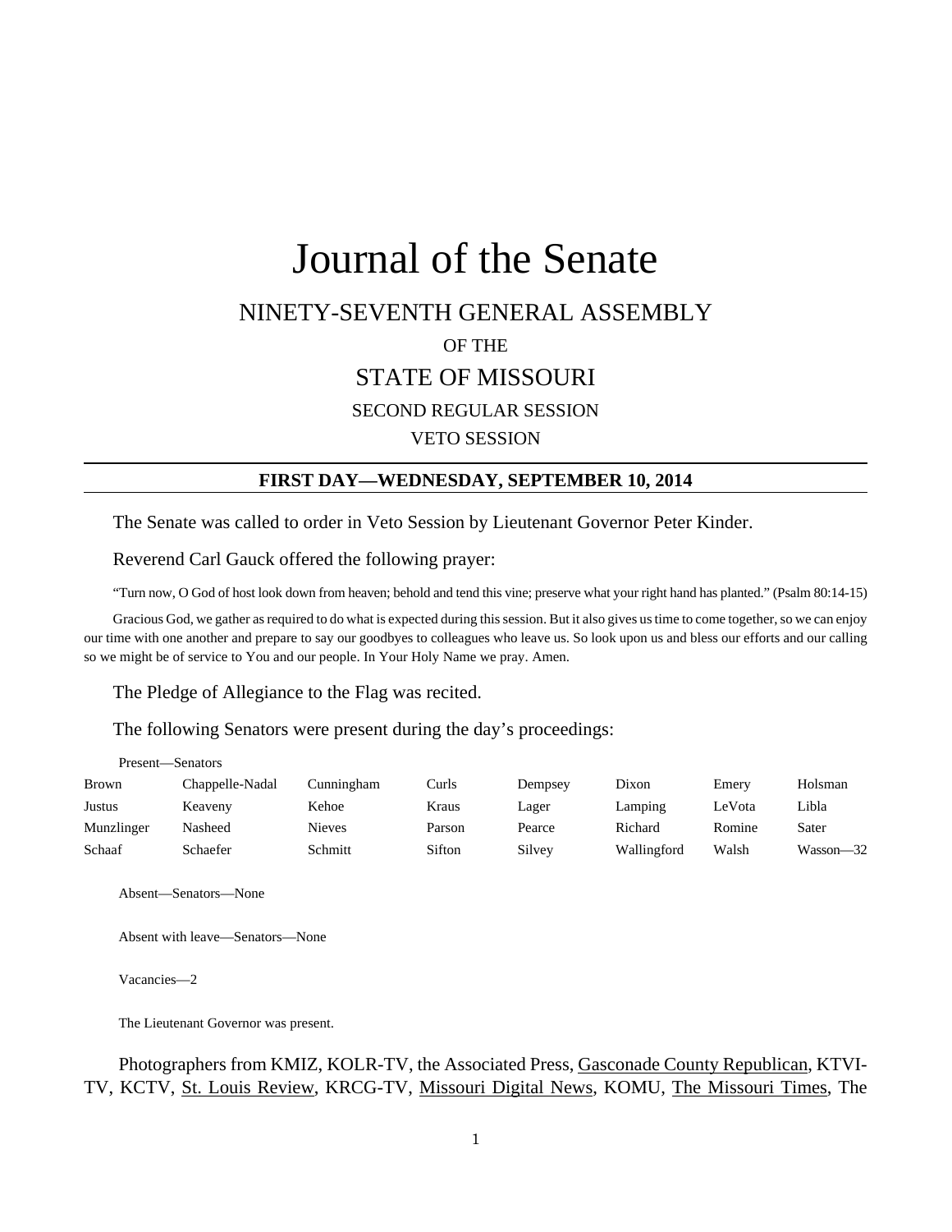# Journal of the Senate

## NINETY-SEVENTH GENERAL ASSEMBLY

OF THE

## STATE OF MISSOURI

SECOND REGULAR SESSION

VETO SESSION

### FIRST DAY—WEDNESDAY, SEPTEMBER 10, 2014

The Senate was called to order in Veto Session by Lieutenant Governor Peter Kinder.

Reverend Carl Gauck offered the following prayer:

"Turn now, O God of host look down from heaven; behold and tend this vine; preserve what your right hand has planted." (Psalm 80:14-15)

Gracious God, we gather as required to do what is expected during this session. But it also gives us time to come together, so we can enjoy our time with one another and prepare to say our goodbyes to colleagues who leave us. So look upon us and bless our efforts and our calling so we might be of service to You and our people. In Your Holy Name we pray. Amen.

The Pledge of Allegiance to the Flag was recited.

The following Senators were present during the day's proceedings:

Present—Senators

| | | | | | | | |
|---|---|---|---|---|---|---|---|
| Brown | Chappelle-Nadal | Cunningham | Curls | Dempsey | Dixon | Emery | Holsman |
| Justus | Keaveny | Kehoe | Kraus | Lager | Lamping | LeVota | Libla |
| Munzlinger | Nasheed | Nieves | Parson | Pearce | Richard | Romine | Sater |
| Schaaf | Schaefer | Schmitt | Sifton | Silvey | Wallingford | Walsh | Wasson—32 |

Absent—Senators—None

Absent with leave—Senators—None

Vacancies—2

The Lieutenant Governor was present.

Photographers from KMIZ, KOLR-TV, the Associated Press, Gasconade County Republican, KTVI-TV, KCTV, St. Louis Review, KRCG-TV, Missouri Digital News, KOMU, The Missouri Times, The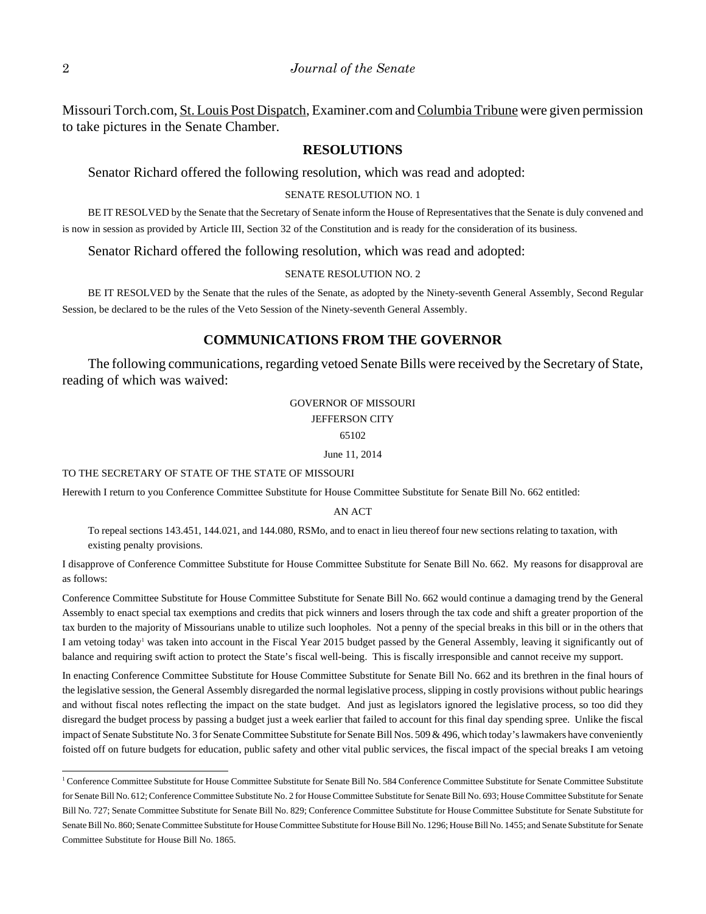Missouri Torch.com, St. Louis Post Dispatch, Examiner.com and Columbia Tribune were given permission to take pictures in the Senate Chamber.

## RESOLUTIONS

Senator Richard offered the following resolution, which was read and adopted:

SENATE RESOLUTION NO. 1

BE IT RESOLVED by the Senate that the Secretary of Senate inform the House of Representatives that the Senate is duly convened and is now in session as provided by Article III, Section 32 of the Constitution and is ready for the consideration of its business.

Senator Richard offered the following resolution, which was read and adopted:

SENATE RESOLUTION NO. 2

BE IT RESOLVED by the Senate that the rules of the Senate, as adopted by the Ninety-seventh General Assembly, Second Regular Session, be declared to be the rules of the Veto Session of the Ninety-seventh General Assembly.

## COMMUNICATIONS FROM THE GOVERNOR

The following communications, regarding vetoed Senate Bills were received by the Secretary of State, reading of which was waived:

GOVERNOR OF MISSOURI
JEFFERSON CITY
65102

June 11, 2014

TO THE SECRETARY OF STATE OF THE STATE OF MISSOURI

Herewith I return to you Conference Committee Substitute for House Committee Substitute for Senate Bill No. 662 entitled:

AN ACT

To repeal sections 143.451, 144.021, and 144.080, RSMo, and to enact in lieu thereof four new sections relating to taxation, with existing penalty provisions.

I disapprove of Conference Committee Substitute for House Committee Substitute for Senate Bill No. 662. My reasons for disapproval are as follows:

Conference Committee Substitute for House Committee Substitute for Senate Bill No. 662 would continue a damaging trend by the General Assembly to enact special tax exemptions and credits that pick winners and losers through the tax code and shift a greater proportion of the tax burden to the majority of Missourians unable to utilize such loopholes. Not a penny of the special breaks in this bill or in the others that I am vetoing today[1] was taken into account in the Fiscal Year 2015 budget passed by the General Assembly, leaving it significantly out of balance and requiring swift action to protect the State's fiscal well-being. This is fiscally irresponsible and cannot receive my support.

In enacting Conference Committee Substitute for House Committee Substitute for Senate Bill No. 662 and its brethren in the final hours of the legislative session, the General Assembly disregarded the normal legislative process, slipping in costly provisions without public hearings and without fiscal notes reflecting the impact on the state budget. And just as legislators ignored the legislative process, so too did they disregard the budget process by passing a budget just a week earlier that failed to account for this final day spending spree. Unlike the fiscal impact of Senate Substitute No. 3 for Senate Committee Substitute for Senate Bill Nos. 509 & 496, which today's lawmakers have conveniently foisted off on future budgets for education, public safety and other vital public services, the fiscal impact of the special breaks I am vetoing

[1] Conference Committee Substitute for House Committee Substitute for Senate Bill No. 584 Conference Committee Substitute for Senate Committee Substitute for Senate Bill No. 612; Conference Committee Substitute No. 2 for House Committee Substitute for Senate Bill No. 693; House Committee Substitute for Senate Bill No. 727; Senate Committee Substitute for Senate Bill No. 829; Conference Committee Substitute for House Committee Substitute for Senate Substitute for Senate Bill No. 860; Senate Committee Substitute for House Committee Substitute for House Bill No. 1296; House Bill No. 1455; and Senate Substitute for Senate Committee Substitute for House Bill No. 1865.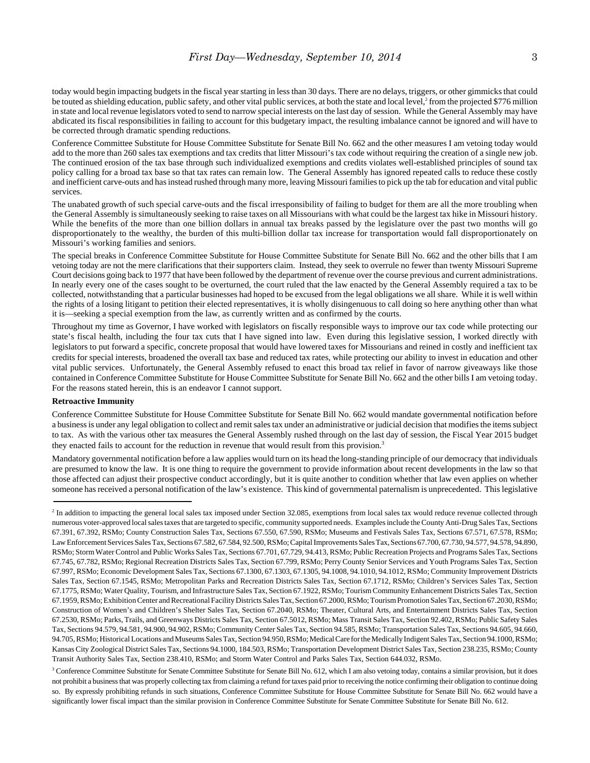today would begin impacting budgets in the fiscal year starting in less than 30 days. There are no delays, triggers, or other gimmicks that could be touted as shielding education, public safety, and other vital public services, at both the state and local level,[2] from the projected $776 million in state and local revenue legislators voted to send to narrow special interests on the last day of session. While the General Assembly may have abdicated its fiscal responsibilities in failing to account for this budgetary impact, the resulting imbalance cannot be ignored and will have to be corrected through dramatic spending reductions.

Conference Committee Substitute for House Committee Substitute for Senate Bill No. 662 and the other measures I am vetoing today would add to the more than 260 sales tax exemptions and tax credits that litter Missouri's tax code without requiring the creation of a single new job. The continued erosion of the tax base through such individualized exemptions and credits violates well-established principles of sound tax policy calling for a broad tax base so that tax rates can remain low. The General Assembly has ignored repeated calls to reduce these costly and inefficient carve-outs and has instead rushed through many more, leaving Missouri families to pick up the tab for education and vital public services.

The unabated growth of such special carve-outs and the fiscal irresponsibility of failing to budget for them are all the more troubling when the General Assembly is simultaneously seeking to raise taxes on all Missourians with what could be the largest tax hike in Missouri history. While the benefits of the more than one billion dollars in annual tax breaks passed by the legislature over the past two months will go disproportionately to the wealthy, the burden of this multi-billion dollar tax increase for transportation would fall disproportionately on Missouri's working families and seniors.

The special breaks in Conference Committee Substitute for House Committee Substitute for Senate Bill No. 662 and the other bills that I am vetoing today are not the mere clarifications that their supporters claim. Instead, they seek to overrule no fewer than twenty Missouri Supreme Court decisions going back to 1977 that have been followed by the department of revenue over the course previous and current administrations. In nearly every one of the cases sought to be overturned, the court ruled that the law enacted by the General Assembly required a tax to be collected, notwithstanding that a particular businesses had hoped to be excused from the legal obligations we all share. While it is well within the rights of a losing litigant to petition their elected representatives, it is wholly disingenuous to call doing so here anything other than what it is—seeking a special exemption from the law, as currently written and as confirmed by the courts.

Throughout my time as Governor, I have worked with legislators on fiscally responsible ways to improve our tax code while protecting our state's fiscal health, including the four tax cuts that I have signed into law. Even during this legislative session, I worked directly with legislators to put forward a specific, concrete proposal that would have lowered taxes for Missourians and reined in costly and inefficient tax credits for special interests, broadened the overall tax base and reduced tax rates, while protecting our ability to invest in education and other vital public services. Unfortunately, the General Assembly refused to enact this broad tax relief in favor of narrow giveaways like those contained in Conference Committee Substitute for House Committee Substitute for Senate Bill No. 662 and the other bills I am vetoing today. For the reasons stated herein, this is an endeavor I cannot support.

**Retroactive Immunity**

Conference Committee Substitute for House Committee Substitute for Senate Bill No. 662 would mandate governmental notification before a business is under any legal obligation to collect and remit sales tax under an administrative or judicial decision that modifies the items subject to tax. As with the various other tax measures the General Assembly rushed through on the last day of session, the Fiscal Year 2015 budget they enacted fails to account for the reduction in revenue that would result from this provision.[3]

Mandatory governmental notification before a law applies would turn on its head the long-standing principle of our democracy that individuals are presumed to know the law. It is one thing to require the government to provide information about recent developments in the law so that those affected can adjust their prospective conduct accordingly, but it is quite another to condition whether that law even applies on whether someone has received a personal notification of the law's existence. This kind of governmental paternalism is unprecedented. This legislative

---

[2] In addition to impacting the general local sales tax imposed under Section 32.085, exemptions from local sales tax would reduce revenue collected through numerous voter-approved local sales taxes that are targeted to specific, community supported needs. Examples include the County Anti-Drug Sales Tax, Sections 67.391, 67.392, RSMo; County Construction Sales Tax, Sections 67.550, 67.590, RSMo; Museums and Festivals Sales Tax, Sections 67.571, 67.578, RSMo; Law Enforcement Services Sales Tax, Sections 67.582, 67.584, 92.500, RSMo; Capital Improvements Sales Tax, Sections 67.700, 67.730, 94.577, 94.578, 94.890, RSMo; Storm Water Control and Public Works Sales Tax, Sections 67.701, 67.729, 94.413, RSMo; Public Recreation Projects and Programs Sales Tax, Sections 67.745, 67.782, RSMo; Regional Recreation Districts Sales Tax, Section 67.799, RSMo; Perry County Senior Services and Youth Programs Sales Tax, Section 67.997, RSMo; Economic Development Sales Tax, Sections 67.1300, 67.1303, 67.1305, 94.1008, 94.1010, 94.1012, RSMo; Community Improvement Districts Sales Tax, Section 67.1545, RSMo; Metropolitan Parks and Recreation Districts Sales Tax, Section 67.1712, RSMo; Children's Services Sales Tax, Section 67.1775, RSMo; Water Quality, Tourism, and Infrastructure Sales Tax, Section 67.1922, RSMo; Tourism Community Enhancement Districts Sales Tax, Section 67.1959, RSMo; Exhibition Center and Recreational Facility Districts Sales Tax, Section 67.2000, RSMo; Tourism Promotion Sales Tax, Section 67.2030, RSMo; Construction of Women's and Children's Shelter Sales Tax, Section 67.2040, RSMo; Theater, Cultural Arts, and Entertainment Districts Sales Tax, Section 67.2530, RSMo; Parks, Trails, and Greenways Districts Sales Tax, Section 67.5012, RSMo; Mass Transit Sales Tax, Section 92.402, RSMo; Public Safety Sales Tax, Sections 94.579, 94.581, 94.900, 94.902, RSMo; Community Center Sales Tax, Section 94.585, RSMo; Transportation Sales Tax, Sections 94.605, 94.660, 94.705, RSMo; Historical Locations and Museums Sales Tax, Section 94.950, RSMo; Medical Care for the Medically Indigent Sales Tax, Section 94.1000, RSMo; Kansas City Zoological District Sales Tax, Sections 94.1000, 184.503, RSMo; Transportation Development District Sales Tax, Section 238.235, RSMo; County Transit Authority Sales Tax, Section 238.410, RSMo; and Storm Water Control and Parks Sales Tax, Section 644.032, RSMo.

[3] Conference Committee Substitute for Senate Committee Substitute for Senate Bill No. 612, which I am also vetoing today, contains a similar provision, but it does not prohibit a business that was properly collecting tax from claiming a refund for taxes paid prior to receiving the notice confirming their obligation to continue doing so. By expressly prohibiting refunds in such situations, Conference Committee Substitute for House Committee Substitute for Senate Bill No. 662 would have a significantly lower fiscal impact than the similar provision in Conference Committee Substitute for Senate Committee Substitute for Senate Bill No. 612.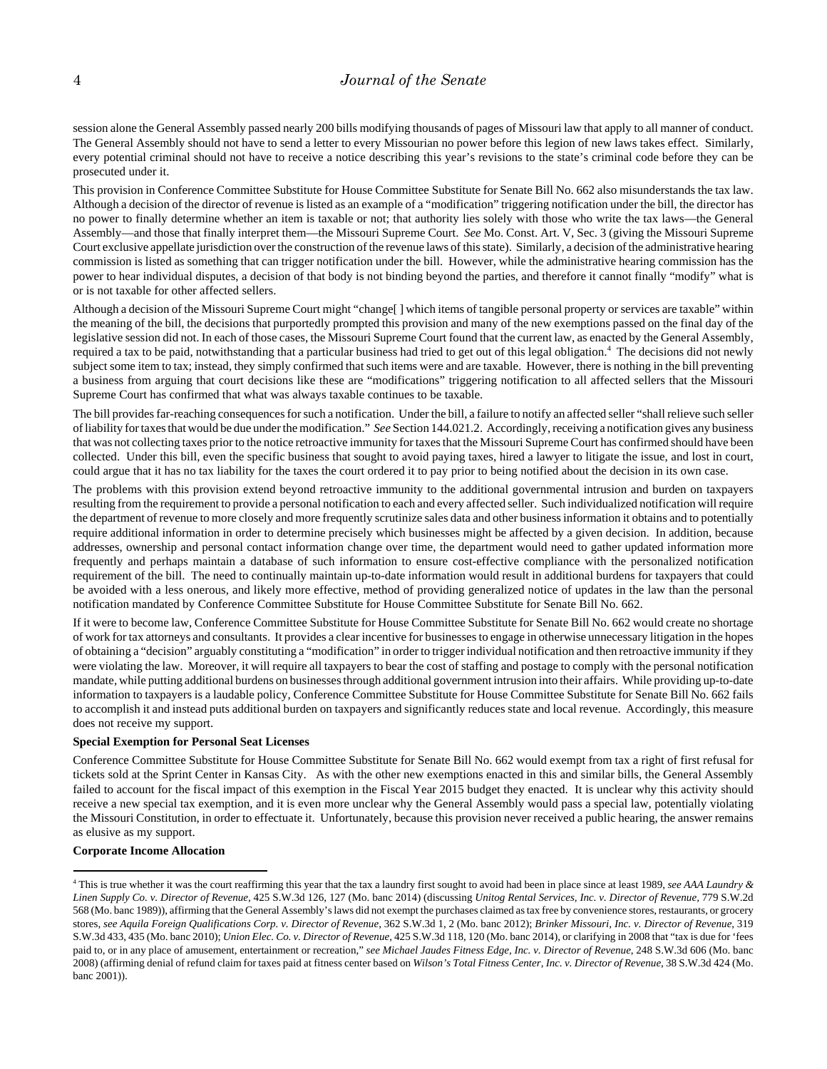session alone the General Assembly passed nearly 200 bills modifying thousands of pages of Missouri law that apply to all manner of conduct. The General Assembly should not have to send a letter to every Missourian no power before this legion of new laws takes effect. Similarly, every potential criminal should not have to receive a notice describing this year's revisions to the state's criminal code before they can be prosecuted under it.

This provision in Conference Committee Substitute for House Committee Substitute for Senate Bill No. 662 also misunderstands the tax law. Although a decision of the director of revenue is listed as an example of a "modification" triggering notification under the bill, the director has no power to finally determine whether an item is taxable or not; that authority lies solely with those who write the tax laws—the General Assembly—and those that finally interpret them—the Missouri Supreme Court. *See* Mo. Const. Art. V, Sec. 3 (giving the Missouri Supreme Court exclusive appellate jurisdiction over the construction of the revenue laws of this state). Similarly, a decision of the administrative hearing commission is listed as something that can trigger notification under the bill. However, while the administrative hearing commission has the power to hear individual disputes, a decision of that body is not binding beyond the parties, and therefore it cannot finally "modify" what is or is not taxable for other affected sellers.

Although a decision of the Missouri Supreme Court might "change[ ] which items of tangible personal property or services are taxable" within the meaning of the bill, the decisions that purportedly prompted this provision and many of the new exemptions passed on the final day of the legislative session did not. In each of those cases, the Missouri Supreme Court found that the current law, as enacted by the General Assembly, required a tax to be paid, notwithstanding that a particular business had tried to get out of this legal obligation.[4] The decisions did not newly subject some item to tax; instead, they simply confirmed that such items were and are taxable. However, there is nothing in the bill preventing a business from arguing that court decisions like these are "modifications" triggering notification to all affected sellers that the Missouri Supreme Court has confirmed that what was always taxable continues to be taxable.

The bill provides far-reaching consequences for such a notification. Under the bill, a failure to notify an affected seller "shall relieve such seller of liability for taxes that would be due under the modification." *See* Section 144.021.2. Accordingly, receiving a notification gives any business that was not collecting taxes prior to the notice retroactive immunity for taxes that the Missouri Supreme Court has confirmed should have been collected. Under this bill, even the specific business that sought to avoid paying taxes, hired a lawyer to litigate the issue, and lost in court, could argue that it has no tax liability for the taxes the court ordered it to pay prior to being notified about the decision in its own case.

The problems with this provision extend beyond retroactive immunity to the additional governmental intrusion and burden on taxpayers resulting from the requirement to provide a personal notification to each and every affected seller. Such individualized notification will require the department of revenue to more closely and more frequently scrutinize sales data and other business information it obtains and to potentially require additional information in order to determine precisely which businesses might be affected by a given decision. In addition, because addresses, ownership and personal contact information change over time, the department would need to gather updated information more frequently and perhaps maintain a database of such information to ensure cost-effective compliance with the personalized notification requirement of the bill. The need to continually maintain up-to-date information would result in additional burdens for taxpayers that could be avoided with a less onerous, and likely more effective, method of providing generalized notice of updates in the law than the personal notification mandated by Conference Committee Substitute for House Committee Substitute for Senate Bill No. 662.

If it were to become law, Conference Committee Substitute for House Committee Substitute for Senate Bill No. 662 would create no shortage of work for tax attorneys and consultants. It provides a clear incentive for businesses to engage in otherwise unnecessary litigation in the hopes of obtaining a "decision" arguably constituting a "modification" in order to trigger individual notification and then retroactive immunity if they were violating the law. Moreover, it will require all taxpayers to bear the cost of staffing and postage to comply with the personal notification mandate, while putting additional burdens on businesses through additional government intrusion into their affairs. While providing up-to-date information to taxpayers is a laudable policy, Conference Committee Substitute for House Committee Substitute for Senate Bill No. 662 fails to accomplish it and instead puts additional burden on taxpayers and significantly reduces state and local revenue. Accordingly, this measure does not receive my support.

**Special Exemption for Personal Seat Licenses**

Conference Committee Substitute for House Committee Substitute for Senate Bill No. 662 would exempt from tax a right of first refusal for tickets sold at the Sprint Center in Kansas City. As with the other new exemptions enacted in this and similar bills, the General Assembly failed to account for the fiscal impact of this exemption in the Fiscal Year 2015 budget they enacted. It is unclear why this activity should receive a new special tax exemption, and it is even more unclear why the General Assembly would pass a special law, potentially violating the Missouri Constitution, in order to effectuate it. Unfortunately, because this provision never received a public hearing, the answer remains as elusive as my support.

**Corporate Income Allocation**

---

[4] This is true whether it was the court reaffirming this year that the tax a laundry first sought to avoid had been in place since at least 1989, *see AAA Laundry & Linen Supply Co. v. Director of Revenue*, 425 S.W.3d 126, 127 (Mo. banc 2014) (discussing *Unitog Rental Services, Inc. v. Director of Revenue*, 779 S.W.2d 568 (Mo. banc 1989)), affirming that the General Assembly's laws did not exempt the purchases claimed as tax free by convenience stores, restaurants, or grocery stores, *see Aquila Foreign Qualifications Corp. v. Director of Revenue*, 362 S.W.3d 1, 2 (Mo. banc 2012); *Brinker Missouri, Inc. v. Director of Revenue*, 319 S.W.3d 433, 435 (Mo. banc 2010); *Union Elec. Co. v. Director of Revenue*, 425 S.W.3d 118, 120 (Mo. banc 2014), or clarifying in 2008 that "tax is due for 'fees paid to, or in any place of amusement, entertainment or recreation,'" *see Michael Jaudes Fitness Edge, Inc. v. Director of Revenue*, 248 S.W.3d 606 (Mo. banc 2008) (affirming denial of refund claim for taxes paid at fitness center based on *Wilson's Total Fitness Center, Inc. v. Director of Revenue*, 38 S.W.3d 424 (Mo. banc 2001)).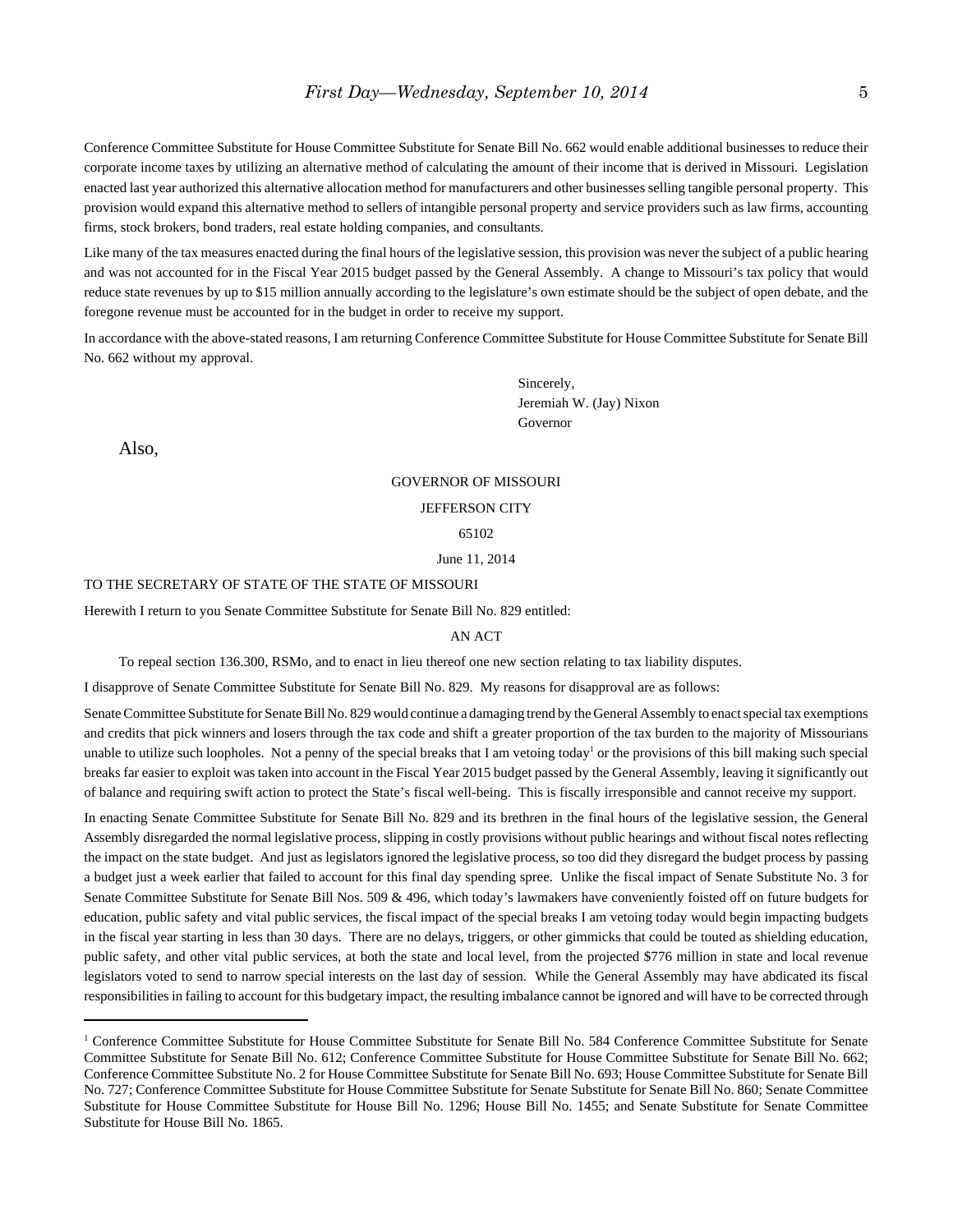Conference Committee Substitute for House Committee Substitute for Senate Bill No. 662 would enable additional businesses to reduce their corporate income taxes by utilizing an alternative method of calculating the amount of their income that is derived in Missouri. Legislation enacted last year authorized this alternative allocation method for manufacturers and other businesses selling tangible personal property. This provision would expand this alternative method to sellers of intangible personal property and service providers such as law firms, accounting firms, stock brokers, bond traders, real estate holding companies, and consultants.

Like many of the tax measures enacted during the final hours of the legislative session, this provision was never the subject of a public hearing and was not accounted for in the Fiscal Year 2015 budget passed by the General Assembly. A change to Missouri's tax policy that would reduce state revenues by up to $15 million annually according to the legislature's own estimate should be the subject of open debate, and the foregone revenue must be accounted for in the budget in order to receive my support.

In accordance with the above-stated reasons, I am returning Conference Committee Substitute for House Committee Substitute for Senate Bill No. 662 without my approval.

Sincerely,
Jeremiah W. (Jay) Nixon
Governor

Also,

GOVERNOR OF MISSOURI

JEFFERSON CITY

65102

June 11, 2014

TO THE SECRETARY OF STATE OF THE STATE OF MISSOURI

Herewith I return to you Senate Committee Substitute for Senate Bill No. 829 entitled:

AN ACT

To repeal section 136.300, RSMo, and to enact in lieu thereof one new section relating to tax liability disputes.

I disapprove of Senate Committee Substitute for Senate Bill No. 829. My reasons for disapproval are as follows:

Senate Committee Substitute for Senate Bill No. 829 would continue a damaging trend by the General Assembly to enact special tax exemptions and credits that pick winners and losers through the tax code and shift a greater proportion of the tax burden to the majority of Missourians unable to utilize such loopholes. Not a penny of the special breaks that I am vetoing today[1] or the provisions of this bill making such special breaks far easier to exploit was taken into account in the Fiscal Year 2015 budget passed by the General Assembly, leaving it significantly out of balance and requiring swift action to protect the State's fiscal well-being. This is fiscally irresponsible and cannot receive my support.

In enacting Senate Committee Substitute for Senate Bill No. 829 and its brethren in the final hours of the legislative session, the General Assembly disregarded the normal legislative process, slipping in costly provisions without public hearings and without fiscal notes reflecting the impact on the state budget. And just as legislators ignored the legislative process, so too did they disregard the budget process by passing a budget just a week earlier that failed to account for this final day spending spree. Unlike the fiscal impact of Senate Substitute No. 3 for Senate Committee Substitute for Senate Bill Nos. 509 & 496, which today's lawmakers have conveniently foisted off on future budgets for education, public safety and vital public services, the fiscal impact of the special breaks I am vetoing today would begin impacting budgets in the fiscal year starting in less than 30 days. There are no delays, triggers, or other gimmicks that could be touted as shielding education, public safety, and other vital public services, at both the state and local level, from the projected $776 million in state and local revenue legislators voted to send to narrow special interests on the last day of session. While the General Assembly may have abdicated its fiscal responsibilities in failing to account for this budgetary impact, the resulting imbalance cannot be ignored and will have to be corrected through

---

[1] Conference Committee Substitute for House Committee Substitute for Senate Bill No. 584 Conference Committee Substitute for Senate Committee Substitute for Senate Bill No. 612; Conference Committee Substitute for House Committee Substitute for Senate Bill No. 662; Conference Committee Substitute No. 2 for House Committee Substitute for Senate Bill No. 693; House Committee Substitute for Senate Bill No. 727; Conference Committee Substitute for House Committee Substitute for Senate Substitute for Senate Bill No. 860; Senate Committee Substitute for House Committee Substitute for House Bill No. 1296; House Bill No. 1455; and Senate Substitute for Senate Committee Substitute for House Bill No. 1865.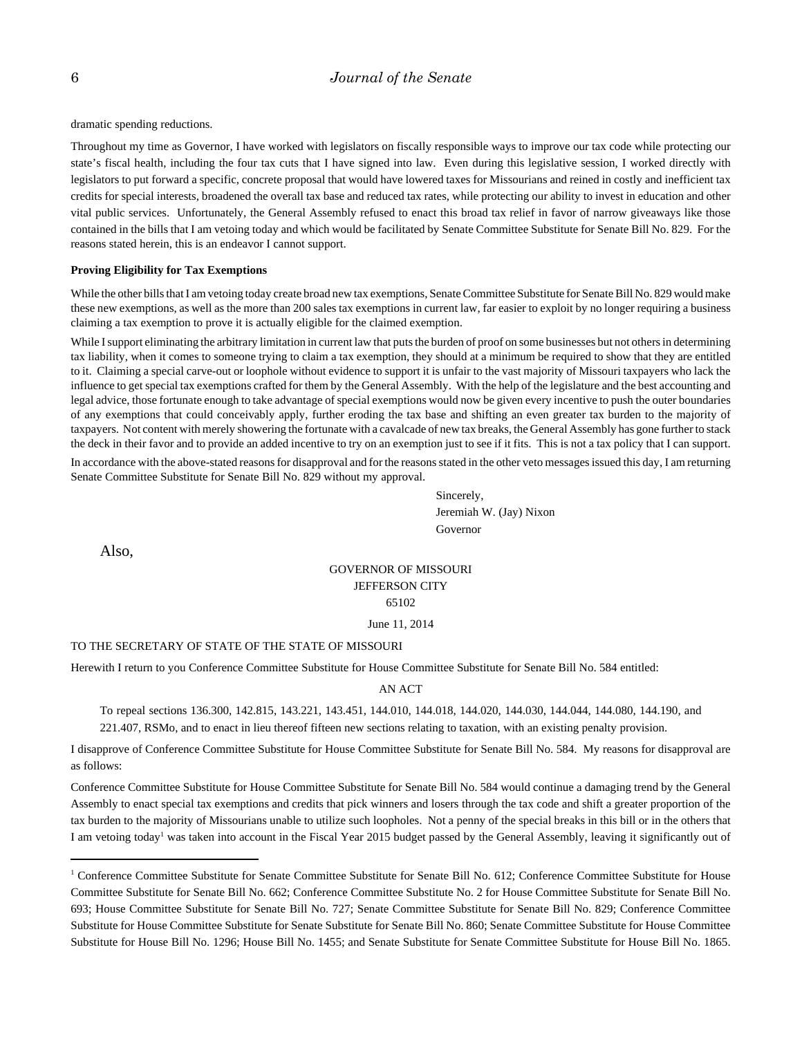dramatic spending reductions.

Throughout my time as Governor, I have worked with legislators on fiscally responsible ways to improve our tax code while protecting our state's fiscal health, including the four tax cuts that I have signed into law. Even during this legislative session, I worked directly with legislators to put forward a specific, concrete proposal that would have lowered taxes for Missourians and reined in costly and inefficient tax credits for special interests, broadened the overall tax base and reduced tax rates, while protecting our ability to invest in education and other vital public services. Unfortunately, the General Assembly refused to enact this broad tax relief in favor of narrow giveaways like those contained in the bills that I am vetoing today and which would be facilitated by Senate Committee Substitute for Senate Bill No. 829. For the reasons stated herein, this is an endeavor I cannot support.

**Proving Eligibility for Tax Exemptions**

While the other bills that I am vetoing today create broad new tax exemptions, Senate Committee Substitute for Senate Bill No. 829 would make these new exemptions, as well as the more than 200 sales tax exemptions in current law, far easier to exploit by no longer requiring a business claiming a tax exemption to prove it is actually eligible for the claimed exemption.

While I support eliminating the arbitrary limitation in current law that puts the burden of proof on some businesses but not others in determining tax liability, when it comes to someone trying to claim a tax exemption, they should at a minimum be required to show that they are entitled to it. Claiming a special carve-out or loophole without evidence to support it is unfair to the vast majority of Missouri taxpayers who lack the influence to get special tax exemptions crafted for them by the General Assembly. With the help of the legislature and the best accounting and legal advice, those fortunate enough to take advantage of special exemptions would now be given every incentive to push the outer boundaries of any exemptions that could conceivably apply, further eroding the tax base and shifting an even greater tax burden to the majority of taxpayers. Not content with merely showering the fortunate with a cavalcade of new tax breaks, the General Assembly has gone further to stack the deck in their favor and to provide an added incentive to try on an exemption just to see if it fits. This is not a tax policy that I can support.

In accordance with the above-stated reasons for disapproval and for the reasons stated in the other veto messages issued this day, I am returning Senate Committee Substitute for Senate Bill No. 829 without my approval.

Sincerely,
Jeremiah W. (Jay) Nixon
Governor

Also,

GOVERNOR OF MISSOURI
JEFFERSON CITY
65102

June 11, 2014

TO THE SECRETARY OF STATE OF THE STATE OF MISSOURI

Herewith I return to you Conference Committee Substitute for House Committee Substitute for Senate Bill No. 584 entitled:

AN ACT

To repeal sections 136.300, 142.815, 143.221, 143.451, 144.010, 144.018, 144.020, 144.030, 144.044, 144.080, 144.190, and 221.407, RSMo, and to enact in lieu thereof fifteen new sections relating to taxation, with an existing penalty provision.

I disapprove of Conference Committee Substitute for House Committee Substitute for Senate Bill No. 584. My reasons for disapproval are as follows:

Conference Committee Substitute for House Committee Substitute for Senate Bill No. 584 would continue a damaging trend by the General Assembly to enact special tax exemptions and credits that pick winners and losers through the tax code and shift a greater proportion of the tax burden to the majority of Missourians unable to utilize such loopholes. Not a penny of the special breaks in this bill or in the others that I am vetoing today[1] was taken into account in the Fiscal Year 2015 budget passed by the General Assembly, leaving it significantly out of

[1] Conference Committee Substitute for Senate Committee Substitute for Senate Bill No. 612; Conference Committee Substitute for House Committee Substitute for Senate Bill No. 662; Conference Committee Substitute No. 2 for House Committee Substitute for Senate Bill No. 693; House Committee Substitute for Senate Bill No. 727; Senate Committee Substitute for Senate Bill No. 829; Conference Committee Substitute for House Committee Substitute for Senate Substitute for Senate Bill No. 860; Senate Committee Substitute for House Committee Substitute for House Bill No. 1296; House Bill No. 1455; and Senate Substitute for Senate Committee Substitute for House Bill No. 1865.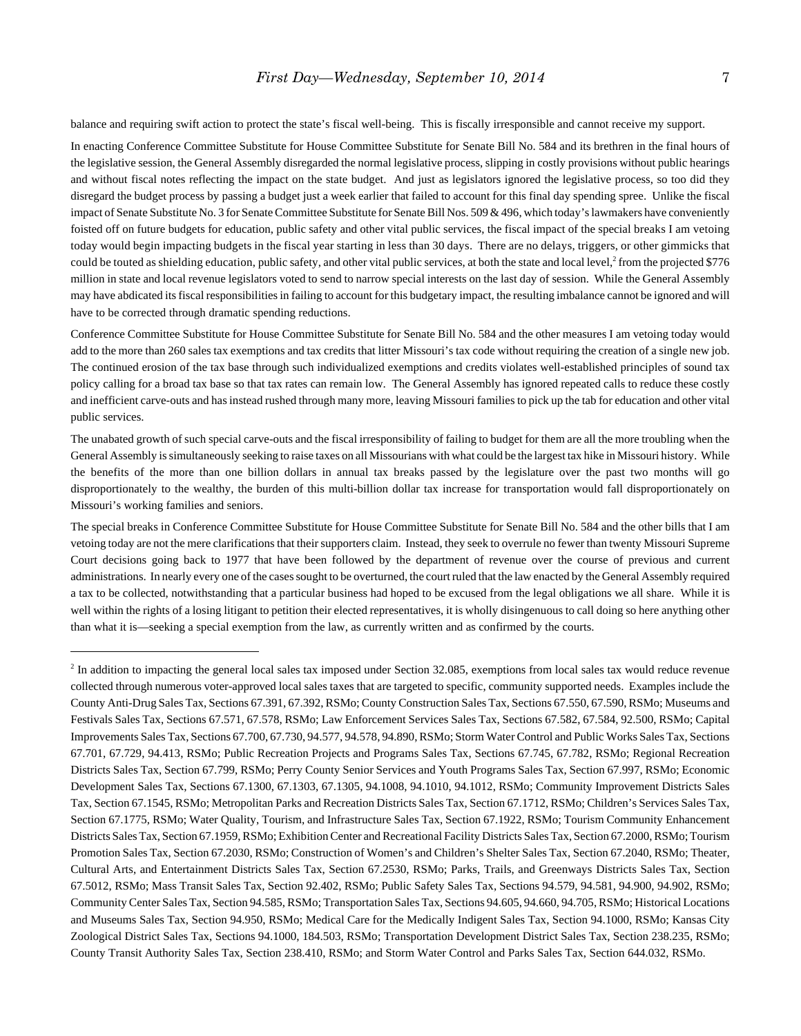balance and requiring swift action to protect the state's fiscal well-being. This is fiscally irresponsible and cannot receive my support.

In enacting Conference Committee Substitute for House Committee Substitute for Senate Bill No. 584 and its brethren in the final hours of the legislative session, the General Assembly disregarded the normal legislative process, slipping in costly provisions without public hearings and without fiscal notes reflecting the impact on the state budget. And just as legislators ignored the legislative process, so too did they disregard the budget process by passing a budget just a week earlier that failed to account for this final day spending spree. Unlike the fiscal impact of Senate Substitute No. 3 for Senate Committee Substitute for Senate Bill Nos. 509 & 496, which today's lawmakers have conveniently foisted off on future budgets for education, public safety and other vital public services, the fiscal impact of the special breaks I am vetoing today would begin impacting budgets in the fiscal year starting in less than 30 days. There are no delays, triggers, or other gimmicks that could be touted as shielding education, public safety, and other vital public services, at both the state and local level,[2] from the projected $776 million in state and local revenue legislators voted to send to narrow special interests on the last day of session. While the General Assembly may have abdicated its fiscal responsibilities in failing to account for this budgetary impact, the resulting imbalance cannot be ignored and will have to be corrected through dramatic spending reductions.

Conference Committee Substitute for House Committee Substitute for Senate Bill No. 584 and the other measures I am vetoing today would add to the more than 260 sales tax exemptions and tax credits that litter Missouri's tax code without requiring the creation of a single new job. The continued erosion of the tax base through such individualized exemptions and credits violates well-established principles of sound tax policy calling for a broad tax base so that tax rates can remain low. The General Assembly has ignored repeated calls to reduce these costly and inefficient carve-outs and has instead rushed through many more, leaving Missouri families to pick up the tab for education and other vital public services.

The unabated growth of such special carve-outs and the fiscal irresponsibility of failing to budget for them are all the more troubling when the General Assembly is simultaneously seeking to raise taxes on all Missourians with what could be the largest tax hike in Missouri history. While the benefits of the more than one billion dollars in annual tax breaks passed by the legislature over the past two months will go disproportionately to the wealthy, the burden of this multi-billion dollar tax increase for transportation would fall disproportionately on Missouri's working families and seniors.

The special breaks in Conference Committee Substitute for House Committee Substitute for Senate Bill No. 584 and the other bills that I am vetoing today are not the mere clarifications that their supporters claim. Instead, they seek to overrule no fewer than twenty Missouri Supreme Court decisions going back to 1977 that have been followed by the department of revenue over the course of previous and current administrations. In nearly every one of the cases sought to be overturned, the court ruled that the law enacted by the General Assembly required a tax to be collected, notwithstanding that a particular business had hoped to be excused from the legal obligations we all share. While it is well within the rights of a losing litigant to petition their elected representatives, it is wholly disingenuous to call doing so here anything other than what it is—seeking a special exemption from the law, as currently written and as confirmed by the courts.

---

[2] In addition to impacting the general local sales tax imposed under Section 32.085, exemptions from local sales tax would reduce revenue collected through numerous voter-approved local sales taxes that are targeted to specific, community supported needs. Examples include the County Anti-Drug Sales Tax, Sections 67.391, 67.392, RSMo; County Construction Sales Tax, Sections 67.550, 67.590, RSMo; Museums and Festivals Sales Tax, Sections 67.571, 67.578, RSMo; Law Enforcement Services Sales Tax, Sections 67.582, 67.584, 92.500, RSMo; Capital Improvements Sales Tax, Sections 67.700, 67.730, 94.577, 94.578, 94.890, RSMo; Storm Water Control and Public Works Sales Tax, Sections 67.701, 67.729, 94.413, RSMo; Public Recreation Projects and Programs Sales Tax, Sections 67.745, 67.782, RSMo; Regional Recreation Districts Sales Tax, Section 67.799, RSMo; Perry County Senior Services and Youth Programs Sales Tax, Section 67.997, RSMo; Economic Development Sales Tax, Sections 67.1300, 67.1303, 67.1305, 94.1008, 94.1010, 94.1012, RSMo; Community Improvement Districts Sales Tax, Section 67.1545, RSMo; Metropolitan Parks and Recreation Districts Sales Tax, Section 67.1712, RSMo; Children's Services Sales Tax, Section 67.1775, RSMo; Water Quality, Tourism, and Infrastructure Sales Tax, Section 67.1922, RSMo; Tourism Community Enhancement Districts Sales Tax, Section 67.1959, RSMo; Exhibition Center and Recreational Facility Districts Sales Tax, Section 67.2000, RSMo; Tourism Promotion Sales Tax, Section 67.2030, RSMo; Construction of Women's and Children's Shelter Sales Tax, Section 67.2040, RSMo; Theater, Cultural Arts, and Entertainment Districts Sales Tax, Section 67.2530, RSMo; Parks, Trails, and Greenways Districts Sales Tax, Section 67.5012, RSMo; Mass Transit Sales Tax, Section 92.402, RSMo; Public Safety Sales Tax, Sections 94.579, 94.581, 94.900, 94.902, RSMo; Community Center Sales Tax, Section 94.585, RSMo; Transportation Sales Tax, Sections 94.605, 94.660, 94.705, RSMo; Historical Locations and Museums Sales Tax, Section 94.950, RSMo; Medical Care for the Medically Indigent Sales Tax, Section 94.1000, RSMo; Kansas City Zoological District Sales Tax, Sections 94.1000, 184.503, RSMo; Transportation Development District Sales Tax, Section 238.235, RSMo; County Transit Authority Sales Tax, Section 238.410, RSMo; and Storm Water Control and Parks Sales Tax, Section 644.032, RSMo.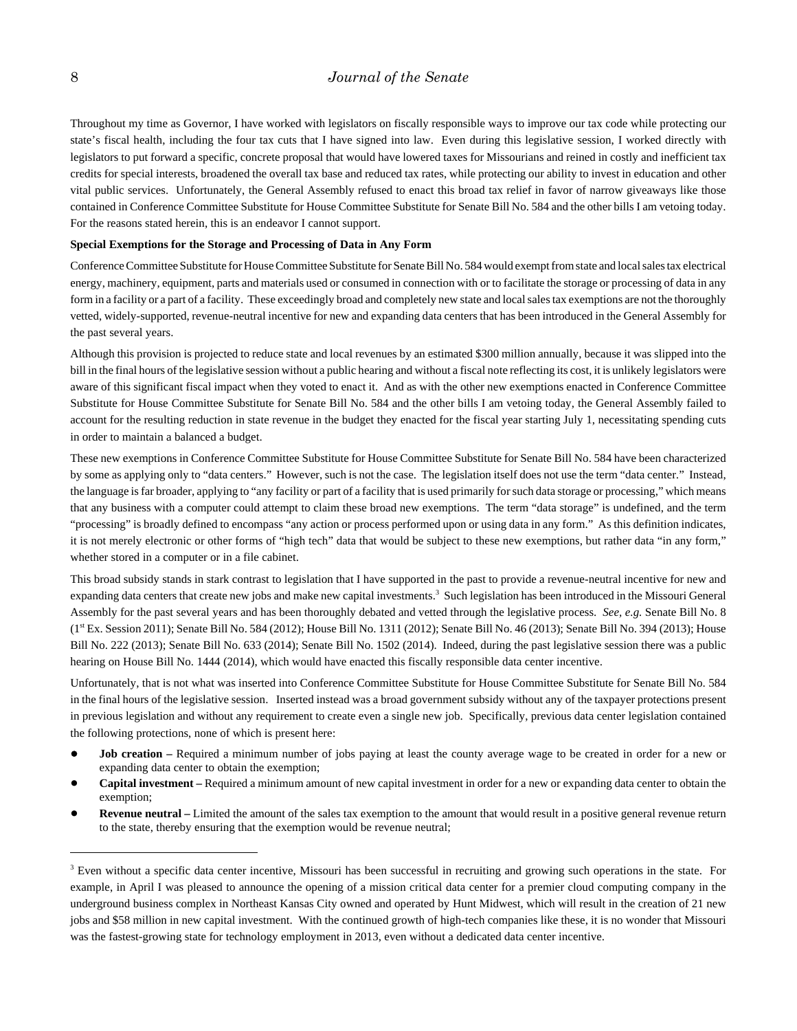Throughout my time as Governor, I have worked with legislators on fiscally responsible ways to improve our tax code while protecting our state's fiscal health, including the four tax cuts that I have signed into law. Even during this legislative session, I worked directly with legislators to put forward a specific, concrete proposal that would have lowered taxes for Missourians and reined in costly and inefficient tax credits for special interests, broadened the overall tax base and reduced tax rates, while protecting our ability to invest in education and other vital public services. Unfortunately, the General Assembly refused to enact this broad tax relief in favor of narrow giveaways like those contained in Conference Committee Substitute for House Committee Substitute for Senate Bill No. 584 and the other bills I am vetoing today. For the reasons stated herein, this is an endeavor I cannot support.

**Special Exemptions for the Storage and Processing of Data in Any Form**

Conference Committee Substitute for House Committee Substitute for Senate Bill No. 584 would exempt from state and local sales tax electrical energy, machinery, equipment, parts and materials used or consumed in connection with or to facilitate the storage or processing of data in any form in a facility or a part of a facility. These exceedingly broad and completely new state and local sales tax exemptions are not the thoroughly vetted, widely-supported, revenue-neutral incentive for new and expanding data centers that has been introduced in the General Assembly for the past several years.

Although this provision is projected to reduce state and local revenues by an estimated $300 million annually, because it was slipped into the bill in the final hours of the legislative session without a public hearing and without a fiscal note reflecting its cost, it is unlikely legislators were aware of this significant fiscal impact when they voted to enact it. And as with the other new exemptions enacted in Conference Committee Substitute for House Committee Substitute for Senate Bill No. 584 and the other bills I am vetoing today, the General Assembly failed to account for the resulting reduction in state revenue in the budget they enacted for the fiscal year starting July 1, necessitating spending cuts in order to maintain a balanced a budget.

These new exemptions in Conference Committee Substitute for House Committee Substitute for Senate Bill No. 584 have been characterized by some as applying only to "data centers." However, such is not the case. The legislation itself does not use the term "data center." Instead, the language is far broader, applying to "any facility or part of a facility that is used primarily for such data storage or processing," which means that any business with a computer could attempt to claim these broad new exemptions. The term "data storage" is undefined, and the term "processing" is broadly defined to encompass "any action or process performed upon or using data in any form." As this definition indicates, it is not merely electronic or other forms of "high tech" data that would be subject to these new exemptions, but rather data "in any form," whether stored in a computer or in a file cabinet.

This broad subsidy stands in stark contrast to legislation that I have supported in the past to provide a revenue-neutral incentive for new and expanding data centers that create new jobs and make new capital investments.[3] Such legislation has been introduced in the Missouri General Assembly for the past several years and has been thoroughly debated and vetted through the legislative process. *See, e.g.* Senate Bill No. 8 (1st Ex. Session 2011); Senate Bill No. 584 (2012); House Bill No. 1311 (2012); Senate Bill No. 46 (2013); Senate Bill No. 394 (2013); House Bill No. 222 (2013); Senate Bill No. 633 (2014); Senate Bill No. 1502 (2014). Indeed, during the past legislative session there was a public hearing on House Bill No. 1444 (2014), which would have enacted this fiscally responsible data center incentive.

Unfortunately, that is not what was inserted into Conference Committee Substitute for House Committee Substitute for Senate Bill No. 584 in the final hours of the legislative session. Inserted instead was a broad government subsidy without any of the taxpayer protections present in previous legislation and without any requirement to create even a single new job. Specifically, previous data center legislation contained the following protections, none of which is present here:

- **Job creation –** Required a minimum number of jobs paying at least the county average wage to be created in order for a new or expanding data center to obtain the exemption;
- **Capital investment –** Required a minimum amount of new capital investment in order for a new or expanding data center to obtain the exemption;
- **Revenue neutral –** Limited the amount of the sales tax exemption to the amount that would result in a positive general revenue return to the state, thereby ensuring that the exemption would be revenue neutral;

---

[3] Even without a specific data center incentive, Missouri has been successful in recruiting and growing such operations in the state. For example, in April I was pleased to announce the opening of a mission critical data center for a premier cloud computing company in the underground business complex in Northeast Kansas City owned and operated by Hunt Midwest, which will result in the creation of 21 new jobs and $58 million in new capital investment. With the continued growth of high-tech companies like these, it is no wonder that Missouri was the fastest-growing state for technology employment in 2013, even without a dedicated data center incentive.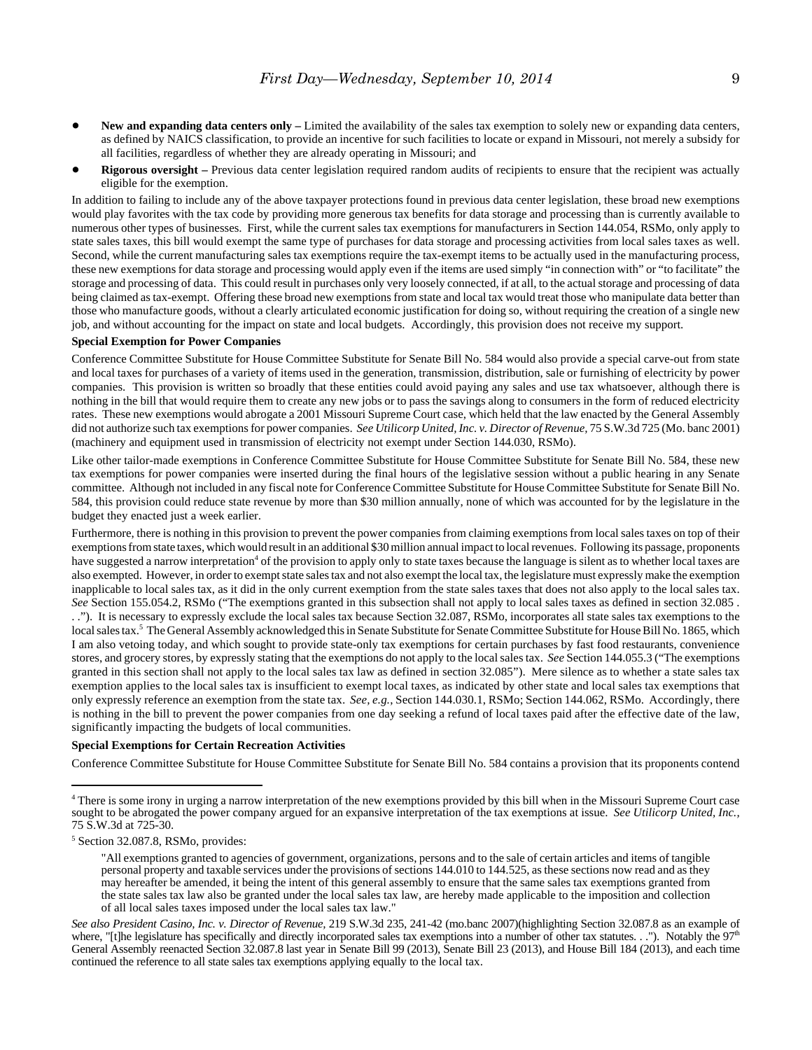- **New and expanding data centers only –** Limited the availability of the sales tax exemption to solely new or expanding data centers, as defined by NAICS classification, to provide an incentive for such facilities to locate or expand in Missouri, not merely a subsidy for all facilities, regardless of whether they are already operating in Missouri; and
- **Rigorous oversight –** Previous data center legislation required random audits of recipients to ensure that the recipient was actually eligible for the exemption.

In addition to failing to include any of the above taxpayer protections found in previous data center legislation, these broad new exemptions would play favorites with the tax code by providing more generous tax benefits for data storage and processing than is currently available to numerous other types of businesses. First, while the current sales tax exemptions for manufacturers in Section 144.054, RSMo, only apply to state sales taxes, this bill would exempt the same type of purchases for data storage and processing activities from local sales taxes as well. Second, while the current manufacturing sales tax exemptions require the tax-exempt items to be actually used in the manufacturing process, these new exemptions for data storage and processing would apply even if the items are used simply "in connection with" or "to facilitate" the storage and processing of data. This could result in purchases only very loosely connected, if at all, to the actual storage and processing of data being claimed as tax-exempt. Offering these broad new exemptions from state and local tax would treat those who manipulate data better than those who manufacture goods, without a clearly articulated economic justification for doing so, without requiring the creation of a single new job, and without accounting for the impact on state and local budgets. Accordingly, this provision does not receive my support.

**Special Exemption for Power Companies**

Conference Committee Substitute for House Committee Substitute for Senate Bill No. 584 would also provide a special carve-out from state and local taxes for purchases of a variety of items used in the generation, transmission, distribution, sale or furnishing of electricity by power companies. This provision is written so broadly that these entities could avoid paying any sales and use tax whatsoever, although there is nothing in the bill that would require them to create any new jobs or to pass the savings along to consumers in the form of reduced electricity rates. These new exemptions would abrogate a 2001 Missouri Supreme Court case, which held that the law enacted by the General Assembly did not authorize such tax exemptions for power companies. *See Utilicorp United, Inc. v. Director of Revenue*, 75 S.W.3d 725 (Mo. banc 2001) (machinery and equipment used in transmission of electricity not exempt under Section 144.030, RSMo).

Like other tailor-made exemptions in Conference Committee Substitute for House Committee Substitute for Senate Bill No. 584, these new tax exemptions for power companies were inserted during the final hours of the legislative session without a public hearing in any Senate committee. Although not included in any fiscal note for Conference Committee Substitute for House Committee Substitute for Senate Bill No. 584, this provision could reduce state revenue by more than $30 million annually, none of which was accounted for by the legislature in the budget they enacted just a week earlier.

Furthermore, there is nothing in this provision to prevent the power companies from claiming exemptions from local sales taxes on top of their exemptions from state taxes, which would result in an additional $30 million annual impact to local revenues. Following its passage, proponents have suggested a narrow interpretation[4] of the provision to apply only to state taxes because the language is silent as to whether local taxes are also exempted. However, in order to exempt state sales tax and not also exempt the local tax, the legislature must expressly make the exemption inapplicable to local sales tax, as it did in the only current exemption from the state sales taxes that does not also apply to the local sales tax. *See* Section 155.054.2, RSMo ("The exemptions granted in this subsection shall not apply to local sales taxes as defined in section 32.085 . . ."). It is necessary to expressly exclude the local sales tax because Section 32.087, RSMo, incorporates all state sales tax exemptions to the local sales tax.[5] The General Assembly acknowledged this in Senate Substitute for Senate Committee Substitute for House Bill No. 1865, which I am also vetoing today, and which sought to provide state-only tax exemptions for certain purchases by fast food restaurants, convenience stores, and grocery stores, by expressly stating that the exemptions do not apply to the local sales tax. *See* Section 144.055.3 ("The exemptions granted in this section shall not apply to the local sales tax law as defined in section 32.085"). Mere silence as to whether a state sales tax exemption applies to the local sales tax is insufficient to exempt local taxes, as indicated by other state and local sales tax exemptions that only expressly reference an exemption from the state tax. *See, e.g.,* Section 144.030.1, RSMo; Section 144.062, RSMo. Accordingly, there is nothing in the bill to prevent the power companies from one day seeking a refund of local taxes paid after the effective date of the law, significantly impacting the budgets of local communities.

**Special Exemptions for Certain Recreation Activities**

Conference Committee Substitute for House Committee Substitute for Senate Bill No. 584 contains a provision that its proponents contend

---

[4] There is some irony in urging a narrow interpretation of the new exemptions provided by this bill when in the Missouri Supreme Court case sought to be abrogated the power company argued for an expansive interpretation of the tax exemptions at issue. *See Utilicorp United, Inc.,* 75 S.W.3d at 725-30.

[5] Section 32.087.8, RSMo, provides:

> "All exemptions granted to agencies of government, organizations, persons and to the sale of certain articles and items of tangible personal property and taxable services under the provisions of sections 144.010 to 144.525, as these sections now read and as they may hereafter be amended, it being the intent of this general assembly to ensure that the same sales tax exemptions granted from the state sales tax law also be granted under the local sales tax law, are hereby made applicable to the imposition and collection of all local sales taxes imposed under the local sales tax law."

*See also President Casino, Inc. v. Director of Revenue,* 219 S.W.3d 235, 241-42 (mo.banc 2007)(highlighting Section 32.087.8 as an example of where, "[t]he legislature has specifically and directly incorporated sales tax exemptions into a number of other tax statutes. . ."). Notably the 97th General Assembly reenacted Section 32.087.8 last year in Senate Bill 99 (2013), Senate Bill 23 (2013), and House Bill 184 (2013), and each time continued the reference to all state sales tax exemptions applying equally to the local tax.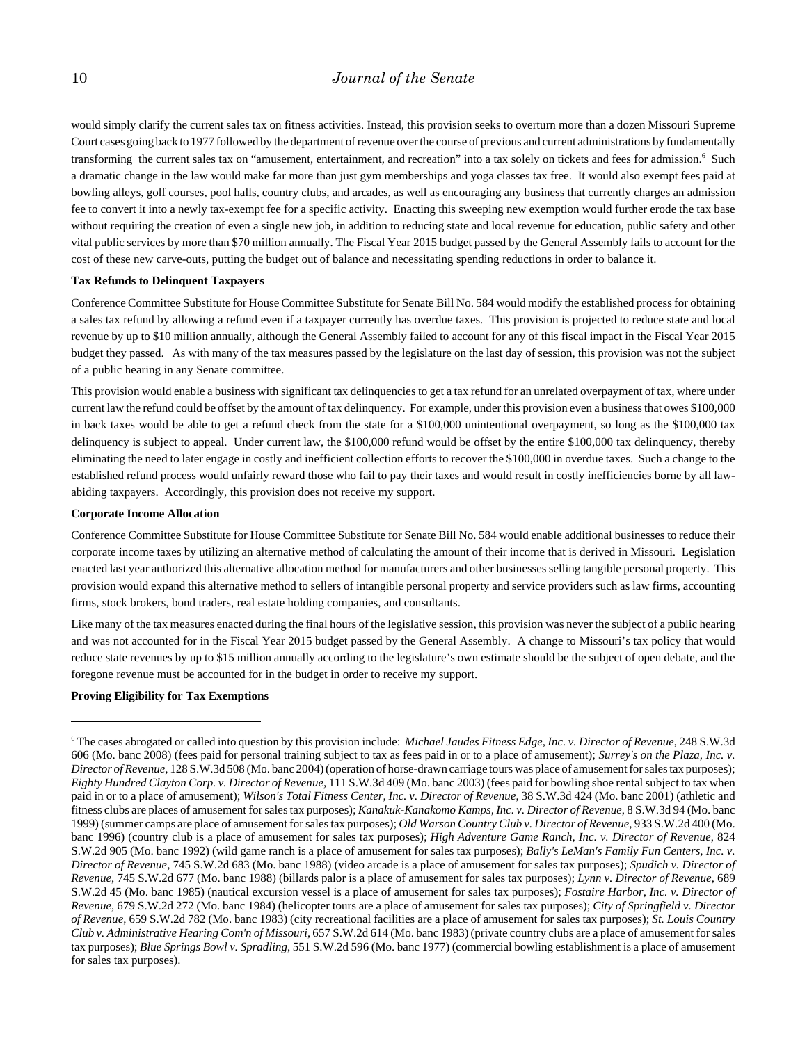would simply clarify the current sales tax on fitness activities. Instead, this provision seeks to overturn more than a dozen Missouri Supreme Court cases going back to 1977 followed by the department of revenue over the course of previous and current administrations by fundamentally transforming the current sales tax on "amusement, entertainment, and recreation" into a tax solely on tickets and fees for admission.[6] Such a dramatic change in the law would make far more than just gym memberships and yoga classes tax free. It would also exempt fees paid at bowling alleys, golf courses, pool halls, country clubs, and arcades, as well as encouraging any business that currently charges an admission fee to convert it into a newly tax-exempt fee for a specific activity. Enacting this sweeping new exemption would further erode the tax base without requiring the creation of even a single new job, in addition to reducing state and local revenue for education, public safety and other vital public services by more than $70 million annually. The Fiscal Year 2015 budget passed by the General Assembly fails to account for the cost of these new carve-outs, putting the budget out of balance and necessitating spending reductions in order to balance it.

**Tax Refunds to Delinquent Taxpayers**

Conference Committee Substitute for House Committee Substitute for Senate Bill No. 584 would modify the established process for obtaining a sales tax refund by allowing a refund even if a taxpayer currently has overdue taxes. This provision is projected to reduce state and local revenue by up to $10 million annually, although the General Assembly failed to account for any of this fiscal impact in the Fiscal Year 2015 budget they passed. As with many of the tax measures passed by the legislature on the last day of session, this provision was not the subject of a public hearing in any Senate committee.

This provision would enable a business with significant tax delinquencies to get a tax refund for an unrelated overpayment of tax, where under current law the refund could be offset by the amount of tax delinquency. For example, under this provision even a business that owes $100,000 in back taxes would be able to get a refund check from the state for a $100,000 unintentional overpayment, so long as the $100,000 tax delinquency is subject to appeal. Under current law, the $100,000 refund would be offset by the entire $100,000 tax delinquency, thereby eliminating the need to later engage in costly and inefficient collection efforts to recover the $100,000 in overdue taxes. Such a change to the established refund process would unfairly reward those who fail to pay their taxes and would result in costly inefficiencies borne by all law-abiding taxpayers. Accordingly, this provision does not receive my support.

**Corporate Income Allocation**

Conference Committee Substitute for House Committee Substitute for Senate Bill No. 584 would enable additional businesses to reduce their corporate income taxes by utilizing an alternative method of calculating the amount of their income that is derived in Missouri. Legislation enacted last year authorized this alternative allocation method for manufacturers and other businesses selling tangible personal property. This provision would expand this alternative method to sellers of intangible personal property and service providers such as law firms, accounting firms, stock brokers, bond traders, real estate holding companies, and consultants.

Like many of the tax measures enacted during the final hours of the legislative session, this provision was never the subject of a public hearing and was not accounted for in the Fiscal Year 2015 budget passed by the General Assembly. A change to Missouri's tax policy that would reduce state revenues by up to $15 million annually according to the legislature's own estimate should be the subject of open debate, and the foregone revenue must be accounted for in the budget in order to receive my support.

**Proving Eligibility for Tax Exemptions**

---

[6] The cases abrogated or called into question by this provision include: *Michael Jaudes Fitness Edge, Inc. v. Director of Revenue*, 248 S.W.3d 606 (Mo. banc 2008) (fees paid for personal training subject to tax as fees paid in or to a place of amusement); *Surrey's on the Plaza, Inc. v. Director of Revenue*, 128 S.W.3d 508 (Mo. banc 2004) (operation of horse-drawn carriage tours was place of amusement for sales tax purposes); *Eighty Hundred Clayton Corp. v. Director of Revenue*, 111 S.W.3d 409 (Mo. banc 2003) (fees paid for bowling shoe rental subject to tax when paid in or to a place of amusement); *Wilson's Total Fitness Center, Inc. v. Director of Revenue*, 38 S.W.3d 424 (Mo. banc 2001) (athletic and fitness clubs are places of amusement for sales tax purposes); *Kanakuk-Kanakomo Kamps, Inc. v. Director of Revenue*, 8 S.W.3d 94 (Mo. banc 1999) (summer camps are place of amusement for sales tax purposes); *Old Warson Country Club v. Director of Revenue*, 933 S.W.2d 400 (Mo. banc 1996) (country club is a place of amusement for sales tax purposes); *High Adventure Game Ranch, Inc. v. Director of Revenue*, 824 S.W.2d 905 (Mo. banc 1992) (wild game ranch is a place of amusement for sales tax purposes); *Bally's LeMan's Family Fun Centers, Inc. v. Director of Revenue*, 745 S.W.2d 683 (Mo. banc 1988) (video arcade is a place of amusement for sales tax purposes); *Spudich v. Director of Revenue*, 745 S.W.2d 677 (Mo. banc 1988) (billards palor is a place of amusement for sales tax purposes); *Lynn v. Director of Revenue*, 689 S.W.2d 45 (Mo. banc 1985) (nautical excursion vessel is a place of amusement for sales tax purposes); *Fostaire Harbor, Inc. v. Director of Revenue*, 679 S.W.2d 272 (Mo. banc 1984) (helicopter tours are a place of amusement for sales tax purposes); *City of Springfield v. Director of Revenue*, 659 S.W.2d 782 (Mo. banc 1983) (city recreational facilities are a place of amusement for sales tax purposes); *St. Louis Country Club v. Administrative Hearing Com'n of Missouri*, 657 S.W.2d 614 (Mo. banc 1983) (private country clubs are a place of amusement for sales tax purposes); *Blue Springs Bowl v. Spradling*, 551 S.W.2d 596 (Mo. banc 1977) (commercial bowling establishment is a place of amusement for sales tax purposes).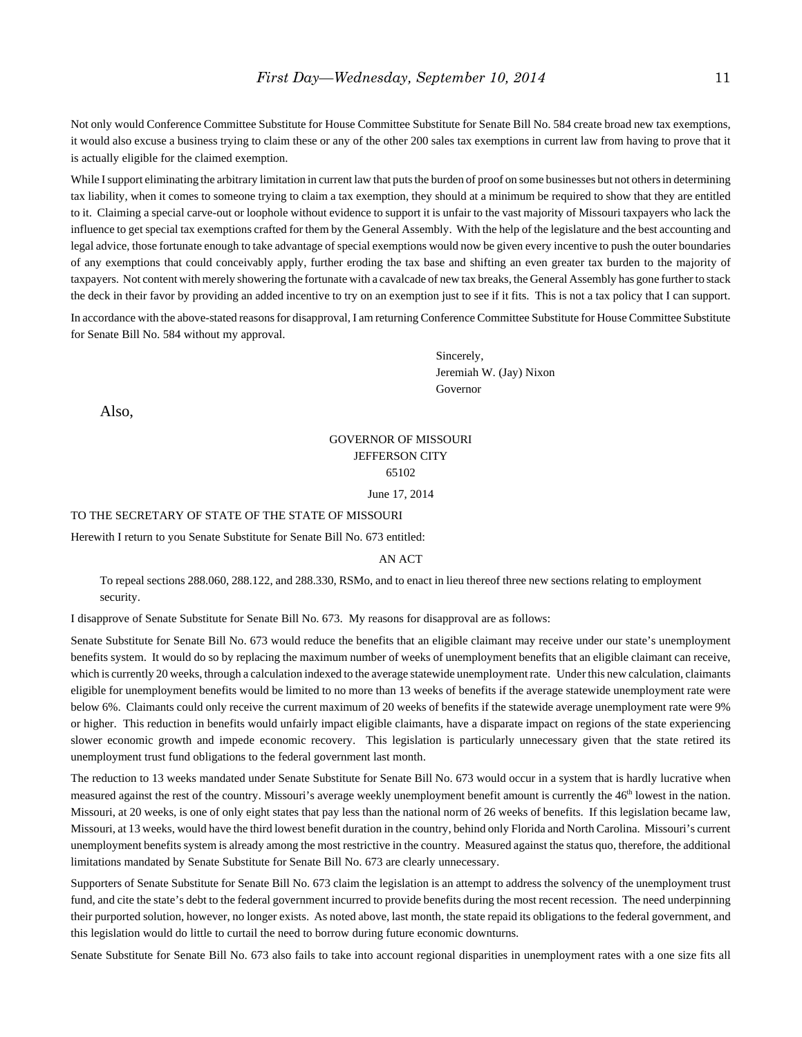Not only would Conference Committee Substitute for House Committee Substitute for Senate Bill No. 584 create broad new tax exemptions, it would also excuse a business trying to claim these or any of the other 200 sales tax exemptions in current law from having to prove that it is actually eligible for the claimed exemption.

While I support eliminating the arbitrary limitation in current law that puts the burden of proof on some businesses but not others in determining tax liability, when it comes to someone trying to claim a tax exemption, they should at a minimum be required to show that they are entitled to it. Claiming a special carve-out or loophole without evidence to support it is unfair to the vast majority of Missouri taxpayers who lack the influence to get special tax exemptions crafted for them by the General Assembly. With the help of the legislature and the best accounting and legal advice, those fortunate enough to take advantage of special exemptions would now be given every incentive to push the outer boundaries of any exemptions that could conceivably apply, further eroding the tax base and shifting an even greater tax burden to the majority of taxpayers. Not content with merely showering the fortunate with a cavalcade of new tax breaks, the General Assembly has gone further to stack the deck in their favor by providing an added incentive to try on an exemption just to see if it fits. This is not a tax policy that I can support.

In accordance with the above-stated reasons for disapproval, I am returning Conference Committee Substitute for House Committee Substitute for Senate Bill No. 584 without my approval.

Sincerely,
Jeremiah W. (Jay) Nixon
Governor

Also,

GOVERNOR OF MISSOURI
JEFFERSON CITY
65102

June 17, 2014

TO THE SECRETARY OF STATE OF THE STATE OF MISSOURI

Herewith I return to you Senate Substitute for Senate Bill No. 673 entitled:

AN ACT

To repeal sections 288.060, 288.122, and 288.330, RSMo, and to enact in lieu thereof three new sections relating to employment security.

I disapprove of Senate Substitute for Senate Bill No. 673. My reasons for disapproval are as follows:

Senate Substitute for Senate Bill No. 673 would reduce the benefits that an eligible claimant may receive under our state's unemployment benefits system. It would do so by replacing the maximum number of weeks of unemployment benefits that an eligible claimant can receive, which is currently 20 weeks, through a calculation indexed to the average statewide unemployment rate. Under this new calculation, claimants eligible for unemployment benefits would be limited to no more than 13 weeks of benefits if the average statewide unemployment rate were below 6%. Claimants could only receive the current maximum of 20 weeks of benefits if the statewide average unemployment rate were 9% or higher. This reduction in benefits would unfairly impact eligible claimants, have a disparate impact on regions of the state experiencing slower economic growth and impede economic recovery. This legislation is particularly unnecessary given that the state retired its unemployment trust fund obligations to the federal government last month.

The reduction to 13 weeks mandated under Senate Substitute for Senate Bill No. 673 would occur in a system that is hardly lucrative when measured against the rest of the country. Missouri's average weekly unemployment benefit amount is currently the 46th lowest in the nation. Missouri, at 20 weeks, is one of only eight states that pay less than the national norm of 26 weeks of benefits. If this legislation became law, Missouri, at 13 weeks, would have the third lowest benefit duration in the country, behind only Florida and North Carolina. Missouri's current unemployment benefits system is already among the most restrictive in the country. Measured against the status quo, therefore, the additional limitations mandated by Senate Substitute for Senate Bill No. 673 are clearly unnecessary.

Supporters of Senate Substitute for Senate Bill No. 673 claim the legislation is an attempt to address the solvency of the unemployment trust fund, and cite the state's debt to the federal government incurred to provide benefits during the most recent recession. The need underpinning their purported solution, however, no longer exists. As noted above, last month, the state repaid its obligations to the federal government, and this legislation would do little to curtail the need to borrow during future economic downturns.

Senate Substitute for Senate Bill No. 673 also fails to take into account regional disparities in unemployment rates with a one size fits all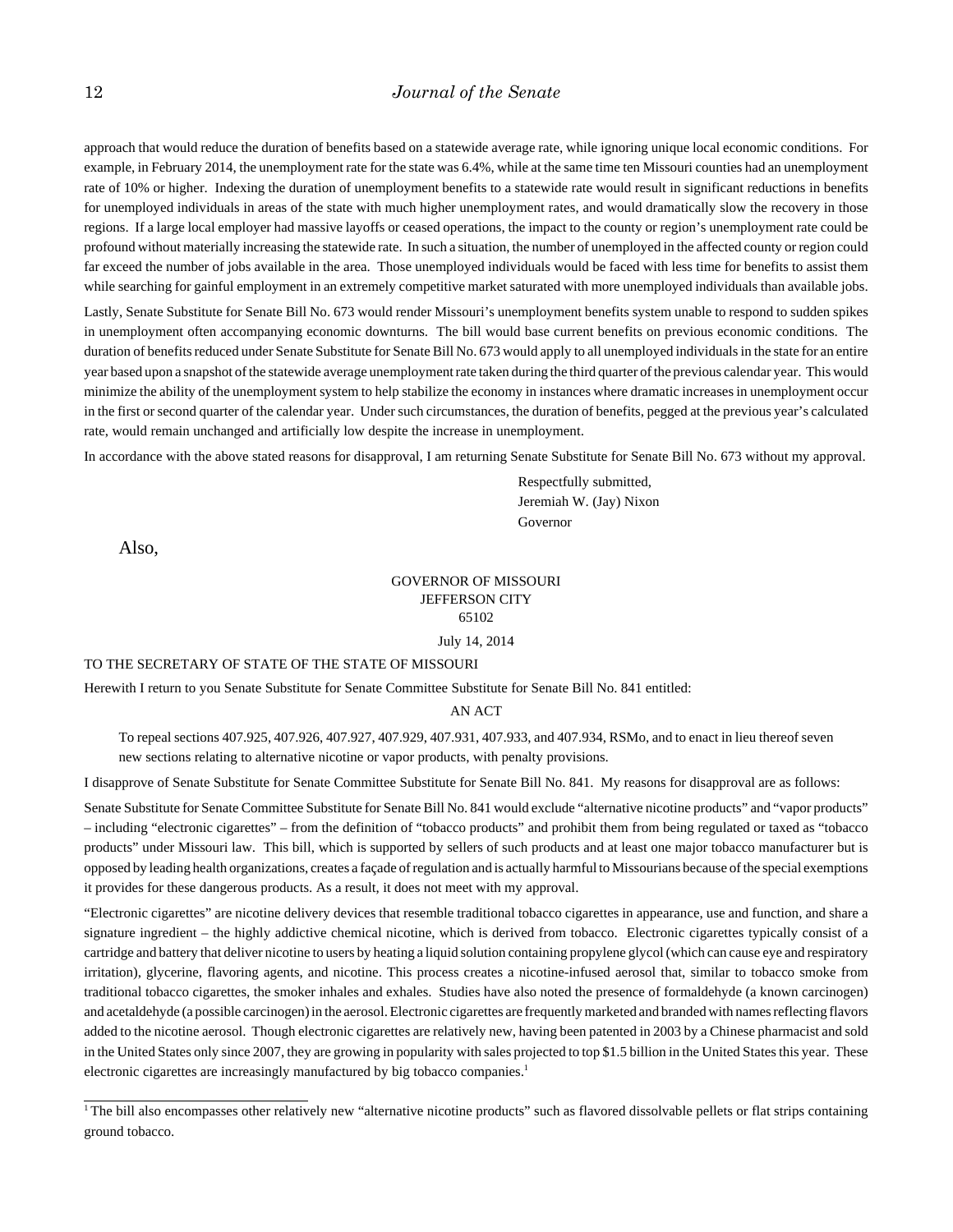approach that would reduce the duration of benefits based on a statewide average rate, while ignoring unique local economic conditions. For example, in February 2014, the unemployment rate for the state was 6.4%, while at the same time ten Missouri counties had an unemployment rate of 10% or higher. Indexing the duration of unemployment benefits to a statewide rate would result in significant reductions in benefits for unemployed individuals in areas of the state with much higher unemployment rates, and would dramatically slow the recovery in those regions. If a large local employer had massive layoffs or ceased operations, the impact to the county or region's unemployment rate could be profound without materially increasing the statewide rate. In such a situation, the number of unemployed in the affected county or region could far exceed the number of jobs available in the area. Those unemployed individuals would be faced with less time for benefits to assist them while searching for gainful employment in an extremely competitive market saturated with more unemployed individuals than available jobs.

Lastly, Senate Substitute for Senate Bill No. 673 would render Missouri's unemployment benefits system unable to respond to sudden spikes in unemployment often accompanying economic downturns. The bill would base current benefits on previous economic conditions. The duration of benefits reduced under Senate Substitute for Senate Bill No. 673 would apply to all unemployed individuals in the state for an entire year based upon a snapshot of the statewide average unemployment rate taken during the third quarter of the previous calendar year. This would minimize the ability of the unemployment system to help stabilize the economy in instances where dramatic increases in unemployment occur in the first or second quarter of the calendar year. Under such circumstances, the duration of benefits, pegged at the previous year's calculated rate, would remain unchanged and artificially low despite the increase in unemployment.

In accordance with the above stated reasons for disapproval, I am returning Senate Substitute for Senate Bill No. 673 without my approval.

Respectfully submitted,
Jeremiah W. (Jay) Nixon
Governor

Also,

GOVERNOR OF MISSOURI
JEFFERSON CITY
65102

July 14, 2014

TO THE SECRETARY OF STATE OF THE STATE OF MISSOURI

Herewith I return to you Senate Substitute for Senate Committee Substitute for Senate Bill No. 841 entitled:

AN ACT

To repeal sections 407.925, 407.926, 407.927, 407.929, 407.931, 407.933, and 407.934, RSMo, and to enact in lieu thereof seven new sections relating to alternative nicotine or vapor products, with penalty provisions.

I disapprove of Senate Substitute for Senate Committee Substitute for Senate Bill No. 841. My reasons for disapproval are as follows:

Senate Substitute for Senate Committee Substitute for Senate Bill No. 841 would exclude "alternative nicotine products" and "vapor products" – including "electronic cigarettes" – from the definition of "tobacco products" and prohibit them from being regulated or taxed as "tobacco products" under Missouri law. This bill, which is supported by sellers of such products and at least one major tobacco manufacturer but is opposed by leading health organizations, creates a façade of regulation and is actually harmful to Missourians because of the special exemptions it provides for these dangerous products. As a result, it does not meet with my approval.

"Electronic cigarettes" are nicotine delivery devices that resemble traditional tobacco cigarettes in appearance, use and function, and share a signature ingredient – the highly addictive chemical nicotine, which is derived from tobacco. Electronic cigarettes typically consist of a cartridge and battery that deliver nicotine to users by heating a liquid solution containing propylene glycol (which can cause eye and respiratory irritation), glycerine, flavoring agents, and nicotine. This process creates a nicotine-infused aerosol that, similar to tobacco smoke from traditional tobacco cigarettes, the smoker inhales and exhales. Studies have also noted the presence of formaldehyde (a known carcinogen) and acetaldehyde (a possible carcinogen) in the aerosol. Electronic cigarettes are frequently marketed and branded with names reflecting flavors added to the nicotine aerosol. Though electronic cigarettes are relatively new, having been patented in 2003 by a Chinese pharmacist and sold in the United States only since 2007, they are growing in popularity with sales projected to top $1.5 billion in the United States this year. These electronic cigarettes are increasingly manufactured by big tobacco companies.[1]

---

[1] The bill also encompasses other relatively new "alternative nicotine products" such as flavored dissolvable pellets or flat strips containing ground tobacco.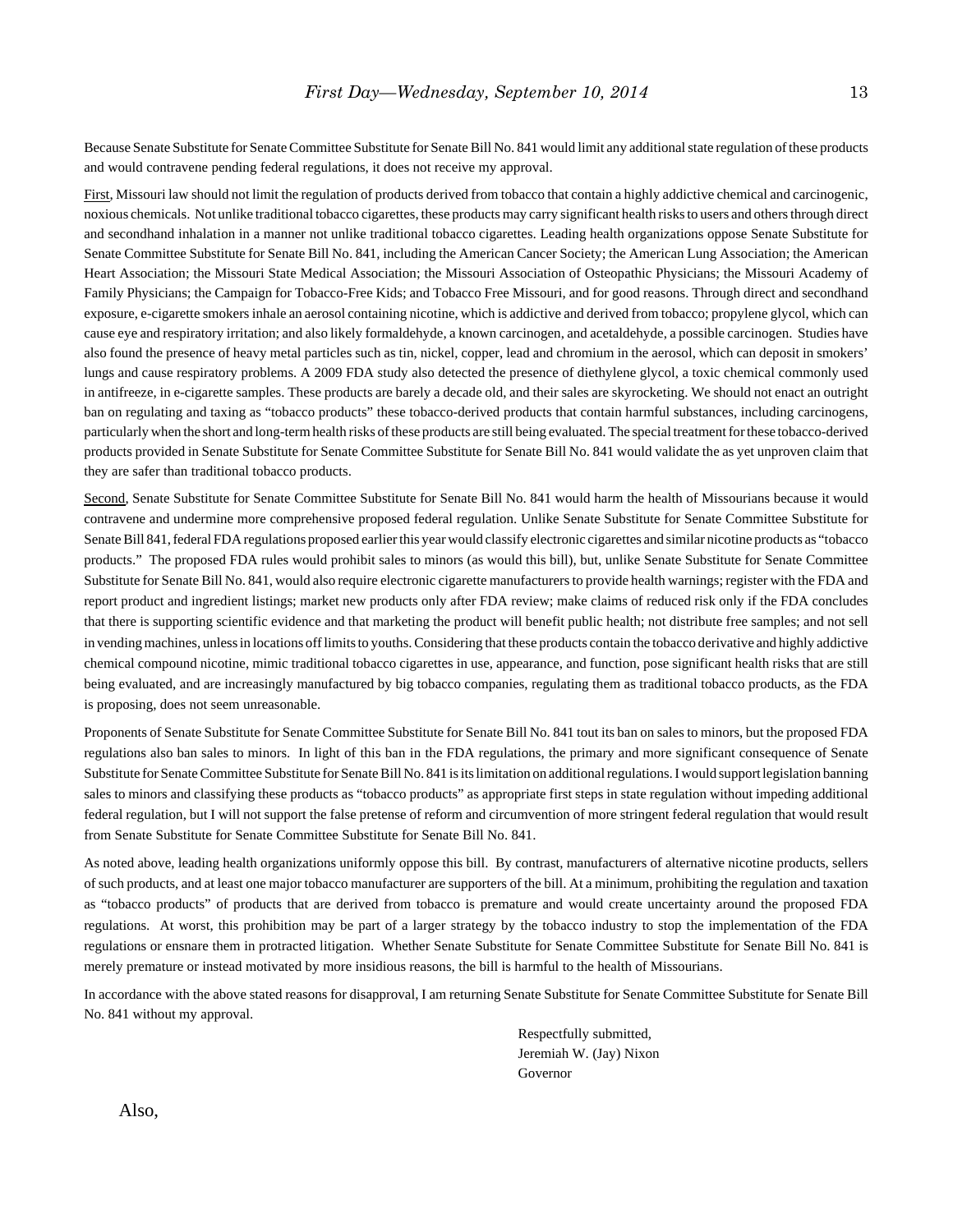Because Senate Substitute for Senate Committee Substitute for Senate Bill No. 841 would limit any additional state regulation of these products and would contravene pending federal regulations, it does not receive my approval.

First, Missouri law should not limit the regulation of products derived from tobacco that contain a highly addictive chemical and carcinogenic, noxious chemicals. Not unlike traditional tobacco cigarettes, these products may carry significant health risks to users and others through direct and secondhand inhalation in a manner not unlike traditional tobacco cigarettes. Leading health organizations oppose Senate Substitute for Senate Committee Substitute for Senate Bill No. 841, including the American Cancer Society; the American Lung Association; the American Heart Association; the Missouri State Medical Association; the Missouri Association of Osteopathic Physicians; the Missouri Academy of Family Physicians; the Campaign for Tobacco-Free Kids; and Tobacco Free Missouri, and for good reasons. Through direct and secondhand exposure, e-cigarette smokers inhale an aerosol containing nicotine, which is addictive and derived from tobacco; propylene glycol, which can cause eye and respiratory irritation; and also likely formaldehyde, a known carcinogen, and acetaldehyde, a possible carcinogen. Studies have also found the presence of heavy metal particles such as tin, nickel, copper, lead and chromium in the aerosol, which can deposit in smokers' lungs and cause respiratory problems. A 2009 FDA study also detected the presence of diethylene glycol, a toxic chemical commonly used in antifreeze, in e-cigarette samples. These products are barely a decade old, and their sales are skyrocketing. We should not enact an outright ban on regulating and taxing as "tobacco products" these tobacco-derived products that contain harmful substances, including carcinogens, particularly when the short and long-term health risks of these products are still being evaluated. The special treatment for these tobacco-derived products provided in Senate Substitute for Senate Committee Substitute for Senate Bill No. 841 would validate the as yet unproven claim that they are safer than traditional tobacco products.

Second, Senate Substitute for Senate Committee Substitute for Senate Bill No. 841 would harm the health of Missourians because it would contravene and undermine more comprehensive proposed federal regulation. Unlike Senate Substitute for Senate Committee Substitute for Senate Bill 841, federal FDA regulations proposed earlier this year would classify electronic cigarettes and similar nicotine products as "tobacco products." The proposed FDA rules would prohibit sales to minors (as would this bill), but, unlike Senate Substitute for Senate Committee Substitute for Senate Bill No. 841, would also require electronic cigarette manufacturers to provide health warnings; register with the FDA and report product and ingredient listings; market new products only after FDA review; make claims of reduced risk only if the FDA concludes that there is supporting scientific evidence and that marketing the product will benefit public health; not distribute free samples; and not sell in vending machines, unless in locations off limits to youths. Considering that these products contain the tobacco derivative and highly addictive chemical compound nicotine, mimic traditional tobacco cigarettes in use, appearance, and function, pose significant health risks that are still being evaluated, and are increasingly manufactured by big tobacco companies, regulating them as traditional tobacco products, as the FDA is proposing, does not seem unreasonable.

Proponents of Senate Substitute for Senate Committee Substitute for Senate Bill No. 841 tout its ban on sales to minors, but the proposed FDA regulations also ban sales to minors. In light of this ban in the FDA regulations, the primary and more significant consequence of Senate Substitute for Senate Committee Substitute for Senate Bill No. 841 is its limitation on additional regulations. I would support legislation banning sales to minors and classifying these products as "tobacco products" as appropriate first steps in state regulation without impeding additional federal regulation, but I will not support the false pretense of reform and circumvention of more stringent federal regulation that would result from Senate Substitute for Senate Committee Substitute for Senate Bill No. 841.

As noted above, leading health organizations uniformly oppose this bill. By contrast, manufacturers of alternative nicotine products, sellers of such products, and at least one major tobacco manufacturer are supporters of the bill. At a minimum, prohibiting the regulation and taxation as "tobacco products" of products that are derived from tobacco is premature and would create uncertainty around the proposed FDA regulations. At worst, this prohibition may be part of a larger strategy by the tobacco industry to stop the implementation of the FDA regulations or ensnare them in protracted litigation. Whether Senate Substitute for Senate Committee Substitute for Senate Bill No. 841 is merely premature or instead motivated by more insidious reasons, the bill is harmful to the health of Missourians.

In accordance with the above stated reasons for disapproval, I am returning Senate Substitute for Senate Committee Substitute for Senate Bill No. 841 without my approval.

Respectfully submitted,  
Jeremiah W. (Jay) Nixon  
Governor

Also,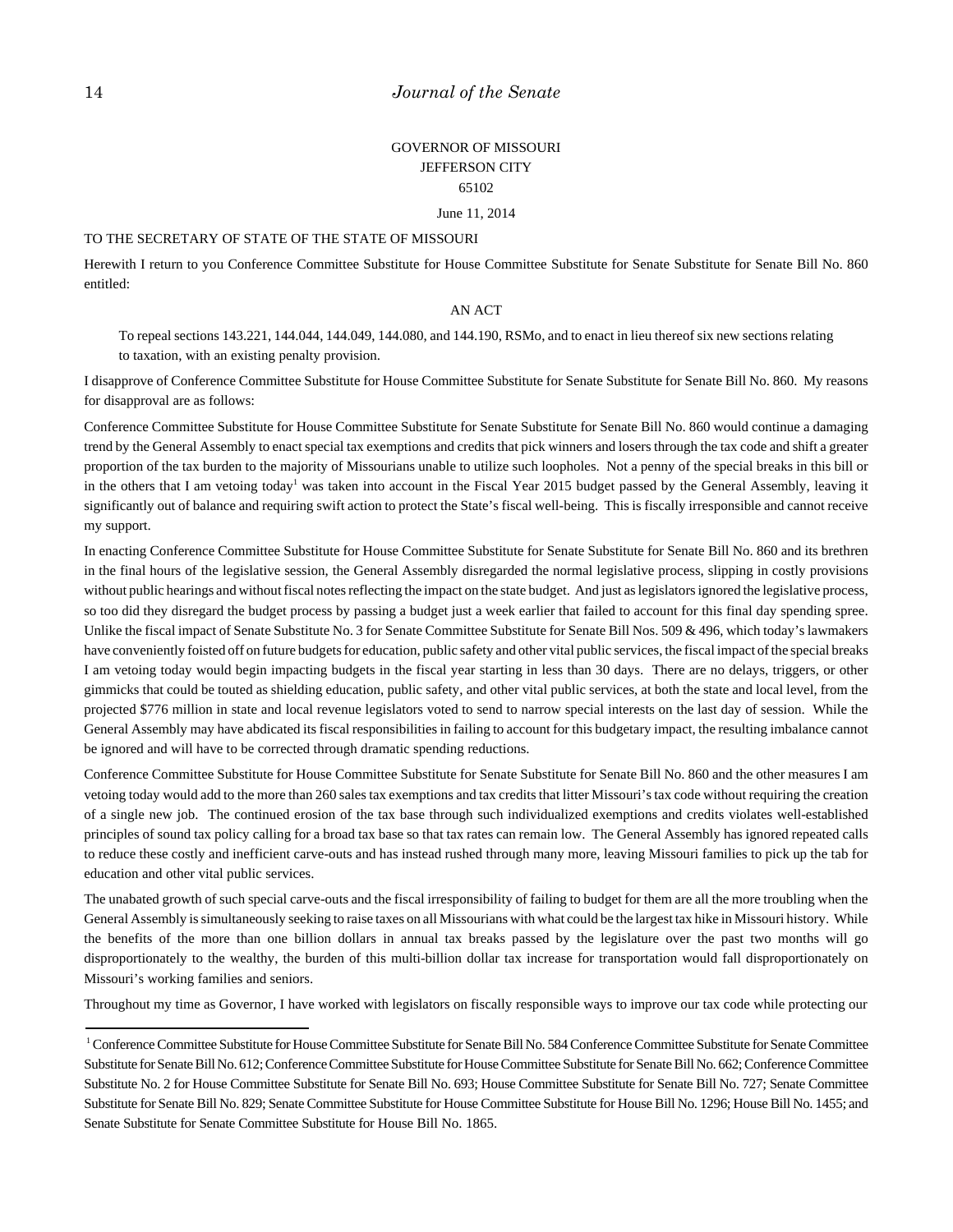GOVERNOR OF MISSOURI
JEFFERSON CITY
65102

June 11, 2014

TO THE SECRETARY OF STATE OF THE STATE OF MISSOURI

Herewith I return to you Conference Committee Substitute for House Committee Substitute for Senate Substitute for Senate Bill No. 860 entitled:

AN ACT

To repeal sections 143.221, 144.044, 144.049, 144.080, and 144.190, RSMo, and to enact in lieu thereof six new sections relating to taxation, with an existing penalty provision.

I disapprove of Conference Committee Substitute for House Committee Substitute for Senate Substitute for Senate Bill No. 860. My reasons for disapproval are as follows:

Conference Committee Substitute for House Committee Substitute for Senate Substitute for Senate Bill No. 860 would continue a damaging trend by the General Assembly to enact special tax exemptions and credits that pick winners and losers through the tax code and shift a greater proportion of the tax burden to the majority of Missourians unable to utilize such loopholes. Not a penny of the special breaks in this bill or in the others that I am vetoing today[1] was taken into account in the Fiscal Year 2015 budget passed by the General Assembly, leaving it significantly out of balance and requiring swift action to protect the State's fiscal well-being. This is fiscally irresponsible and cannot receive my support.

In enacting Conference Committee Substitute for House Committee Substitute for Senate Substitute for Senate Bill No. 860 and its brethren in the final hours of the legislative session, the General Assembly disregarded the normal legislative process, slipping in costly provisions without public hearings and without fiscal notes reflecting the impact on the state budget. And just as legislators ignored the legislative process, so too did they disregard the budget process by passing a budget just a week earlier that failed to account for this final day spending spree. Unlike the fiscal impact of Senate Substitute No. 3 for Senate Committee Substitute for Senate Bill Nos. 509 & 496, which today's lawmakers have conveniently foisted off on future budgets for education, public safety and other vital public services, the fiscal impact of the special breaks I am vetoing today would begin impacting budgets in the fiscal year starting in less than 30 days. There are no delays, triggers, or other gimmicks that could be touted as shielding education, public safety, and other vital public services, at both the state and local level, from the projected $776 million in state and local revenue legislators voted to send to narrow special interests on the last day of session. While the General Assembly may have abdicated its fiscal responsibilities in failing to account for this budgetary impact, the resulting imbalance cannot be ignored and will have to be corrected through dramatic spending reductions.

Conference Committee Substitute for House Committee Substitute for Senate Substitute for Senate Bill No. 860 and the other measures I am vetoing today would add to the more than 260 sales tax exemptions and tax credits that litter Missouri's tax code without requiring the creation of a single new job. The continued erosion of the tax base through such individualized exemptions and credits violates well-established principles of sound tax policy calling for a broad tax base so that tax rates can remain low. The General Assembly has ignored repeated calls to reduce these costly and inefficient carve-outs and has instead rushed through many more, leaving Missouri families to pick up the tab for education and other vital public services.

The unabated growth of such special carve-outs and the fiscal irresponsibility of failing to budget for them are all the more troubling when the General Assembly is simultaneously seeking to raise taxes on all Missourians with what could be the largest tax hike in Missouri history. While the benefits of the more than one billion dollars in annual tax breaks passed by the legislature over the past two months will go disproportionately to the wealthy, the burden of this multi-billion dollar tax increase for transportation would fall disproportionately on Missouri's working families and seniors.

Throughout my time as Governor, I have worked with legislators on fiscally responsible ways to improve our tax code while protecting our

---

[1] Conference Committee Substitute for House Committee Substitute for Senate Bill No. 584 Conference Committee Substitute for Senate Committee Substitute for Senate Bill No. 612; Conference Committee Substitute for House Committee Substitute for Senate Bill No. 662; Conference Committee Substitute No. 2 for House Committee Substitute for Senate Bill No. 693; House Committee Substitute for Senate Bill No. 727; Senate Committee Substitute for Senate Bill No. 829; Senate Committee Substitute for House Committee Substitute for House Bill No. 1296; House Bill No. 1455; and Senate Substitute for Senate Committee Substitute for House Bill No. 1865.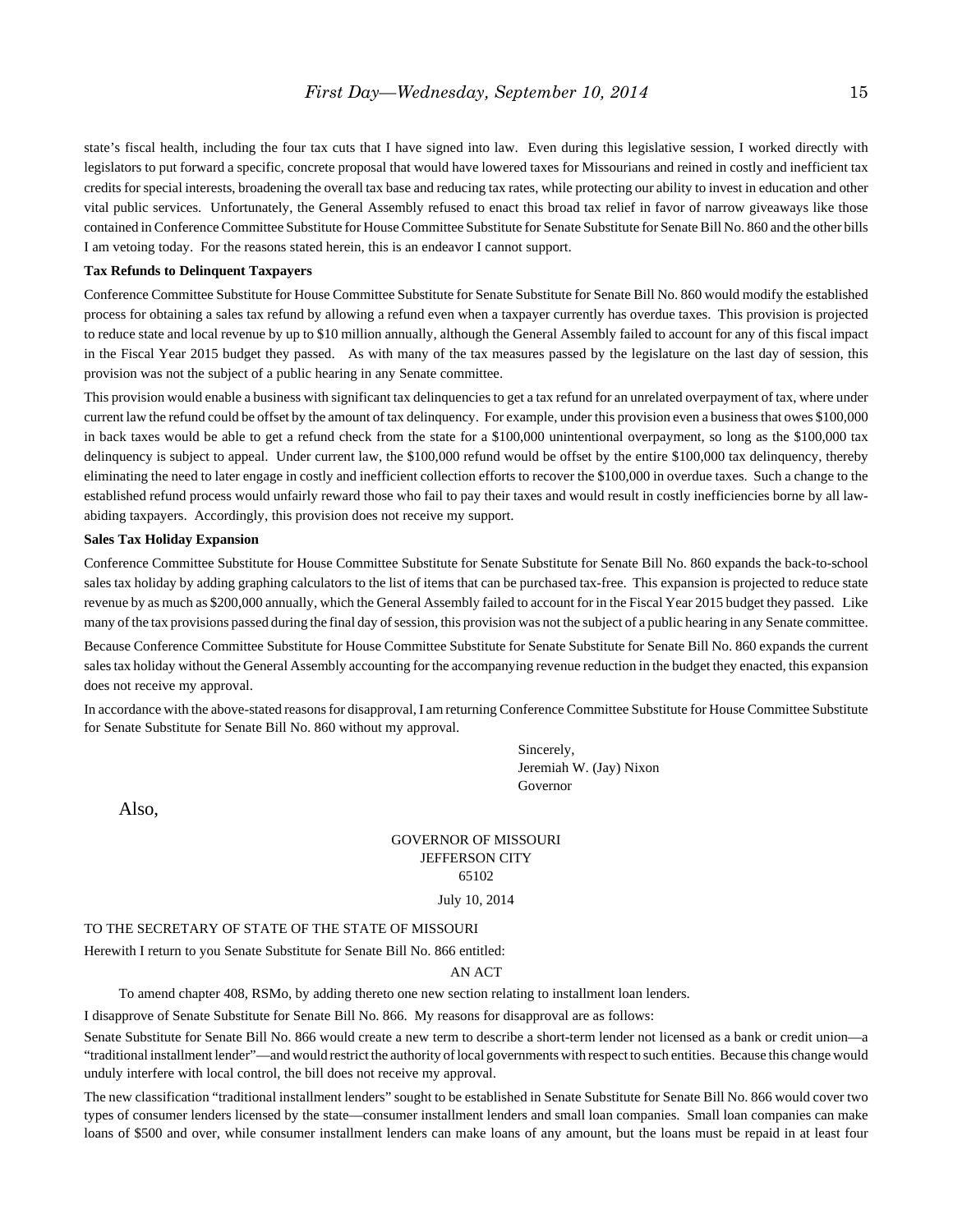state's fiscal health, including the four tax cuts that I have signed into law. Even during this legislative session, I worked directly with legislators to put forward a specific, concrete proposal that would have lowered taxes for Missourians and reined in costly and inefficient tax credits for special interests, broadening the overall tax base and reducing tax rates, while protecting our ability to invest in education and other vital public services. Unfortunately, the General Assembly refused to enact this broad tax relief in favor of narrow giveaways like those contained in Conference Committee Substitute for House Committee Substitute for Senate Substitute for Senate Bill No. 860 and the other bills I am vetoing today. For the reasons stated herein, this is an endeavor I cannot support.

**Tax Refunds to Delinquent Taxpayers**

Conference Committee Substitute for House Committee Substitute for Senate Substitute for Senate Bill No. 860 would modify the established process for obtaining a sales tax refund by allowing a refund even when a taxpayer currently has overdue taxes. This provision is projected to reduce state and local revenue by up to $10 million annually, although the General Assembly failed to account for any of this fiscal impact in the Fiscal Year 2015 budget they passed. As with many of the tax measures passed by the legislature on the last day of session, this provision was not the subject of a public hearing in any Senate committee.

This provision would enable a business with significant tax delinquencies to get a tax refund for an unrelated overpayment of tax, where under current law the refund could be offset by the amount of tax delinquency. For example, under this provision even a business that owes $100,000 in back taxes would be able to get a refund check from the state for a $100,000 unintentional overpayment, so long as the $100,000 tax delinquency is subject to appeal. Under current law, the $100,000 refund would be offset by the entire $100,000 tax delinquency, thereby eliminating the need to later engage in costly and inefficient collection efforts to recover the $100,000 in overdue taxes. Such a change to the established refund process would unfairly reward those who fail to pay their taxes and would result in costly inefficiencies borne by all law-abiding taxpayers. Accordingly, this provision does not receive my support.

**Sales Tax Holiday Expansion**

Conference Committee Substitute for House Committee Substitute for Senate Substitute for Senate Bill No. 860 expands the back-to-school sales tax holiday by adding graphing calculators to the list of items that can be purchased tax-free. This expansion is projected to reduce state revenue by as much as $200,000 annually, which the General Assembly failed to account for in the Fiscal Year 2015 budget they passed. Like many of the tax provisions passed during the final day of session, this provision was not the subject of a public hearing in any Senate committee.

Because Conference Committee Substitute for House Committee Substitute for Senate Substitute for Senate Bill No. 860 expands the current sales tax holiday without the General Assembly accounting for the accompanying revenue reduction in the budget they enacted, this expansion does not receive my approval.

In accordance with the above-stated reasons for disapproval, I am returning Conference Committee Substitute for House Committee Substitute for Senate Substitute for Senate Bill No. 860 without my approval.

Sincerely,
Jeremiah W. (Jay) Nixon
Governor

Also,

GOVERNOR OF MISSOURI
JEFFERSON CITY
65102

July 10, 2014

TO THE SECRETARY OF STATE OF THE STATE OF MISSOURI

Herewith I return to you Senate Substitute for Senate Bill No. 866 entitled:

AN ACT

To amend chapter 408, RSMo, by adding thereto one new section relating to installment loan lenders.

I disapprove of Senate Substitute for Senate Bill No. 866. My reasons for disapproval are as follows:

Senate Substitute for Senate Bill No. 866 would create a new term to describe a short-term lender not licensed as a bank or credit union—a "traditional installment lender"—and would restrict the authority of local governments with respect to such entities. Because this change would unduly interfere with local control, the bill does not receive my approval.

The new classification "traditional installment lenders" sought to be established in Senate Substitute for Senate Bill No. 866 would cover two types of consumer lenders licensed by the state—consumer installment lenders and small loan companies. Small loan companies can make loans of $500 and over, while consumer installment lenders can make loans of any amount, but the loans must be repaid in at least four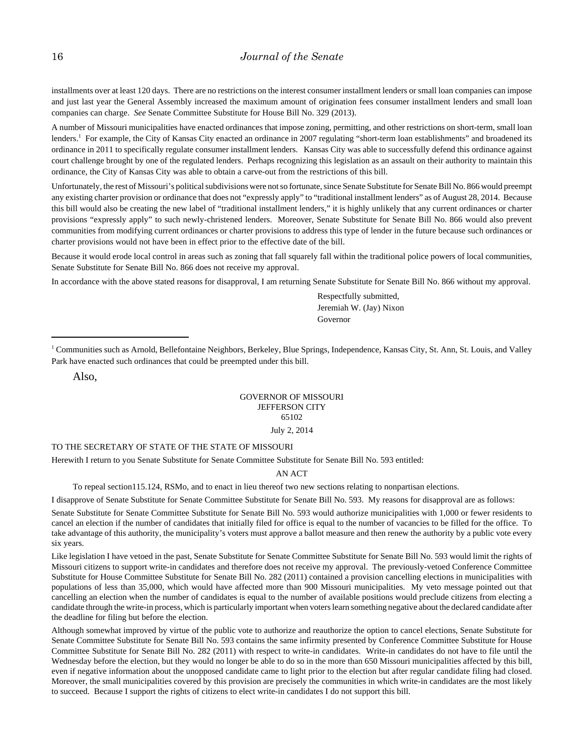installments over at least 120 days. There are no restrictions on the interest consumer installment lenders or small loan companies can impose and just last year the General Assembly increased the maximum amount of origination fees consumer installment lenders and small loan companies can charge. *See* Senate Committee Substitute for House Bill No. 329 (2013).

A number of Missouri municipalities have enacted ordinances that impose zoning, permitting, and other restrictions on short-term, small loan lenders.[1] For example, the City of Kansas City enacted an ordinance in 2007 regulating "short-term loan establishments" and broadened its ordinance in 2011 to specifically regulate consumer installment lenders. Kansas City was able to successfully defend this ordinance against court challenge brought by one of the regulated lenders. Perhaps recognizing this legislation as an assault on their authority to maintain this ordinance, the City of Kansas City was able to obtain a carve-out from the restrictions of this bill.

Unfortunately, the rest of Missouri's political subdivisions were not so fortunate, since Senate Substitute for Senate Bill No. 866 would preempt any existing charter provision or ordinance that does not "expressly apply" to "traditional installment lenders" as of August 28, 2014. Because this bill would also be creating the new label of "traditional installment lenders," it is highly unlikely that any current ordinances or charter provisions "expressly apply" to such newly-christened lenders. Moreover, Senate Substitute for Senate Bill No. 866 would also prevent communities from modifying current ordinances or charter provisions to address this type of lender in the future because such ordinances or charter provisions would not have been in effect prior to the effective date of the bill.

Because it would erode local control in areas such as zoning that fall squarely fall within the traditional police powers of local communities, Senate Substitute for Senate Bill No. 866 does not receive my approval.

In accordance with the above stated reasons for disapproval, I am returning Senate Substitute for Senate Bill No. 866 without my approval.

Respectfully submitted,
Jeremiah W. (Jay) Nixon
Governor

---

[1] Communities such as Arnold, Bellefontaine Neighbors, Berkeley, Blue Springs, Independence, Kansas City, St. Ann, St. Louis, and Valley Park have enacted such ordinances that could be preempted under this bill.

Also,

GOVERNOR OF MISSOURI
JEFFERSON CITY
65102

July 2, 2014

TO THE SECRETARY OF STATE OF THE STATE OF MISSOURI

Herewith I return to you Senate Substitute for Senate Committee Substitute for Senate Bill No. 593 entitled:

AN ACT

To repeal section115.124, RSMo, and to enact in lieu thereof two new sections relating to nonpartisan elections.

I disapprove of Senate Substitute for Senate Committee Substitute for Senate Bill No. 593. My reasons for disapproval are as follows:

Senate Substitute for Senate Committee Substitute for Senate Bill No. 593 would authorize municipalities with 1,000 or fewer residents to cancel an election if the number of candidates that initially filed for office is equal to the number of vacancies to be filled for the office. To take advantage of this authority, the municipality's voters must approve a ballot measure and then renew the authority by a public vote every six years.

Like legislation I have vetoed in the past, Senate Substitute for Senate Committee Substitute for Senate Bill No. 593 would limit the rights of Missouri citizens to support write-in candidates and therefore does not receive my approval. The previously-vetoed Conference Committee Substitute for House Committee Substitute for Senate Bill No. 282 (2011) contained a provision cancelling elections in municipalities with populations of less than 35,000, which would have affected more than 900 Missouri municipalities. My veto message pointed out that cancelling an election when the number of candidates is equal to the number of available positions would preclude citizens from electing a candidate through the write-in process, which is particularly important when voters learn something negative about the declared candidate after the deadline for filing but before the election.

Although somewhat improved by virtue of the public vote to authorize and reauthorize the option to cancel elections, Senate Substitute for Senate Committee Substitute for Senate Bill No. 593 contains the same infirmity presented by Conference Committee Substitute for House Committee Substitute for Senate Bill No. 282 (2011) with respect to write-in candidates. Write-in candidates do not have to file until the Wednesday before the election, but they would no longer be able to do so in the more than 650 Missouri municipalities affected by this bill, even if negative information about the unopposed candidate came to light prior to the election but after regular candidate filing had closed. Moreover, the small municipalities covered by this provision are precisely the communities in which write-in candidates are the most likely to succeed. Because I support the rights of citizens to elect write-in candidates I do not support this bill.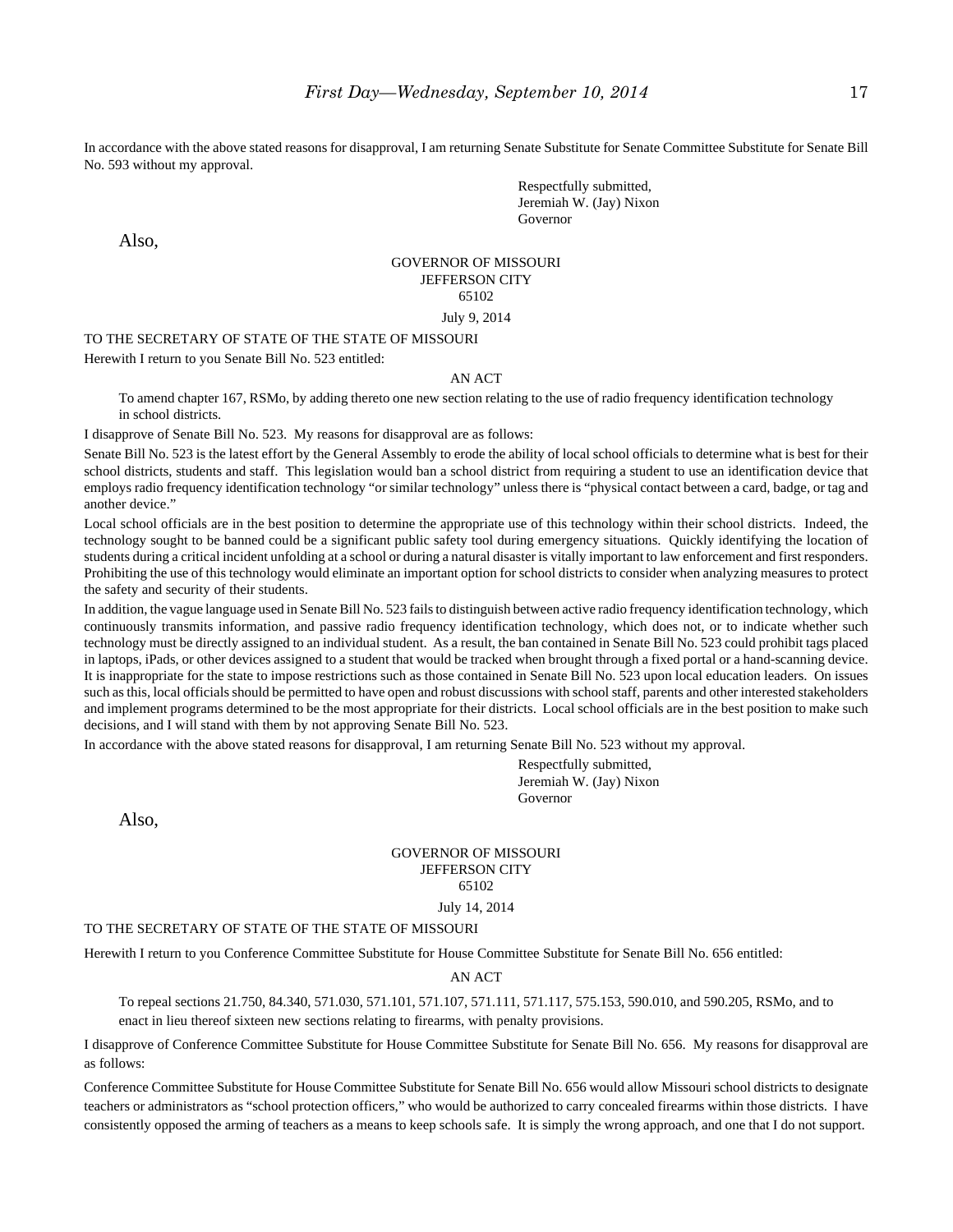In accordance with the above stated reasons for disapproval, I am returning Senate Substitute for Senate Committee Substitute for Senate Bill No. 593 without my approval.

Respectfully submitted,
Jeremiah W. (Jay) Nixon
Governor

Also,

GOVERNOR OF MISSOURI
JEFFERSON CITY
65102

July 9, 2014

TO THE SECRETARY OF STATE OF THE STATE OF MISSOURI

Herewith I return to you Senate Bill No. 523 entitled:

AN ACT

To amend chapter 167, RSMo, by adding thereto one new section relating to the use of radio frequency identification technology in school districts.

I disapprove of Senate Bill No. 523. My reasons for disapproval are as follows:

Senate Bill No. 523 is the latest effort by the General Assembly to erode the ability of local school officials to determine what is best for their school districts, students and staff. This legislation would ban a school district from requiring a student to use an identification device that employs radio frequency identification technology "or similar technology" unless there is "physical contact between a card, badge, or tag and another device."

Local school officials are in the best position to determine the appropriate use of this technology within their school districts. Indeed, the technology sought to be banned could be a significant public safety tool during emergency situations. Quickly identifying the location of students during a critical incident unfolding at a school or during a natural disaster is vitally important to law enforcement and first responders. Prohibiting the use of this technology would eliminate an important option for school districts to consider when analyzing measures to protect the safety and security of their students.

In addition, the vague language used in Senate Bill No. 523 fails to distinguish between active radio frequency identification technology, which continuously transmits information, and passive radio frequency identification technology, which does not, or to indicate whether such technology must be directly assigned to an individual student. As a result, the ban contained in Senate Bill No. 523 could prohibit tags placed in laptops, iPads, or other devices assigned to a student that would be tracked when brought through a fixed portal or a hand-scanning device. It is inappropriate for the state to impose restrictions such as those contained in Senate Bill No. 523 upon local education leaders. On issues such as this, local officials should be permitted to have open and robust discussions with school staff, parents and other interested stakeholders and implement programs determined to be the most appropriate for their districts. Local school officials are in the best position to make such decisions, and I will stand with them by not approving Senate Bill No. 523.

In accordance with the above stated reasons for disapproval, I am returning Senate Bill No. 523 without my approval.

Respectfully submitted,
Jeremiah W. (Jay) Nixon
Governor

Also,

GOVERNOR OF MISSOURI
JEFFERSON CITY
65102

July 14, 2014

TO THE SECRETARY OF STATE OF THE STATE OF MISSOURI

Herewith I return to you Conference Committee Substitute for House Committee Substitute for Senate Bill No. 656 entitled:

AN ACT

To repeal sections 21.750, 84.340, 571.030, 571.101, 571.107, 571.111, 571.117, 575.153, 590.010, and 590.205, RSMo, and to enact in lieu thereof sixteen new sections relating to firearms, with penalty provisions.

I disapprove of Conference Committee Substitute for House Committee Substitute for Senate Bill No. 656. My reasons for disapproval are as follows:

Conference Committee Substitute for House Committee Substitute for Senate Bill No. 656 would allow Missouri school districts to designate teachers or administrators as "school protection officers," who would be authorized to carry concealed firearms within those districts. I have consistently opposed the arming of teachers as a means to keep schools safe. It is simply the wrong approach, and one that I do not support.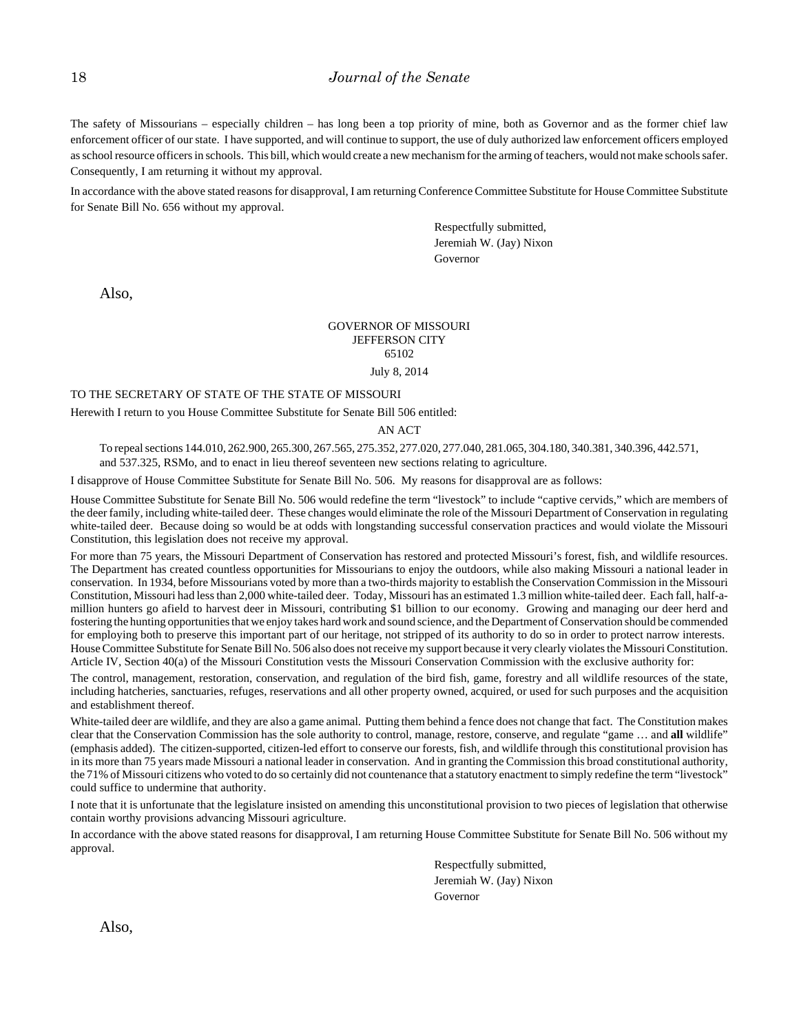The safety of Missourians – especially children – has long been a top priority of mine, both as Governor and as the former chief law enforcement officer of our state. I have supported, and will continue to support, the use of duly authorized law enforcement officers employed as school resource officers in schools. This bill, which would create a new mechanism for the arming of teachers, would not make schools safer. Consequently, I am returning it without my approval.

In accordance with the above stated reasons for disapproval, I am returning Conference Committee Substitute for House Committee Substitute for Senate Bill No. 656 without my approval.

Respectfully submitted,
Jeremiah W. (Jay) Nixon
Governor

Also,

GOVERNOR OF MISSOURI
JEFFERSON CITY
65102

July 8, 2014

TO THE SECRETARY OF STATE OF THE STATE OF MISSOURI

Herewith I return to you House Committee Substitute for Senate Bill 506 entitled:

AN ACT

To repeal sections 144.010, 262.900, 265.300, 267.565, 275.352, 277.020, 277.040, 281.065, 304.180, 340.381, 340.396, 442.571, and 537.325, RSMo, and to enact in lieu thereof seventeen new sections relating to agriculture.

I disapprove of House Committee Substitute for Senate Bill No. 506. My reasons for disapproval are as follows:

House Committee Substitute for Senate Bill No. 506 would redefine the term "livestock" to include "captive cervids," which are members of the deer family, including white-tailed deer. These changes would eliminate the role of the Missouri Department of Conservation in regulating white-tailed deer. Because doing so would be at odds with longstanding successful conservation practices and would violate the Missouri Constitution, this legislation does not receive my approval.

For more than 75 years, the Missouri Department of Conservation has restored and protected Missouri's forest, fish, and wildlife resources. The Department has created countless opportunities for Missourians to enjoy the outdoors, while also making Missouri a national leader in conservation. In 1934, before Missourians voted by more than a two-thirds majority to establish the Conservation Commission in the Missouri Constitution, Missouri had less than 2,000 white-tailed deer. Today, Missouri has an estimated 1.3 million white-tailed deer. Each fall, half-a-million hunters go afield to harvest deer in Missouri, contributing $1 billion to our economy. Growing and managing our deer herd and fostering the hunting opportunities that we enjoy takes hard work and sound science, and the Department of Conservation should be commended for employing both to preserve this important part of our heritage, not stripped of its authority to do so in order to protect narrow interests. House Committee Substitute for Senate Bill No. 506 also does not receive my support because it very clearly violates the Missouri Constitution. Article IV, Section 40(a) of the Missouri Constitution vests the Missouri Conservation Commission with the exclusive authority for:

The control, management, restoration, conservation, and regulation of the bird fish, game, forestry and all wildlife resources of the state, including hatcheries, sanctuaries, refuges, reservations and all other property owned, acquired, or used for such purposes and the acquisition and establishment thereof.

White-tailed deer are wildlife, and they are also a game animal. Putting them behind a fence does not change that fact. The Constitution makes clear that the Conservation Commission has the sole authority to control, manage, restore, conserve, and regulate "game … and **all** wildlife" (emphasis added). The citizen-supported, citizen-led effort to conserve our forests, fish, and wildlife through this constitutional provision has in its more than 75 years made Missouri a national leader in conservation. And in granting the Commission this broad constitutional authority, the 71% of Missouri citizens who voted to do so certainly did not countenance that a statutory enactment to simply redefine the term "livestock" could suffice to undermine that authority.

I note that it is unfortunate that the legislature insisted on amending this unconstitutional provision to two pieces of legislation that otherwise contain worthy provisions advancing Missouri agriculture.

In accordance with the above stated reasons for disapproval, I am returning House Committee Substitute for Senate Bill No. 506 without my approval.

Respectfully submitted,
Jeremiah W. (Jay) Nixon
Governor

Also,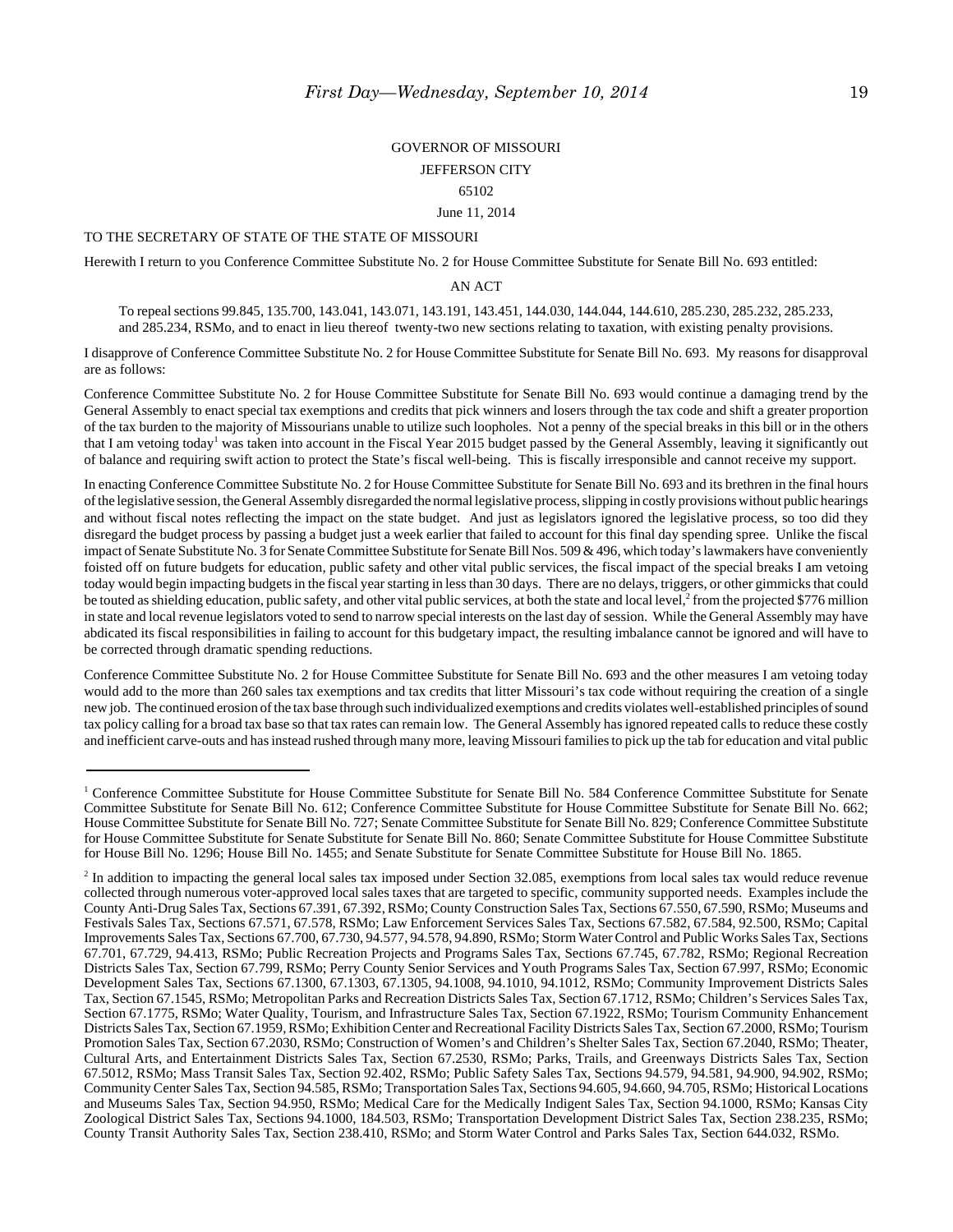GOVERNOR OF MISSOURI

JEFFERSON CITY

65102

June 11, 2014

TO THE SECRETARY OF STATE OF THE STATE OF MISSOURI

Herewith I return to you Conference Committee Substitute No. 2 for House Committee Substitute for Senate Bill No. 693 entitled:

AN ACT

> To repeal sections 99.845, 135.700, 143.041, 143.071, 143.191, 143.451, 144.030, 144.044, 144.610, 285.230, 285.232, 285.233, and 285.234, RSMo, and to enact in lieu thereof twenty-two new sections relating to taxation, with existing penalty provisions.

I disapprove of Conference Committee Substitute No. 2 for House Committee Substitute for Senate Bill No. 693. My reasons for disapproval are as follows:

Conference Committee Substitute No. 2 for House Committee Substitute for Senate Bill No. 693 would continue a damaging trend by the General Assembly to enact special tax exemptions and credits that pick winners and losers through the tax code and shift a greater proportion of the tax burden to the majority of Missourians unable to utilize such loopholes. Not a penny of the special breaks in this bill or in the others that I am vetoing today[1] was taken into account in the Fiscal Year 2015 budget passed by the General Assembly, leaving it significantly out of balance and requiring swift action to protect the State's fiscal well-being. This is fiscally irresponsible and cannot receive my support.

In enacting Conference Committee Substitute No. 2 for House Committee Substitute for Senate Bill No. 693 and its brethren in the final hours of the legislative session, the General Assembly disregarded the normal legislative process, slipping in costly provisions without public hearings and without fiscal notes reflecting the impact on the state budget. And just as legislators ignored the legislative process, so too did they disregard the budget process by passing a budget just a week earlier that failed to account for this final day spending spree. Unlike the fiscal impact of Senate Substitute No. 3 for Senate Committee Substitute for Senate Bill Nos. 509 & 496, which today's lawmakers have conveniently foisted off on future budgets for education, public safety and other vital public services, the fiscal impact of the special breaks I am vetoing today would begin impacting budgets in the fiscal year starting in less than 30 days. There are no delays, triggers, or other gimmicks that could be touted as shielding education, public safety, and other vital public services, at both the state and local level,[2] from the projected $776 million in state and local revenue legislators voted to send to narrow special interests on the last day of session. While the General Assembly may have abdicated its fiscal responsibilities in failing to account for this budgetary impact, the resulting imbalance cannot be ignored and will have to be corrected through dramatic spending reductions.

Conference Committee Substitute No. 2 for House Committee Substitute for Senate Bill No. 693 and the other measures I am vetoing today would add to the more than 260 sales tax exemptions and tax credits that litter Missouri's tax code without requiring the creation of a single new job. The continued erosion of the tax base through such individualized exemptions and credits violates well-established principles of sound tax policy calling for a broad tax base so that tax rates can remain low. The General Assembly has ignored repeated calls to reduce these costly and inefficient carve-outs and has instead rushed through many more, leaving Missouri families to pick up the tab for education and vital public

---

[1] Conference Committee Substitute for House Committee Substitute for Senate Bill No. 584 Conference Committee Substitute for Senate Committee Substitute for Senate Bill No. 612; Conference Committee Substitute for House Committee Substitute for Senate Bill No. 662; House Committee Substitute for Senate Bill No. 727; Senate Committee Substitute for Senate Bill No. 829; Conference Committee Substitute for House Committee Substitute for Senate Substitute for Senate Bill No. 860; Senate Committee Substitute for House Committee Substitute for House Bill No. 1296; House Bill No. 1455; and Senate Substitute for Senate Committee Substitute for House Bill No. 1865.

[2] In addition to impacting the general local sales tax imposed under Section 32.085, exemptions from local sales tax would reduce revenue collected through numerous voter-approved local sales taxes that are targeted to specific, community supported needs. Examples include the County Anti-Drug Sales Tax, Sections 67.391, 67.392, RSMo; County Construction Sales Tax, Sections 67.550, 67.590, RSMo; Museums and Festivals Sales Tax, Sections 67.571, 67.578, RSMo; Law Enforcement Services Sales Tax, Sections 67.582, 67.584, 92.500, RSMo; Capital Improvements Sales Tax, Sections 67.700, 67.730, 94.577, 94.578, 94.890, RSMo; Storm Water Control and Public Works Sales Tax, Sections 67.701, 67.729, 94.413, RSMo; Public Recreation Projects and Programs Sales Tax, Sections 67.745, 67.782, RSMo; Regional Recreation Districts Sales Tax, Section 67.799, RSMo; Perry County Senior Services and Youth Programs Sales Tax, Section 67.997, RSMo; Economic Development Sales Tax, Sections 67.1300, 67.1303, 67.1305, 94.1008, 94.1010, 94.1012, RSMo; Community Improvement Districts Sales Tax, Section 67.1545, RSMo; Metropolitan Parks and Recreation Districts Sales Tax, Section 67.1712, RSMo; Children's Services Sales Tax, Section 67.1775, RSMo; Water Quality, Tourism, and Infrastructure Sales Tax, Section 67.1922, RSMo; Tourism Community Enhancement Districts Sales Tax, Section 67.1959, RSMo; Exhibition Center and Recreational Facility Districts Sales Tax, Section 67.2000, RSMo; Tourism Promotion Sales Tax, Section 67.2030, RSMo; Construction of Women's and Children's Shelter Sales Tax, Section 67.2040, RSMo; Theater, Cultural Arts, and Entertainment Districts Sales Tax, Section 67.2530, RSMo; Parks, Trails, and Greenways Districts Sales Tax, Section 67.5012, RSMo; Mass Transit Sales Tax, Section 92.402, RSMo; Public Safety Sales Tax, Sections 94.579, 94.581, 94.900, 94.902, RSMo; Community Center Sales Tax, Section 94.585, RSMo; Transportation Sales Tax, Sections 94.605, 94.660, 94.705, RSMo; Historical Locations and Museums Sales Tax, Section 94.950, RSMo; Medical Care for the Medically Indigent Sales Tax, Section 94.1000, RSMo; Kansas City Zoological District Sales Tax, Sections 94.1000, 184.503, RSMo; Transportation Development District Sales Tax, Section 238.235, RSMo; County Transit Authority Sales Tax, Section 238.410, RSMo; and Storm Water Control and Parks Sales Tax, Section 644.032, RSMo.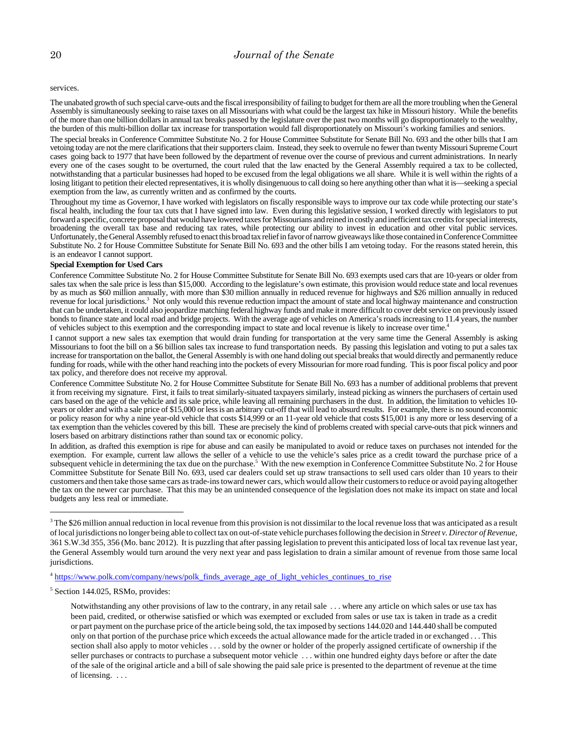services.

The unabated growth of such special carve-outs and the fiscal irresponsibility of failing to budget for them are all the more troubling when the General Assembly is simultaneously seeking to raise taxes on all Missourians with what could be the largest tax hike in Missouri history. While the benefits of the more than one billion dollars in annual tax breaks passed by the legislature over the past two months will go disproportionately to the wealthy, the burden of this multi-billion dollar tax increase for transportation would fall disproportionately on Missouri's working families and seniors.

The special breaks in Conference Committee Substitute No. 2 for House Committee Substitute for Senate Bill No. 693 and the other bills that I am vetoing today are not the mere clarifications that their supporters claim. Instead, they seek to overrule no fewer than twenty Missouri Supreme Court cases going back to 1977 that have been followed by the department of revenue over the course of previous and current administrations. In nearly every one of the cases sought to be overturned, the court ruled that the law enacted by the General Assembly required a tax to be collected, notwithstanding that a particular businesses had hoped to be excused from the legal obligations we all share. While it is well within the rights of a losing litigant to petition their elected representatives, it is wholly disingenuous to call doing so here anything other than what it is—seeking a special exemption from the law, as currently written and as confirmed by the courts.

Throughout my time as Governor, I have worked with legislators on fiscally responsible ways to improve our tax code while protecting our state's fiscal health, including the four tax cuts that I have signed into law. Even during this legislative session, I worked directly with legislators to put forward a specific, concrete proposal that would have lowered taxes for Missourians and reined in costly and inefficient tax credits for special interests, broadening the overall tax base and reducing tax rates, while protecting our ability to invest in education and other vital public services. Unfortunately, the General Assembly refused to enact this broad tax relief in favor of narrow giveaways like those contained in Conference Committee Substitute No. 2 for House Committee Substitute for Senate Bill No. 693 and the other bills I am vetoing today. For the reasons stated herein, this is an endeavor I cannot support.

**Special Exemption for Used Cars**

Conference Committee Substitute No. 2 for House Committee Substitute for Senate Bill No. 693 exempts used cars that are 10-years or older from sales tax when the sale price is less than $15,000. According to the legislature's own estimate, this provision would reduce state and local revenues by as much as $60 million annually, with more than $30 million annually in reduced revenue for highways and $26 million annually in reduced revenue for local jurisdictions.[3] Not only would this revenue reduction impact the amount of state and local highway maintenance and construction that can be undertaken, it could also jeopardize matching federal highway funds and make it more difficult to cover debt service on previously issued bonds to finance state and local road and bridge projects. With the average age of vehicles on America's roads increasing to 11.4 years, the number of vehicles subject to this exemption and the corresponding impact to state and local revenue is likely to increase over time.[4]

I cannot support a new sales tax exemption that would drain funding for transportation at the very same time the General Assembly is asking Missourians to foot the bill on a $6 billion sales tax increase to fund transportation needs. By passing this legislation and voting to put a sales tax increase for transportation on the ballot, the General Assembly is with one hand doling out special breaks that would directly and permanently reduce funding for roads, while with the other hand reaching into the pockets of every Missourian for more road funding. This is poor fiscal policy and poor tax policy, and therefore does not receive my approval.

Conference Committee Substitute No. 2 for House Committee Substitute for Senate Bill No. 693 has a number of additional problems that prevent it from receiving my signature. First, it fails to treat similarly-situated taxpayers similarly, instead picking as winners the purchasers of certain used cars based on the age of the vehicle and its sale price, while leaving all remaining purchasers in the dust. In addition, the limitation to vehicles 10-years or older and with a sale price of $15,000 or less is an arbitrary cut-off that will lead to absurd results. For example, there is no sound economic or policy reason for why a nine year-old vehicle that costs $14,999 or an 11-year old vehicle that costs $15,001 is any more or less deserving of a tax exemption than the vehicles covered by this bill. These are precisely the kind of problems created with special carve-outs that pick winners and losers based on arbitrary distinctions rather than sound tax or economic policy.

In addition, as drafted this exemption is ripe for abuse and can easily be manipulated to avoid or reduce taxes on purchases not intended for the exemption. For example, current law allows the seller of a vehicle to use the vehicle's sales price as a credit toward the purchase price of a subsequent vehicle in determining the tax due on the purchase.[5] With the new exemption in Conference Committee Substitute No. 2 for House Committee Substitute for Senate Bill No. 693, used car dealers could set up straw transactions to sell used cars older than 10 years to their customers and then take those same cars as trade-ins toward newer cars, which would allow their customers to reduce or avoid paying altogether the tax on the newer car purchase. That this may be an unintended consequence of the legislation does not make its impact on state and local budgets any less real or immediate.

---

[3] The $26 million annual reduction in local revenue from this provision is not dissimilar to the local revenue loss that was anticipated as a result of local jurisdictions no longer being able to collect tax on out-of-state vehicle purchases following the decision in *Street v. Director of Revenue*, 361 S.W.3d 355, 356 (Mo. banc 2012). It is puzzling that after passing legislation to prevent this anticipated loss of local tax revenue last year, the General Assembly would turn around the very next year and pass legislation to drain a similar amount of revenue from those same local jurisdictions.

[4] https://www.polk.com/company/news/polk_finds_average_age_of_light_vehicles_continues_to_rise

[5] Section 144.025, RSMo, provides:

> Notwithstanding any other provisions of law to the contrary, in any retail sale . . . where any article on which sales or use tax has been paid, credited, or otherwise satisfied or which was exempted or excluded from sales or use tax is taken in trade as a credit or part payment on the purchase price of the article being sold, the tax imposed by sections 144.020 and 144.440 shall be computed only on that portion of the purchase price which exceeds the actual allowance made for the article traded in or exchanged . . . This section shall also apply to motor vehicles . . . sold by the owner or holder of the properly assigned certificate of ownership if the seller purchases or contracts to purchase a subsequent motor vehicle . . . within one hundred eighty days before or after the date of the sale of the original article and a bill of sale showing the paid sale price is presented to the department of revenue at the time of licensing. . . .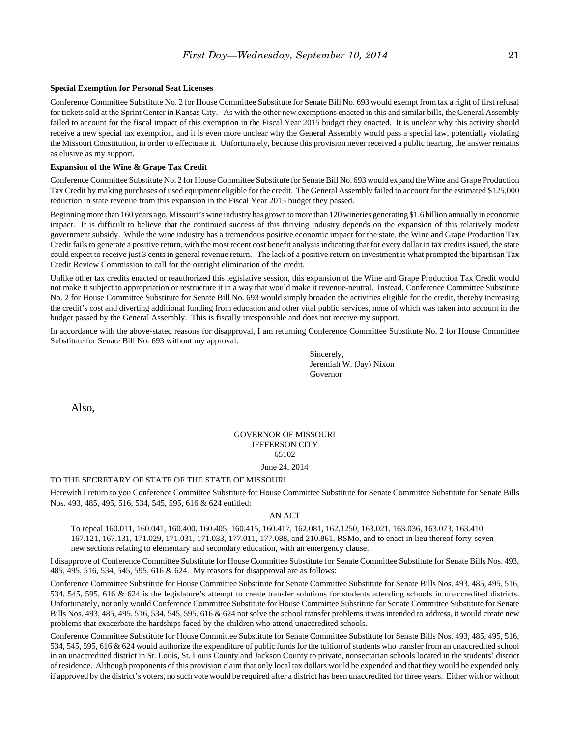**Special Exemption for Personal Seat Licenses**

Conference Committee Substitute No. 2 for House Committee Substitute for Senate Bill No. 693 would exempt from tax a right of first refusal for tickets sold at the Sprint Center in Kansas City. As with the other new exemptions enacted in this and similar bills, the General Assembly failed to account for the fiscal impact of this exemption in the Fiscal Year 2015 budget they enacted. It is unclear why this activity should receive a new special tax exemption, and it is even more unclear why the General Assembly would pass a special law, potentially violating the Missouri Constitution, in order to effectuate it. Unfortunately, because this provision never received a public hearing, the answer remains as elusive as my support.

**Expansion of the Wine & Grape Tax Credit**

Conference Committee Substitute No. 2 for House Committee Substitute for Senate Bill No. 693 would expand the Wine and Grape Production Tax Credit by making purchases of used equipment eligible for the credit. The General Assembly failed to account for the estimated $125,000 reduction in state revenue from this expansion in the Fiscal Year 2015 budget they passed.

Beginning more than 160 years ago, Missouri's wine industry has grown to more than 120 wineries generating $1.6 billion annually in economic impact. It is difficult to believe that the continued success of this thriving industry depends on the expansion of this relatively modest government subsidy. While the wine industry has a tremendous positive economic impact for the state, the Wine and Grape Production Tax Credit fails to generate a positive return, with the most recent cost benefit analysis indicating that for every dollar in tax credits issued, the state could expect to receive just 3 cents in general revenue return. The lack of a positive return on investment is what prompted the bipartisan Tax Credit Review Commission to call for the outright elimination of the credit.

Unlike other tax credits enacted or reauthorized this legislative session, this expansion of the Wine and Grape Production Tax Credit would not make it subject to appropriation or restructure it in a way that would make it revenue-neutral. Instead, Conference Committee Substitute No. 2 for House Committee Substitute for Senate Bill No. 693 would simply broaden the activities eligible for the credit, thereby increasing the credit's cost and diverting additional funding from education and other vital public services, none of which was taken into account in the budget passed by the General Assembly. This is fiscally irresponsible and does not receive my support.

In accordance with the above-stated reasons for disapproval, I am returning Conference Committee Substitute No. 2 for House Committee Substitute for Senate Bill No. 693 without my approval.

Sincerely,
Jeremiah W. (Jay) Nixon
Governor

Also,

GOVERNOR OF MISSOURI
JEFFERSON CITY
65102

June 24, 2014

TO THE SECRETARY OF STATE OF THE STATE OF MISSOURI

Herewith I return to you Conference Committee Substitute for House Committee Substitute for Senate Committee Substitute for Senate Bills Nos. 493, 485, 495, 516, 534, 545, 595, 616 & 624 entitled:

AN ACT

To repeal 160.011, 160.041, 160.400, 160.405, 160.415, 160.417, 162.081, 162.1250, 163.021, 163.036, 163.073, 163.410, 167.121, 167.131, 171.029, 171.031, 171.033, 177.011, 177.088, and 210.861, RSMo, and to enact in lieu thereof forty-seven new sections relating to elementary and secondary education, with an emergency clause.

I disapprove of Conference Committee Substitute for House Committee Substitute for Senate Committee Substitute for Senate Bills Nos. 493, 485, 495, 516, 534, 545, 595, 616 & 624. My reasons for disapproval are as follows:

Conference Committee Substitute for House Committee Substitute for Senate Committee Substitute for Senate Bills Nos. 493, 485, 495, 516, 534, 545, 595, 616 & 624 is the legislature's attempt to create transfer solutions for students attending schools in unaccredited districts. Unfortunately, not only would Conference Committee Substitute for House Committee Substitute for Senate Committee Substitute for Senate Bills Nos. 493, 485, 495, 516, 534, 545, 595, 616 & 624 not solve the school transfer problems it was intended to address, it would create new problems that exacerbate the hardships faced by the children who attend unaccredited schools.

Conference Committee Substitute for House Committee Substitute for Senate Committee Substitute for Senate Bills Nos. 493, 485, 495, 516, 534, 545, 595, 616 & 624 would authorize the expenditure of public funds for the tuition of students who transfer from an unaccredited school in an unaccredited district in St. Louis, St. Louis County and Jackson County to private, nonsectarian schools located in the students' district of residence. Although proponents of this provision claim that only local tax dollars would be expended and that they would be expended only if approved by the district's voters, no such vote would be required after a district has been unaccredited for three years. Either with or without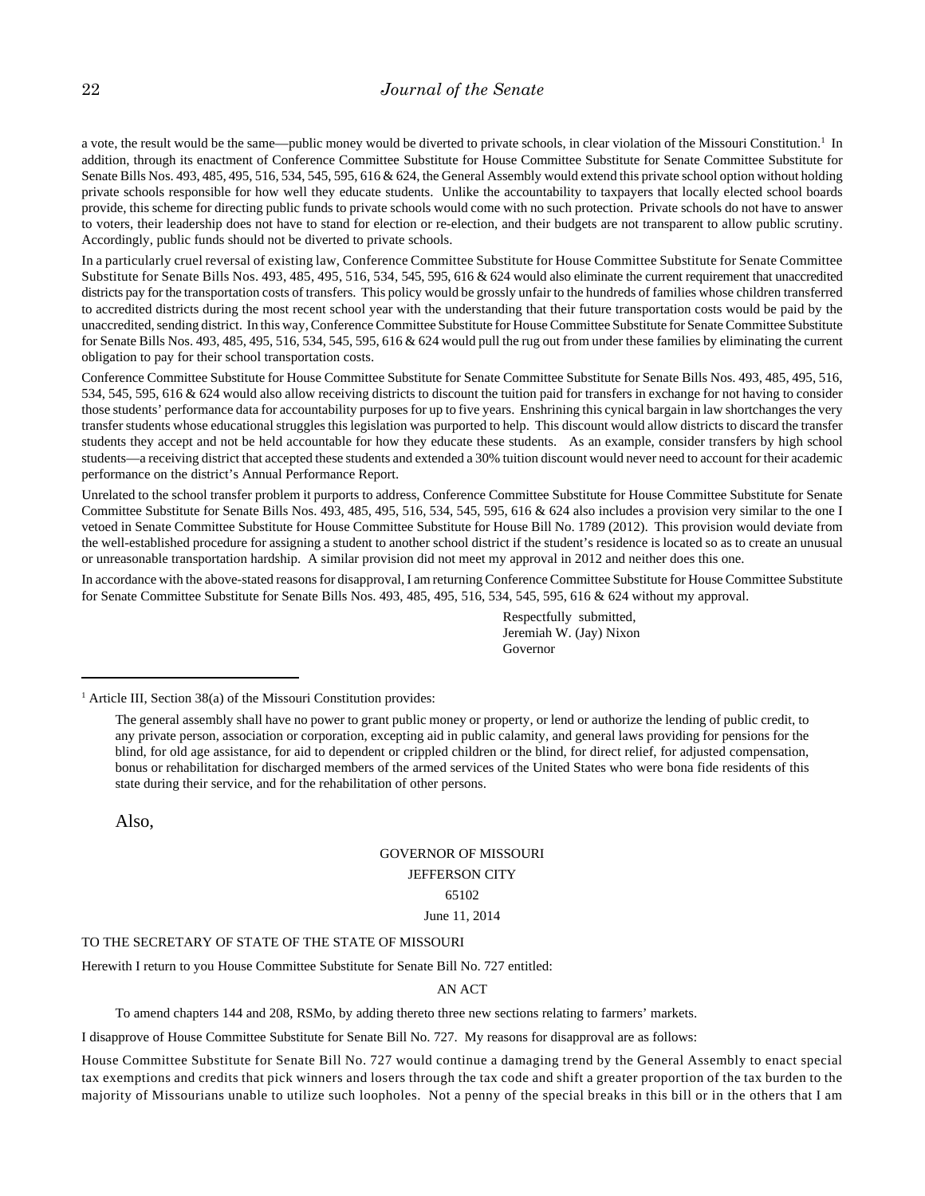a vote, the result would be the same—public money would be diverted to private schools, in clear violation of the Missouri Constitution.[1] In addition, through its enactment of Conference Committee Substitute for House Committee Substitute for Senate Committee Substitute for Senate Bills Nos. 493, 485, 495, 516, 534, 545, 595, 616 & 624, the General Assembly would extend this private school option without holding private schools responsible for how well they educate students. Unlike the accountability to taxpayers that locally elected school boards provide, this scheme for directing public funds to private schools would come with no such protection. Private schools do not have to answer to voters, their leadership does not have to stand for election or re-election, and their budgets are not transparent to allow public scrutiny. Accordingly, public funds should not be diverted to private schools.

In a particularly cruel reversal of existing law, Conference Committee Substitute for House Committee Substitute for Senate Committee Substitute for Senate Bills Nos. 493, 485, 495, 516, 534, 545, 595, 616 & 624 would also eliminate the current requirement that unaccredited districts pay for the transportation costs of transfers. This policy would be grossly unfair to the hundreds of families whose children transferred to accredited districts during the most recent school year with the understanding that their future transportation costs would be paid by the unaccredited, sending district. In this way, Conference Committee Substitute for House Committee Substitute for Senate Committee Substitute for Senate Bills Nos. 493, 485, 495, 516, 534, 545, 595, 616 & 624 would pull the rug out from under these families by eliminating the current obligation to pay for their school transportation costs.

Conference Committee Substitute for House Committee Substitute for Senate Committee Substitute for Senate Bills Nos. 493, 485, 495, 516, 534, 545, 595, 616 & 624 would also allow receiving districts to discount the tuition paid for transfers in exchange for not having to consider those students' performance data for accountability purposes for up to five years. Enshrining this cynical bargain in law shortchanges the very transfer students whose educational struggles this legislation was purported to help. This discount would allow districts to discard the transfer students they accept and not be held accountable for how they educate these students. As an example, consider transfers by high school students—a receiving district that accepted these students and extended a 30% tuition discount would never need to account for their academic performance on the district's Annual Performance Report.

Unrelated to the school transfer problem it purports to address, Conference Committee Substitute for House Committee Substitute for Senate Committee Substitute for Senate Bills Nos. 493, 485, 495, 516, 534, 545, 595, 616 & 624 also includes a provision very similar to the one I vetoed in Senate Committee Substitute for House Committee Substitute for House Bill No. 1789 (2012). This provision would deviate from the well-established procedure for assigning a student to another school district if the student's residence is located so as to create an unusual or unreasonable transportation hardship. A similar provision did not meet my approval in 2012 and neither does this one.

In accordance with the above-stated reasons for disapproval, I am returning Conference Committee Substitute for House Committee Substitute for Senate Committee Substitute for Senate Bills Nos. 493, 485, 495, 516, 534, 545, 595, 616 & 624 without my approval.

Respectfully submitted,
Jeremiah W. (Jay) Nixon
Governor

---

[1] Article III, Section 38(a) of the Missouri Constitution provides:

> The general assembly shall have no power to grant public money or property, or lend or authorize the lending of public credit, to any private person, association or corporation, excepting aid in public calamity, and general laws providing for pensions for the blind, for old age assistance, for aid to dependent or crippled children or the blind, for direct relief, for adjusted compensation, bonus or rehabilitation for discharged members of the armed services of the United States who were bona fide residents of this state during their service, and for the rehabilitation of other persons.

Also,

GOVERNOR OF MISSOURI
JEFFERSON CITY
65102
June 11, 2014

TO THE SECRETARY OF STATE OF THE STATE OF MISSOURI

Herewith I return to you House Committee Substitute for Senate Bill No. 727 entitled:

AN ACT

To amend chapters 144 and 208, RSMo, by adding thereto three new sections relating to farmers' markets.

I disapprove of House Committee Substitute for Senate Bill No. 727. My reasons for disapproval are as follows:

House Committee Substitute for Senate Bill No. 727 would continue a damaging trend by the General Assembly to enact special tax exemptions and credits that pick winners and losers through the tax code and shift a greater proportion of the tax burden to the majority of Missourians unable to utilize such loopholes. Not a penny of the special breaks in this bill or in the others that I am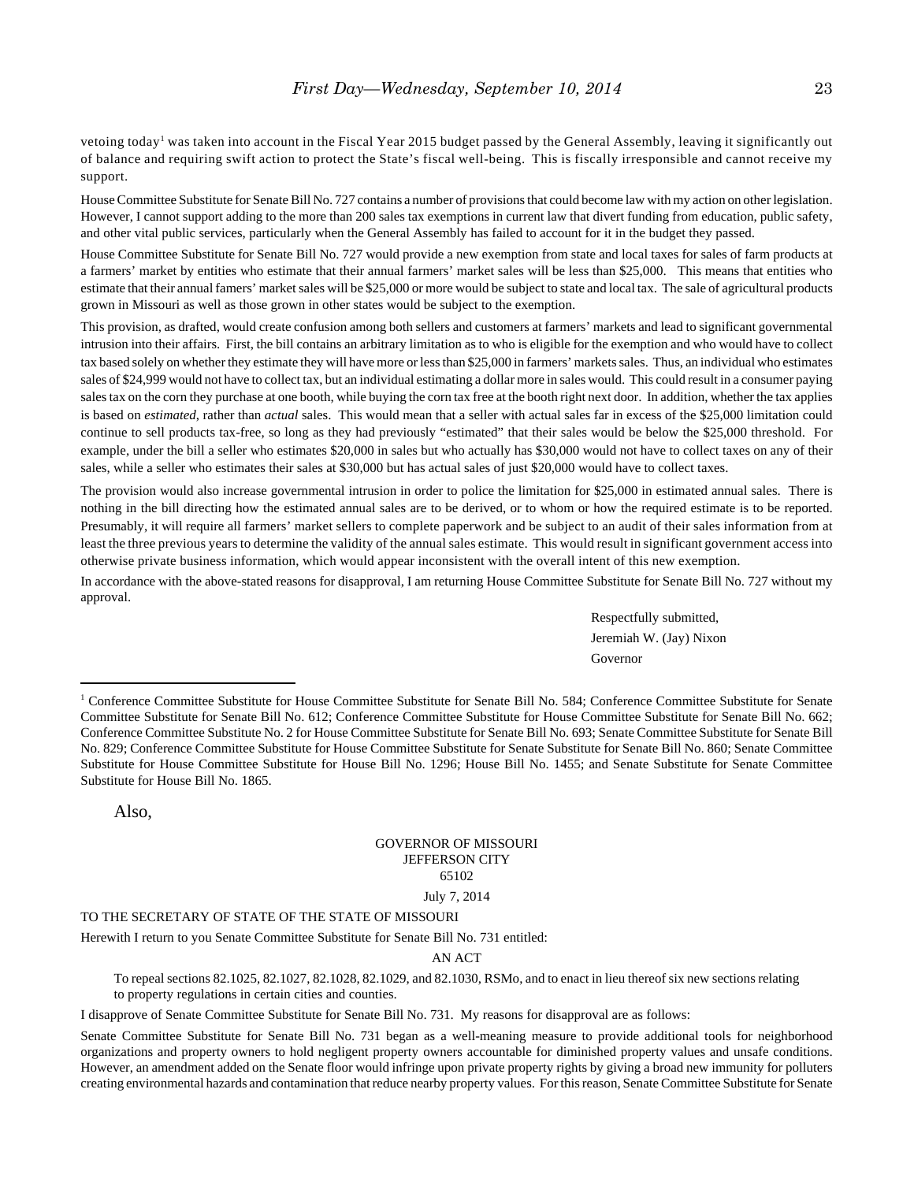vetoing today[1] was taken into account in the Fiscal Year 2015 budget passed by the General Assembly, leaving it significantly out of balance and requiring swift action to protect the State's fiscal well-being. This is fiscally irresponsible and cannot receive my support.

House Committee Substitute for Senate Bill No. 727 contains a number of provisions that could become law with my action on other legislation. However, I cannot support adding to the more than 200 sales tax exemptions in current law that divert funding from education, public safety, and other vital public services, particularly when the General Assembly has failed to account for it in the budget they passed.

House Committee Substitute for Senate Bill No. 727 would provide a new exemption from state and local taxes for sales of farm products at a farmers' market by entities who estimate that their annual farmers' market sales will be less than $25,000. This means that entities who estimate that their annual famers' market sales will be $25,000 or more would be subject to state and local tax. The sale of agricultural products grown in Missouri as well as those grown in other states would be subject to the exemption.

This provision, as drafted, would create confusion among both sellers and customers at farmers' markets and lead to significant governmental intrusion into their affairs. First, the bill contains an arbitrary limitation as to who is eligible for the exemption and who would have to collect tax based solely on whether they estimate they will have more or less than $25,000 in farmers' markets sales. Thus, an individual who estimates sales of $24,999 would not have to collect tax, but an individual estimating a dollar more in sales would. This could result in a consumer paying sales tax on the corn they purchase at one booth, while buying the corn tax free at the booth right next door. In addition, whether the tax applies is based on *estimated*, rather than *actual* sales. This would mean that a seller with actual sales far in excess of the $25,000 limitation could continue to sell products tax-free, so long as they had previously "estimated" that their sales would be below the $25,000 threshold. For example, under the bill a seller who estimates $20,000 in sales but who actually has $30,000 would not have to collect taxes on any of their sales, while a seller who estimates their sales at $30,000 but has actual sales of just $20,000 would have to collect taxes.

The provision would also increase governmental intrusion in order to police the limitation for $25,000 in estimated annual sales. There is nothing in the bill directing how the estimated annual sales are to be derived, or to whom or how the required estimate is to be reported. Presumably, it will require all farmers' market sellers to complete paperwork and be subject to an audit of their sales information from at least the three previous years to determine the validity of the annual sales estimate. This would result in significant government access into otherwise private business information, which would appear inconsistent with the overall intent of this new exemption.

In accordance with the above-stated reasons for disapproval, I am returning House Committee Substitute for Senate Bill No. 727 without my approval.

Respectfully submitted,
Jeremiah W. (Jay) Nixon
Governor

---

[1] Conference Committee Substitute for House Committee Substitute for Senate Bill No. 584; Conference Committee Substitute for Senate Committee Substitute for Senate Bill No. 612; Conference Committee Substitute for House Committee Substitute for Senate Bill No. 662; Conference Committee Substitute No. 2 for House Committee Substitute for Senate Bill No. 693; Senate Committee Substitute for Senate Bill No. 829; Conference Committee Substitute for House Committee Substitute for Senate Substitute for Senate Bill No. 860; Senate Committee Substitute for House Committee Substitute for House Bill No. 1296; House Bill No. 1455; and Senate Substitute for Senate Committee Substitute for House Bill No. 1865.

Also,

GOVERNOR OF MISSOURI
JEFFERSON CITY
65102

July 7, 2014

TO THE SECRETARY OF STATE OF THE STATE OF MISSOURI

Herewith I return to you Senate Committee Substitute for Senate Bill No. 731 entitled:

AN ACT

To repeal sections 82.1025, 82.1027, 82.1028, 82.1029, and 82.1030, RSMo, and to enact in lieu thereof six new sections relating to property regulations in certain cities and counties.

I disapprove of Senate Committee Substitute for Senate Bill No. 731. My reasons for disapproval are as follows:

Senate Committee Substitute for Senate Bill No. 731 began as a well-meaning measure to provide additional tools for neighborhood organizations and property owners to hold negligent property owners accountable for diminished property values and unsafe conditions. However, an amendment added on the Senate floor would infringe upon private property rights by giving a broad new immunity for polluters creating environmental hazards and contamination that reduce nearby property values. For this reason, Senate Committee Substitute for Senate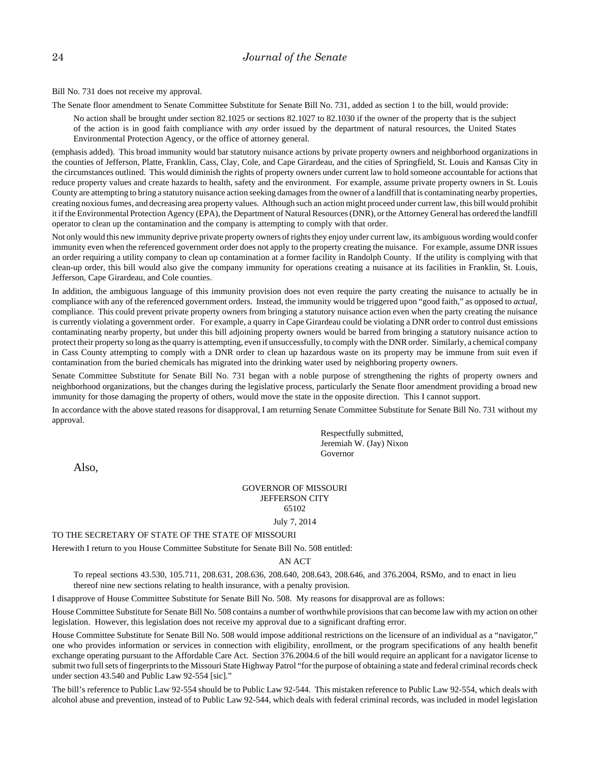Bill No. 731 does not receive my approval.

The Senate floor amendment to Senate Committee Substitute for Senate Bill No. 731, added as section 1 to the bill, would provide:

> No action shall be brought under section 82.1025 or sections 82.1027 to 82.1030 if the owner of the property that is the subject of the action is in good faith compliance with *any* order issued by the department of natural resources, the United States Environmental Protection Agency, or the office of attorney general.

(emphasis added). This broad immunity would bar statutory nuisance actions by private property owners and neighborhood organizations in the counties of Jefferson, Platte, Franklin, Cass, Clay, Cole, and Cape Girardeau, and the cities of Springfield, St. Louis and Kansas City in the circumstances outlined. This would diminish the rights of property owners under current law to hold someone accountable for actions that reduce property values and create hazards to health, safety and the environment. For example, assume private property owners in St. Louis County are attempting to bring a statutory nuisance action seeking damages from the owner of a landfill that is contaminating nearby properties, creating noxious fumes, and decreasing area property values. Although such an action might proceed under current law, this bill would prohibit it if the Environmental Protection Agency (EPA), the Department of Natural Resources (DNR), or the Attorney General has ordered the landfill operator to clean up the contamination and the company is attempting to comply with that order.

Not only would this new immunity deprive private property owners of rights they enjoy under current law, its ambiguous wording would confer immunity even when the referenced government order does not apply to the property creating the nuisance. For example, assume DNR issues an order requiring a utility company to clean up contamination at a former facility in Randolph County. If the utility is complying with that clean-up order, this bill would also give the company immunity for operations creating a nuisance at its facilities in Franklin, St. Louis, Jefferson, Cape Girardeau, and Cole counties.

In addition, the ambiguous language of this immunity provision does not even require the party creating the nuisance to actually be in compliance with any of the referenced government orders. Instead, the immunity would be triggered upon "good faith," as opposed to *actual*, compliance. This could prevent private property owners from bringing a statutory nuisance action even when the party creating the nuisance is currently violating a government order. For example, a quarry in Cape Girardeau could be violating a DNR order to control dust emissions contaminating nearby property, but under this bill adjoining property owners would be barred from bringing a statutory nuisance action to protect their property so long as the quarry is attempting, even if unsuccessfully, to comply with the DNR order. Similarly, a chemical company in Cass County attempting to comply with a DNR order to clean up hazardous waste on its property may be immune from suit even if contamination from the buried chemicals has migrated into the drinking water used by neighboring property owners.

Senate Committee Substitute for Senate Bill No. 731 began with a noble purpose of strengthening the rights of property owners and neighborhood organizations, but the changes during the legislative process, particularly the Senate floor amendment providing a broad new immunity for those damaging the property of others, would move the state in the opposite direction. This I cannot support.

In accordance with the above stated reasons for disapproval, I am returning Senate Committee Substitute for Senate Bill No. 731 without my approval.

Respectfully submitted,
Jeremiah W. (Jay) Nixon
Governor

Also,

GOVERNOR OF MISSOURI
JEFFERSON CITY
65102

July 7, 2014

TO THE SECRETARY OF STATE OF THE STATE OF MISSOURI

Herewith I return to you House Committee Substitute for Senate Bill No. 508 entitled:

AN ACT

> To repeal sections 43.530, 105.711, 208.631, 208.636, 208.640, 208.643, 208.646, and 376.2004, RSMo, and to enact in lieu thereof nine new sections relating to health insurance, with a penalty provision.

I disapprove of House Committee Substitute for Senate Bill No. 508. My reasons for disapproval are as follows:

House Committee Substitute for Senate Bill No. 508 contains a number of worthwhile provisions that can become law with my action on other legislation. However, this legislation does not receive my approval due to a significant drafting error.

House Committee Substitute for Senate Bill No. 508 would impose additional restrictions on the licensure of an individual as a "navigator," one who provides information or services in connection with eligibility, enrollment, or the program specifications of any health benefit exchange operating pursuant to the Affordable Care Act. Section 376.2004.6 of the bill would require an applicant for a navigator license to submit two full sets of fingerprints to the Missouri State Highway Patrol "for the purpose of obtaining a state and federal criminal records check under section 43.540 and Public Law 92-554 [sic]."

The bill's reference to Public Law 92-554 should be to Public Law 92-544. This mistaken reference to Public Law 92-554, which deals with alcohol abuse and prevention, instead of to Public Law 92-544, which deals with federal criminal records, was included in model legislation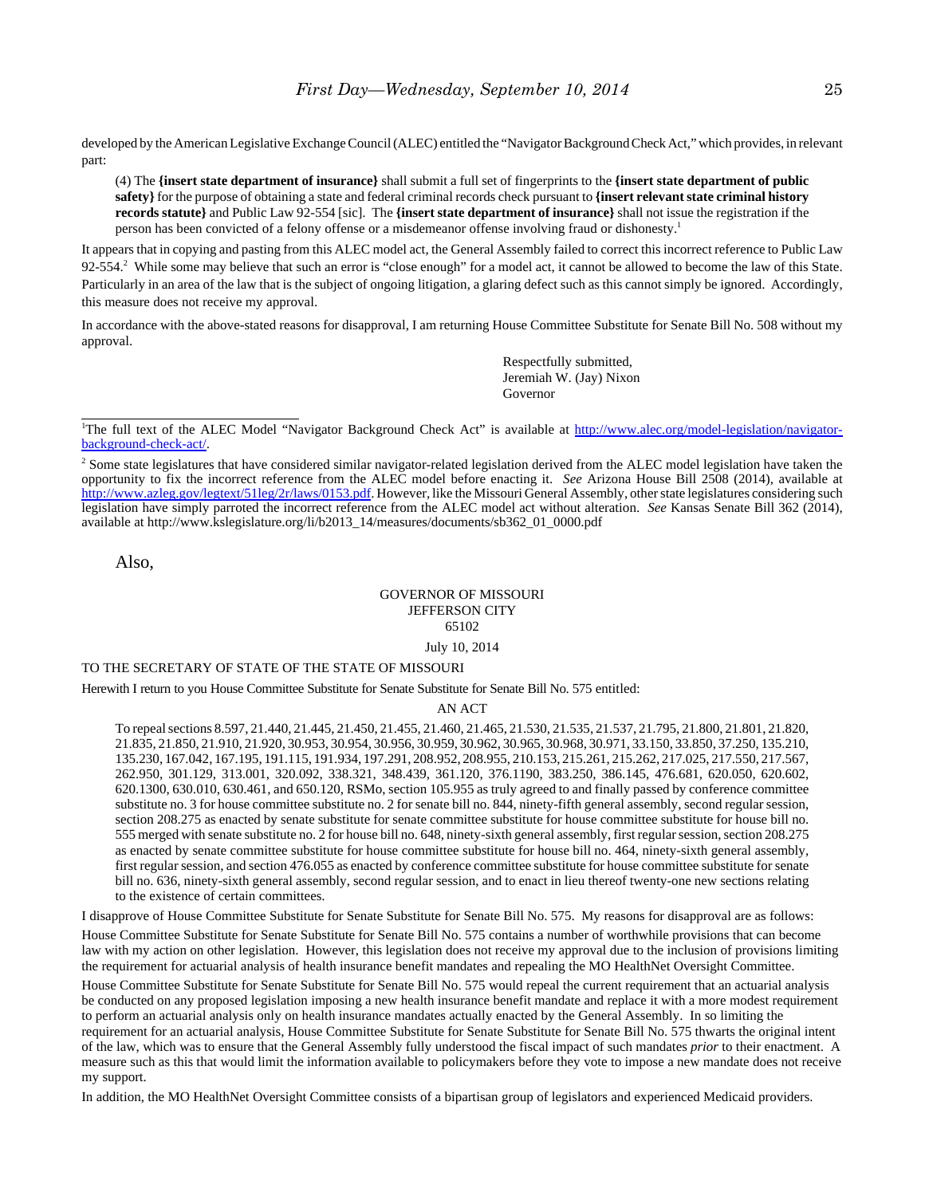developed by the American Legislative Exchange Council (ALEC) entitled the "Navigator Background Check Act," which provides, in relevant part:

> (4) The **{insert state department of insurance}** shall submit a full set of fingerprints to the **{insert state department of public safety}** for the purpose of obtaining a state and federal criminal records check pursuant to **{insert relevant state criminal history records statute}** and Public Law 92-554 [sic]. The **{insert state department of insurance}** shall not issue the registration if the person has been convicted of a felony offense or a misdemeanor offense involving fraud or dishonesty.[1]

It appears that in copying and pasting from this ALEC model act, the General Assembly failed to correct this incorrect reference to Public Law 92-554.[2] While some may believe that such an error is "close enough" for a model act, it cannot be allowed to become the law of this State. Particularly in an area of the law that is the subject of ongoing litigation, a glaring defect such as this cannot simply be ignored. Accordingly, this measure does not receive my approval.

In accordance with the above-stated reasons for disapproval, I am returning House Committee Substitute for Senate Bill No. 508 without my approval.

Respectfully submitted,
Jeremiah W. (Jay) Nixon
Governor

---

[1]The full text of the ALEC Model "Navigator Background Check Act" is available at http://www.alec.org/model-legislation/navigator-background-check-act/.

[2] Some state legislatures that have considered similar navigator-related legislation derived from the ALEC model legislation have taken the opportunity to fix the incorrect reference from the ALEC model before enacting it. *See* Arizona House Bill 2508 (2014), available at http://www.azleg.gov/legtext/51leg/2r/laws/0153.pdf. However, like the Missouri General Assembly, other state legislatures considering such legislation have simply parroted the incorrect reference from the ALEC model act without alteration. *See* Kansas Senate Bill 362 (2014), available at http://www.kslegislature.org/li/b2013_14/measures/documents/sb362_01_0000.pdf

Also,

GOVERNOR OF MISSOURI
JEFFERSON CITY
65102

July 10, 2014

TO THE SECRETARY OF STATE OF THE STATE OF MISSOURI

Herewith I return to you House Committee Substitute for Senate Substitute for Senate Bill No. 575 entitled:

AN ACT

> To repeal sections 8.597, 21.440, 21.445, 21.450, 21.455, 21.460, 21.465, 21.530, 21.535, 21.537, 21.795, 21.800, 21.801, 21.820, 21.835, 21.850, 21.910, 21.920, 30.953, 30.954, 30.956, 30.959, 30.962, 30.965, 30.968, 30.971, 33.150, 33.850, 37.250, 135.210, 135.230, 167.042, 167.195, 191.115, 191.934, 197.291, 208.952, 208.955, 210.153, 215.261, 215.262, 217.025, 217.550, 217.567, 262.950, 301.129, 313.001, 320.092, 338.321, 348.439, 361.120, 376.1190, 383.250, 386.145, 476.681, 620.050, 620.602, 620.1300, 630.010, 630.461, and 650.120, RSMo, section 105.955 as truly agreed to and finally passed by conference committee substitute no. 3 for house committee substitute no. 2 for senate bill no. 844, ninety-fifth general assembly, second regular session, section 208.275 as enacted by senate substitute for senate committee substitute for house committee substitute for house bill no. 555 merged with senate substitute no. 2 for house bill no. 648, ninety-sixth general assembly, first regular session, section 208.275 as enacted by senate committee substitute for house committee substitute for house bill no. 464, ninety-sixth general assembly, first regular session, and section 476.055 as enacted by conference committee substitute for house committee substitute for senate bill no. 636, ninety-sixth general assembly, second regular session, and to enact in lieu thereof twenty-one new sections relating to the existence of certain committees.

I disapprove of House Committee Substitute for Senate Substitute for Senate Bill No. 575. My reasons for disapproval are as follows:

House Committee Substitute for Senate Substitute for Senate Bill No. 575 contains a number of worthwhile provisions that can become law with my action on other legislation. However, this legislation does not receive my approval due to the inclusion of provisions limiting the requirement for actuarial analysis of health insurance benefit mandates and repealing the MO HealthNet Oversight Committee.

House Committee Substitute for Senate Substitute for Senate Bill No. 575 would repeal the current requirement that an actuarial analysis be conducted on any proposed legislation imposing a new health insurance benefit mandate and replace it with a more modest requirement to perform an actuarial analysis only on health insurance mandates actually enacted by the General Assembly. In so limiting the requirement for an actuarial analysis, House Committee Substitute for Senate Substitute for Senate Bill No. 575 thwarts the original intent of the law, which was to ensure that the General Assembly fully understood the fiscal impact of such mandates *prior* to their enactment. A measure such as this that would limit the information available to policymakers before they vote to impose a new mandate does not receive my support.

In addition, the MO HealthNet Oversight Committee consists of a bipartisan group of legislators and experienced Medicaid providers.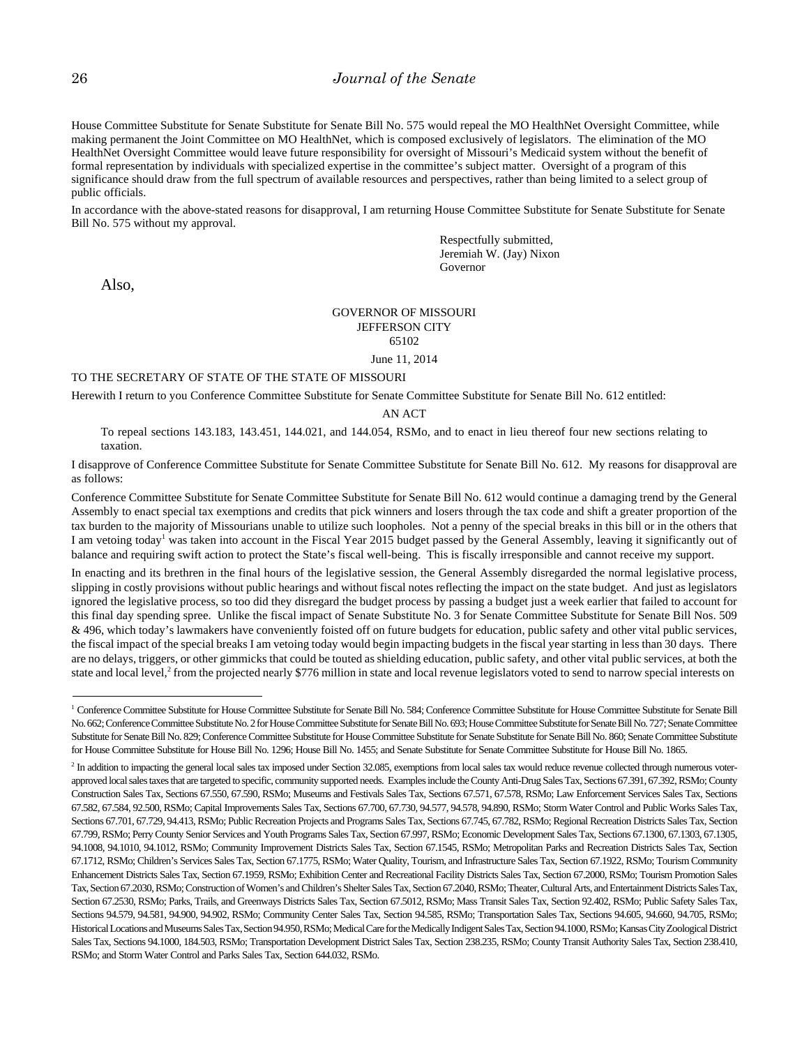House Committee Substitute for Senate Substitute for Senate Bill No. 575 would repeal the MO HealthNet Oversight Committee, while making permanent the Joint Committee on MO HealthNet, which is composed exclusively of legislators. The elimination of the MO HealthNet Oversight Committee would leave future responsibility for oversight of Missouri's Medicaid system without the benefit of formal representation by individuals with specialized expertise in the committee's subject matter. Oversight of a program of this significance should draw from the full spectrum of available resources and perspectives, rather than being limited to a select group of public officials.

In accordance with the above-stated reasons for disapproval, I am returning House Committee Substitute for Senate Substitute for Senate Bill No. 575 without my approval.

Respectfully submitted,
Jeremiah W. (Jay) Nixon
Governor

Also,

GOVERNOR OF MISSOURI
JEFFERSON CITY
65102

June 11, 2014

TO THE SECRETARY OF STATE OF THE STATE OF MISSOURI

Herewith I return to you Conference Committee Substitute for Senate Committee Substitute for Senate Bill No. 612 entitled:

AN ACT

To repeal sections 143.183, 143.451, 144.021, and 144.054, RSMo, and to enact in lieu thereof four new sections relating to taxation.

I disapprove of Conference Committee Substitute for Senate Committee Substitute for Senate Bill No. 612. My reasons for disapproval are as follows:

Conference Committee Substitute for Senate Committee Substitute for Senate Bill No. 612 would continue a damaging trend by the General Assembly to enact special tax exemptions and credits that pick winners and losers through the tax code and shift a greater proportion of the tax burden to the majority of Missourians unable to utilize such loopholes. Not a penny of the special breaks in this bill or in the others that I am vetoing today[1] was taken into account in the Fiscal Year 2015 budget passed by the General Assembly, leaving it significantly out of balance and requiring swift action to protect the State's fiscal well-being. This is fiscally irresponsible and cannot receive my support.

In enacting and its brethren in the final hours of the legislative session, the General Assembly disregarded the normal legislative process, slipping in costly provisions without public hearings and without fiscal notes reflecting the impact on the state budget. And just as legislators ignored the legislative process, so too did they disregard the budget process by passing a budget just a week earlier that failed to account for this final day spending spree. Unlike the fiscal impact of Senate Substitute No. 3 for Senate Committee Substitute for Senate Bill Nos. 509 & 496, which today's lawmakers have conveniently foisted off on future budgets for education, public safety and other vital public services, the fiscal impact of the special breaks I am vetoing today would begin impacting budgets in the fiscal year starting in less than 30 days. There are no delays, triggers, or other gimmicks that could be touted as shielding education, public safety, and other vital public services, at both the state and local level,[2] from the projected nearly $776 million in state and local revenue legislators voted to send to narrow special interests on

---

[1] Conference Committee Substitute for House Committee Substitute for Senate Bill No. 584; Conference Committee Substitute for House Committee Substitute for Senate Bill No. 662; Conference Committee Substitute No. 2 for House Committee Substitute for Senate Bill No. 693; House Committee Substitute for Senate Bill No. 727; Senate Committee Substitute for Senate Bill No. 829; Conference Committee Substitute for House Committee Substitute for Senate Substitute for Senate Bill No. 860; Senate Committee Substitute for House Committee Substitute for House Bill No. 1296; House Bill No. 1455; and Senate Substitute for Senate Committee Substitute for House Bill No. 1865.

[2] In addition to impacting the general local sales tax imposed under Section 32.085, exemptions from local sales tax would reduce revenue collected through numerous voter-approved local sales taxes that are targeted to specific, community supported needs. Examples include the County Anti-Drug Sales Tax, Sections 67.391, 67.392, RSMo; County Construction Sales Tax, Sections 67.550, 67.590, RSMo; Museums and Festivals Sales Tax, Sections 67.571, 67.578, RSMo; Law Enforcement Services Sales Tax, Sections 67.582, 67.584, 92.500, RSMo; Capital Improvements Sales Tax, Sections 67.700, 67.730, 94.577, 94.578, 94.890, RSMo; Storm Water Control and Public Works Sales Tax, Sections 67.701, 67.729, 94.413, RSMo; Public Recreation Projects and Programs Sales Tax, Sections 67.745, 67.782, RSMo; Regional Recreation Districts Sales Tax, Section 67.799, RSMo; Perry County Senior Services and Youth Programs Sales Tax, Section 67.997, RSMo; Economic Development Sales Tax, Sections 67.1300, 67.1303, 67.1305, 94.1008, 94.1010, 94.1012, RSMo; Community Improvement Districts Sales Tax, Section 67.1545, RSMo; Metropolitan Parks and Recreation Districts Sales Tax, Section 67.1712, RSMo; Children's Services Sales Tax, Section 67.1775, RSMo; Water Quality, Tourism, and Infrastructure Sales Tax, Section 67.1922, RSMo; Tourism Community Enhancement Districts Sales Tax, Section 67.1959, RSMo; Exhibition Center and Recreational Facility Districts Sales Tax, Section 67.2000, RSMo; Tourism Promotion Sales Tax, Section 67.2030, RSMo; Construction of Women's and Children's Shelter Sales Tax, Section 67.2040, RSMo; Theater, Cultural Arts, and Entertainment Districts Sales Tax, Section 67.2530, RSMo; Parks, Trails, and Greenways Districts Sales Tax, Section 67.5012, RSMo; Mass Transit Sales Tax, Section 92.402, RSMo; Public Safety Sales Tax, Sections 94.579, 94.581, 94.900, 94.902, RSMo; Community Center Sales Tax, Section 94.585, RSMo; Transportation Sales Tax, Sections 94.605, 94.660, 94.705, RSMo; Historical Locations and Museums Sales Tax, Section 94.950, RSMo; Medical Care for the Medically Indigent Sales Tax, Section 94.1000, RSMo; Kansas City Zoological District Sales Tax, Sections 94.1000, 184.503, RSMo; Transportation Development District Sales Tax, Section 238.235, RSMo; County Transit Authority Sales Tax, Section 238.410, RSMo; and Storm Water Control and Parks Sales Tax, Section 644.032, RSMo.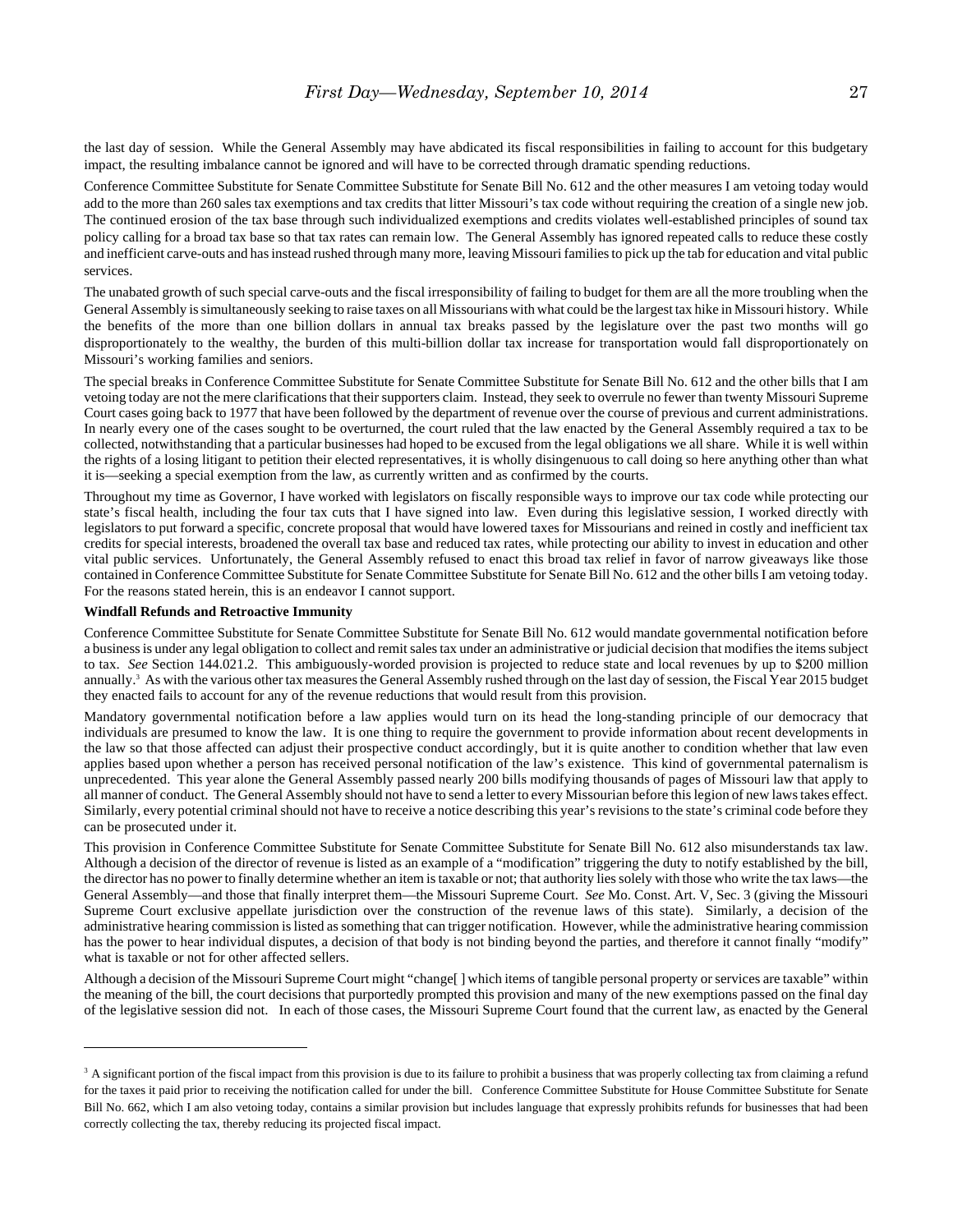the last day of session. While the General Assembly may have abdicated its fiscal responsibilities in failing to account for this budgetary impact, the resulting imbalance cannot be ignored and will have to be corrected through dramatic spending reductions.

Conference Committee Substitute for Senate Committee Substitute for Senate Bill No. 612 and the other measures I am vetoing today would add to the more than 260 sales tax exemptions and tax credits that litter Missouri's tax code without requiring the creation of a single new job. The continued erosion of the tax base through such individualized exemptions and credits violates well-established principles of sound tax policy calling for a broad tax base so that tax rates can remain low. The General Assembly has ignored repeated calls to reduce these costly and inefficient carve-outs and has instead rushed through many more, leaving Missouri families to pick up the tab for education and vital public services.

The unabated growth of such special carve-outs and the fiscal irresponsibility of failing to budget for them are all the more troubling when the General Assembly is simultaneously seeking to raise taxes on all Missourians with what could be the largest tax hike in Missouri history. While the benefits of the more than one billion dollars in annual tax breaks passed by the legislature over the past two months will go disproportionately to the wealthy, the burden of this multi-billion dollar tax increase for transportation would fall disproportionately on Missouri's working families and seniors.

The special breaks in Conference Committee Substitute for Senate Committee Substitute for Senate Bill No. 612 and the other bills that I am vetoing today are not the mere clarifications that their supporters claim. Instead, they seek to overrule no fewer than twenty Missouri Supreme Court cases going back to 1977 that have been followed by the department of revenue over the course of previous and current administrations. In nearly every one of the cases sought to be overturned, the court ruled that the law enacted by the General Assembly required a tax to be collected, notwithstanding that a particular businesses had hoped to be excused from the legal obligations we all share. While it is well within the rights of a losing litigant to petition their elected representatives, it is wholly disingenuous to call doing so here anything other than what it is—seeking a special exemption from the law, as currently written and as confirmed by the courts.

Throughout my time as Governor, I have worked with legislators on fiscally responsible ways to improve our tax code while protecting our state's fiscal health, including the four tax cuts that I have signed into law. Even during this legislative session, I worked directly with legislators to put forward a specific, concrete proposal that would have lowered taxes for Missourians and reined in costly and inefficient tax credits for special interests, broadened the overall tax base and reduced tax rates, while protecting our ability to invest in education and other vital public services. Unfortunately, the General Assembly refused to enact this broad tax relief in favor of narrow giveaways like those contained in Conference Committee Substitute for Senate Committee Substitute for Senate Bill No. 612 and the other bills I am vetoing today. For the reasons stated herein, this is an endeavor I cannot support.

**Windfall Refunds and Retroactive Immunity**

Conference Committee Substitute for Senate Committee Substitute for Senate Bill No. 612 would mandate governmental notification before a business is under any legal obligation to collect and remit sales tax under an administrative or judicial decision that modifies the items subject to tax. *See* Section 144.021.2. This ambiguously-worded provision is projected to reduce state and local revenues by up to \$200 million annually.[3] As with the various other tax measures the General Assembly rushed through on the last day of session, the Fiscal Year 2015 budget they enacted fails to account for any of the revenue reductions that would result from this provision.

Mandatory governmental notification before a law applies would turn on its head the long-standing principle of our democracy that individuals are presumed to know the law. It is one thing to require the government to provide information about recent developments in the law so that those affected can adjust their prospective conduct accordingly, but it is quite another to condition whether that law even applies based upon whether a person has received personal notification of the law's existence. This kind of governmental paternalism is unprecedented. This year alone the General Assembly passed nearly 200 bills modifying thousands of pages of Missouri law that apply to all manner of conduct. The General Assembly should not have to send a letter to every Missourian before this legion of new laws takes effect. Similarly, every potential criminal should not have to receive a notice describing this year's revisions to the state's criminal code before they can be prosecuted under it.

This provision in Conference Committee Substitute for Senate Committee Substitute for Senate Bill No. 612 also misunderstands tax law. Although a decision of the director of revenue is listed as an example of a "modification" triggering the duty to notify established by the bill, the director has no power to finally determine whether an item is taxable or not; that authority lies solely with those who write the tax laws—the General Assembly—and those that finally interpret them—the Missouri Supreme Court. *See* Mo. Const. Art. V, Sec. 3 (giving the Missouri Supreme Court exclusive appellate jurisdiction over the construction of the revenue laws of this state). Similarly, a decision of the administrative hearing commission is listed as something that can trigger notification. However, while the administrative hearing commission has the power to hear individual disputes, a decision of that body is not binding beyond the parties, and therefore it cannot finally "modify" what is taxable or not for other affected sellers.

Although a decision of the Missouri Supreme Court might "change[ ] which items of tangible personal property or services are taxable" within the meaning of the bill, the court decisions that purportedly prompted this provision and many of the new exemptions passed on the final day of the legislative session did not. In each of those cases, the Missouri Supreme Court found that the current law, as enacted by the General

---

[3] A significant portion of the fiscal impact from this provision is due to its failure to prohibit a business that was properly collecting tax from claiming a refund for the taxes it paid prior to receiving the notification called for under the bill. Conference Committee Substitute for House Committee Substitute for Senate Bill No. 662, which I am also vetoing today, contains a similar provision but includes language that expressly prohibits refunds for businesses that had been correctly collecting the tax, thereby reducing its projected fiscal impact.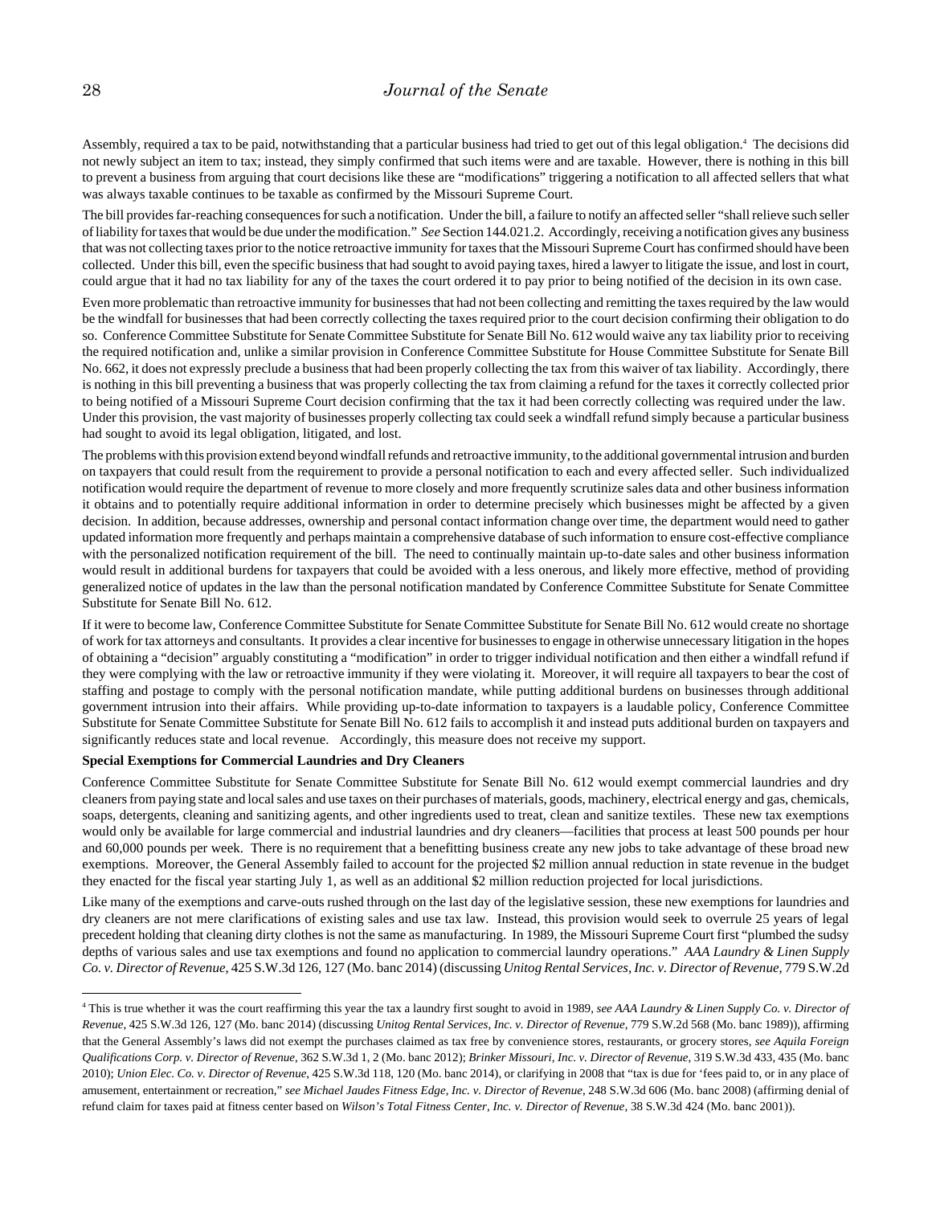Assembly, required a tax to be paid, notwithstanding that a particular business had tried to get out of this legal obligation.[4] The decisions did not newly subject an item to tax; instead, they simply confirmed that such items were and are taxable. However, there is nothing in this bill to prevent a business from arguing that court decisions like these are "modifications" triggering a notification to all affected sellers that what was always taxable continues to be taxable as confirmed by the Missouri Supreme Court.

The bill provides far-reaching consequences for such a notification. Under the bill, a failure to notify an affected seller "shall relieve such seller of liability for taxes that would be due under the modification." *See* Section 144.021.2. Accordingly, receiving a notification gives any business that was not collecting taxes prior to the notice retroactive immunity for taxes that the Missouri Supreme Court has confirmed should have been collected. Under this bill, even the specific business that had sought to avoid paying taxes, hired a lawyer to litigate the issue, and lost in court, could argue that it had no tax liability for any of the taxes the court ordered it to pay prior to being notified of the decision in its own case.

Even more problematic than retroactive immunity for businesses that had not been collecting and remitting the taxes required by the law would be the windfall for businesses that had been correctly collecting the taxes required prior to the court decision confirming their obligation to do so. Conference Committee Substitute for Senate Committee Substitute for Senate Bill No. 612 would waive any tax liability prior to receiving the required notification and, unlike a similar provision in Conference Committee Substitute for House Committee Substitute for Senate Bill No. 662, it does not expressly preclude a business that had been properly collecting the tax from this waiver of tax liability. Accordingly, there is nothing in this bill preventing a business that was properly collecting the tax from claiming a refund for the taxes it correctly collected prior to being notified of a Missouri Supreme Court decision confirming that the tax it had been correctly collecting was required under the law. Under this provision, the vast majority of businesses properly collecting tax could seek a windfall refund simply because a particular business had sought to avoid its legal obligation, litigated, and lost.

The problems with this provision extend beyond windfall refunds and retroactive immunity, to the additional governmental intrusion and burden on taxpayers that could result from the requirement to provide a personal notification to each and every affected seller. Such individualized notification would require the department of revenue to more closely and more frequently scrutinize sales data and other business information it obtains and to potentially require additional information in order to determine precisely which businesses might be affected by a given decision. In addition, because addresses, ownership and personal contact information change over time, the department would need to gather updated information more frequently and perhaps maintain a comprehensive database of such information to ensure cost-effective compliance with the personalized notification requirement of the bill. The need to continually maintain up-to-date sales and other business information would result in additional burdens for taxpayers that could be avoided with a less onerous, and likely more effective, method of providing generalized notice of updates in the law than the personal notification mandated by Conference Committee Substitute for Senate Committee Substitute for Senate Bill No. 612.

If it were to become law, Conference Committee Substitute for Senate Committee Substitute for Senate Bill No. 612 would create no shortage of work for tax attorneys and consultants. It provides a clear incentive for businesses to engage in otherwise unnecessary litigation in the hopes of obtaining a "decision" arguably constituting a "modification" in order to trigger individual notification and then either a windfall refund if they were complying with the law or retroactive immunity if they were violating it. Moreover, it will require all taxpayers to bear the cost of staffing and postage to comply with the personal notification mandate, while putting additional burdens on businesses through additional government intrusion into their affairs. While providing up-to-date information to taxpayers is a laudable policy, Conference Committee Substitute for Senate Committee Substitute for Senate Bill No. 612 fails to accomplish it and instead puts additional burden on taxpayers and significantly reduces state and local revenue. Accordingly, this measure does not receive my support.

**Special Exemptions for Commercial Laundries and Dry Cleaners**

Conference Committee Substitute for Senate Committee Substitute for Senate Bill No. 612 would exempt commercial laundries and dry cleaners from paying state and local sales and use taxes on their purchases of materials, goods, machinery, electrical energy and gas, chemicals, soaps, detergents, cleaning and sanitizing agents, and other ingredients used to treat, clean and sanitize textiles. These new tax exemptions would only be available for large commercial and industrial laundries and dry cleaners—facilities that process at least 500 pounds per hour and 60,000 pounds per week. There is no requirement that a benefitting business create any new jobs to take advantage of these broad new exemptions. Moreover, the General Assembly failed to account for the projected $2 million annual reduction in state revenue in the budget they enacted for the fiscal year starting July 1, as well as an additional $2 million reduction projected for local jurisdictions.

Like many of the exemptions and carve-outs rushed through on the last day of the legislative session, these new exemptions for laundries and dry cleaners are not mere clarifications of existing sales and use tax law. Instead, this provision would seek to overrule 25 years of legal precedent holding that cleaning dirty clothes is not the same as manufacturing. In 1989, the Missouri Supreme Court first "plumbed the sudsy depths of various sales and use tax exemptions and found no application to commercial laundry operations." *AAA Laundry & Linen Supply Co. v. Director of Revenue*, 425 S.W.3d 126, 127 (Mo. banc 2014) (discussing *Unitog Rental Services, Inc. v. Director of Revenue*, 779 S.W.2d

---

[4] This is true whether it was the court reaffirming this year the tax a laundry first sought to avoid in 1989, *see AAA Laundry & Linen Supply Co. v. Director of Revenue*, 425 S.W.3d 126, 127 (Mo. banc 2014) (discussing *Unitog Rental Services, Inc. v. Director of Revenue*, 779 S.W.2d 568 (Mo. banc 1989)), affirming that the General Assembly's laws did not exempt the purchases claimed as tax free by convenience stores, restaurants, or grocery stores, *see Aquila Foreign Qualifications Corp. v. Director of Revenue*, 362 S.W.3d 1, 2 (Mo. banc 2012); *Brinker Missouri, Inc. v. Director of Revenue*, 319 S.W.3d 433, 435 (Mo. banc 2010); *Union Elec. Co. v. Director of Revenue*, 425 S.W.3d 118, 120 (Mo. banc 2014), or clarifying in 2008 that "tax is due for 'fees paid to, or in any place of amusement, entertainment or recreation," *see Michael Jaudes Fitness Edge, Inc. v. Director of Revenue*, 248 S.W.3d 606 (Mo. banc 2008) (affirming denial of refund claim for taxes paid at fitness center based on *Wilson's Total Fitness Center, Inc. v. Director of Revenue*, 38 S.W.3d 424 (Mo. banc 2001)).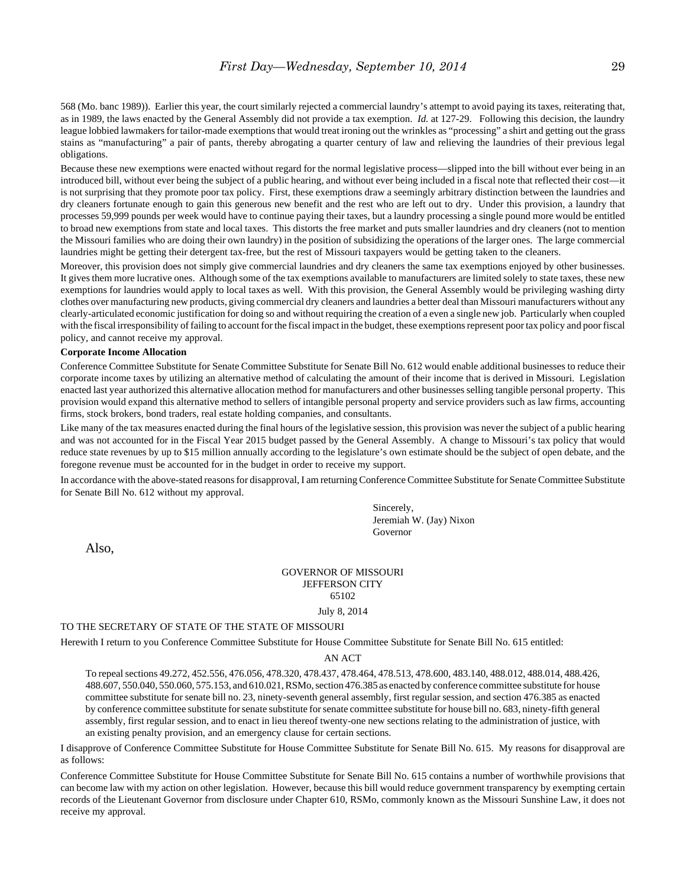568 (Mo. banc 1989)). Earlier this year, the court similarly rejected a commercial laundry's attempt to avoid paying its taxes, reiterating that, as in 1989, the laws enacted by the General Assembly did not provide a tax exemption. *Id.* at 127-29. Following this decision, the laundry league lobbied lawmakers for tailor-made exemptions that would treat ironing out the wrinkles as "processing" a shirt and getting out the grass stains as "manufacturing" a pair of pants, thereby abrogating a quarter century of law and relieving the laundries of their previous legal obligations.

Because these new exemptions were enacted without regard for the normal legislative process—slipped into the bill without ever being in an introduced bill, without ever being the subject of a public hearing, and without ever being included in a fiscal note that reflected their cost—it is not surprising that they promote poor tax policy. First, these exemptions draw a seemingly arbitrary distinction between the laundries and dry cleaners fortunate enough to gain this generous new benefit and the rest who are left out to dry. Under this provision, a laundry that processes 59,999 pounds per week would have to continue paying their taxes, but a laundry processing a single pound more would be entitled to broad new exemptions from state and local taxes. This distorts the free market and puts smaller laundries and dry cleaners (not to mention the Missouri families who are doing their own laundry) in the position of subsidizing the operations of the larger ones. The large commercial laundries might be getting their detergent tax-free, but the rest of Missouri taxpayers would be getting taken to the cleaners.

Moreover, this provision does not simply give commercial laundries and dry cleaners the same tax exemptions enjoyed by other businesses. It gives them more lucrative ones. Although some of the tax exemptions available to manufacturers are limited solely to state taxes, these new exemptions for laundries would apply to local taxes as well. With this provision, the General Assembly would be privileging washing dirty clothes over manufacturing new products, giving commercial dry cleaners and laundries a better deal than Missouri manufacturers without any clearly-articulated economic justification for doing so and without requiring the creation of a even a single new job. Particularly when coupled with the fiscal irresponsibility of failing to account for the fiscal impact in the budget, these exemptions represent poor tax policy and poor fiscal policy, and cannot receive my approval.

**Corporate Income Allocation**

Conference Committee Substitute for Senate Committee Substitute for Senate Bill No. 612 would enable additional businesses to reduce their corporate income taxes by utilizing an alternative method of calculating the amount of their income that is derived in Missouri. Legislation enacted last year authorized this alternative allocation method for manufacturers and other businesses selling tangible personal property. This provision would expand this alternative method to sellers of intangible personal property and service providers such as law firms, accounting firms, stock brokers, bond traders, real estate holding companies, and consultants.

Like many of the tax measures enacted during the final hours of the legislative session, this provision was never the subject of a public hearing and was not accounted for in the Fiscal Year 2015 budget passed by the General Assembly. A change to Missouri's tax policy that would reduce state revenues by up to $15 million annually according to the legislature's own estimate should be the subject of open debate, and the foregone revenue must be accounted for in the budget in order to receive my support.

In accordance with the above-stated reasons for disapproval, I am returning Conference Committee Substitute for Senate Committee Substitute for Senate Bill No. 612 without my approval.

Sincerely,
Jeremiah W. (Jay) Nixon
Governor

Also,

GOVERNOR OF MISSOURI
JEFFERSON CITY
65102

July 8, 2014

TO THE SECRETARY OF STATE OF THE STATE OF MISSOURI

Herewith I return to you Conference Committee Substitute for House Committee Substitute for Senate Bill No. 615 entitled:

AN ACT

To repeal sections 49.272, 452.556, 476.056, 478.320, 478.437, 478.464, 478.513, 478.600, 483.140, 488.012, 488.014, 488.426, 488.607, 550.040, 550.060, 575.153, and 610.021, RSMo, section 476.385 as enacted by conference committee substitute for house committee substitute for senate bill no. 23, ninety-seventh general assembly, first regular session, and section 476.385 as enacted by conference committee substitute for senate substitute for senate committee substitute for house bill no. 683, ninety-fifth general assembly, first regular session, and to enact in lieu thereof twenty-one new sections relating to the administration of justice, with an existing penalty provision, and an emergency clause for certain sections.

I disapprove of Conference Committee Substitute for House Committee Substitute for Senate Bill No. 615. My reasons for disapproval are as follows:

Conference Committee Substitute for House Committee Substitute for Senate Bill No. 615 contains a number of worthwhile provisions that can become law with my action on other legislation. However, because this bill would reduce government transparency by exempting certain records of the Lieutenant Governor from disclosure under Chapter 610, RSMo, commonly known as the Missouri Sunshine Law, it does not receive my approval.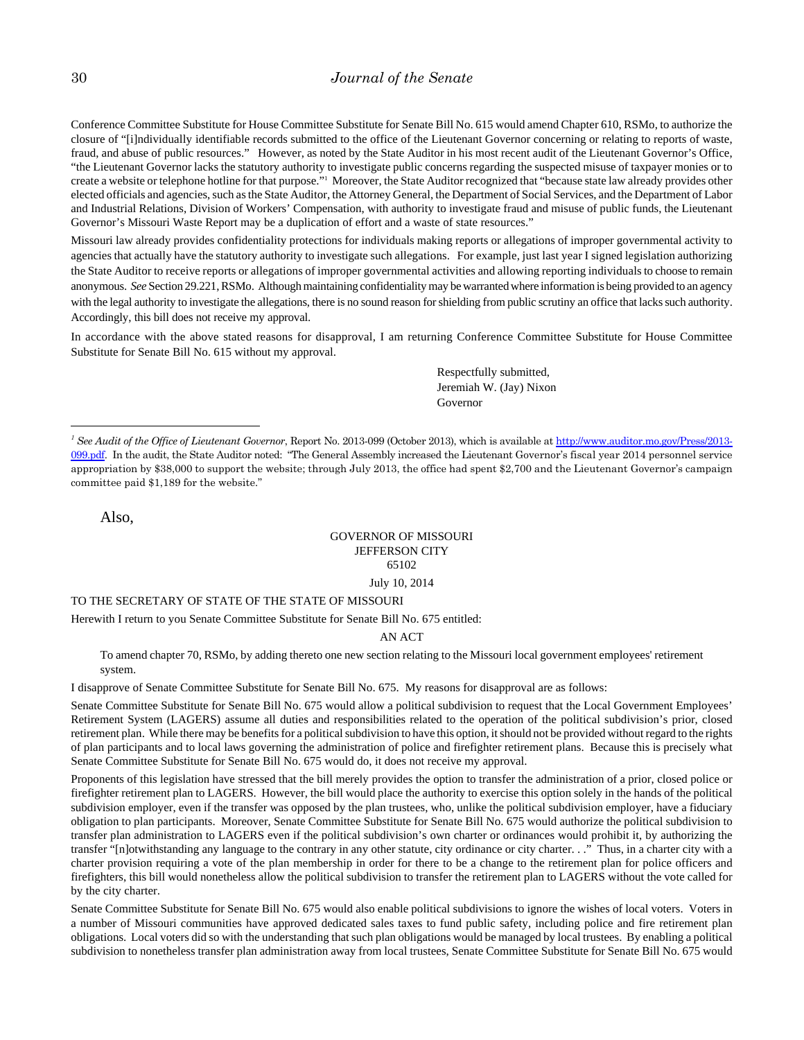Conference Committee Substitute for House Committee Substitute for Senate Bill No. 615 would amend Chapter 610, RSMo, to authorize the closure of "[i]ndividually identifiable records submitted to the office of the Lieutenant Governor concerning or relating to reports of waste, fraud, and abuse of public resources." However, as noted by the State Auditor in his most recent audit of the Lieutenant Governor's Office, "the Lieutenant Governor lacks the statutory authority to investigate public concerns regarding the suspected misuse of taxpayer monies or to create a website or telephone hotline for that purpose."[1] Moreover, the State Auditor recognized that "because state law already provides other elected officials and agencies, such as the State Auditor, the Attorney General, the Department of Social Services, and the Department of Labor and Industrial Relations, Division of Workers' Compensation, with authority to investigate fraud and misuse of public funds, the Lieutenant Governor's Missouri Waste Report may be a duplication of effort and a waste of state resources."

Missouri law already provides confidentiality protections for individuals making reports or allegations of improper governmental activity to agencies that actually have the statutory authority to investigate such allegations. For example, just last year I signed legislation authorizing the State Auditor to receive reports or allegations of improper governmental activities and allowing reporting individuals to choose to remain anonymous. *See* Section 29.221, RSMo. Although maintaining confidentiality may be warranted where information is being provided to an agency with the legal authority to investigate the allegations, there is no sound reason for shielding from public scrutiny an office that lacks such authority. Accordingly, this bill does not receive my approval.

In accordance with the above stated reasons for disapproval, I am returning Conference Committee Substitute for House Committee Substitute for Senate Bill No. 615 without my approval.

Respectfully submitted,
Jeremiah W. (Jay) Nixon
Governor

---

[1] *See Audit of the Office of Lieutenant Governor*, Report No. 2013-099 (October 2013), which is available at http://www.auditor.mo.gov/Press/2013-099.pdf. In the audit, the State Auditor noted: "The General Assembly increased the Lieutenant Governor's fiscal year 2014 personnel service appropriation by $38,000 to support the website; through July 2013, the office had spent $2,700 and the Lieutenant Governor's campaign committee paid $1,189 for the website."

Also,

GOVERNOR OF MISSOURI
JEFFERSON CITY
65102

July 10, 2014

TO THE SECRETARY OF STATE OF THE STATE OF MISSOURI

Herewith I return to you Senate Committee Substitute for Senate Bill No. 675 entitled:

AN ACT

To amend chapter 70, RSMo, by adding thereto one new section relating to the Missouri local government employees' retirement system.

I disapprove of Senate Committee Substitute for Senate Bill No. 675. My reasons for disapproval are as follows:

Senate Committee Substitute for Senate Bill No. 675 would allow a political subdivision to request that the Local Government Employees' Retirement System (LAGERS) assume all duties and responsibilities related to the operation of the political subdivision's prior, closed retirement plan. While there may be benefits for a political subdivision to have this option, it should not be provided without regard to the rights of plan participants and to local laws governing the administration of police and firefighter retirement plans. Because this is precisely what Senate Committee Substitute for Senate Bill No. 675 would do, it does not receive my approval.

Proponents of this legislation have stressed that the bill merely provides the option to transfer the administration of a prior, closed police or firefighter retirement plan to LAGERS. However, the bill would place the authority to exercise this option solely in the hands of the political subdivision employer, even if the transfer was opposed by the plan trustees, who, unlike the political subdivision employer, have a fiduciary obligation to plan participants. Moreover, Senate Committee Substitute for Senate Bill No. 675 would authorize the political subdivision to transfer plan administration to LAGERS even if the political subdivision's own charter or ordinances would prohibit it, by authorizing the transfer "[n]otwithstanding any language to the contrary in any other statute, city ordinance or city charter. . ." Thus, in a charter city with a charter provision requiring a vote of the plan membership in order for there to be a change to the retirement plan for police officers and firefighters, this bill would nonetheless allow the political subdivision to transfer the retirement plan to LAGERS without the vote called for by the city charter.

Senate Committee Substitute for Senate Bill No. 675 would also enable political subdivisions to ignore the wishes of local voters. Voters in a number of Missouri communities have approved dedicated sales taxes to fund public safety, including police and fire retirement plan obligations. Local voters did so with the understanding that such plan obligations would be managed by local trustees. By enabling a political subdivision to nonetheless transfer plan administration away from local trustees, Senate Committee Substitute for Senate Bill No. 675 would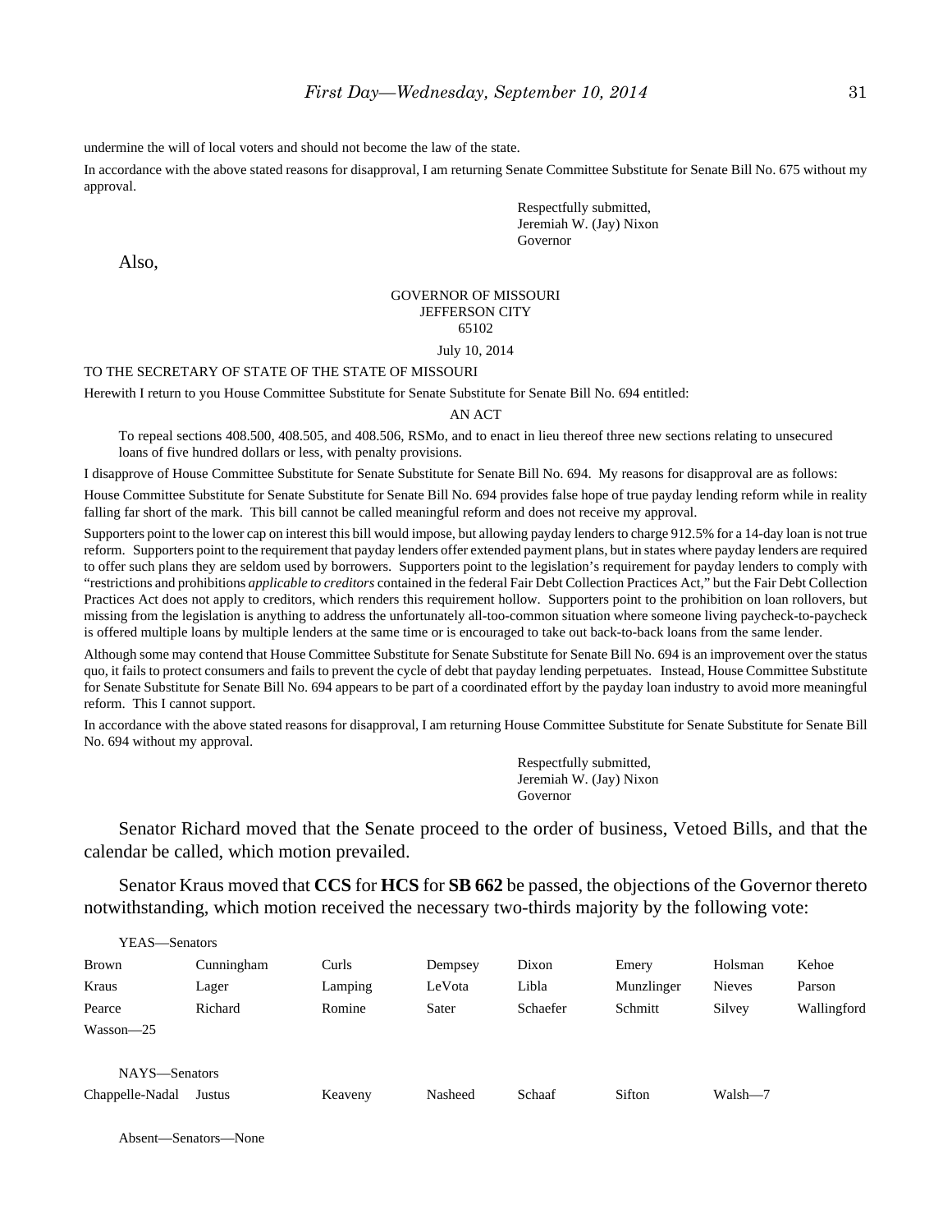undermine the will of local voters and should not become the law of the state.

In accordance with the above stated reasons for disapproval, I am returning Senate Committee Substitute for Senate Bill No. 675 without my approval.

Respectfully submitted,
Jeremiah W. (Jay) Nixon
Governor

Also,

GOVERNOR OF MISSOURI
JEFFERSON CITY
65102

July 10, 2014

TO THE SECRETARY OF STATE OF THE STATE OF MISSOURI

Herewith I return to you House Committee Substitute for Senate Substitute for Senate Bill No. 694 entitled:

AN ACT

To repeal sections 408.500, 408.505, and 408.506, RSMo, and to enact in lieu thereof three new sections relating to unsecured loans of five hundred dollars or less, with penalty provisions.

I disapprove of House Committee Substitute for Senate Substitute for Senate Bill No. 694. My reasons for disapproval are as follows:

House Committee Substitute for Senate Substitute for Senate Bill No. 694 provides false hope of true payday lending reform while in reality falling far short of the mark. This bill cannot be called meaningful reform and does not receive my approval.

Supporters point to the lower cap on interest this bill would impose, but allowing payday lenders to charge 912.5% for a 14-day loan is not true reform. Supporters point to the requirement that payday lenders offer extended payment plans, but in states where payday lenders are required to offer such plans they are seldom used by borrowers. Supporters point to the legislation's requirement for payday lenders to comply with "restrictions and prohibitions *applicable to creditors* contained in the federal Fair Debt Collection Practices Act," but the Fair Debt Collection Practices Act does not apply to creditors, which renders this requirement hollow. Supporters point to the prohibition on loan rollovers, but missing from the legislation is anything to address the unfortunately all-too-common situation where someone living paycheck-to-paycheck is offered multiple loans by multiple lenders at the same time or is encouraged to take out back-to-back loans from the same lender.

Although some may contend that House Committee Substitute for Senate Substitute for Senate Bill No. 694 is an improvement over the status quo, it fails to protect consumers and fails to prevent the cycle of debt that payday lending perpetuates. Instead, House Committee Substitute for Senate Substitute for Senate Bill No. 694 appears to be part of a coordinated effort by the payday loan industry to avoid more meaningful reform. This I cannot support.

In accordance with the above stated reasons for disapproval, I am returning House Committee Substitute for Senate Substitute for Senate Bill No. 694 without my approval.

Respectfully submitted,
Jeremiah W. (Jay) Nixon
Governor

Senator Richard moved that the Senate proceed to the order of business, Vetoed Bills, and that the calendar be called, which motion prevailed.

Senator Kraus moved that **CCS** for **HCS** for **SB 662** be passed, the objections of the Governor thereto notwithstanding, which motion received the necessary two-thirds majority by the following vote:

YEAS—Senators

| | | | | | | | |
|---|---|---|---|---|---|---|---|
| Brown | Cunningham | Curls | Dempsey | Dixon | Emery | Holsman | Kehoe |
| Kraus | Lager | Lamping | LeVota | Libla | Munzlinger | Nieves | Parson |
| Pearce | Richard | Romine | Sater | Schaefer | Schmitt | Silvey | Wallingford |
| Wasson—25 | | | | | | | |

NAYS—Senators

| | | | | | | |
|---|---|---|---|---|---|---|
| Chappelle-Nadal | Justus | Keaveny | Nasheed | Schaaf | Sifton | Walsh—7 |

Absent—Senators—None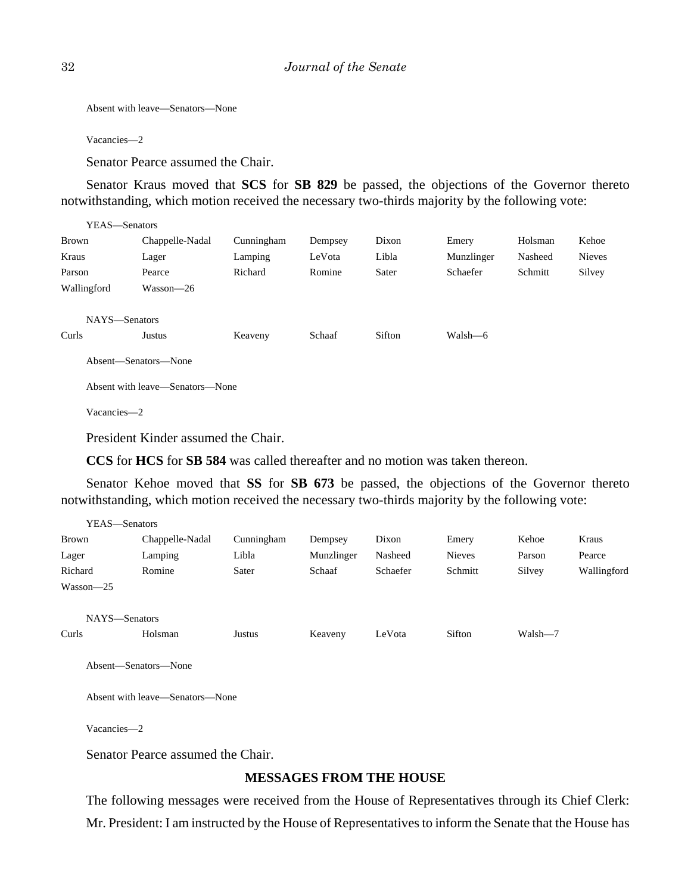Absent with leave—Senators—None

Vacancies—2

Senator Pearce assumed the Chair.

Senator Kraus moved that **SCS** for **SB 829** be passed, the objections of the Governor thereto notwithstanding, which motion received the necessary two-thirds majority by the following vote:

YEAS—Senators

| | | | | | | | |
|---|---|---|---|---|---|---|---|
| Brown | Chappelle-Nadal | Cunningham | Dempsey | Dixon | Emery | Holsman | Kehoe |
| Kraus | Lager | Lamping | LeVota | Libla | Munzlinger | Nasheed | Nieves |
| Parson | Pearce | Richard | Romine | Sater | Schaefer | Schmitt | Silvey |
| Wallingford | Wasson—26 | | | | | | |

NAYS—Senators

| | | | | | |
|---|---|---|---|---|---|
| Curls | Justus | Keaveny | Schaaf | Sifton | Walsh—6 |

Absent—Senators—None

Absent with leave—Senators—None

Vacancies—2

President Kinder assumed the Chair.

**CCS** for **HCS** for **SB 584** was called thereafter and no motion was taken thereon.

Senator Kehoe moved that **SS** for **SB 673** be passed, the objections of the Governor thereto notwithstanding, which motion received the necessary two-thirds majority by the following vote:

YEAS—Senators

| | | | | | | | |
|---|---|---|---|---|---|---|---|
| Brown | Chappelle-Nadal | Cunningham | Dempsey | Dixon | Emery | Kehoe | Kraus |
| Lager | Lamping | Libla | Munzlinger | Nasheed | Nieves | Parson | Pearce |
| Richard | Romine | Sater | Schaaf | Schaefer | Schmitt | Silvey | Wallingford |
| Wasson—25 | | | | | | | |

NAYS—Senators

| | | | | | | |
|---|---|---|---|---|---|---|
| Curls | Holsman | Justus | Keaveny | LeVota | Sifton | Walsh—7 |

Absent—Senators—None

Absent with leave—Senators—None

Vacancies—2

Senator Pearce assumed the Chair.

## MESSAGES FROM THE HOUSE

The following messages were received from the House of Representatives through its Chief Clerk:

Mr. President: I am instructed by the House of Representatives to inform the Senate that the House has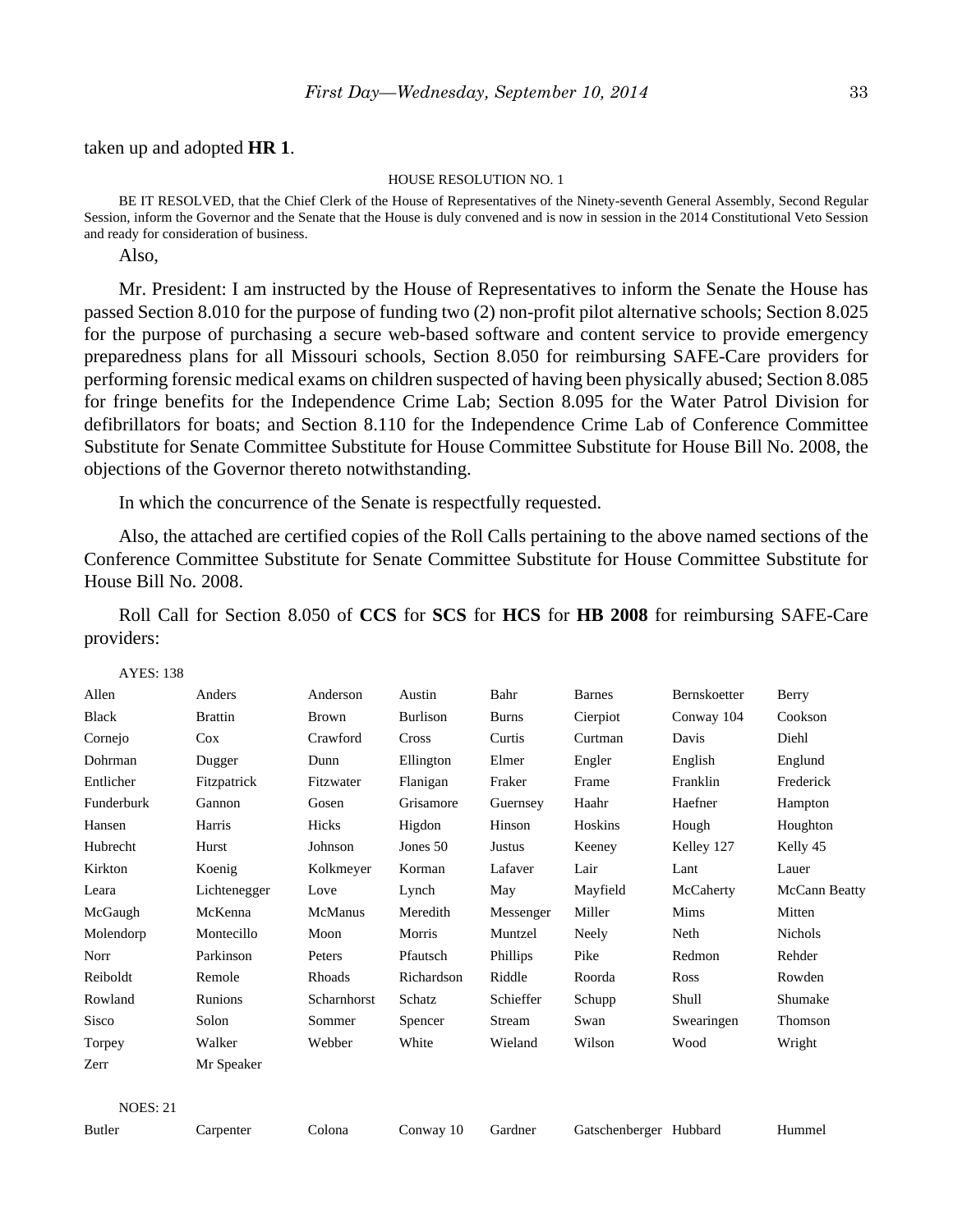taken up and adopted **HR 1**.

HOUSE RESOLUTION NO. 1

BE IT RESOLVED, that the Chief Clerk of the House of Representatives of the Ninety-seventh General Assembly, Second Regular Session, inform the Governor and the Senate that the House is duly convened and is now in session in the 2014 Constitutional Veto Session and ready for consideration of business.

Also,

Mr. President: I am instructed by the House of Representatives to inform the Senate the House has passed Section 8.010 for the purpose of funding two (2) non-profit pilot alternative schools; Section 8.025 for the purpose of purchasing a secure web-based software and content service to provide emergency preparedness plans for all Missouri schools, Section 8.050 for reimbursing SAFE-Care providers for performing forensic medical exams on children suspected of having been physically abused; Section 8.085 for fringe benefits for the Independence Crime Lab; Section 8.095 for the Water Patrol Division for defibrillators for boats; and Section 8.110 for the Independence Crime Lab of Conference Committee Substitute for Senate Committee Substitute for House Committee Substitute for House Bill No. 2008, the objections of the Governor thereto notwithstanding.

In which the concurrence of the Senate is respectfully requested.

Also, the attached are certified copies of the Roll Calls pertaining to the above named sections of the Conference Committee Substitute for Senate Committee Substitute for House Committee Substitute for House Bill No. 2008.

Roll Call for Section 8.050 of **CCS** for **SCS** for **HCS** for **HB 2008** for reimbursing SAFE-Care providers:

AYES: 138

| | | | | | | | |
|---|---|---|---|---|---|---|---|
| Allen | Anders | Anderson | Austin | Bahr | Barnes | Bernskoetter | Berry |
| Black | Brattin | Brown | Burlison | Burns | Cierpiot | Conway 104 | Cookson |
| Cornejo | Cox | Crawford | Cross | Curtis | Curtman | Davis | Diehl |
| Dohrman | Dugger | Dunn | Ellington | Elmer | Engler | English | Englund |
| Entlicher | Fitzpatrick | Fitzwater | Flanigan | Fraker | Frame | Franklin | Frederick |
| Funderburk | Gannon | Gosen | Grisamore | Guernsey | Haahr | Haefner | Hampton |
| Hansen | Harris | Hicks | Higdon | Hinson | Hoskins | Hough | Houghton |
| Hubrecht | Hurst | Johnson | Jones 50 | Justus | Keeney | Kelley 127 | Kelly 45 |
| Kirkton | Koenig | Kolkmeyer | Korman | Lafaver | Lair | Lant | Lauer |
| Leara | Lichtenegger | Love | Lynch | May | Mayfield | McCaherty | McCann Beatty |
| McGaugh | McKenna | McManus | Meredith | Messenger | Miller | Mims | Mitten |
| Molendorp | Montecillo | Moon | Morris | Muntzel | Neely | Neth | Nichols |
| Norr | Parkinson | Peters | Pfautsch | Phillips | Pike | Redmon | Rehder |
| Reiboldt | Remole | Rhoads | Richardson | Riddle | Roorda | Ross | Rowden |
| Rowland | Runions | Scharnhorst | Schatz | Schieffer | Schupp | Shull | Shumake |
| Sisco | Solon | Sommer | Spencer | Stream | Swan | Swearingen | Thomson |
| Torpey | Walker | Webber | White | Wieland | Wilson | Wood | Wright |
| Zerr | Mr Speaker | | | | | | |

NOES: 21

| | | | | | | | |
|---|---|---|---|---|---|---|---|
| Butler | Carpenter | Colona | Conway 10 | Gardner | Gatschenberger | Hubbard | Hummel |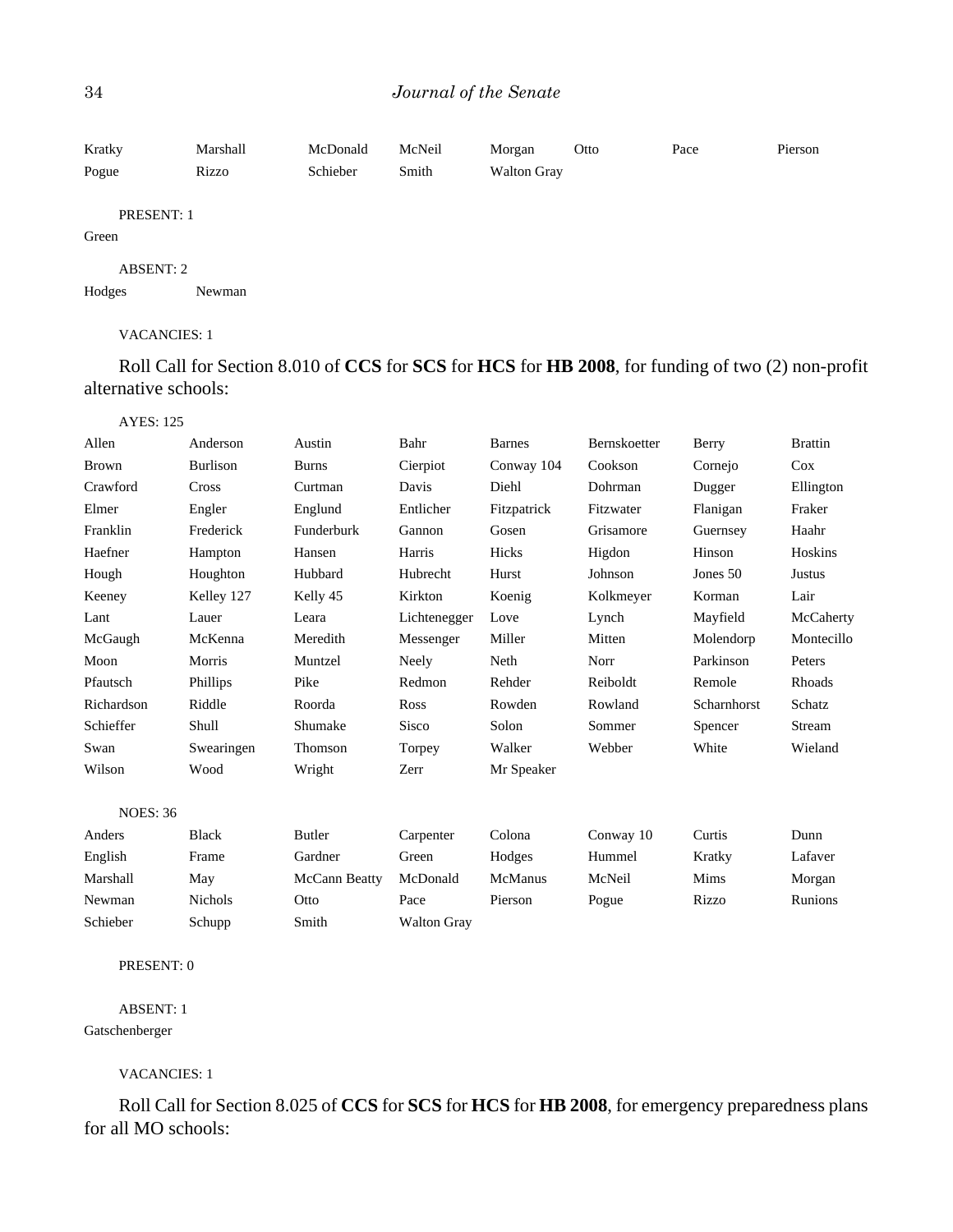Kratky Marshall McDonald McNeil Morgan Otto Pace Pierson
Pogue Rizzo Schieber Smith Walton Gray

PRESENT: 1

Green

ABSENT: 2

Hodges Newman

VACANCIES: 1

Roll Call for Section 8.010 of **CCS** for **SCS** for **HCS** for **HB 2008**, for funding of two (2) non-profit alternative schools:

AYES: 125

Allen Anderson Austin Bahr Barnes Bernskoetter Berry Brattin
Brown Burlison Burns Cierpiot Conway 104 Cookson Cornejo Cox
Crawford Cross Curtman Davis Diehl Dohrman Dugger Ellington
Elmer Engler Englund Entlicher Fitzpatrick Fitzwater Flanigan Fraker
Franklin Frederick Funderburk Gannon Gosen Grisamore Guernsey Haahr
Haefner Hampton Hansen Harris Hicks Higdon Hinson Hoskins
Hough Houghton Hubbard Hubrecht Hurst Johnson Jones 50 Justus
Keeney Kelley 127 Kelly 45 Kirkton Koenig Kolkmeyer Korman Lair
Lant Lauer Leara Lichtenegger Love Lynch Mayfield McCaherty
McGaugh McKenna Meredith Messenger Miller Mitten Molendorp Montecillo
Moon Morris Muntzel Neely Neth Norr Parkinson Peters
Pfautsch Phillips Pike Redmon Rehder Reiboldt Remole Rhoads
Richardson Riddle Roorda Ross Rowden Rowland Scharnhorst Schatz
Schieffer Shull Shumake Sisco Solon Sommer Spencer Stream
Swan Swearingen Thomson Torpey Walker Webber White Wieland
Wilson Wood Wright Zerr Mr Speaker

NOES: 36

Anders Black Butler Carpenter Colona Conway 10 Curtis Dunn
English Frame Gardner Green Hodges Hummel Kratky Lafaver
Marshall May McCann Beatty McDonald McManus McNeil Mims Morgan
Newman Nichols Otto Pace Pierson Pogue Rizzo Runions
Schieber Schupp Smith Walton Gray

PRESENT: 0

ABSENT: 1

Gatschenberger

VACANCIES: 1

Roll Call for Section 8.025 of **CCS** for **SCS** for **HCS** for **HB 2008**, for emergency preparedness plans for all MO schools: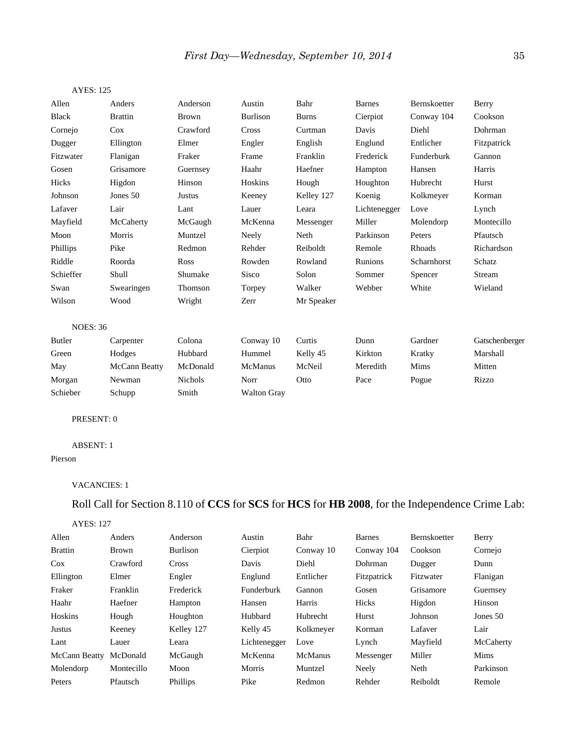AYES: 125

| | | | | | | | |
|---|---|---|---|---|---|---|---|
| Allen | Anders | Anderson | Austin | Bahr | Barnes | Bernskoetter | Berry |
| Black | Brattin | Brown | Burlison | Burns | Cierpiot | Conway 104 | Cookson |
| Cornejo | Cox | Crawford | Cross | Curtman | Davis | Diehl | Dohrman |
| Dugger | Ellington | Elmer | Engler | English | Englund | Entlicher | Fitzpatrick |
| Fitzwater | Flanigan | Fraker | Frame | Franklin | Frederick | Funderburk | Gannon |
| Gosen | Grisamore | Guernsey | Haahr | Haefner | Hampton | Hansen | Harris |
| Hicks | Higdon | Hinson | Hoskins | Hough | Houghton | Hubrecht | Hurst |
| Johnson | Jones 50 | Justus | Keeney | Kelley 127 | Koenig | Kolkmeyer | Korman |
| Lafaver | Lair | Lant | Lauer | Leara | Lichtenegger | Love | Lynch |
| Mayfield | McCaherty | McGaugh | McKenna | Messenger | Miller | Molendorp | Montecillo |
| Moon | Morris | Muntzel | Neely | Neth | Parkinson | Peters | Pfautsch |
| Phillips | Pike | Redmon | Rehder | Reiboldt | Remole | Rhoads | Richardson |
| Riddle | Roorda | Ross | Rowden | Rowland | Runions | Scharnhorst | Schatz |
| Schieffer | Shull | Shumake | Sisco | Solon | Sommer | Spencer | Stream |
| Swan | Swearingen | Thomson | Torpey | Walker | Webber | White | Wieland |
| Wilson | Wood | Wright | Zerr | Mr Speaker | | | |

NOES: 36

| | | | | | | | |
|---|---|---|---|---|---|---|---|
| Butler | Carpenter | Colona | Conway 10 | Curtis | Dunn | Gardner | Gatschenberger |
| Green | Hodges | Hubbard | Hummel | Kelly 45 | Kirkton | Kratky | Marshall |
| May | McCann Beatty | McDonald | McManus | McNeil | Meredith | Mims | Mitten |
| Morgan | Newman | Nichols | Norr | Otto | Pace | Pogue | Rizzo |
| Schieber | Schupp | Smith | Walton Gray | | | | |

PRESENT: 0

ABSENT: 1

Pierson

VACANCIES: 1

Roll Call for Section 8.110 of **CCS** for **SCS** for **HCS** for **HB 2008**, for the Independence Crime Lab:

AYES: 127

| | | | | | | | |
|---|---|---|---|---|---|---|---|
| Allen | Anders | Anderson | Austin | Bahr | Barnes | Bernskoetter | Berry |
| Brattin | Brown | Burlison | Cierpiot | Conway 10 | Conway 104 | Cookson | Cornejo |
| Cox | Crawford | Cross | Davis | Diehl | Dohrman | Dugger | Dunn |
| Ellington | Elmer | Engler | Englund | Entlicher | Fitzpatrick | Fitzwater | Flanigan |
| Fraker | Franklin | Frederick | Funderburk | Gannon | Gosen | Grisamore | Guernsey |
| Haahr | Haefner | Hampton | Hansen | Harris | Hicks | Higdon | Hinson |
| Hoskins | Hough | Houghton | Hubbard | Hubrecht | Hurst | Johnson | Jones 50 |
| Justus | Keeney | Kelley 127 | Kelly 45 | Kolkmeyer | Korman | Lafaver | Lair |
| Lant | Lauer | Leara | Lichtenegger | Love | Lynch | Mayfield | McCaherty |
| McCann Beatty | McDonald | McGaugh | McKenna | McManus | Messenger | Miller | Mims |
| Molendorp | Montecillo | Moon | Morris | Muntzel | Neely | Neth | Parkinson |
| Peters | Pfautsch | Phillips | Pike | Redmon | Rehder | Reiboldt | Remole |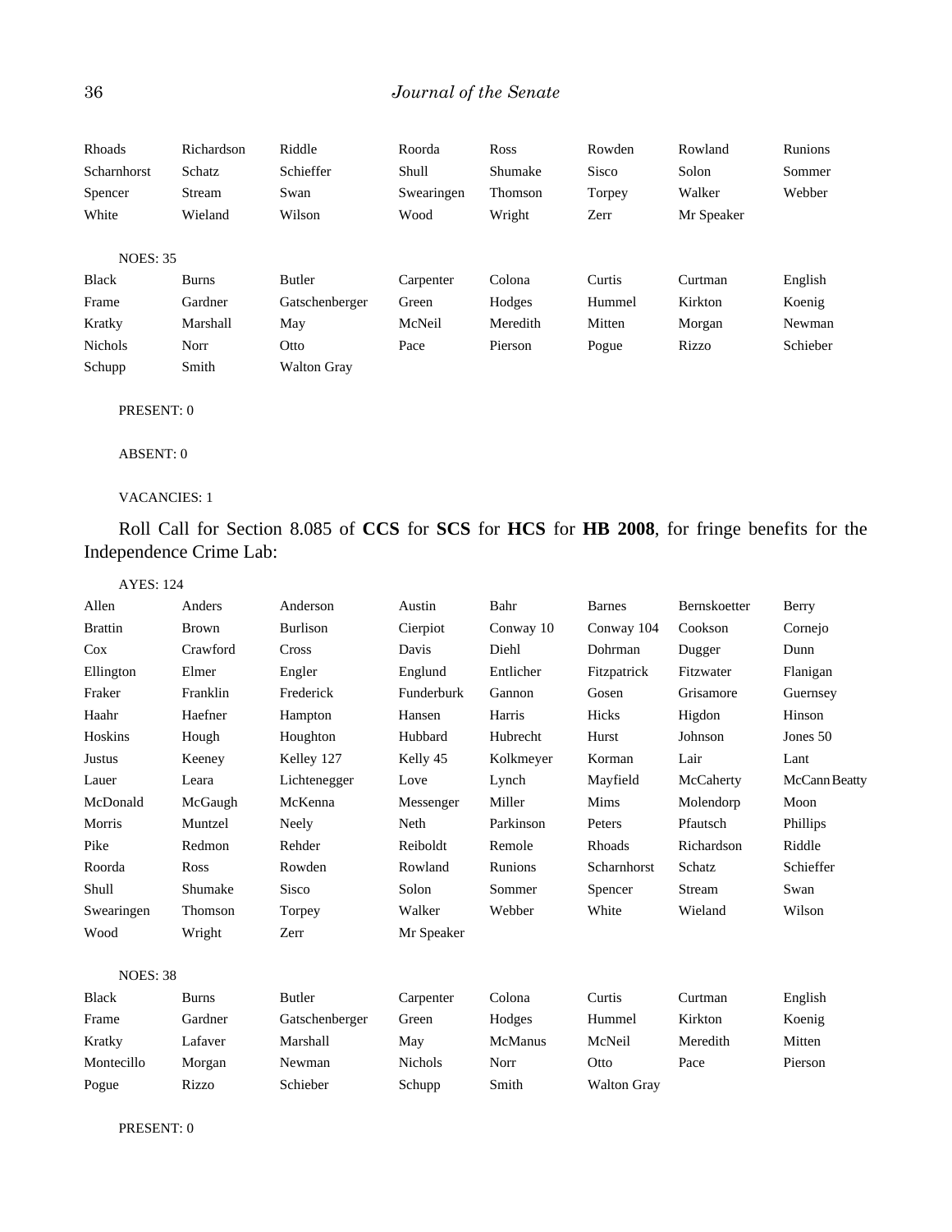| | | | | | | | |
|---|---|---|---|---|---|---|---|
| Rhoads | Richardson | Riddle | Roorda | Ross | Rowden | Rowland | Runions |
| Scharnhorst | Schatz | Schieffer | Shull | Shumake | Sisco | Solon | Sommer |
| Spencer | Stream | Swan | Swearingen | Thomson | Torpey | Walker | Webber |
| White | Wieland | Wilson | Wood | Wright | Zerr | Mr Speaker | |

NOES: 35

| | | | | | | | |
|---|---|---|---|---|---|---|---|
| Black | Burns | Butler | Carpenter | Colona | Curtis | Curtman | English |
| Frame | Gardner | Gatschenberger | Green | Hodges | Hummel | Kirkton | Koenig |
| Kratky | Marshall | May | McNeil | Meredith | Mitten | Morgan | Newman |
| Nichols | Norr | Otto | Pace | Pierson | Pogue | Rizzo | Schieber |
| Schupp | Smith | Walton Gray | | | | | |

PRESENT: 0

ABSENT: 0

VACANCIES: 1

Roll Call for Section 8.085 of **CCS** for **SCS** for **HCS** for **HB 2008**, for fringe benefits for the Independence Crime Lab:

AYES: 124

| | | | | | | | |
|---|---|---|---|---|---|---|---|
| Allen | Anders | Anderson | Austin | Bahr | Barnes | Bernskoetter | Berry |
| Brattin | Brown | Burlison | Cierpiot | Conway 10 | Conway 104 | Cookson | Cornejo |
| Cox | Crawford | Cross | Davis | Diehl | Dohrman | Dugger | Dunn |
| Ellington | Elmer | Engler | Englund | Entlicher | Fitzpatrick | Fitzwater | Flanigan |
| Fraker | Franklin | Frederick | Funderburk | Gannon | Gosen | Grisamore | Guernsey |
| Haahr | Haefner | Hampton | Hansen | Harris | Hicks | Higdon | Hinson |
| Hoskins | Hough | Houghton | Hubbard | Hubrecht | Hurst | Johnson | Jones 50 |
| Justus | Keeney | Kelley 127 | Kelly 45 | Kolkmeyer | Korman | Lair | Lant |
| Lauer | Leara | Lichtenegger | Love | Lynch | Mayfield | McCaherty | McCann Beatty |
| McDonald | McGaugh | McKenna | Messenger | Miller | Mims | Molendorp | Moon |
| Morris | Muntzel | Neely | Neth | Parkinson | Peters | Pfautsch | Phillips |
| Pike | Redmon | Rehder | Reiboldt | Remole | Rhoads | Richardson | Riddle |
| Roorda | Ross | Rowden | Rowland | Runions | Scharnhorst | Schatz | Schieffer |
| Shull | Shumake | Sisco | Solon | Sommer | Spencer | Stream | Swan |
| Swearingen | Thomson | Torpey | Walker | Webber | White | Wieland | Wilson |
| Wood | Wright | Zerr | Mr Speaker | | | | |

NOES: 38

| | | | | | | | |
|---|---|---|---|---|---|---|---|
| Black | Burns | Butler | Carpenter | Colona | Curtis | Curtman | English |
| Frame | Gardner | Gatschenberger | Green | Hodges | Hummel | Kirkton | Koenig |
| Kratky | Lafaver | Marshall | May | McManus | McNeil | Meredith | Mitten |
| Montecillo | Morgan | Newman | Nichols | Norr | Otto | Pace | Pierson |
| Pogue | Rizzo | Schieber | Schupp | Smith | Walton Gray | | |

PRESENT: 0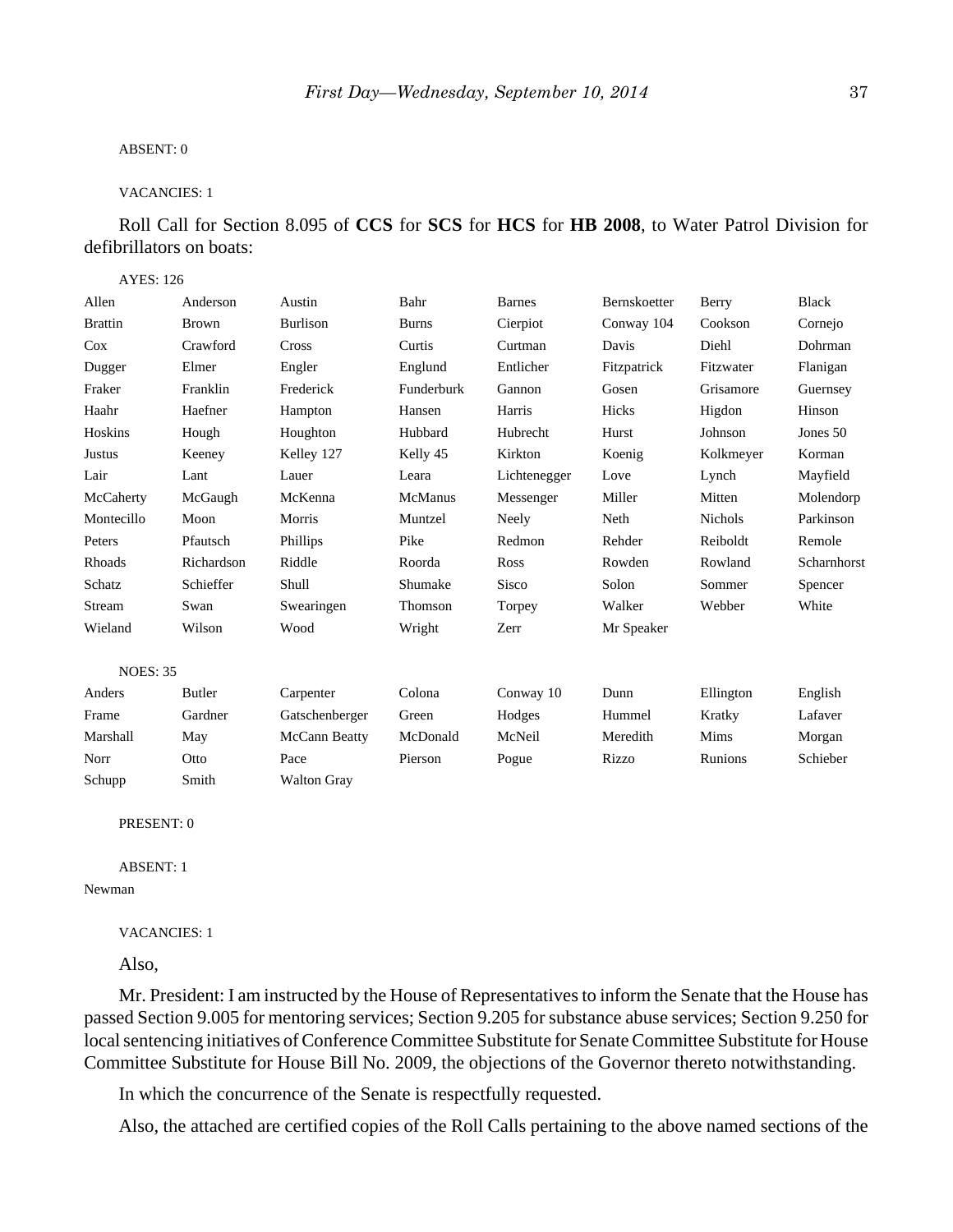ABSENT: 0

VACANCIES: 1

Roll Call for Section 8.095 of **CCS** for **SCS** for **HCS** for **HB 2008**, to Water Patrol Division for defibrillators on boats:

AYES: 126

| | | | | | | | |
|---|---|---|---|---|---|---|---|
| Allen | Anderson | Austin | Bahr | Barnes | Bernskoetter | Berry | Black |
| Brattin | Brown | Burlison | Burns | Cierpiot | Conway 104 | Cookson | Cornejo |
| Cox | Crawford | Cross | Curtis | Curtman | Davis | Diehl | Dohrman |
| Dugger | Elmer | Engler | Englund | Entlicher | Fitzpatrick | Fitzwater | Flanigan |
| Fraker | Franklin | Frederick | Funderburk | Gannon | Gosen | Grisamore | Guernsey |
| Haahr | Haefner | Hampton | Hansen | Harris | Hicks | Higdon | Hinson |
| Hoskins | Hough | Houghton | Hubbard | Hubrecht | Hurst | Johnson | Jones 50 |
| Justus | Keeney | Kelley 127 | Kelly 45 | Kirkton | Koenig | Kolkmeyer | Korman |
| Lair | Lant | Lauer | Leara | Lichtenegger | Love | Lynch | Mayfield |
| McCaherty | McGaugh | McKenna | McManus | Messenger | Miller | Mitten | Molendorp |
| Montecillo | Moon | Morris | Muntzel | Neely | Neth | Nichols | Parkinson |
| Peters | Pfautsch | Phillips | Pike | Redmon | Rehder | Reiboldt | Remole |
| Rhoads | Richardson | Riddle | Roorda | Ross | Rowden | Rowland | Scharnhorst |
| Schatz | Schieffer | Shull | Shumake | Sisco | Solon | Sommer | Spencer |
| Stream | Swan | Swearingen | Thomson | Torpey | Walker | Webber | White |
| Wieland | Wilson | Wood | Wright | Zerr | Mr Speaker | | |

NOES: 35

| | | | | | | | |
|---|---|---|---|---|---|---|---|
| Anders | Butler | Carpenter | Colona | Conway 10 | Dunn | Ellington | English |
| Frame | Gardner | Gatschenberger | Green | Hodges | Hummel | Kratky | Lafaver |
| Marshall | May | McCann Beatty | McDonald | McNeil | Meredith | Mims | Morgan |
| Norr | Otto | Pace | Pierson | Pogue | Rizzo | Runions | Schieber |
| Schupp | Smith | Walton Gray | | | | | |

PRESENT: 0

ABSENT: 1

Newman

VACANCIES: 1

Also,

Mr. President: I am instructed by the House of Representatives to inform the Senate that the House has passed Section 9.005 for mentoring services; Section 9.205 for substance abuse services; Section 9.250 for local sentencing initiatives of Conference Committee Substitute for Senate Committee Substitute for House Committee Substitute for House Bill No. 2009, the objections of the Governor thereto notwithstanding.

In which the concurrence of the Senate is respectfully requested.

Also, the attached are certified copies of the Roll Calls pertaining to the above named sections of the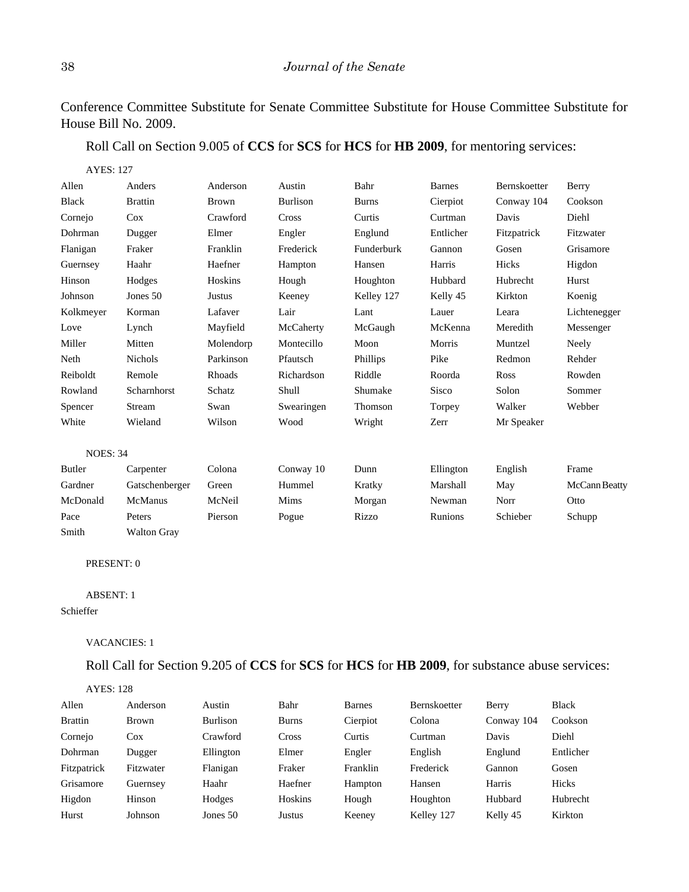Conference Committee Substitute for Senate Committee Substitute for House Committee Substitute for House Bill No. 2009.

Roll Call on Section 9.005 of **CCS** for **SCS** for **HCS** for **HB 2009**, for mentoring services:

AYES: 127

| | | | | | | | |
|---|---|---|---|---|---|---|---|
| Allen | Anders | Anderson | Austin | Bahr | Barnes | Bernskoetter | Berry |
| Black | Brattin | Brown | Burlison | Burns | Cierpiot | Conway 104 | Cookson |
| Cornejo | Cox | Crawford | Cross | Curtis | Curtman | Davis | Diehl |
| Dohrman | Dugger | Elmer | Engler | Englund | Entlicher | Fitzpatrick | Fitzwater |
| Flanigan | Fraker | Franklin | Frederick | Funderburk | Gannon | Gosen | Grisamore |
| Guernsey | Haahr | Haefner | Hampton | Hansen | Harris | Hicks | Higdon |
| Hinson | Hodges | Hoskins | Hough | Houghton | Hubbard | Hubrecht | Hurst |
| Johnson | Jones 50 | Justus | Keeney | Kelley 127 | Kelly 45 | Kirkton | Koenig |
| Kolkmeyer | Korman | Lafaver | Lair | Lant | Lauer | Leara | Lichtenegger |
| Love | Lynch | Mayfield | McCaherty | McGaugh | McKenna | Meredith | Messenger |
| Miller | Mitten | Molendorp | Montecillo | Moon | Morris | Muntzel | Neely |
| Neth | Nichols | Parkinson | Pfautsch | Phillips | Pike | Redmon | Rehder |
| Reiboldt | Remole | Rhoads | Richardson | Riddle | Roorda | Ross | Rowden |
| Rowland | Scharnhorst | Schatz | Shull | Shumake | Sisco | Solon | Sommer |
| Spencer | Stream | Swan | Swearingen | Thomson | Torpey | Walker | Webber |
| White | Wieland | Wilson | Wood | Wright | Zerr | Mr Speaker | |

NOES: 34

| | | | | | | | |
|---|---|---|---|---|---|---|---|
| Butler | Carpenter | Colona | Conway 10 | Dunn | Ellington | English | Frame |
| Gardner | Gatschenberger | Green | Hummel | Kratky | Marshall | May | McCann Beatty |
| McDonald | McManus | McNeil | Mims | Morgan | Newman | Norr | Otto |
| Pace | Peters | Pierson | Pogue | Rizzo | Runions | Schieber | Schupp |
| Smith | Walton Gray | | | | | | |

PRESENT: 0

ABSENT: 1

Schieffer

VACANCIES: 1

Roll Call for Section 9.205 of **CCS** for **SCS** for **HCS** for **HB 2009**, for substance abuse services:

AYES: 128

| | | | | | | | |
|---|---|---|---|---|---|---|---|
| Allen | Anderson | Austin | Bahr | Barnes | Bernskoetter | Berry | Black |
| Brattin | Brown | Burlison | Burns | Cierpiot | Colona | Conway 104 | Cookson |
| Cornejo | Cox | Crawford | Cross | Curtis | Curtman | Davis | Diehl |
| Dohrman | Dugger | Ellington | Elmer | Engler | English | Englund | Entlicher |
| Fitzpatrick | Fitzwater | Flanigan | Fraker | Franklin | Frederick | Gannon | Gosen |
| Grisamore | Guernsey | Haahr | Haefner | Hampton | Hansen | Harris | Hicks |
| Higdon | Hinson | Hodges | Hoskins | Hough | Houghton | Hubbard | Hubrecht |
| Hurst | Johnson | Jones 50 | Justus | Keeney | Kelley 127 | Kelly 45 | Kirkton |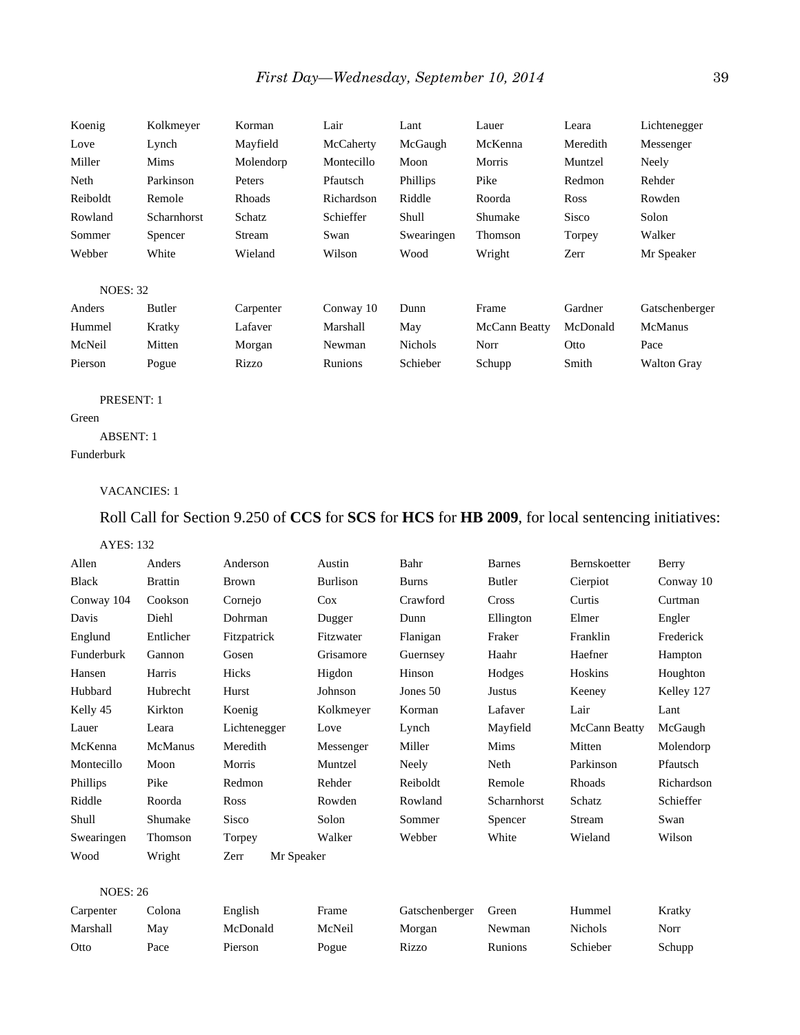| Koenig | Kolkmeyer | Korman | Lair | Lant | Lauer | Leara | Lichtenegger |
|---|---|---|---|---|---|---|---|
| Love | Lynch | Mayfield | McCaherty | McGaugh | McKenna | Meredith | Messenger |
| Miller | Mims | Molendorp | Montecillo | Moon | Morris | Muntzel | Neely |
| Neth | Parkinson | Peters | Pfautsch | Phillips | Pike | Redmon | Rehder |
| Reiboldt | Remole | Rhoads | Richardson | Riddle | Roorda | Ross | Rowden |
| Rowland | Scharnhorst | Schatz | Schieffer | Shull | Shumake | Sisco | Solon |
| Sommer | Spencer | Stream | Swan | Swearingen | Thomson | Torpey | Walker |
| Webber | White | Wieland | Wilson | Wood | Wright | Zerr | Mr Speaker |

NOES: 32

| Anders | Butler | Carpenter | Conway 10 | Dunn | Frame | Gardner | Gatschenberger |
|---|---|---|---|---|---|---|---|
| Hummel | Kratky | Lafaver | Marshall | May | McCann Beatty | McDonald | McManus |
| McNeil | Mitten | Morgan | Newman | Nichols | Norr | Otto | Pace |
| Pierson | Pogue | Rizzo | Runions | Schieber | Schupp | Smith | Walton Gray |

PRESENT: 1

Green

ABSENT: 1

Funderburk

VACANCIES: 1

Roll Call for Section 9.250 of **CCS** for **SCS** for **HCS** for **HB 2009**, for local sentencing initiatives:

AYES: 132

| Allen | Anders | Anderson | Austin | Bahr | Barnes | Bernskoetter | Berry |
|---|---|---|---|---|---|---|---|
| Black | Brattin | Brown | Burlison | Burns | Butler | Cierpiot | Conway 10 |
| Conway 104 | Cookson | Cornejo | Cox | Crawford | Cross | Curtis | Curtman |
| Davis | Diehl | Dohrman | Dugger | Dunn | Ellington | Elmer | Engler |
| Englund | Entlicher | Fitzpatrick | Fitzwater | Flanigan | Fraker | Franklin | Frederick |
| Funderburk | Gannon | Gosen | Grisamore | Guernsey | Haahr | Haefner | Hampton |
| Hansen | Harris | Hicks | Higdon | Hinson | Hodges | Hoskins | Houghton |
| Hubbard | Hubrecht | Hurst | Johnson | Jones 50 | Justus | Keeney | Kelley 127 |
| Kelly 45 | Kirkton | Koenig | Kolkmeyer | Korman | Lafaver | Lair | Lant |
| Lauer | Leara | Lichtenegger | Love | Lynch | Mayfield | McCann Beatty | McGaugh |
| McKenna | McManus | Meredith | Messenger | Miller | Mims | Mitten | Molendorp |
| Montecillo | Moon | Morris | Muntzel | Neely | Neth | Parkinson | Pfautsch |
| Phillips | Pike | Redmon | Rehder | Reiboldt | Remole | Rhoads | Richardson |
| Riddle | Roorda | Ross | Rowden | Rowland | Scharnhorst | Schatz | Schieffer |
| Shull | Shumake | Sisco | Solon | Sommer | Spencer | Stream | Swan |
| Swearingen | Thomson | Torpey | Walker | Webber | White | Wieland | Wilson |
| Wood | Wright | Zerr | Mr Speaker | | | | |

NOES: 26

| Carpenter | Colona | English | Frame | Gatschenberger | Green | Hummel | Kratky |
|---|---|---|---|---|---|---|---|
| Marshall | May | McDonald | McNeil | Morgan | Newman | Nichols | Norr |
| Otto | Pace | Pierson | Pogue | Rizzo | Runions | Schieber | Schupp |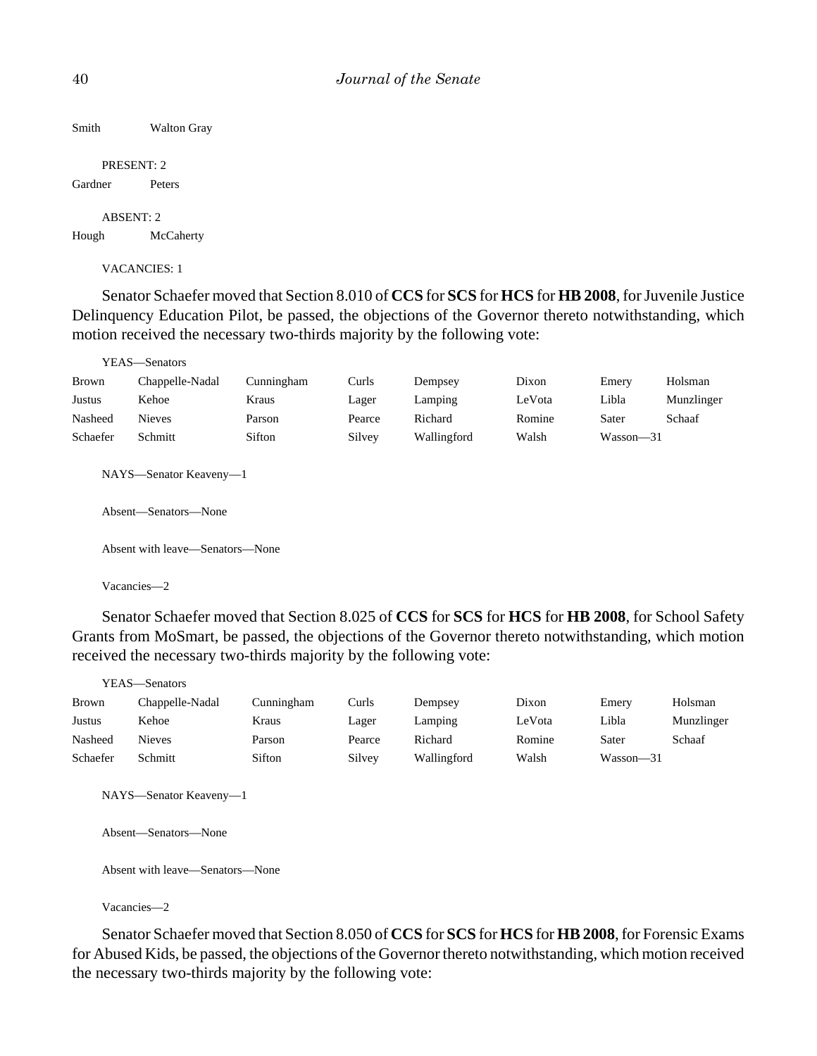Smith Walton Gray

PRESENT: 2

Gardner Peters

ABSENT: 2

Hough McCaherty

VACANCIES: 1

Senator Schaefer moved that Section 8.010 of **CCS** for **SCS** for **HCS** for **HB 2008**, for Juvenile Justice Delinquency Education Pilot, be passed, the objections of the Governor thereto notwithstanding, which motion received the necessary two-thirds majority by the following vote:

YEAS—Senators

| | | | | | | | |
|---|---|---|---|---|---|---|---|
| Brown | Chappelle-Nadal | Cunningham | Curls | Dempsey | Dixon | Emery | Holsman |
| Justus | Kehoe | Kraus | Lager | Lamping | LeVota | Libla | Munzlinger |
| Nasheed | Nieves | Parson | Pearce | Richard | Romine | Sater | Schaaf |
| Schaefer | Schmitt | Sifton | Silvey | Wallingford | Walsh | Wasson—31 | |

NAYS—Senator Keaveny—1

Absent—Senators—None

Absent with leave—Senators—None

Vacancies—2

Senator Schaefer moved that Section 8.025 of **CCS** for **SCS** for **HCS** for **HB 2008**, for School Safety Grants from MoSmart, be passed, the objections of the Governor thereto notwithstanding, which motion received the necessary two-thirds majority by the following vote:

YEAS—Senators

| | | | | | | | |
|---|---|---|---|---|---|---|---|
| Brown | Chappelle-Nadal | Cunningham | Curls | Dempsey | Dixon | Emery | Holsman |
| Justus | Kehoe | Kraus | Lager | Lamping | LeVota | Libla | Munzlinger |
| Nasheed | Nieves | Parson | Pearce | Richard | Romine | Sater | Schaaf |
| Schaefer | Schmitt | Sifton | Silvey | Wallingford | Walsh | Wasson—31 | |

NAYS—Senator Keaveny—1

Absent—Senators—None

Absent with leave—Senators—None

Vacancies—2

Senator Schaefer moved that Section 8.050 of **CCS** for **SCS** for **HCS** for **HB 2008**, for Forensic Exams for Abused Kids, be passed, the objections of the Governor thereto notwithstanding, which motion received the necessary two-thirds majority by the following vote: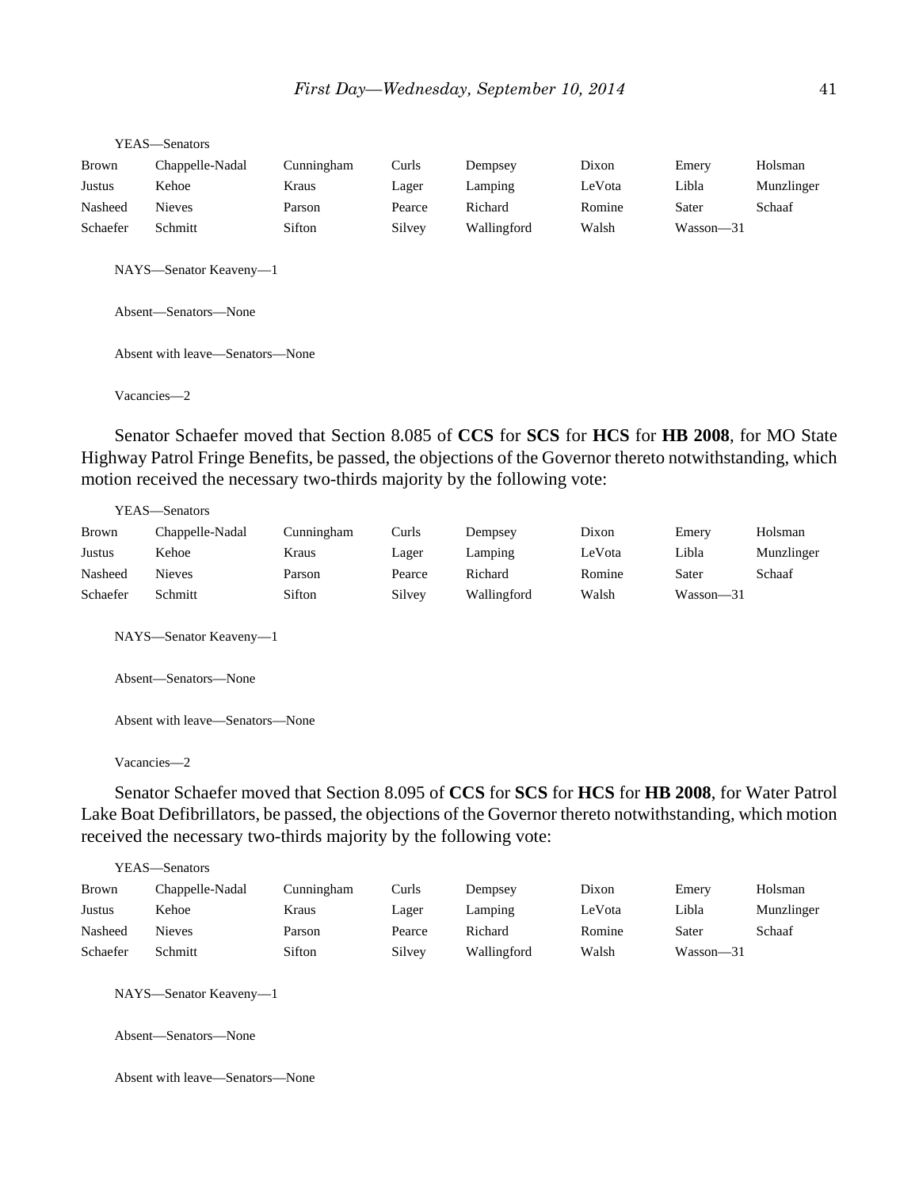YEAS—Senators

| | | | | | | | |
|---|---|---|---|---|---|---|---|
| Brown | Chappelle-Nadal | Cunningham | Curls | Dempsey | Dixon | Emery | Holsman |
| Justus | Kehoe | Kraus | Lager | Lamping | LeVota | Libla | Munzlinger |
| Nasheed | Nieves | Parson | Pearce | Richard | Romine | Sater | Schaaf |
| Schaefer | Schmitt | Sifton | Silvey | Wallingford | Walsh | Wasson—31 | |

NAYS—Senator Keaveny—1

Absent—Senators—None

Absent with leave—Senators—None

Vacancies—2

Senator Schaefer moved that Section 8.085 of **CCS** for **SCS** for **HCS** for **HB 2008**, for MO State Highway Patrol Fringe Benefits, be passed, the objections of the Governor thereto notwithstanding, which motion received the necessary two-thirds majority by the following vote:

YEAS—Senators

| | | | | | | | |
|---|---|---|---|---|---|---|---|
| Brown | Chappelle-Nadal | Cunningham | Curls | Dempsey | Dixon | Emery | Holsman |
| Justus | Kehoe | Kraus | Lager | Lamping | LeVota | Libla | Munzlinger |
| Nasheed | Nieves | Parson | Pearce | Richard | Romine | Sater | Schaaf |
| Schaefer | Schmitt | Sifton | Silvey | Wallingford | Walsh | Wasson—31 | |

NAYS—Senator Keaveny—1

Absent—Senators—None

Absent with leave—Senators—None

Vacancies—2

Senator Schaefer moved that Section 8.095 of **CCS** for **SCS** for **HCS** for **HB 2008**, for Water Patrol Lake Boat Defibrillators, be passed, the objections of the Governor thereto notwithstanding, which motion received the necessary two-thirds majority by the following vote:

YEAS—Senators

| | | | | | | | |
|---|---|---|---|---|---|---|---|
| Brown | Chappelle-Nadal | Cunningham | Curls | Dempsey | Dixon | Emery | Holsman |
| Justus | Kehoe | Kraus | Lager | Lamping | LeVota | Libla | Munzlinger |
| Nasheed | Nieves | Parson | Pearce | Richard | Romine | Sater | Schaaf |
| Schaefer | Schmitt | Sifton | Silvey | Wallingford | Walsh | Wasson—31 | |

NAYS—Senator Keaveny—1

Absent—Senators—None

Absent with leave—Senators—None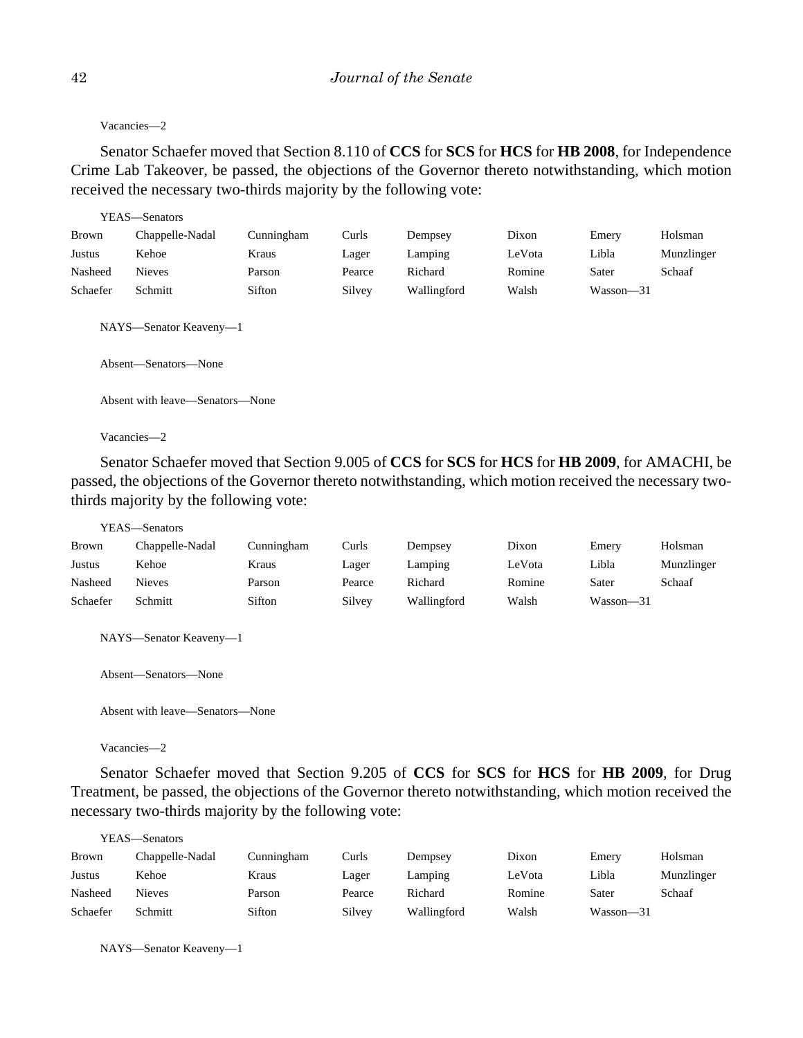Vacancies—2

Senator Schaefer moved that Section 8.110 of **CCS** for **SCS** for **HCS** for **HB 2008**, for Independence Crime Lab Takeover, be passed, the objections of the Governor thereto notwithstanding, which motion received the necessary two-thirds majority by the following vote:

YEAS—Senators

| | | | | | | | |
|---|---|---|---|---|---|---|---|
| Brown | Chappelle-Nadal | Cunningham | Curls | Dempsey | Dixon | Emery | Holsman |
| Justus | Kehoe | Kraus | Lager | Lamping | LeVota | Libla | Munzlinger |
| Nasheed | Nieves | Parson | Pearce | Richard | Romine | Sater | Schaaf |
| Schaefer | Schmitt | Sifton | Silvey | Wallingford | Walsh | Wasson—31 | |

NAYS—Senator Keaveny—1

Absent—Senators—None

Absent with leave—Senators—None

Vacancies—2

Senator Schaefer moved that Section 9.005 of **CCS** for **SCS** for **HCS** for **HB 2009**, for AMACHI, be passed, the objections of the Governor thereto notwithstanding, which motion received the necessary two-thirds majority by the following vote:

YEAS—Senators

| | | | | | | | |
|---|---|---|---|---|---|---|---|
| Brown | Chappelle-Nadal | Cunningham | Curls | Dempsey | Dixon | Emery | Holsman |
| Justus | Kehoe | Kraus | Lager | Lamping | LeVota | Libla | Munzlinger |
| Nasheed | Nieves | Parson | Pearce | Richard | Romine | Sater | Schaaf |
| Schaefer | Schmitt | Sifton | Silvey | Wallingford | Walsh | Wasson—31 | |

NAYS—Senator Keaveny—1

Absent—Senators—None

Absent with leave—Senators—None

Vacancies—2

Senator Schaefer moved that Section 9.205 of **CCS** for **SCS** for **HCS** for **HB 2009**, for Drug Treatment, be passed, the objections of the Governor thereto notwithstanding, which motion received the necessary two-thirds majority by the following vote:

YEAS—Senators

| | | | | | | | |
|---|---|---|---|---|---|---|---|
| Brown | Chappelle-Nadal | Cunningham | Curls | Dempsey | Dixon | Emery | Holsman |
| Justus | Kehoe | Kraus | Lager | Lamping | LeVota | Libla | Munzlinger |
| Nasheed | Nieves | Parson | Pearce | Richard | Romine | Sater | Schaaf |
| Schaefer | Schmitt | Sifton | Silvey | Wallingford | Walsh | Wasson—31 | |

NAYS—Senator Keaveny—1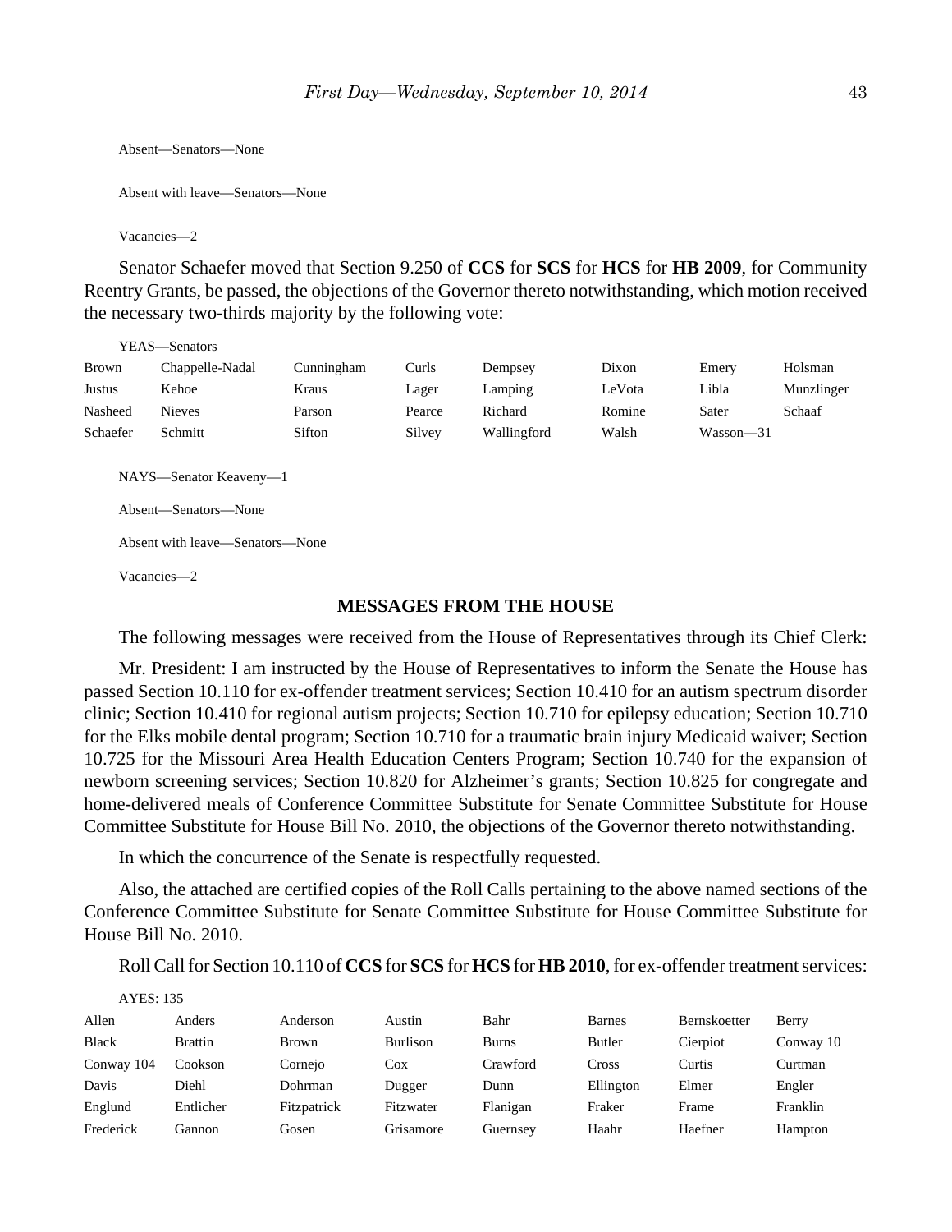Absent—Senators—None

Absent with leave—Senators—None

Vacancies—2

Senator Schaefer moved that Section 9.250 of **CCS** for **SCS** for **HCS** for **HB 2009**, for Community Reentry Grants, be passed, the objections of the Governor thereto notwithstanding, which motion received the necessary two-thirds majority by the following vote:

YEAS—Senators

| | | | | | | | |
|---|---|---|---|---|---|---|---|
| Brown | Chappelle-Nadal | Cunningham | Curls | Dempsey | Dixon | Emery | Holsman |
| Justus | Kehoe | Kraus | Lager | Lamping | LeVota | Libla | Munzlinger |
| Nasheed | Nieves | Parson | Pearce | Richard | Romine | Sater | Schaaf |
| Schaefer | Schmitt | Sifton | Silvey | Wallingford | Walsh | Wasson—31 | |

NAYS—Senator Keaveny—1

Absent—Senators—None

Absent with leave—Senators—None

Vacancies—2

## MESSAGES FROM THE HOUSE

The following messages were received from the House of Representatives through its Chief Clerk:

Mr. President: I am instructed by the House of Representatives to inform the Senate the House has passed Section 10.110 for ex-offender treatment services; Section 10.410 for an autism spectrum disorder clinic; Section 10.410 for regional autism projects; Section 10.710 for epilepsy education; Section 10.710 for the Elks mobile dental program; Section 10.710 for a traumatic brain injury Medicaid waiver; Section 10.725 for the Missouri Area Health Education Centers Program; Section 10.740 for the expansion of newborn screening services; Section 10.820 for Alzheimer's grants; Section 10.825 for congregate and home-delivered meals of Conference Committee Substitute for Senate Committee Substitute for House Committee Substitute for House Bill No. 2010, the objections of the Governor thereto notwithstanding.

In which the concurrence of the Senate is respectfully requested.

Also, the attached are certified copies of the Roll Calls pertaining to the above named sections of the Conference Committee Substitute for Senate Committee Substitute for House Committee Substitute for House Bill No. 2010.

Roll Call for Section 10.110 of **CCS** for **SCS** for **HCS** for **HB 2010**, for ex-offender treatment services:

AYES: 135

| | | | | | | | |
|---|---|---|---|---|---|---|---|
| Allen | Anders | Anderson | Austin | Bahr | Barnes | Bernskoetter | Berry |
| Black | Brattin | Brown | Burlison | Burns | Butler | Cierpiot | Conway 10 |
| Conway 104 | Cookson | Cornejo | Cox | Crawford | Cross | Curtis | Curtman |
| Davis | Diehl | Dohrman | Dugger | Dunn | Ellington | Elmer | Engler |
| Englund | Entlicher | Fitzpatrick | Fitzwater | Flanigan | Fraker | Frame | Franklin |
| Frederick | Gannon | Gosen | Grisamore | Guernsey | Haahr | Haefner | Hampton |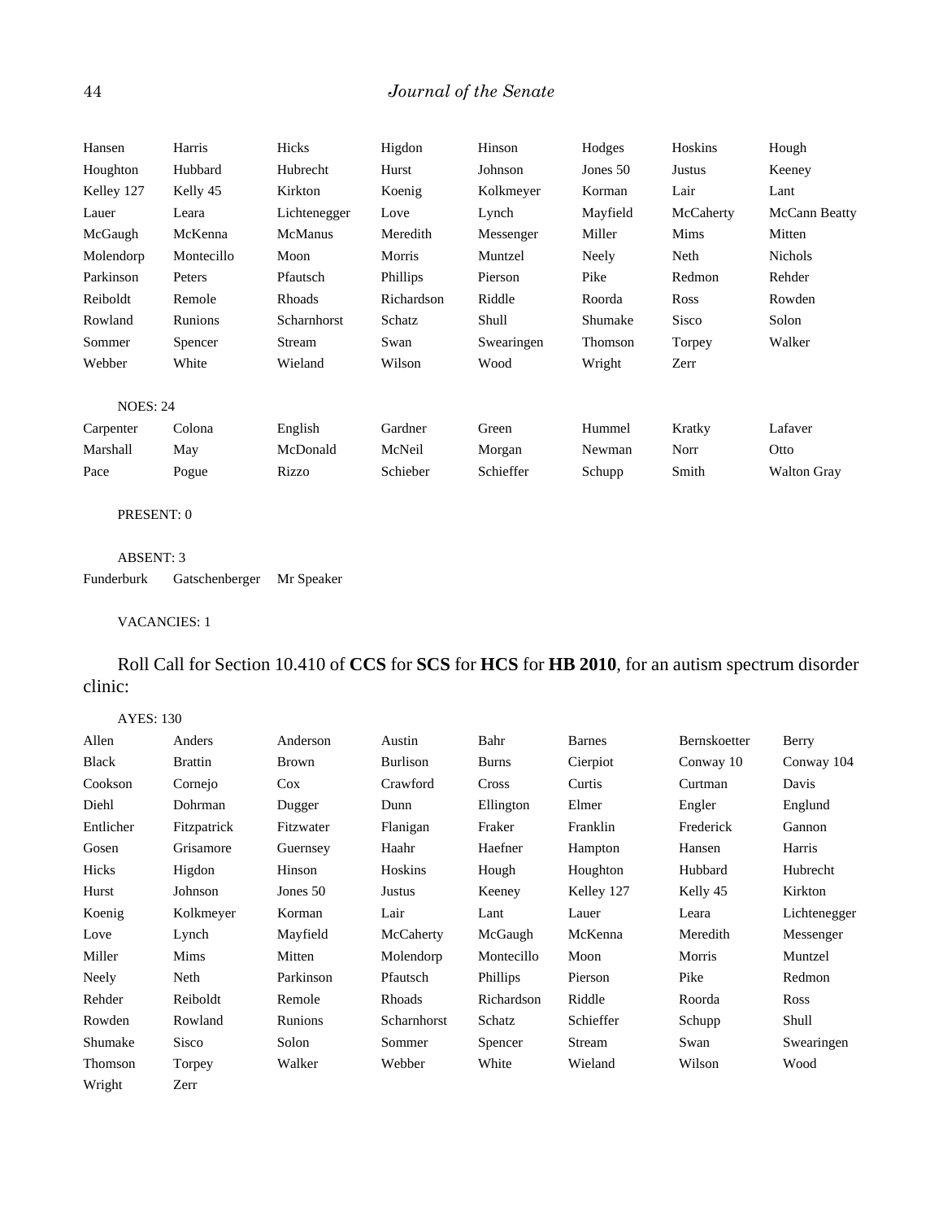| | | | | | | | |
|---|---|---|---|---|---|---|---|
| Hansen | Harris | Hicks | Higdon | Hinson | Hodges | Hoskins | Hough |
| Houghton | Hubbard | Hubrecht | Hurst | Johnson | Jones 50 | Justus | Keeney |
| Kelley 127 | Kelly 45 | Kirkton | Koenig | Kolkmeyer | Korman | Lair | Lant |
| Lauer | Leara | Lichtenegger | Love | Lynch | Mayfield | McCaherty | McCann Beatty |
| McGaugh | McKenna | McManus | Meredith | Messenger | Miller | Mims | Mitten |
| Molendorp | Montecillo | Moon | Morris | Muntzel | Neely | Neth | Nichols |
| Parkinson | Peters | Pfautsch | Phillips | Pierson | Pike | Redmon | Rehder |
| Reiboldt | Remole | Rhoads | Richardson | Riddle | Roorda | Ross | Rowden |
| Rowland | Runions | Scharnhorst | Schatz | Shull | Shumake | Sisco | Solon |
| Sommer | Spencer | Stream | Swan | Swearingen | Thomson | Torpey | Walker |
| Webber | White | Wieland | Wilson | Wood | Wright | Zerr | |

NOES: 24

| | | | | | | | |
|---|---|---|---|---|---|---|---|
| Carpenter | Colona | English | Gardner | Green | Hummel | Kratky | Lafaver |
| Marshall | May | McDonald | McNeil | Morgan | Newman | Norr | Otto |
| Pace | Pogue | Rizzo | Schieber | Schieffer | Schupp | Smith | Walton Gray |

PRESENT: 0

ABSENT: 3

Funderburk Gatschenberger Mr Speaker

VACANCIES: 1

Roll Call for Section 10.410 of **CCS** for **SCS** for **HCS** for **HB 2010**, for an autism spectrum disorder clinic:

AYES: 130

| | | | | | | | |
|---|---|---|---|---|---|---|---|
| Allen | Anders | Anderson | Austin | Bahr | Barnes | Bernskoetter | Berry |
| Black | Brattin | Brown | Burlison | Burns | Cierpiot | Conway 10 | Conway 104 |
| Cookson | Cornejo | Cox | Crawford | Cross | Curtis | Curtman | Davis |
| Diehl | Dohrman | Dugger | Dunn | Ellington | Elmer | Engler | Englund |
| Entlicher | Fitzpatrick | Fitzwater | Flanigan | Fraker | Franklin | Frederick | Gannon |
| Gosen | Grisamore | Guernsey | Haahr | Haefner | Hampton | Hansen | Harris |
| Hicks | Higdon | Hinson | Hoskins | Hough | Houghton | Hubbard | Hubrecht |
| Hurst | Johnson | Jones 50 | Justus | Keeney | Kelley 127 | Kelly 45 | Kirkton |
| Koenig | Kolkmeyer | Korman | Lair | Lant | Lauer | Leara | Lichtenegger |
| Love | Lynch | Mayfield | McCaherty | McGaugh | McKenna | Meredith | Messenger |
| Miller | Mims | Mitten | Molendorp | Montecillo | Moon | Morris | Muntzel |
| Neely | Neth | Parkinson | Pfautsch | Phillips | Pierson | Pike | Redmon |
| Rehder | Reiboldt | Remole | Rhoads | Richardson | Riddle | Roorda | Ross |
| Rowden | Rowland | Runions | Scharnhorst | Schatz | Schieffer | Schupp | Shull |
| Shumake | Sisco | Solon | Sommer | Spencer | Stream | Swan | Swearingen |
| Thomson | Torpey | Walker | Webber | White | Wieland | Wilson | Wood |
| Wright | Zerr | | | | | | |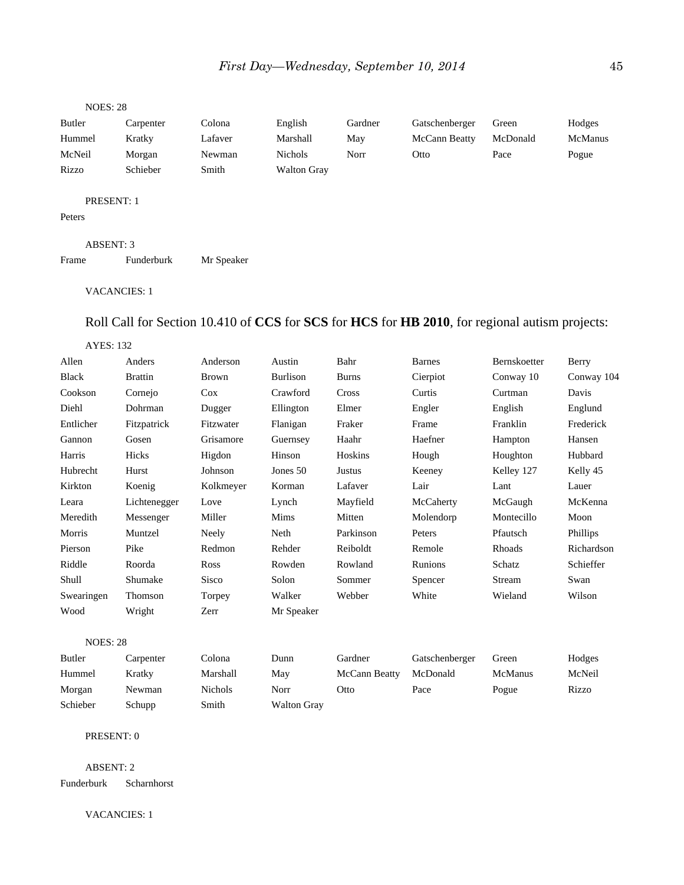NOES: 28

| | | | | | | | |
|---|---|---|---|---|---|---|---|
| Butler | Carpenter | Colona | English | Gardner | Gatschenberger | Green | Hodges |
| Hummel | Kratky | Lafaver | Marshall | May | McCann Beatty | McDonald | McManus |
| McNeil | Morgan | Newman | Nichols | Norr | Otto | Pace | Pogue |
| Rizzo | Schieber | Smith | Walton Gray | | | | |

PRESENT: 1

Peters

ABSENT: 3

Frame    Funderburk    Mr Speaker

VACANCIES: 1

Roll Call for Section 10.410 of **CCS** for **SCS** for **HCS** for **HB 2010**, for regional autism projects:

AYES: 132

| | | | | | | | |
|---|---|---|---|---|---|---|---|
| Allen | Anders | Anderson | Austin | Bahr | Barnes | Bernskoetter | Berry |
| Black | Brattin | Brown | Burlison | Burns | Cierpiot | Conway 10 | Conway 104 |
| Cookson | Cornejo | Cox | Crawford | Cross | Curtis | Curtman | Davis |
| Diehl | Dohrman | Dugger | Ellington | Elmer | Engler | English | Englund |
| Entlicher | Fitzpatrick | Fitzwater | Flanigan | Fraker | Frame | Franklin | Frederick |
| Gannon | Gosen | Grisamore | Guernsey | Haahr | Haefner | Hampton | Hansen |
| Harris | Hicks | Higdon | Hinson | Hoskins | Hough | Houghton | Hubbard |
| Hubrecht | Hurst | Johnson | Jones 50 | Justus | Keeney | Kelley 127 | Kelly 45 |
| Kirkton | Koenig | Kolkmeyer | Korman | Lafaver | Lair | Lant | Lauer |
| Leara | Lichtenegger | Love | Lynch | Mayfield | McCaherty | McGaugh | McKenna |
| Meredith | Messenger | Miller | Mims | Mitten | Molendorp | Montecillo | Moon |
| Morris | Muntzel | Neely | Neth | Parkinson | Peters | Pfautsch | Phillips |
| Pierson | Pike | Redmon | Rehder | Reiboldt | Remole | Rhoads | Richardson |
| Riddle | Roorda | Ross | Rowden | Rowland | Runions | Schatz | Schieffer |
| Shull | Shumake | Sisco | Solon | Sommer | Spencer | Stream | Swan |
| Swearingen | Thomson | Torpey | Walker | Webber | White | Wieland | Wilson |
| Wood | Wright | Zerr | Mr Speaker | | | | |

NOES: 28

| | | | | | | | |
|---|---|---|---|---|---|---|---|
| Butler | Carpenter | Colona | Dunn | Gardner | Gatschenberger | Green | Hodges |
| Hummel | Kratky | Marshall | May | McCann Beatty | McDonald | McManus | McNeil |
| Morgan | Newman | Nichols | Norr | Otto | Pace | Pogue | Rizzo |
| Schieber | Schupp | Smith | Walton Gray | | | | |

PRESENT: 0

ABSENT: 2

Funderburk    Scharnhorst

VACANCIES: 1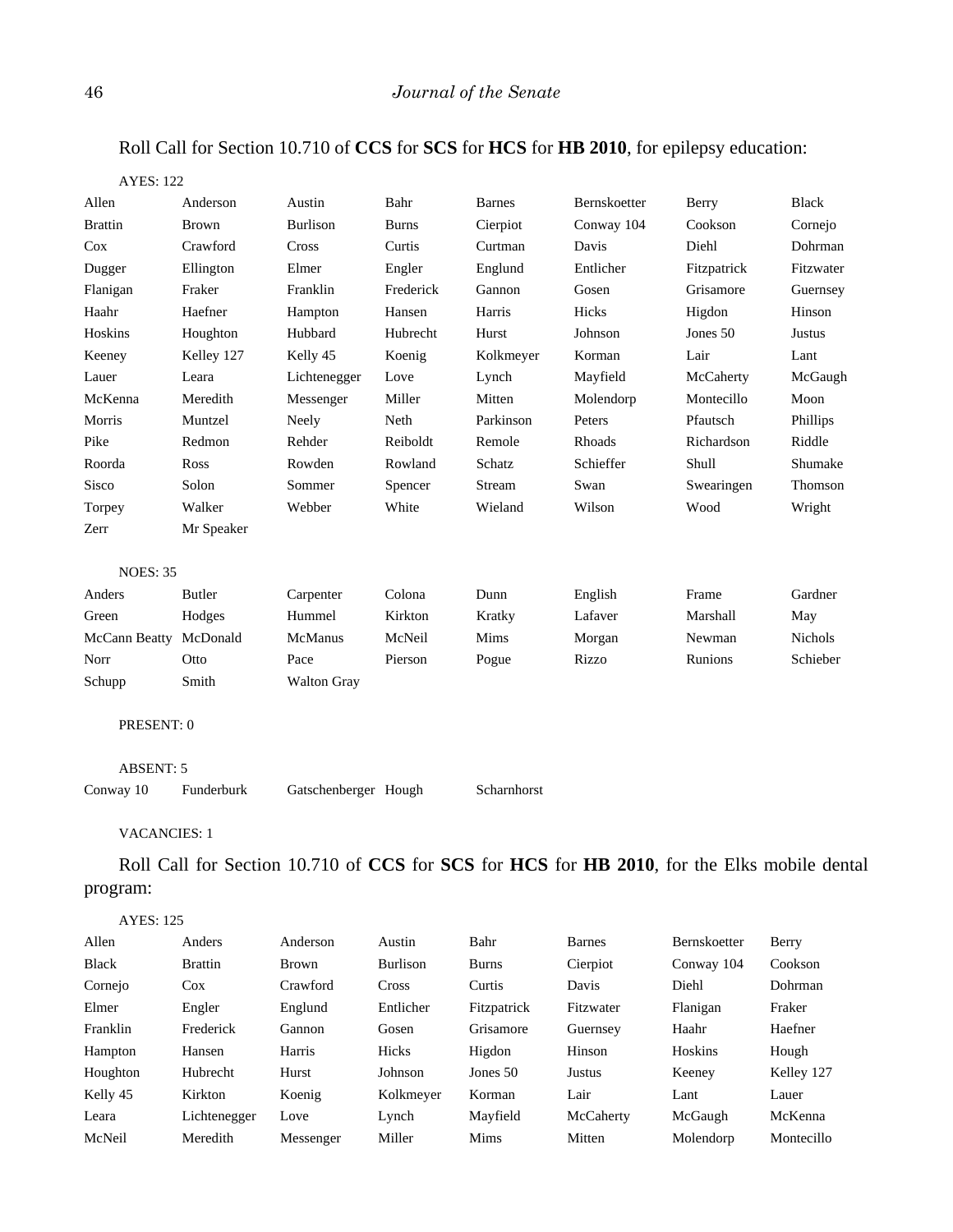Roll Call for Section 10.710 of **CCS** for **SCS** for **HCS** for **HB 2010**, for epilepsy education:

AYES: 122

| | | | | | | | |
|---|---|---|---|---|---|---|---|
| Allen | Anderson | Austin | Bahr | Barnes | Bernskoetter | Berry | Black |
| Brattin | Brown | Burlison | Burns | Cierpiot | Conway 104 | Cookson | Cornejo |
| Cox | Crawford | Cross | Curtis | Curtman | Davis | Diehl | Dohrman |
| Dugger | Ellington | Elmer | Engler | Englund | Entlicher | Fitzpatrick | Fitzwater |
| Flanigan | Fraker | Franklin | Frederick | Gannon | Gosen | Grisamore | Guernsey |
| Haahr | Haefner | Hampton | Hansen | Harris | Hicks | Higdon | Hinson |
| Hoskins | Houghton | Hubbard | Hubrecht | Hurst | Johnson | Jones 50 | Justus |
| Keeney | Kelley 127 | Kelly 45 | Koenig | Kolkmeyer | Korman | Lair | Lant |
| Lauer | Leara | Lichtenegger | Love | Lynch | Mayfield | McCaherty | McGaugh |
| McKenna | Meredith | Messenger | Miller | Mitten | Molendorp | Montecillo | Moon |
| Morris | Muntzel | Neely | Neth | Parkinson | Peters | Pfautsch | Phillips |
| Pike | Redmon | Rehder | Reiboldt | Remole | Rhoads | Richardson | Riddle |
| Roorda | Ross | Rowden | Rowland | Schatz | Schieffer | Shull | Shumake |
| Sisco | Solon | Sommer | Spencer | Stream | Swan | Swearingen | Thomson |
| Torpey | Walker | Webber | White | Wieland | Wilson | Wood | Wright |
| Zerr | Mr Speaker | | | | | | |

NOES: 35

| | | | | | | | |
|---|---|---|---|---|---|---|---|
| Anders | Butler | Carpenter | Colona | Dunn | English | Frame | Gardner |
| Green | Hodges | Hummel | Kirkton | Kratky | Lafaver | Marshall | May |
| McCann Beatty | McDonald | McManus | McNeil | Mims | Morgan | Newman | Nichols |
| Norr | Otto | Pace | Pierson | Pogue | Rizzo | Runions | Schieber |
| Schupp | Smith | Walton Gray | | | | | |

PRESENT: 0

ABSENT: 5

| | | | | |
|---|---|---|---|---|
| Conway 10 | Funderburk | Gatschenberger | Hough | Scharnhorst |

VACANCIES: 1

Roll Call for Section 10.710 of **CCS** for **SCS** for **HCS** for **HB 2010**, for the Elks mobile dental program:

AYES: 125

| | | | | | | | |
|---|---|---|---|---|---|---|---|
| Allen | Anders | Anderson | Austin | Bahr | Barnes | Bernskoetter | Berry |
| Black | Brattin | Brown | Burlison | Burns | Cierpiot | Conway 104 | Cookson |
| Cornejo | Cox | Crawford | Cross | Curtis | Davis | Diehl | Dohrman |
| Elmer | Engler | Englund | Entlicher | Fitzpatrick | Fitzwater | Flanigan | Fraker |
| Franklin | Frederick | Gannon | Gosen | Grisamore | Guernsey | Haahr | Haefner |
| Hampton | Hansen | Harris | Hicks | Higdon | Hinson | Hoskins | Hough |
| Houghton | Hubrecht | Hurst | Johnson | Jones 50 | Justus | Keeney | Kelley 127 |
| Kelly 45 | Kirkton | Koenig | Kolkmeyer | Korman | Lair | Lant | Lauer |
| Leara | Lichtenegger | Love | Lynch | Mayfield | McCaherty | McGaugh | McKenna |
| McNeil | Meredith | Messenger | Miller | Mims | Mitten | Molendorp | Montecillo |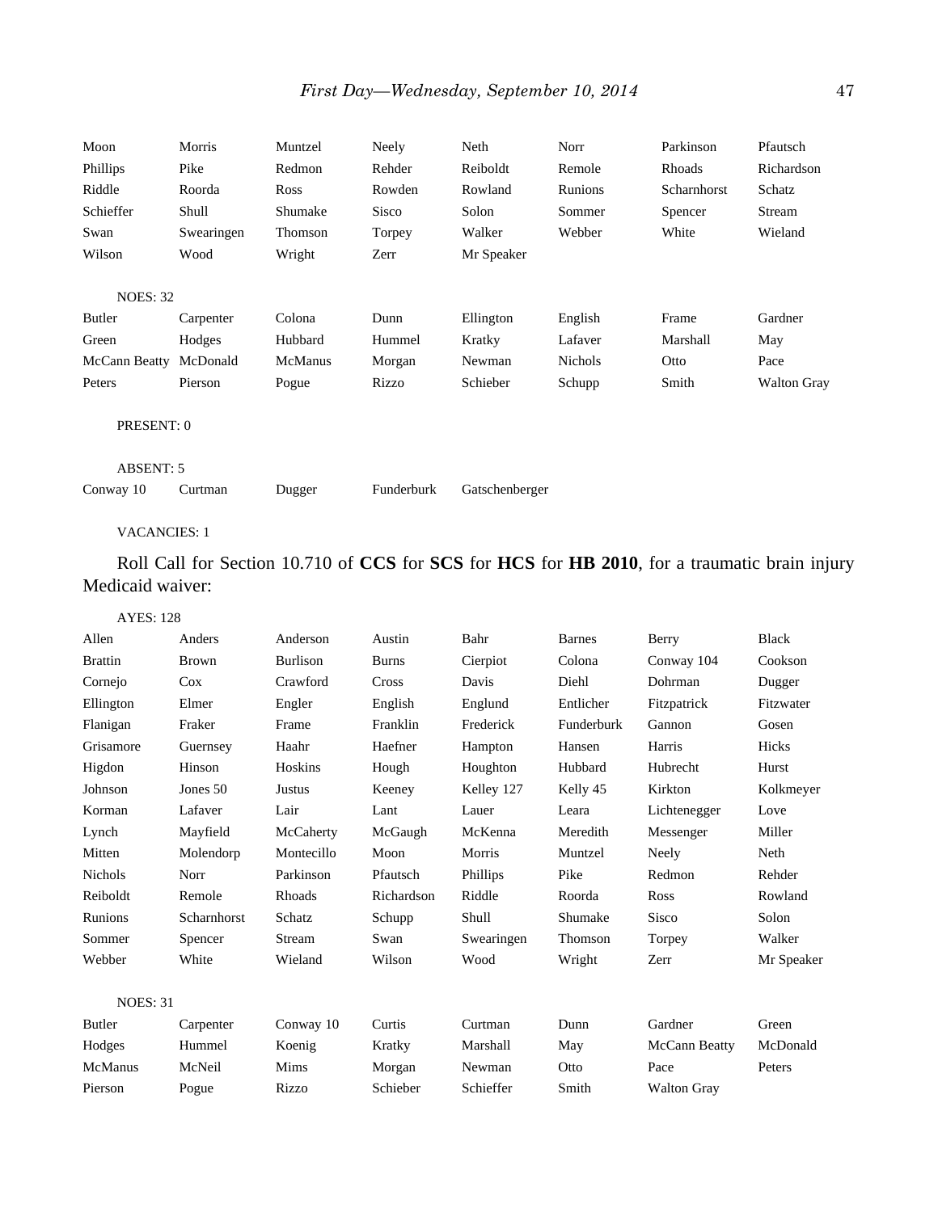| | | | | | | | |
|---|---|---|---|---|---|---|---|
| Moon | Morris | Muntzel | Neely | Neth | Norr | Parkinson | Pfautsch |
| Phillips | Pike | Redmon | Rehder | Reiboldt | Remole | Rhoads | Richardson |
| Riddle | Roorda | Ross | Rowden | Rowland | Runions | Scharnhorst | Schatz |
| Schieffer | Shull | Shumake | Sisco | Solon | Sommer | Spencer | Stream |
| Swan | Swearingen | Thomson | Torpey | Walker | Webber | White | Wieland |
| Wilson | Wood | Wright | Zerr | Mr Speaker | | | |

NOES: 32

| | | | | | | | |
|---|---|---|---|---|---|---|---|
| Butler | Carpenter | Colona | Dunn | Ellington | English | Frame | Gardner |
| Green | Hodges | Hubbard | Hummel | Kratky | Lafaver | Marshall | May |
| McCann Beatty | McDonald | McManus | Morgan | Newman | Nichols | Otto | Pace |
| Peters | Pierson | Pogue | Rizzo | Schieber | Schupp | Smith | Walton Gray |

PRESENT: 0

ABSENT: 5

| | | | | |
|---|---|---|---|---|
| Conway 10 | Curtman | Dugger | Funderburk | Gatschenberger |

VACANCIES: 1

Roll Call for Section 10.710 of **CCS** for **SCS** for **HCS** for **HB 2010**, for a traumatic brain injury Medicaid waiver:

AYES: 128

| | | | | | | | |
|---|---|---|---|---|---|---|---|
| Allen | Anders | Anderson | Austin | Bahr | Barnes | Berry | Black |
| Brattin | Brown | Burlison | Burns | Cierpiot | Colona | Conway 104 | Cookson |
| Cornejo | Cox | Crawford | Cross | Davis | Diehl | Dohrman | Dugger |
| Ellington | Elmer | Engler | English | Englund | Entlicher | Fitzpatrick | Fitzwater |
| Flanigan | Fraker | Frame | Franklin | Frederick | Funderburk | Gannon | Gosen |
| Grisamore | Guernsey | Haahr | Haefner | Hampton | Hansen | Harris | Hicks |
| Higdon | Hinson | Hoskins | Hough | Houghton | Hubbard | Hubrecht | Hurst |
| Johnson | Jones 50 | Justus | Keeney | Kelley 127 | Kelly 45 | Kirkton | Kolkmeyer |
| Korman | Lafaver | Lair | Lant | Lauer | Leara | Lichtenegger | Love |
| Lynch | Mayfield | McCaherty | McGaugh | McKenna | Meredith | Messenger | Miller |
| Mitten | Molendorp | Montecillo | Moon | Morris | Muntzel | Neely | Neth |
| Nichols | Norr | Parkinson | Pfautsch | Phillips | Pike | Redmon | Rehder |
| Reiboldt | Remole | Rhoads | Richardson | Riddle | Roorda | Ross | Rowland |
| Runions | Scharnhorst | Schatz | Schupp | Shull | Shumake | Sisco | Solon |
| Sommer | Spencer | Stream | Swan | Swearingen | Thomson | Torpey | Walker |
| Webber | White | Wieland | Wilson | Wood | Wright | Zerr | Mr Speaker |

NOES: 31

| | | | | | | | |
|---|---|---|---|---|---|---|---|
| Butler | Carpenter | Conway 10 | Curtis | Curtman | Dunn | Gardner | Green |
| Hodges | Hummel | Koenig | Kratky | Marshall | May | McCann Beatty | McDonald |
| McManus | McNeil | Mims | Morgan | Newman | Otto | Pace | Peters |
| Pierson | Pogue | Rizzo | Schieber | Schieffer | Smith | Walton Gray | |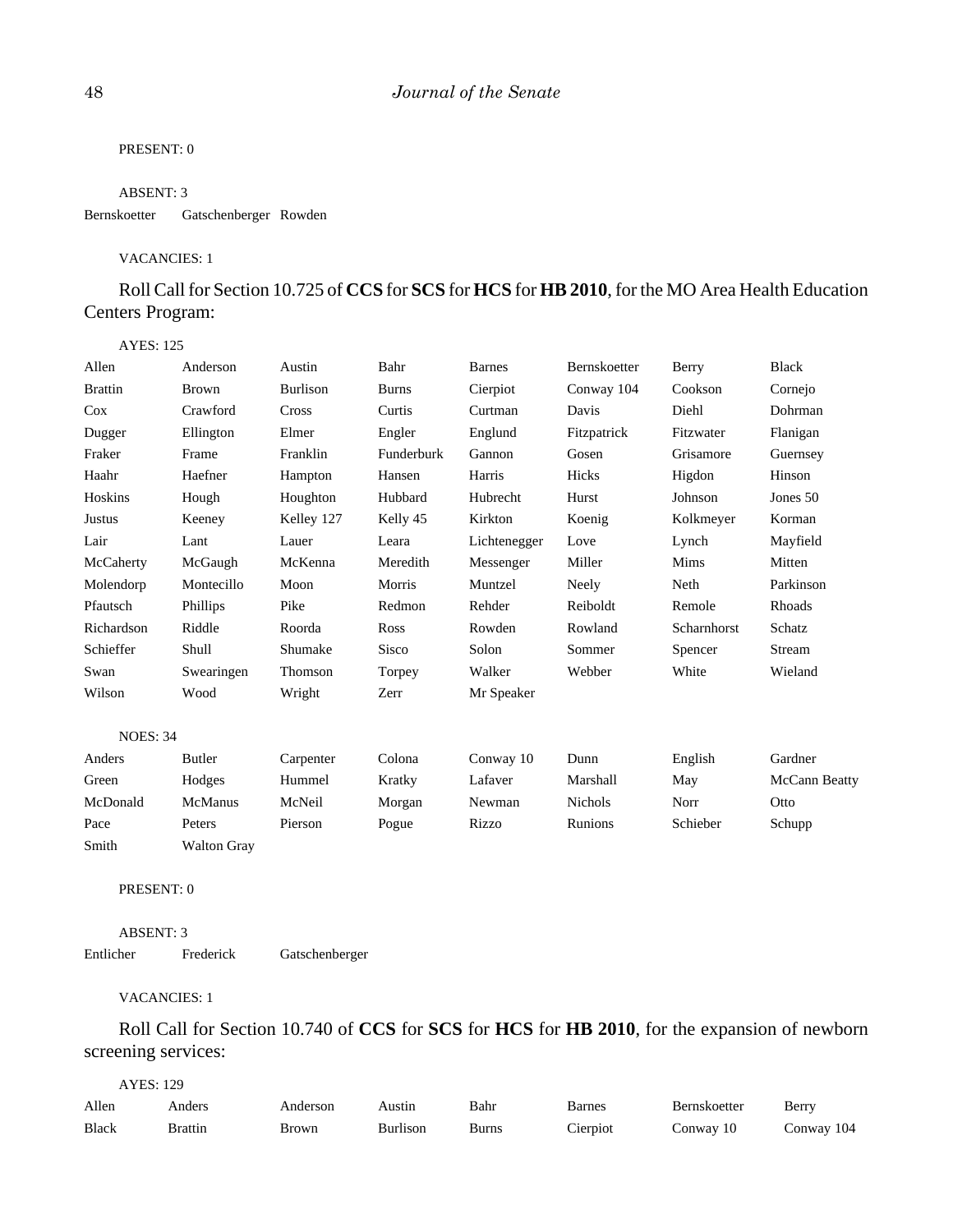PRESENT: 0

ABSENT: 3

| | | |
|---|---|---|
| Bernskoetter | Gatschenberger | Rowden |

VACANCIES: 1

Roll Call for Section 10.725 of **CCS** for **SCS** for **HCS** for **HB 2010**, for the MO Area Health Education Centers Program:

AYES: 125

| | | | | | | | |
|---|---|---|---|---|---|---|---|
| Allen | Anderson | Austin | Bahr | Barnes | Bernskoetter | Berry | Black |
| Brattin | Brown | Burlison | Burns | Cierpiot | Conway 104 | Cookson | Cornejo |
| Cox | Crawford | Cross | Curtis | Curtman | Davis | Diehl | Dohrman |
| Dugger | Ellington | Elmer | Engler | Englund | Fitzpatrick | Fitzwater | Flanigan |
| Fraker | Frame | Franklin | Funderburk | Gannon | Gosen | Grisamore | Guernsey |
| Haahr | Haefner | Hampton | Hansen | Harris | Hicks | Higdon | Hinson |
| Hoskins | Hough | Houghton | Hubbard | Hubrecht | Hurst | Johnson | Jones 50 |
| Justus | Keeney | Kelley 127 | Kelly 45 | Kirkton | Koenig | Kolkmeyer | Korman |
| Lair | Lant | Lauer | Leara | Lichtenegger | Love | Lynch | Mayfield |
| McCaherty | McGaugh | McKenna | Meredith | Messenger | Miller | Mims | Mitten |
| Molendorp | Montecillo | Moon | Morris | Muntzel | Neely | Neth | Parkinson |
| Pfautsch | Phillips | Pike | Redmon | Rehder | Reiboldt | Remole | Rhoads |
| Richardson | Riddle | Roorda | Ross | Rowden | Rowland | Scharnhorst | Schatz |
| Schieffer | Shull | Shumake | Sisco | Solon | Sommer | Spencer | Stream |
| Swan | Swearingen | Thomson | Torpey | Walker | Webber | White | Wieland |
| Wilson | Wood | Wright | Zerr | Mr Speaker | | | |

NOES: 34

| | | | | | | | |
|---|---|---|---|---|---|---|---|
| Anders | Butler | Carpenter | Colona | Conway 10 | Dunn | English | Gardner |
| Green | Hodges | Hummel | Kratky | Lafaver | Marshall | May | McCann Beatty |
| McDonald | McManus | McNeil | Morgan | Newman | Nichols | Norr | Otto |
| Pace | Peters | Pierson | Pogue | Rizzo | Runions | Schieber | Schupp |
| Smith | Walton Gray | | | | | | |

PRESENT: 0

ABSENT: 3

| | | |
|---|---|---|
| Entlicher | Frederick | Gatschenberger |

VACANCIES: 1

Roll Call for Section 10.740 of **CCS** for **SCS** for **HCS** for **HB 2010**, for the expansion of newborn screening services:

AYES: 129

| | | | | | | | |
|---|---|---|---|---|---|---|---|
| Allen | Anders | Anderson | Austin | Bahr | Barnes | Bernskoetter | Berry |
| Black | Brattin | Brown | Burlison | Burns | Cierpiot | Conway 10 | Conway 104 |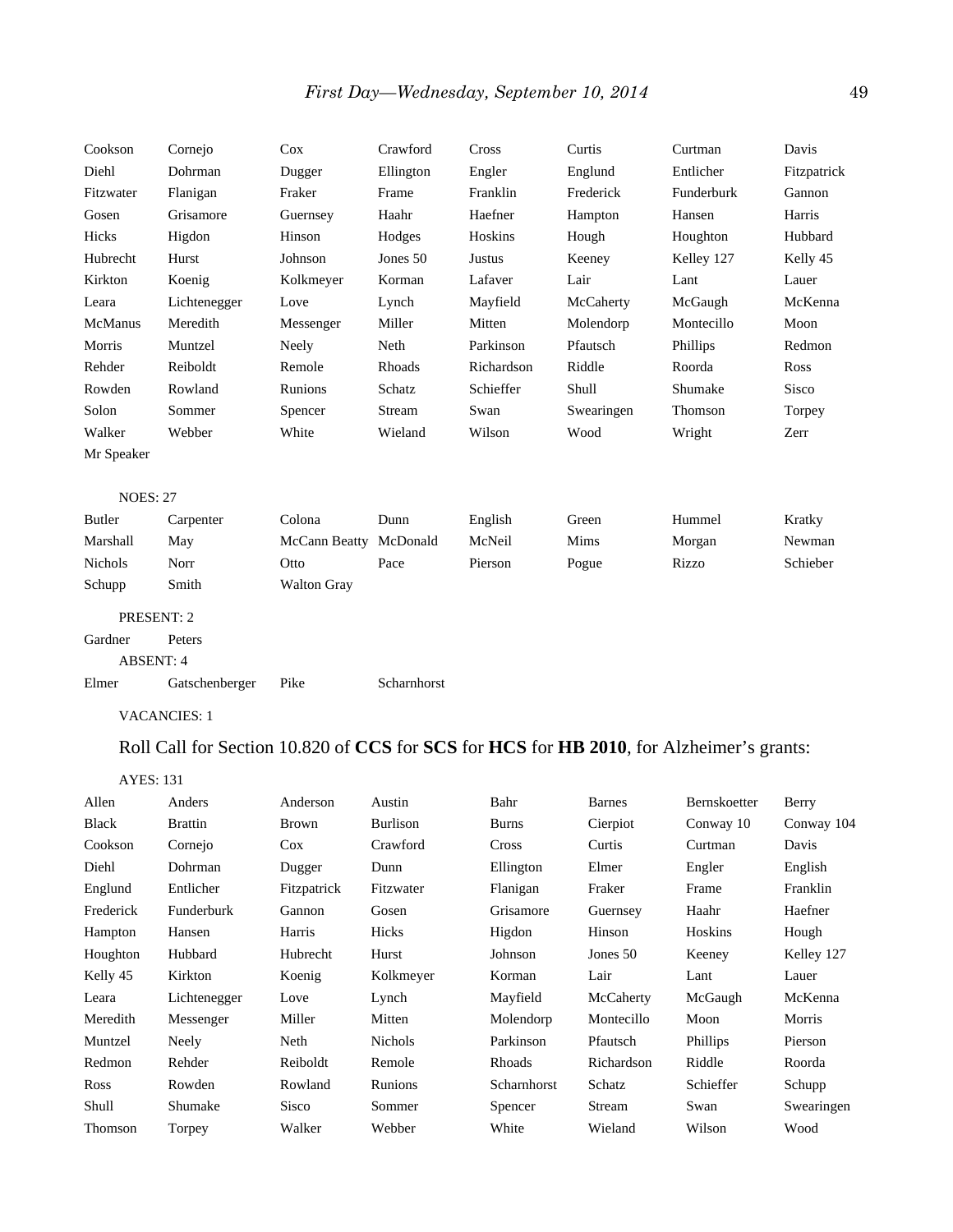| | | | | | | | |
|---|---|---|---|---|---|---|---|
| Cookson | Cornejo | Cox | Crawford | Cross | Curtis | Curtman | Davis |
| Diehl | Dohrman | Dugger | Ellington | Engler | Englund | Entlicher | Fitzpatrick |
| Fitzwater | Flanigan | Fraker | Frame | Franklin | Frederick | Funderburk | Gannon |
| Gosen | Grisamore | Guernsey | Haahr | Haefner | Hampton | Hansen | Harris |
| Hicks | Higdon | Hinson | Hodges | Hoskins | Hough | Houghton | Hubbard |
| Hubrecht | Hurst | Johnson | Jones 50 | Justus | Keeney | Kelley 127 | Kelly 45 |
| Kirkton | Koenig | Kolkmeyer | Korman | Lafaver | Lair | Lant | Lauer |
| Leara | Lichtenegger | Love | Lynch | Mayfield | McCaherty | McGaugh | McKenna |
| McManus | Meredith | Messenger | Miller | Mitten | Molendorp | Montecillo | Moon |
| Morris | Muntzel | Neely | Neth | Parkinson | Pfautsch | Phillips | Redmon |
| Rehder | Reiboldt | Remole | Rhoads | Richardson | Riddle | Roorda | Ross |
| Rowden | Rowland | Runions | Schatz | Schieffer | Shull | Shumake | Sisco |
| Solon | Sommer | Spencer | Stream | Swan | Swearingen | Thomson | Torpey |
| Walker | Webber | White | Wieland | Wilson | Wood | Wright | Zerr |
| Mr Speaker | | | | | | | |

NOES: 27

| | | | | | | | |
|---|---|---|---|---|---|---|---|
| Butler | Carpenter | Colona | Dunn | English | Green | Hummel | Kratky |
| Marshall | May | McCann Beatty | McDonald | McNeil | Mims | Morgan | Newman |
| Nichols | Norr | Otto | Pace | Pierson | Pogue | Rizzo | Schieber |
| Schupp | Smith | Walton Gray | | | | | |

PRESENT: 2

| | |
|---|---|
| Gardner | Peters |

ABSENT: 4

| | | | |
|---|---|---|---|
| Elmer | Gatschenberger | Pike | Scharnhorst |

VACANCIES: 1

Roll Call for Section 10.820 of **CCS** for **SCS** for **HCS** for **HB 2010**, for Alzheimer's grants:

AYES: 131

| | | | | | | | |
|---|---|---|---|---|---|---|---|
| Allen | Anders | Anderson | Austin | Bahr | Barnes | Bernskoetter | Berry |
| Black | Brattin | Brown | Burlison | Burns | Cierpiot | Conway 10 | Conway 104 |
| Cookson | Cornejo | Cox | Crawford | Cross | Curtis | Curtman | Davis |
| Diehl | Dohrman | Dugger | Dunn | Ellington | Elmer | Engler | English |
| Englund | Entlicher | Fitzpatrick | Fitzwater | Flanigan | Fraker | Frame | Franklin |
| Frederick | Funderburk | Gannon | Gosen | Grisamore | Guernsey | Haahr | Haefner |
| Hampton | Hansen | Harris | Hicks | Higdon | Hinson | Hoskins | Hough |
| Houghton | Hubbard | Hubrecht | Hurst | Johnson | Jones 50 | Keeney | Kelley 127 |
| Kelly 45 | Kirkton | Koenig | Kolkmeyer | Korman | Lair | Lant | Lauer |
| Leara | Lichtenegger | Love | Lynch | Mayfield | McCaherty | McGaugh | McKenna |
| Meredith | Messenger | Miller | Mitten | Molendorp | Montecillo | Moon | Morris |
| Muntzel | Neely | Neth | Nichols | Parkinson | Pfautsch | Phillips | Pierson |
| Redmon | Rehder | Reiboldt | Remole | Rhoads | Richardson | Riddle | Roorda |
| Ross | Rowden | Rowland | Runions | Scharnhorst | Schatz | Schieffer | Schupp |
| Shull | Shumake | Sisco | Sommer | Spencer | Stream | Swan | Swearingen |
| Thomson | Torpey | Walker | Webber | White | Wieland | Wilson | Wood |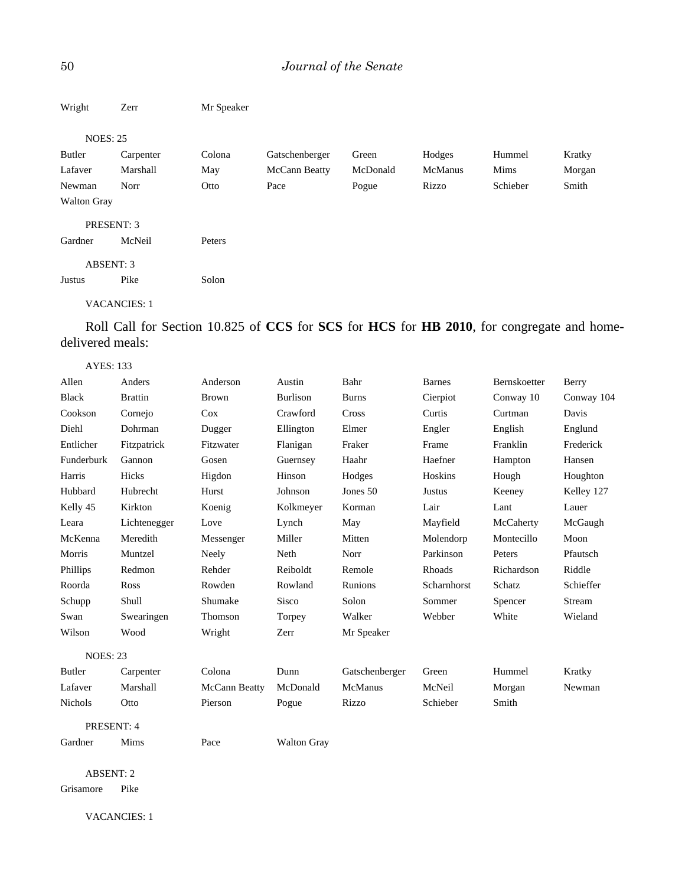| | | | | | | | |
|---|---|---|---|---|---|---|---|
| Wright | Zerr | Mr Speaker | | | | | |

NOES: 25

| | | | | | | | |
|---|---|---|---|---|---|---|---|
| Butler | Carpenter | Colona | Gatschenberger | Green | Hodges | Hummel | Kratky |
| Lafaver | Marshall | May | McCann Beatty | McDonald | McManus | Mims | Morgan |
| Newman | Norr | Otto | Pace | Pogue | Rizzo | Schieber | Smith |
| Walton Gray | | | | | | | |

PRESENT: 3

| | | |
|---|---|---|
| Gardner | McNeil | Peters |

ABSENT: 3

| | | |
|---|---|---|
| Justus | Pike | Solon |

VACANCIES: 1

Roll Call for Section 10.825 of **CCS** for **SCS** for **HCS** for **HB 2010**, for congregate and home-delivered meals:

AYES: 133

| | | | | | | | |
|---|---|---|---|---|---|---|---|
| Allen | Anders | Anderson | Austin | Bahr | Barnes | Bernskoetter | Berry |
| Black | Brattin | Brown | Burlison | Burns | Cierpiot | Conway 10 | Conway 104 |
| Cookson | Cornejo | Cox | Crawford | Cross | Curtis | Curtman | Davis |
| Diehl | Dohrman | Dugger | Ellington | Elmer | Engler | English | Englund |
| Entlicher | Fitzpatrick | Fitzwater | Flanigan | Fraker | Frame | Franklin | Frederick |
| Funderburk | Gannon | Gosen | Guernsey | Haahr | Haefner | Hampton | Hansen |
| Harris | Hicks | Higdon | Hinson | Hodges | Hoskins | Hough | Houghton |
| Hubbard | Hubrecht | Hurst | Johnson | Jones 50 | Justus | Keeney | Kelley 127 |
| Kelly 45 | Kirkton | Koenig | Kolkmeyer | Korman | Lair | Lant | Lauer |
| Leara | Lichtenegger | Love | Lynch | May | Mayfield | McCaherty | McGaugh |
| McKenna | Meredith | Messenger | Miller | Mitten | Molendorp | Montecillo | Moon |
| Morris | Muntzel | Neely | Neth | Norr | Parkinson | Peters | Pfautsch |
| Phillips | Redmon | Rehder | Reiboldt | Remole | Rhoads | Richardson | Riddle |
| Roorda | Ross | Rowden | Rowland | Runions | Scharnhorst | Schatz | Schieffer |
| Schupp | Shull | Shumake | Sisco | Solon | Sommer | Spencer | Stream |
| Swan | Swearingen | Thomson | Torpey | Walker | Webber | White | Wieland |
| Wilson | Wood | Wright | Zerr | Mr Speaker | | | |

NOES: 23

| | | | | | | | |
|---|---|---|---|---|---|---|---|
| Butler | Carpenter | Colona | Dunn | Gatschenberger | Green | Hummel | Kratky |
| Lafaver | Marshall | McCann Beatty | McDonald | McManus | McNeil | Morgan | Newman |
| Nichols | Otto | Pierson | Pogue | Rizzo | Schieber | Smith | |

PRESENT: 4

| | | | |
|---|---|---|---|
| Gardner | Mims | Pace | Walton Gray |

ABSENT: 2

| | |
|---|---|
| Grisamore | Pike |

VACANCIES: 1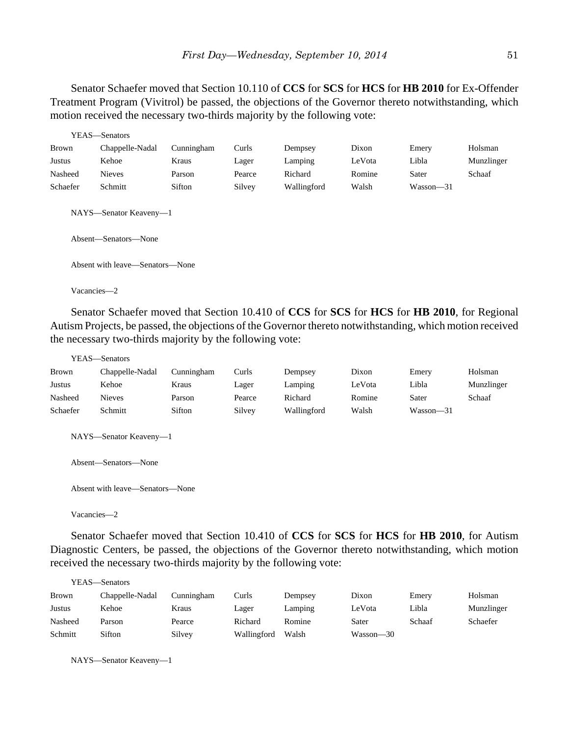Senator Schaefer moved that Section 10.110 of **CCS** for **SCS** for **HCS** for **HB 2010** for Ex-Offender Treatment Program (Vivitrol) be passed, the objections of the Governor thereto notwithstanding, which motion received the necessary two-thirds majority by the following vote:

YEAS—Senators

| | | | | | | | |
|---|---|---|---|---|---|---|---|
| Brown | Chappelle-Nadal | Cunningham | Curls | Dempsey | Dixon | Emery | Holsman |
| Justus | Kehoe | Kraus | Lager | Lamping | LeVota | Libla | Munzlinger |
| Nasheed | Nieves | Parson | Pearce | Richard | Romine | Sater | Schaaf |
| Schaefer | Schmitt | Sifton | Silvey | Wallingford | Walsh | Wasson—31 | |

NAYS—Senator Keaveny—1

Absent—Senators—None

Absent with leave—Senators—None

Vacancies—2

Senator Schaefer moved that Section 10.410 of **CCS** for **SCS** for **HCS** for **HB 2010**, for Regional Autism Projects, be passed, the objections of the Governor thereto notwithstanding, which motion received the necessary two-thirds majority by the following vote:

YEAS—Senators

| | | | | | | | |
|---|---|---|---|---|---|---|---|
| Brown | Chappelle-Nadal | Cunningham | Curls | Dempsey | Dixon | Emery | Holsman |
| Justus | Kehoe | Kraus | Lager | Lamping | LeVota | Libla | Munzlinger |
| Nasheed | Nieves | Parson | Pearce | Richard | Romine | Sater | Schaaf |
| Schaefer | Schmitt | Sifton | Silvey | Wallingford | Walsh | Wasson—31 | |

NAYS—Senator Keaveny—1

Absent—Senators—None

Absent with leave—Senators—None

Vacancies—2

Senator Schaefer moved that Section 10.410 of **CCS** for **SCS** for **HCS** for **HB 2010**, for Autism Diagnostic Centers, be passed, the objections of the Governor thereto notwithstanding, which motion received the necessary two-thirds majority by the following vote:

YEAS—Senators

| | | | | | | | |
|---|---|---|---|---|---|---|---|
| Brown | Chappelle-Nadal | Cunningham | Curls | Dempsey | Dixon | Emery | Holsman |
| Justus | Kehoe | Kraus | Lager | Lamping | LeVota | Libla | Munzlinger |
| Nasheed | Parson | Pearce | Richard | Romine | Sater | Schaaf | Schaefer |
| Schmitt | Sifton | Silvey | Wallingford | Walsh | Wasson—30 | | |

NAYS—Senator Keaveny—1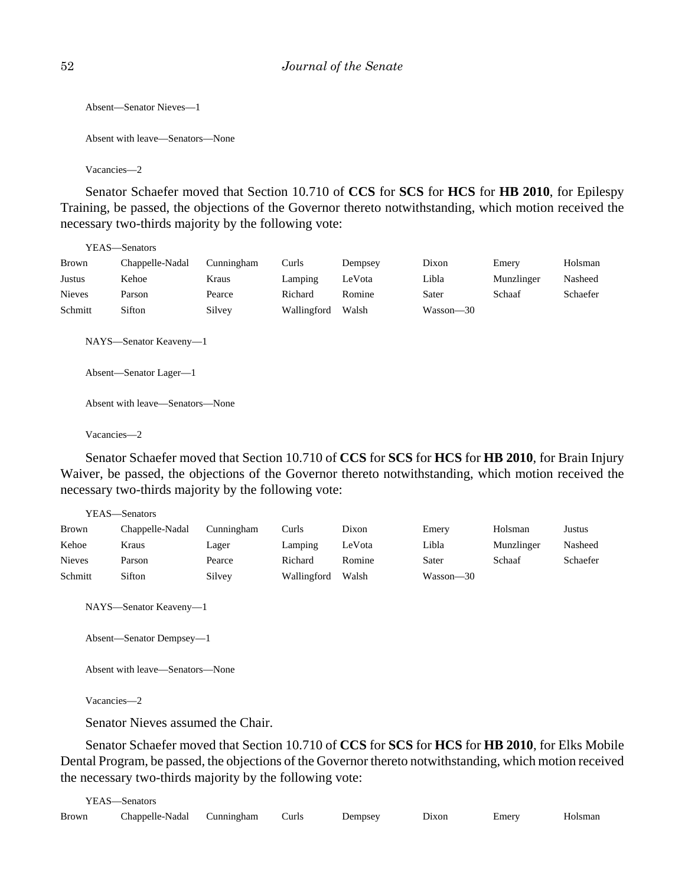Absent—Senator Nieves—1

Absent with leave—Senators—None

Vacancies—2

Senator Schaefer moved that Section 10.710 of **CCS** for **SCS** for **HCS** for **HB 2010**, for Epilespy Training, be passed, the objections of the Governor thereto notwithstanding, which motion received the necessary two-thirds majority by the following vote:

YEAS—Senators

| | | | | | | | |
|---|---|---|---|---|---|---|---|
| Brown | Chappelle-Nadal | Cunningham | Curls | Dempsey | Dixon | Emery | Holsman |
| Justus | Kehoe | Kraus | Lamping | LeVota | Libla | Munzlinger | Nasheed |
| Nieves | Parson | Pearce | Richard | Romine | Sater | Schaaf | Schaefer |
| Schmitt | Sifton | Silvey | Wallingford | Walsh | Wasson—30 | | |

NAYS—Senator Keaveny—1

Absent—Senator Lager—1

Absent with leave—Senators—None

Vacancies—2

Senator Schaefer moved that Section 10.710 of **CCS** for **SCS** for **HCS** for **HB 2010**, for Brain Injury Waiver, be passed, the objections of the Governor thereto notwithstanding, which motion received the necessary two-thirds majority by the following vote:

YEAS—Senators

| | | | | | | | |
|---|---|---|---|---|---|---|---|
| Brown | Chappelle-Nadal | Cunningham | Curls | Dixon | Emery | Holsman | Justus |
| Kehoe | Kraus | Lager | Lamping | LeVota | Libla | Munzlinger | Nasheed |
| Nieves | Parson | Pearce | Richard | Romine | Sater | Schaaf | Schaefer |
| Schmitt | Sifton | Silvey | Wallingford | Walsh | Wasson—30 | | |

NAYS—Senator Keaveny—1

Absent—Senator Dempsey—1

Absent with leave—Senators—None

Vacancies—2

Senator Nieves assumed the Chair.

Senator Schaefer moved that Section 10.710 of **CCS** for **SCS** for **HCS** for **HB 2010**, for Elks Mobile Dental Program, be passed, the objections of the Governor thereto notwithstanding, which motion received the necessary two-thirds majority by the following vote:

YEAS—Senators

| | | | | | | | |
|---|---|---|---|---|---|---|---|
| Brown | Chappelle-Nadal | Cunningham | Curls | Dempsey | Dixon | Emery | Holsman |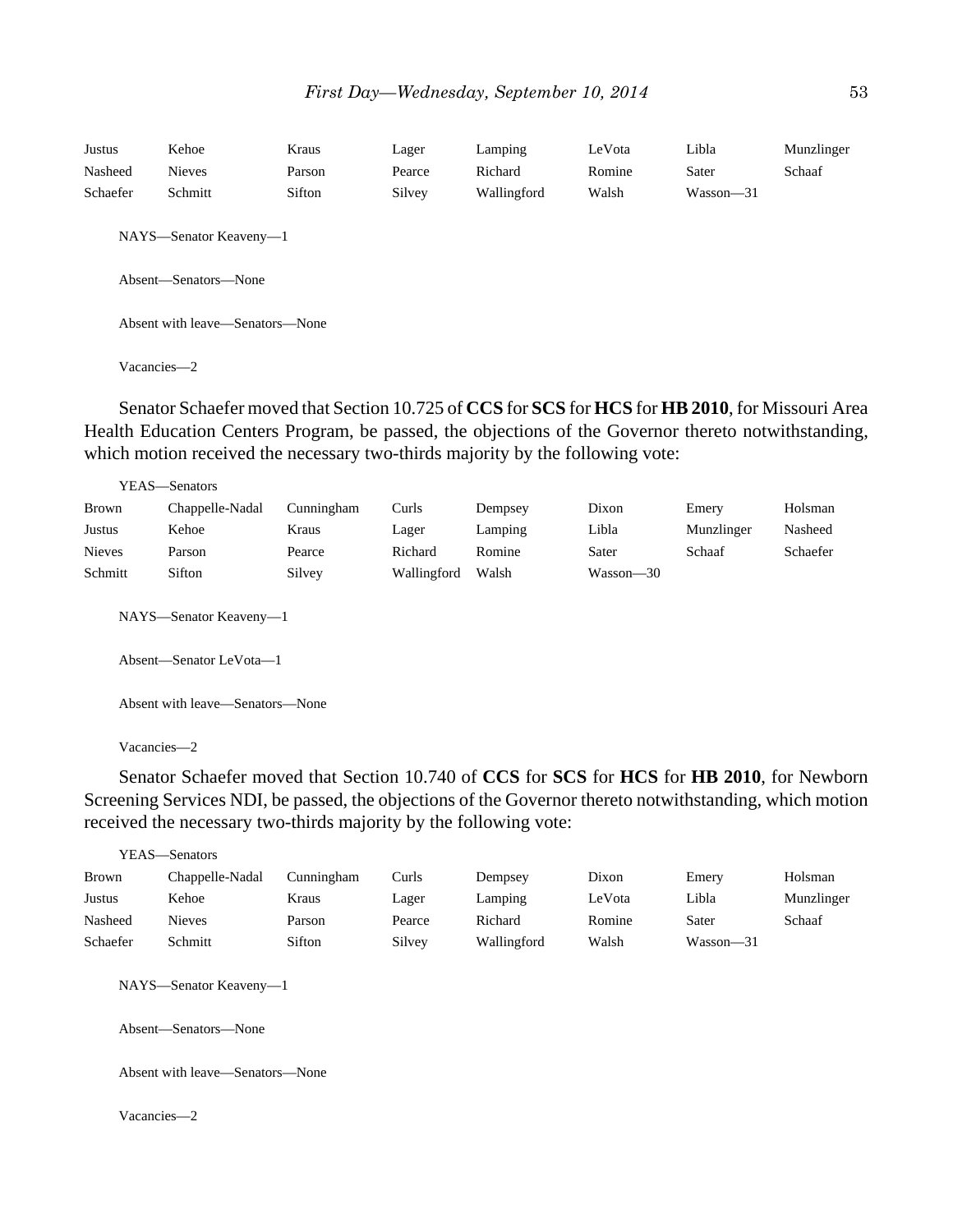| | | | | | | | |
|---|---|---|---|---|---|---|---|
| Justus | Kehoe | Kraus | Lager | Lamping | LeVota | Libla | Munzlinger |
| Nasheed | Nieves | Parson | Pearce | Richard | Romine | Sater | Schaaf |
| Schaefer | Schmitt | Sifton | Silvey | Wallingford | Walsh | Wasson—31 | |

NAYS—Senator Keaveny—1

Absent—Senators—None

Absent with leave—Senators—None

Vacancies—2

Senator Schaefer moved that Section 10.725 of **CCS** for **SCS** for **HCS** for **HB 2010**, for Missouri Area Health Education Centers Program, be passed, the objections of the Governor thereto notwithstanding, which motion received the necessary two-thirds majority by the following vote:

YEAS—Senators

| | | | | | | | |
|---|---|---|---|---|---|---|---|
| Brown | Chappelle-Nadal | Cunningham | Curls | Dempsey | Dixon | Emery | Holsman |
| Justus | Kehoe | Kraus | Lager | Lamping | Libla | Munzlinger | Nasheed |
| Nieves | Parson | Pearce | Richard | Romine | Sater | Schaaf | Schaefer |
| Schmitt | Sifton | Silvey | Wallingford | Walsh | Wasson—30 | | |

NAYS—Senator Keaveny—1

Absent—Senator LeVota—1

Absent with leave—Senators—None

Vacancies—2

Senator Schaefer moved that Section 10.740 of **CCS** for **SCS** for **HCS** for **HB 2010**, for Newborn Screening Services NDI, be passed, the objections of the Governor thereto notwithstanding, which motion received the necessary two-thirds majority by the following vote:

YEAS—Senators

| | | | | | | | |
|---|---|---|---|---|---|---|---|
| Brown | Chappelle-Nadal | Cunningham | Curls | Dempsey | Dixon | Emery | Holsman |
| Justus | Kehoe | Kraus | Lager | Lamping | LeVota | Libla | Munzlinger |
| Nasheed | Nieves | Parson | Pearce | Richard | Romine | Sater | Schaaf |
| Schaefer | Schmitt | Sifton | Silvey | Wallingford | Walsh | Wasson—31 | |

NAYS—Senator Keaveny—1

Absent—Senators—None

Absent with leave—Senators—None

Vacancies—2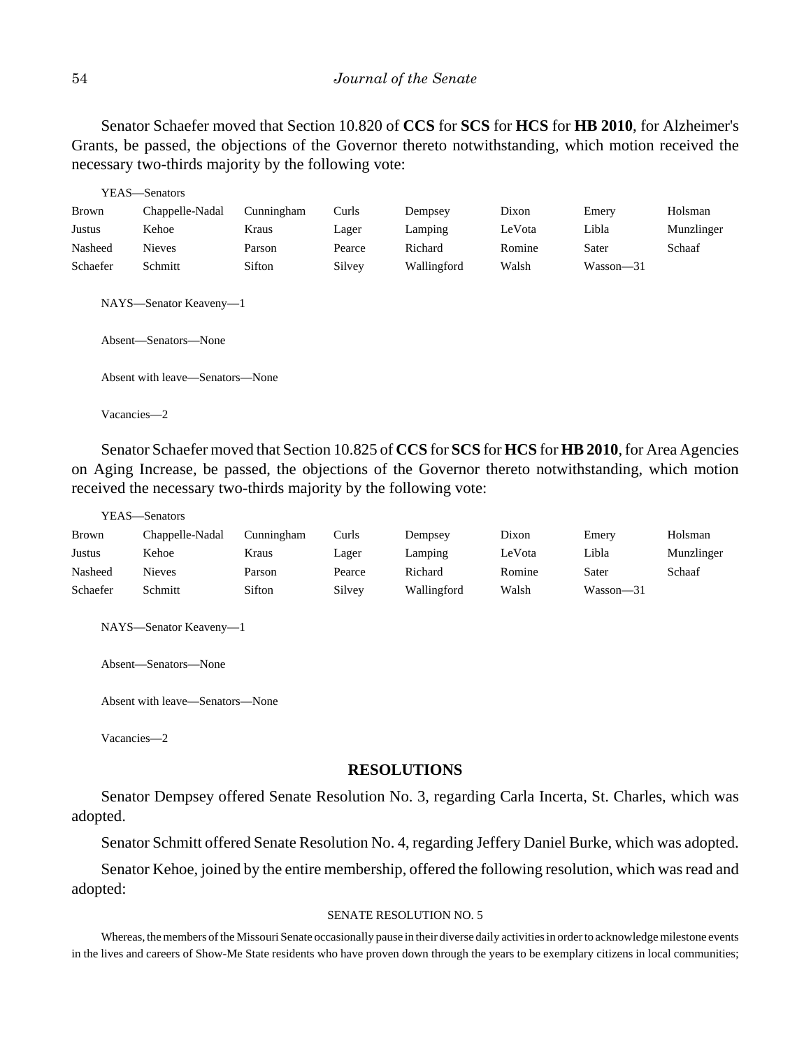Senator Schaefer moved that Section 10.820 of **CCS** for **SCS** for **HCS** for **HB 2010**, for Alzheimer's Grants, be passed, the objections of the Governor thereto notwithstanding, which motion received the necessary two-thirds majority by the following vote:

YEAS—Senators

| | | | | | | | |
|---|---|---|---|---|---|---|---|
| Brown | Chappelle-Nadal | Cunningham | Curls | Dempsey | Dixon | Emery | Holsman |
| Justus | Kehoe | Kraus | Lager | Lamping | LeVota | Libla | Munzlinger |
| Nasheed | Nieves | Parson | Pearce | Richard | Romine | Sater | Schaaf |
| Schaefer | Schmitt | Sifton | Silvey | Wallingford | Walsh | Wasson—31 | |

NAYS—Senator Keaveny—1

Absent—Senators—None

Absent with leave—Senators—None

Vacancies—2

Senator Schaefer moved that Section 10.825 of **CCS** for **SCS** for **HCS** for **HB 2010**, for Area Agencies on Aging Increase, be passed, the objections of the Governor thereto notwithstanding, which motion received the necessary two-thirds majority by the following vote:

YEAS—Senators

| | | | | | | | |
|---|---|---|---|---|---|---|---|
| Brown | Chappelle-Nadal | Cunningham | Curls | Dempsey | Dixon | Emery | Holsman |
| Justus | Kehoe | Kraus | Lager | Lamping | LeVota | Libla | Munzlinger |
| Nasheed | Nieves | Parson | Pearce | Richard | Romine | Sater | Schaaf |
| Schaefer | Schmitt | Sifton | Silvey | Wallingford | Walsh | Wasson—31 | |

NAYS—Senator Keaveny—1

Absent—Senators—None

Absent with leave—Senators—None

Vacancies—2

## RESOLUTIONS

Senator Dempsey offered Senate Resolution No. 3, regarding Carla Incerta, St. Charles, which was adopted.

Senator Schmitt offered Senate Resolution No. 4, regarding Jeffery Daniel Burke, which was adopted.

Senator Kehoe, joined by the entire membership, offered the following resolution, which was read and adopted:

SENATE RESOLUTION NO. 5

Whereas, the members of the Missouri Senate occasionally pause in their diverse daily activities in order to acknowledge milestone events in the lives and careers of Show-Me State residents who have proven down through the years to be exemplary citizens in local communities;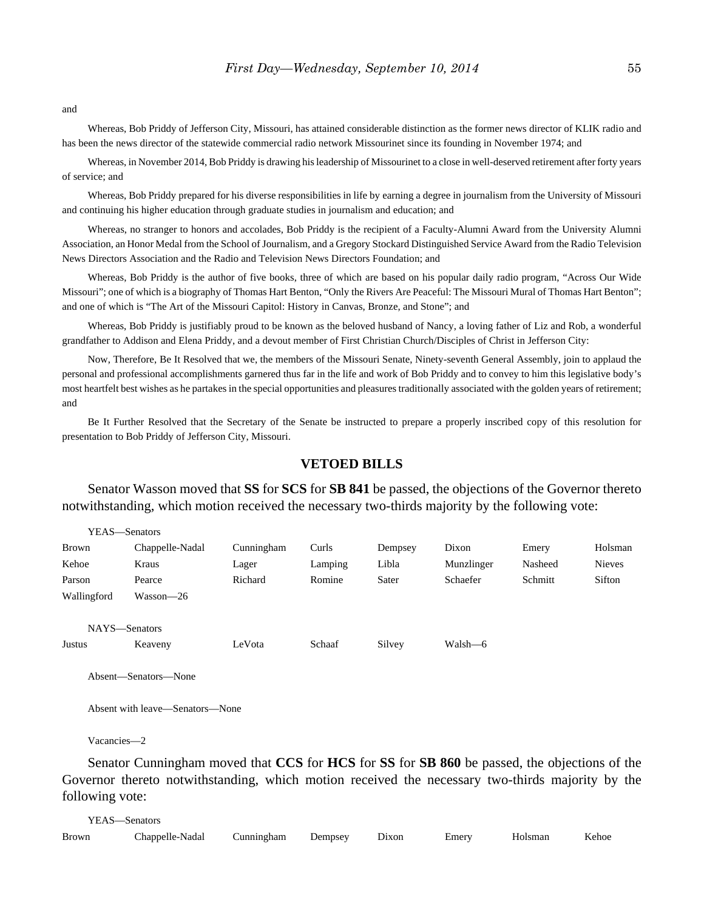and

Whereas, Bob Priddy of Jefferson City, Missouri, has attained considerable distinction as the former news director of KLIK radio and has been the news director of the statewide commercial radio network Missourinet since its founding in November 1974; and

Whereas, in November 2014, Bob Priddy is drawing his leadership of Missourinet to a close in well-deserved retirement after forty years of service; and

Whereas, Bob Priddy prepared for his diverse responsibilities in life by earning a degree in journalism from the University of Missouri and continuing his higher education through graduate studies in journalism and education; and

Whereas, no stranger to honors and accolades, Bob Priddy is the recipient of a Faculty-Alumni Award from the University Alumni Association, an Honor Medal from the School of Journalism, and a Gregory Stockard Distinguished Service Award from the Radio Television News Directors Association and the Radio and Television News Directors Foundation; and

Whereas, Bob Priddy is the author of five books, three of which are based on his popular daily radio program, "Across Our Wide Missouri"; one of which is a biography of Thomas Hart Benton, "Only the Rivers Are Peaceful: The Missouri Mural of Thomas Hart Benton"; and one of which is "The Art of the Missouri Capitol: History in Canvas, Bronze, and Stone"; and

Whereas, Bob Priddy is justifiably proud to be known as the beloved husband of Nancy, a loving father of Liz and Rob, a wonderful grandfather to Addison and Elena Priddy, and a devout member of First Christian Church/Disciples of Christ in Jefferson City:

Now, Therefore, Be It Resolved that we, the members of the Missouri Senate, Ninety-seventh General Assembly, join to applaud the personal and professional accomplishments garnered thus far in the life and work of Bob Priddy and to convey to him this legislative body's most heartfelt best wishes as he partakes in the special opportunities and pleasures traditionally associated with the golden years of retirement; and

Be It Further Resolved that the Secretary of the Senate be instructed to prepare a properly inscribed copy of this resolution for presentation to Bob Priddy of Jefferson City, Missouri.

## VETOED BILLS

Senator Wasson moved that **SS** for **SCS** for **SB 841** be passed, the objections of the Governor thereto notwithstanding, which motion received the necessary two-thirds majority by the following vote:

YEAS—Senators

| | | | | | | | |
|---|---|---|---|---|---|---|---|
| Brown | Chappelle-Nadal | Cunningham | Curls | Dempsey | Dixon | Emery | Holsman |
| Kehoe | Kraus | Lager | Lamping | Libla | Munzlinger | Nasheed | Nieves |
| Parson | Pearce | Richard | Romine | Sater | Schaefer | Schmitt | Sifton |
| Wallingford | Wasson—26 | | | | | | |

NAYS—Senators

| | | | | | |
|---|---|---|---|---|---|
| Justus | Keaveny | LeVota | Schaaf | Silvey | Walsh—6 |

Absent—Senators—None

Absent with leave—Senators—None

Vacancies—2

Senator Cunningham moved that **CCS** for **HCS** for **SS** for **SB 860** be passed, the objections of the Governor thereto notwithstanding, which motion received the necessary two-thirds majority by the following vote:

YEAS—Senators

| | | | | | | | |
|---|---|---|---|---|---|---|---|
| Brown | Chappelle-Nadal | Cunningham | Dempsey | Dixon | Emery | Holsman | Kehoe |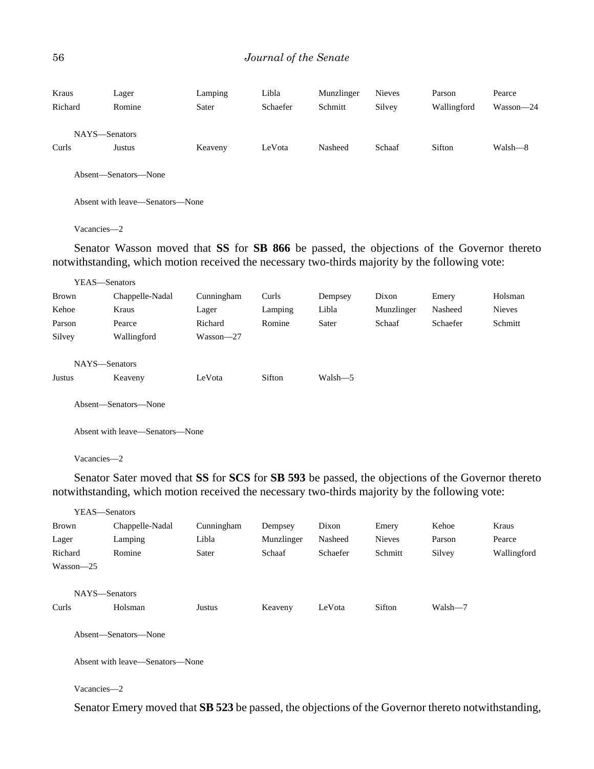| | | | | | | | |
|---|---|---|---|---|---|---|---|
| Kraus | Lager | Lamping | Libla | Munzlinger | Nieves | Parson | Pearce |
| Richard | Romine | Sater | Schaefer | Schmitt | Silvey | Wallingford | Wasson—24 |

NAYS—Senators

| | | | | | | | |
|---|---|---|---|---|---|---|---|
| Curls | Justus | Keaveny | LeVota | Nasheed | Schaaf | Sifton | Walsh—8 |

Absent—Senators—None

Absent with leave—Senators—None

Vacancies—2

Senator Wasson moved that **SS** for **SB 866** be passed, the objections of the Governor thereto notwithstanding, which motion received the necessary two-thirds majority by the following vote:

YEAS—Senators

| | | | | | | | |
|---|---|---|---|---|---|---|---|
| Brown | Chappelle-Nadal | Cunningham | Curls | Dempsey | Dixon | Emery | Holsman |
| Kehoe | Kraus | Lager | Lamping | Libla | Munzlinger | Nasheed | Nieves |
| Parson | Pearce | Richard | Romine | Sater | Schaaf | Schaefer | Schmitt |
| Silvey | Wallingford | Wasson—27 | | | | | |

NAYS—Senators

| | | | | |
|---|---|---|---|---|
| Justus | Keaveny | LeVota | Sifton | Walsh—5 |

Absent—Senators—None

Absent with leave—Senators—None

Vacancies—2

Senator Sater moved that **SS** for **SCS** for **SB 593** be passed, the objections of the Governor thereto notwithstanding, which motion received the necessary two-thirds majority by the following vote:

YEAS—Senators

| | | | | | | | |
|---|---|---|---|---|---|---|---|
| Brown | Chappelle-Nadal | Cunningham | Dempsey | Dixon | Emery | Kehoe | Kraus |
| Lager | Lamping | Libla | Munzlinger | Nasheed | Nieves | Parson | Pearce |
| Richard | Romine | Sater | Schaaf | Schaefer | Schmitt | Silvey | Wallingford |
| Wasson—25 | | | | | | | |

NAYS—Senators

| | | | | | | |
|---|---|---|---|---|---|---|
| Curls | Holsman | Justus | Keaveny | LeVota | Sifton | Walsh—7 |

Absent—Senators—None

Absent with leave—Senators—None

Vacancies—2

Senator Emery moved that **SB 523** be passed, the objections of the Governor thereto notwithstanding,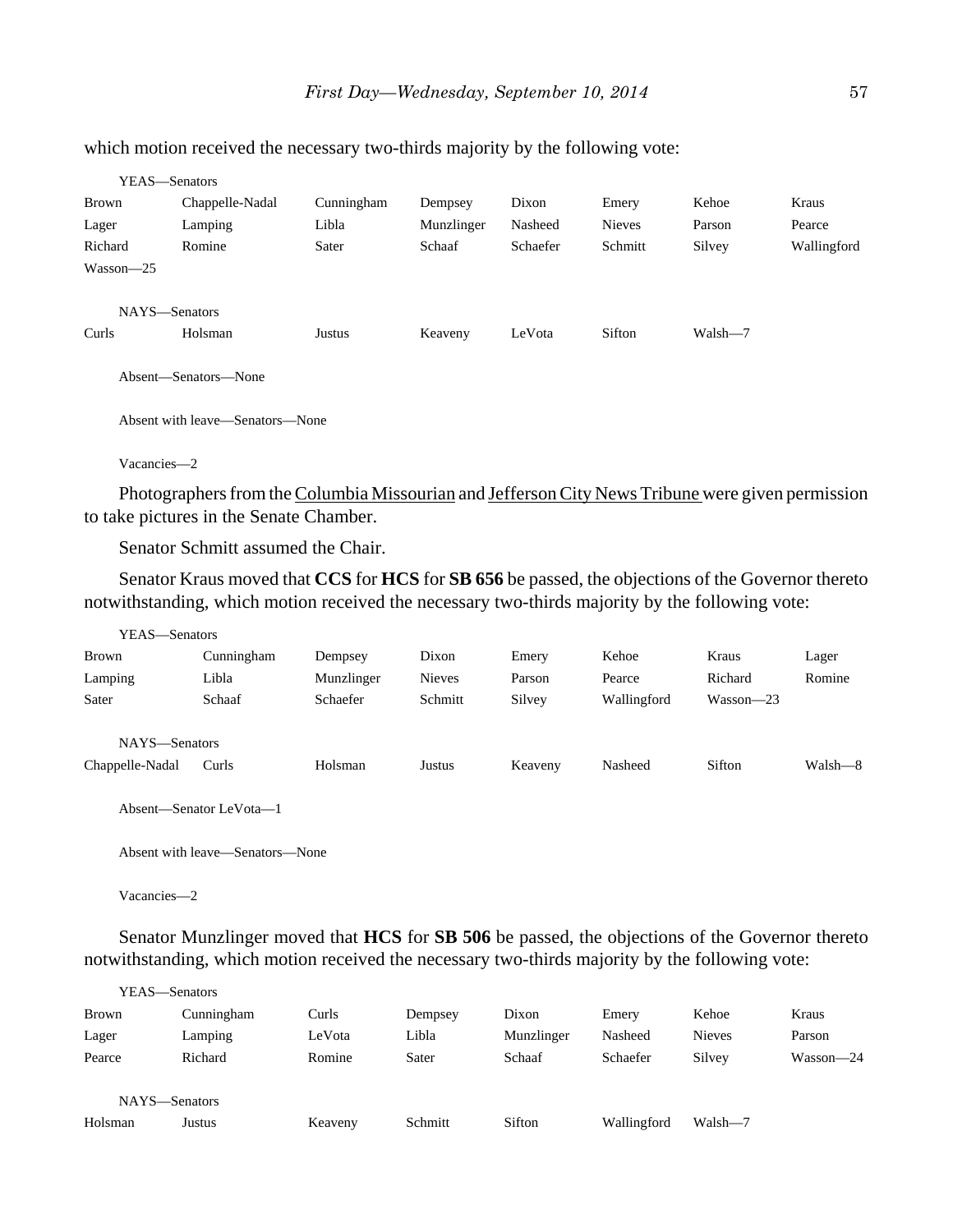which motion received the necessary two-thirds majority by the following vote:

YEAS—Senators

| | | | | | | | |
|---|---|---|---|---|---|---|---|
| Brown | Chappelle-Nadal | Cunningham | Dempsey | Dixon | Emery | Kehoe | Kraus |
| Lager | Lamping | Libla | Munzlinger | Nasheed | Nieves | Parson | Pearce |
| Richard | Romine | Sater | Schaaf | Schaefer | Schmitt | Silvey | Wallingford |
| Wasson—25 | | | | | | | |

NAYS—Senators

| | | | | | | |
|---|---|---|---|---|---|---|
| Curls | Holsman | Justus | Keaveny | LeVota | Sifton | Walsh—7 |

Absent—Senators—None

Absent with leave—Senators—None

Vacancies—2

Photographers from the Columbia Missourian and Jefferson City News Tribune were given permission to take pictures in the Senate Chamber.

Senator Schmitt assumed the Chair.

Senator Kraus moved that **CCS** for **HCS** for **SB 656** be passed, the objections of the Governor thereto notwithstanding, which motion received the necessary two-thirds majority by the following vote:

YEAS—Senators

| | | | | | | | |
|---|---|---|---|---|---|---|---|
| Brown | Cunningham | Dempsey | Dixon | Emery | Kehoe | Kraus | Lager |
| Lamping | Libla | Munzlinger | Nieves | Parson | Pearce | Richard | Romine |
| Sater | Schaaf | Schaefer | Schmitt | Silvey | Wallingford | Wasson—23 | |

NAYS—Senators

| | | | | | | | |
|---|---|---|---|---|---|---|---|
| Chappelle-Nadal | Curls | Holsman | Justus | Keaveny | Nasheed | Sifton | Walsh—8 |

Absent—Senator LeVota—1

Absent with leave—Senators—None

Vacancies—2

Senator Munzlinger moved that **HCS** for **SB 506** be passed, the objections of the Governor thereto notwithstanding, which motion received the necessary two-thirds majority by the following vote:

YEAS—Senators

| | | | | | | | |
|---|---|---|---|---|---|---|---|
| Brown | Cunningham | Curls | Dempsey | Dixon | Emery | Kehoe | Kraus |
| Lager | Lamping | LeVota | Libla | Munzlinger | Nasheed | Nieves | Parson |
| Pearce | Richard | Romine | Sater | Schaaf | Schaefer | Silvey | Wasson—24 |

NAYS—Senators

| | | | | | | |
|---|---|---|---|---|---|---|
| Holsman | Justus | Keaveny | Schmitt | Sifton | Wallingford | Walsh—7 |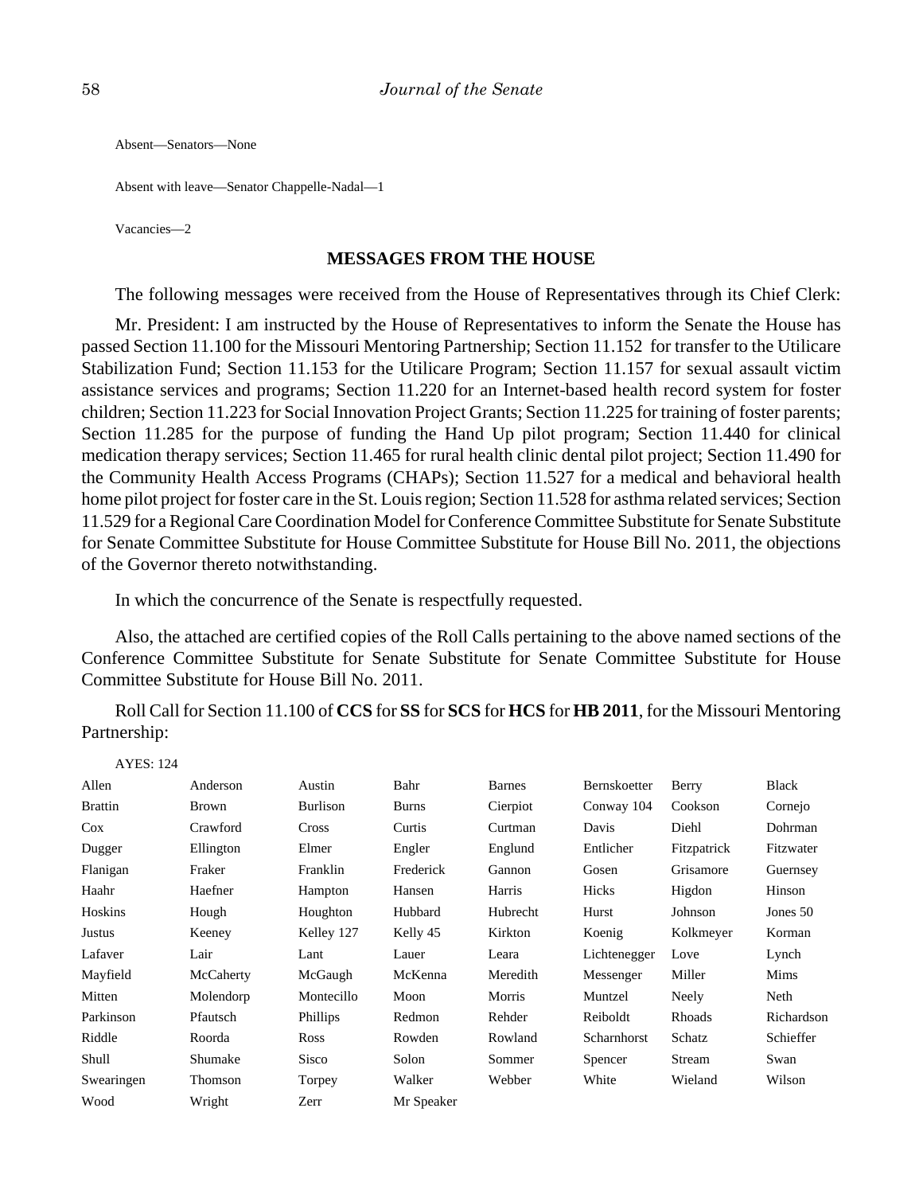Absent—Senators—None

Absent with leave—Senator Chappelle-Nadal—1

Vacancies—2

## MESSAGES FROM THE HOUSE

The following messages were received from the House of Representatives through its Chief Clerk:

Mr. President: I am instructed by the House of Representatives to inform the Senate the House has passed Section 11.100 for the Missouri Mentoring Partnership; Section 11.152 for transfer to the Utilicare Stabilization Fund; Section 11.153 for the Utilicare Program; Section 11.157 for sexual assault victim assistance services and programs; Section 11.220 for an Internet-based health record system for foster children; Section 11.223 for Social Innovation Project Grants; Section 11.225 for training of foster parents; Section 11.285 for the purpose of funding the Hand Up pilot program; Section 11.440 for clinical medication therapy services; Section 11.465 for rural health clinic dental pilot project; Section 11.490 for the Community Health Access Programs (CHAPs); Section 11.527 for a medical and behavioral health home pilot project for foster care in the St. Louis region; Section 11.528 for asthma related services; Section 11.529 for a Regional Care Coordination Model for Conference Committee Substitute for Senate Substitute for Senate Committee Substitute for House Committee Substitute for House Bill No. 2011, the objections of the Governor thereto notwithstanding.

In which the concurrence of the Senate is respectfully requested.

Also, the attached are certified copies of the Roll Calls pertaining to the above named sections of the Conference Committee Substitute for Senate Substitute for Senate Committee Substitute for House Committee Substitute for House Bill No. 2011.

Roll Call for Section 11.100 of **CCS** for **SS** for **SCS** for **HCS** for **HB 2011**, for the Missouri Mentoring Partnership:

AYES: 124

| | | | | | | | |
|---|---|---|---|---|---|---|---|
| Allen | Anderson | Austin | Bahr | Barnes | Bernskoetter | Berry | Black |
| Brattin | Brown | Burlison | Burns | Cierpiot | Conway 104 | Cookson | Cornejo |
| Cox | Crawford | Cross | Curtis | Curtman | Davis | Diehl | Dohrman |
| Dugger | Ellington | Elmer | Engler | Englund | Entlicher | Fitzpatrick | Fitzwater |
| Flanigan | Fraker | Franklin | Frederick | Gannon | Gosen | Grisamore | Guernsey |
| Haahr | Haefner | Hampton | Hansen | Harris | Hicks | Higdon | Hinson |
| Hoskins | Hough | Houghton | Hubbard | Hubrecht | Hurst | Johnson | Jones 50 |
| Justus | Keeney | Kelley 127 | Kelly 45 | Kirkton | Koenig | Kolkmeyer | Korman |
| Lafaver | Lair | Lant | Lauer | Leara | Lichtenegger | Love | Lynch |
| Mayfield | McCaherty | McGaugh | McKenna | Meredith | Messenger | Miller | Mims |
| Mitten | Molendorp | Montecillo | Moon | Morris | Muntzel | Neely | Neth |
| Parkinson | Pfautsch | Phillips | Redmon | Rehder | Reiboldt | Rhoads | Richardson |
| Riddle | Roorda | Ross | Rowden | Rowland | Scharnhorst | Schatz | Schieffer |
| Shull | Shumake | Sisco | Solon | Sommer | Spencer | Stream | Swan |
| Swearingen | Thomson | Torpey | Walker | Webber | White | Wieland | Wilson |
| Wood | Wright | Zerr | Mr Speaker | | | | |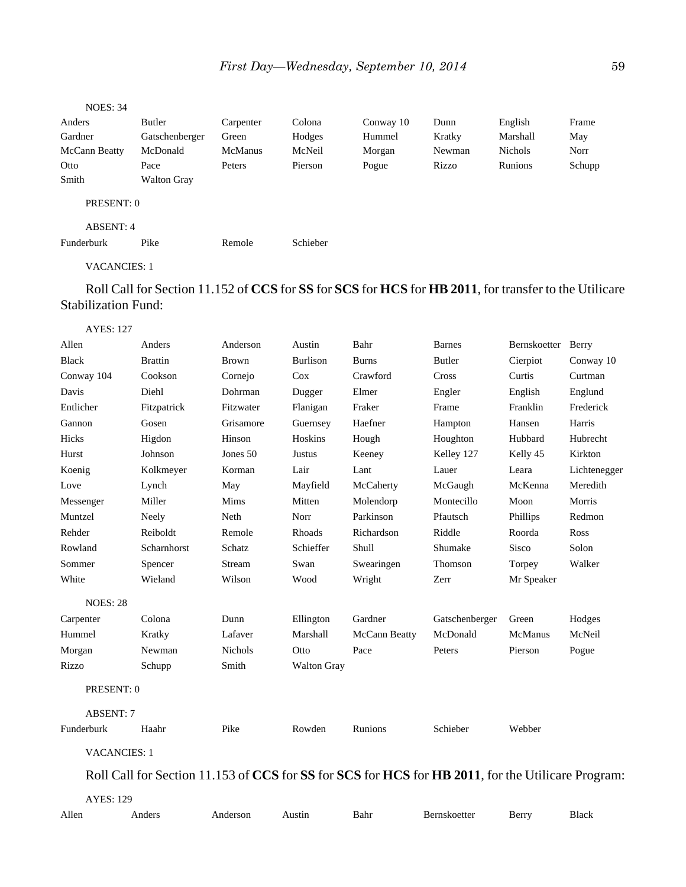NOES: 34

| | | | | | | | |
|---|---|---|---|---|---|---|---|
| Anders | Butler | Carpenter | Colona | Conway 10 | Dunn | English | Frame |
| Gardner | Gatschenberger | Green | Hodges | Hummel | Kratky | Marshall | May |
| McCann Beatty | McDonald | McManus | McNeil | Morgan | Newman | Nichols | Norr |
| Otto | Pace | Peters | Pierson | Pogue | Rizzo | Runions | Schupp |
| Smith | Walton Gray | | | | | | |

PRESENT: 0

ABSENT: 4

| | | | |
|---|---|---|---|
| Funderburk | Pike | Remole | Schieber |

VACANCIES: 1

Roll Call for Section 11.152 of **CCS** for **SS** for **SCS** for **HCS** for **HB 2011**, for transfer to the Utilicare Stabilization Fund:

AYES: 127

| | | | | | | | |
|---|---|---|---|---|---|---|---|
| Allen | Anders | Anderson | Austin | Bahr | Barnes | Bernskoetter | Berry |
| Black | Brattin | Brown | Burlison | Burns | Butler | Cierpiot | Conway 10 |
| Conway 104 | Cookson | Cornejo | Cox | Crawford | Cross | Curtis | Curtman |
| Davis | Diehl | Dohrman | Dugger | Elmer | Engler | English | Englund |
| Entlicher | Fitzpatrick | Fitzwater | Flanigan | Fraker | Frame | Franklin | Frederick |
| Gannon | Gosen | Grisamore | Guernsey | Haefner | Hampton | Hansen | Harris |
| Hicks | Higdon | Hinson | Hoskins | Hough | Houghton | Hubbard | Hubrecht |
| Hurst | Johnson | Jones 50 | Justus | Keeney | Kelley 127 | Kelly 45 | Kirkton |
| Koenig | Kolkmeyer | Korman | Lair | Lant | Lauer | Leara | Lichtenegger |
| Love | Lynch | May | Mayfield | McCaherty | McGaugh | McKenna | Meredith |
| Messenger | Miller | Mims | Mitten | Molendorp | Montecillo | Moon | Morris |
| Muntzel | Neely | Neth | Norr | Parkinson | Pfautsch | Phillips | Redmon |
| Rehder | Reiboldt | Remole | Rhoads | Richardson | Riddle | Roorda | Ross |
| Rowland | Scharnhorst | Schatz | Schieffer | Shull | Shumake | Sisco | Solon |
| Sommer | Spencer | Stream | Swan | Swearingen | Thomson | Torpey | Walker |
| White | Wieland | Wilson | Wood | Wright | Zerr | Mr Speaker | |

NOES: 28

| | | | | | | | |
|---|---|---|---|---|---|---|---|
| Carpenter | Colona | Dunn | Ellington | Gardner | Gatschenberger | Green | Hodges |
| Hummel | Kratky | Lafaver | Marshall | McCann Beatty | McDonald | McManus | McNeil |
| Morgan | Newman | Nichols | Otto | Pace | Peters | Pierson | Pogue |
| Rizzo | Schupp | Smith | Walton Gray | | | | |

PRESENT: 0

ABSENT: 7

| | | | | | | |
|---|---|---|---|---|---|---|
| Funderburk | Haahr | Pike | Rowden | Runions | Schieber | Webber |

VACANCIES: 1

Roll Call for Section 11.153 of **CCS** for **SS** for **SCS** for **HCS** for **HB 2011**, for the Utilicare Program:

AYES: 129

| | | | | | | | |
|---|---|---|---|---|---|---|---|
| Allen | Anders | Anderson | Austin | Bahr | Bernskoetter | Berry | Black |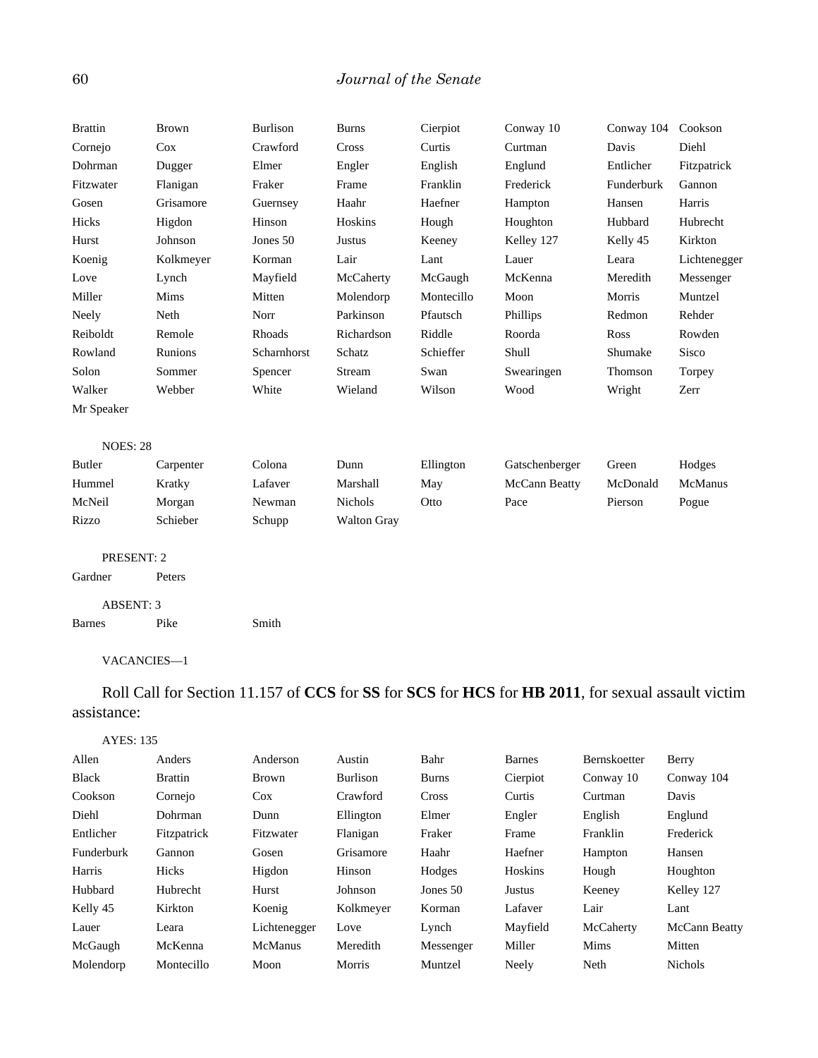| | | | | | | | |
|---|---|---|---|---|---|---|---|
| Brattin | Brown | Burlison | Burns | Cierpiot | Conway 10 | Conway 104 | Cookson |
| Cornejo | Cox | Crawford | Cross | Curtis | Curtman | Davis | Diehl |
| Dohrman | Dugger | Elmer | Engler | English | Englund | Entlicher | Fitzpatrick |
| Fitzwater | Flanigan | Fraker | Frame | Franklin | Frederick | Funderburk | Gannon |
| Gosen | Grisamore | Guernsey | Haahr | Haefner | Hampton | Hansen | Harris |
| Hicks | Higdon | Hinson | Hoskins | Hough | Houghton | Hubbard | Hubrecht |
| Hurst | Johnson | Jones 50 | Justus | Keeney | Kelley 127 | Kelly 45 | Kirkton |
| Koenig | Kolkmeyer | Korman | Lair | Lant | Lauer | Leara | Lichtenegger |
| Love | Lynch | Mayfield | McCaherty | McGaugh | McKenna | Meredith | Messenger |
| Miller | Mims | Mitten | Molendorp | Montecillo | Moon | Morris | Muntzel |
| Neely | Neth | Norr | Parkinson | Pfautsch | Phillips | Redmon | Rehder |
| Reiboldt | Remole | Rhoads | Richardson | Riddle | Roorda | Ross | Rowden |
| Rowland | Runions | Scharnhorst | Schatz | Schieffer | Shull | Shumake | Sisco |
| Solon | Sommer | Spencer | Stream | Swan | Swearingen | Thomson | Torpey |
| Walker | Webber | White | Wieland | Wilson | Wood | Wright | Zerr |
| Mr Speaker | | | | | | | |

NOES: 28

| | | | | | | | |
|---|---|---|---|---|---|---|---|
| Butler | Carpenter | Colona | Dunn | Ellington | Gatschenberger | Green | Hodges |
| Hummel | Kratky | Lafaver | Marshall | May | McCann Beatty | McDonald | McManus |
| McNeil | Morgan | Newman | Nichols | Otto | Pace | Pierson | Pogue |
| Rizzo | Schieber | Schupp | Walton Gray | | | | |

PRESENT: 2

Gardner Peters

ABSENT: 3

Barnes Pike Smith

VACANCIES—1

Roll Call for Section 11.157 of **CCS** for **SS** for **SCS** for **HCS** for **HB 2011**, for sexual assault victim assistance:

AYES: 135

| | | | | | | | |
|---|---|---|---|---|---|---|---|
| Allen | Anders | Anderson | Austin | Bahr | Barnes | Bernskoetter | Berry |
| Black | Brattin | Brown | Burlison | Burns | Cierpiot | Conway 10 | Conway 104 |
| Cookson | Cornejo | Cox | Crawford | Cross | Curtis | Curtman | Davis |
| Diehl | Dohrman | Dunn | Ellington | Elmer | Engler | English | Englund |
| Entlicher | Fitzpatrick | Fitzwater | Flanigan | Fraker | Frame | Franklin | Frederick |
| Funderburk | Gannon | Gosen | Grisamore | Haahr | Haefner | Hampton | Hansen |
| Harris | Hicks | Higdon | Hinson | Hodges | Hoskins | Hough | Houghton |
| Hubbard | Hubrecht | Hurst | Johnson | Jones 50 | Justus | Keeney | Kelley 127 |
| Kelly 45 | Kirkton | Koenig | Kolkmeyer | Korman | Lafaver | Lair | Lant |
| Lauer | Leara | Lichtenegger | Love | Lynch | Mayfield | McCaherty | McCann Beatty |
| McGaugh | McKenna | McManus | Meredith | Messenger | Miller | Mims | Mitten |
| Molendorp | Montecillo | Moon | Morris | Muntzel | Neely | Neth | Nichols |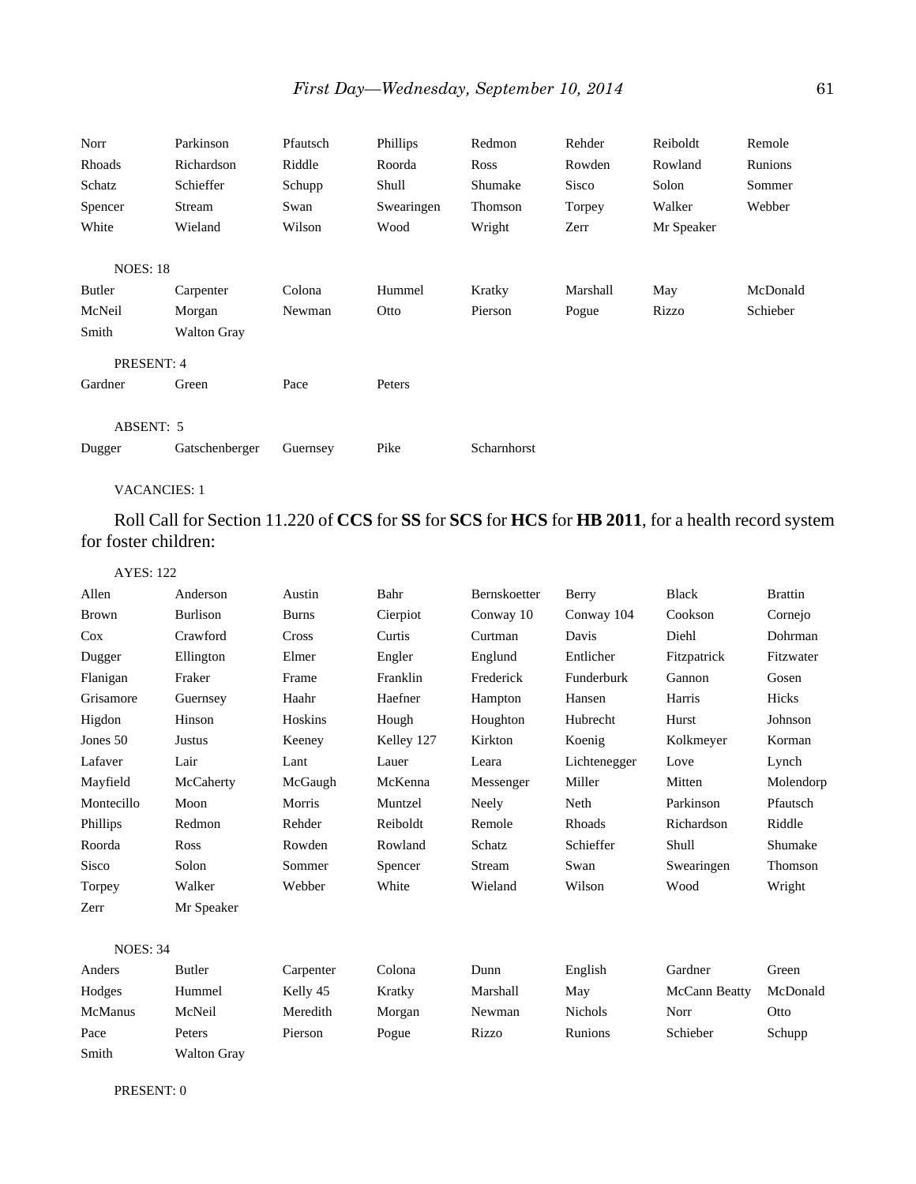| | | | | | | | |
|---|---|---|---|---|---|---|---|
| Norr | Parkinson | Pfautsch | Phillips | Redmon | Rehder | Reiboldt | Remole |
| Rhoads | Richardson | Riddle | Roorda | Ross | Rowden | Rowland | Runions |
| Schatz | Schieffer | Schupp | Shull | Shumake | Sisco | Solon | Sommer |
| Spencer | Stream | Swan | Swearingen | Thomson | Torpey | Walker | Webber |
| White | Wieland | Wilson | Wood | Wright | Zerr | Mr Speaker | |

NOES: 18

| | | | | | | | |
|---|---|---|---|---|---|---|---|
| Butler | Carpenter | Colona | Hummel | Kratky | Marshall | May | McDonald |
| McNeil | Morgan | Newman | Otto | Pierson | Pogue | Rizzo | Schieber |
| Smith | Walton Gray | | | | | | |

PRESENT: 4

| | | | |
|---|---|---|---|
| Gardner | Green | Pace | Peters |

ABSENT: 5

| | | | | |
|---|---|---|---|---|
| Dugger | Gatschenberger | Guernsey | Pike | Scharnhorst |

VACANCIES: 1

Roll Call for Section 11.220 of **CCS** for **SS** for **SCS** for **HCS** for **HB 2011**, for a health record system for foster children:

AYES: 122

| | | | | | | | |
|---|---|---|---|---|---|---|---|
| Allen | Anderson | Austin | Bahr | Bernskoetter | Berry | Black | Brattin |
| Brown | Burlison | Burns | Cierpiot | Conway 10 | Conway 104 | Cookson | Cornejo |
| Cox | Crawford | Cross | Curtis | Curtman | Davis | Diehl | Dohrman |
| Dugger | Ellington | Elmer | Engler | Englund | Entlicher | Fitzpatrick | Fitzwater |
| Flanigan | Fraker | Frame | Franklin | Frederick | Funderburk | Gannon | Gosen |
| Grisamore | Guernsey | Haahr | Haefner | Hampton | Hansen | Harris | Hicks |
| Higdon | Hinson | Hoskins | Hough | Houghton | Hubrecht | Hurst | Johnson |
| Jones 50 | Justus | Keeney | Kelley 127 | Kirkton | Koenig | Kolkmeyer | Korman |
| Lafaver | Lair | Lant | Lauer | Leara | Lichtenegger | Love | Lynch |
| Mayfield | McCaherty | McGaugh | McKenna | Messenger | Miller | Mitten | Molendorp |
| Montecillo | Moon | Morris | Muntzel | Neely | Neth | Parkinson | Pfautsch |
| Phillips | Redmon | Rehder | Reiboldt | Remole | Rhoads | Richardson | Riddle |
| Roorda | Ross | Rowden | Rowland | Schatz | Schieffer | Shull | Shumake |
| Sisco | Solon | Sommer | Spencer | Stream | Swan | Swearingen | Thomson |
| Torpey | Walker | Webber | White | Wieland | Wilson | Wood | Wright |
| Zerr | Mr Speaker | | | | | | |

NOES: 34

| | | | | | | | |
|---|---|---|---|---|---|---|---|
| Anders | Butler | Carpenter | Colona | Dunn | English | Gardner | Green |
| Hodges | Hummel | Kelly 45 | Kratky | Marshall | May | McCann Beatty | McDonald |
| McManus | McNeil | Meredith | Morgan | Newman | Nichols | Norr | Otto |
| Pace | Peters | Pierson | Pogue | Rizzo | Runions | Schieber | Schupp |
| Smith | Walton Gray | | | | | | |

PRESENT: 0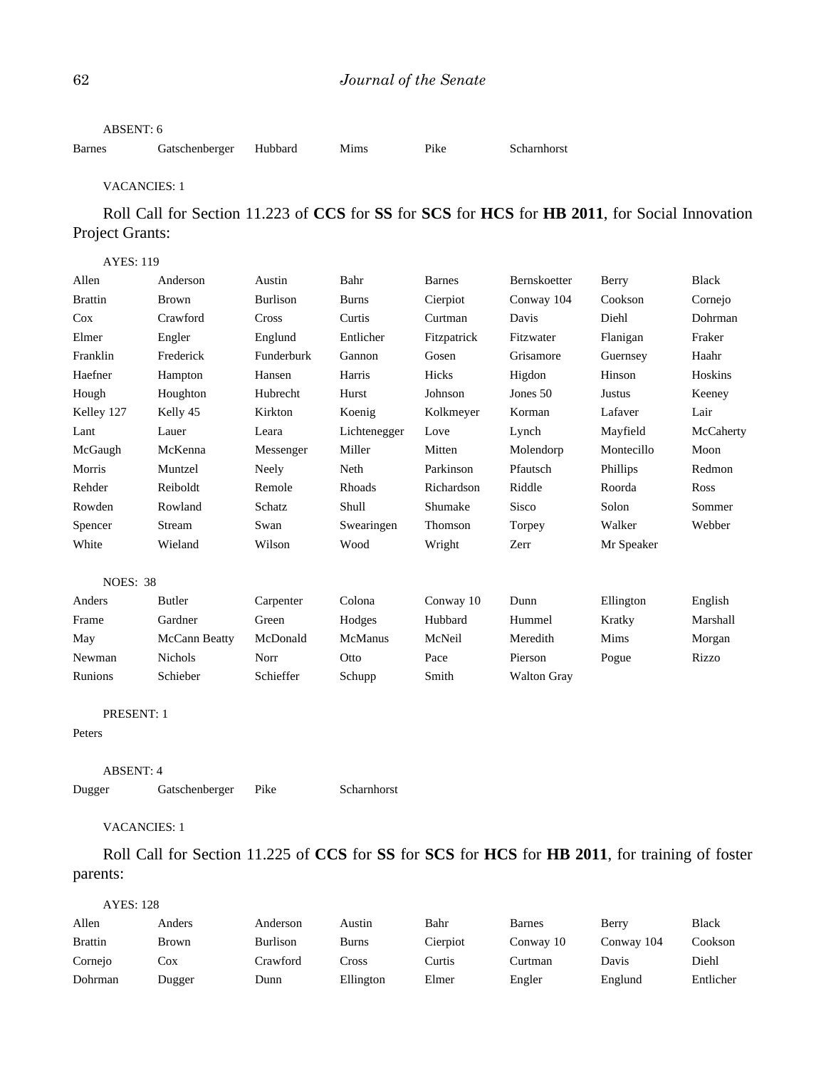ABSENT: 6

| | | | | | |
|---|---|---|---|---|---|
| Barnes | Gatschenberger | Hubbard | Mims | Pike | Scharnhorst |

VACANCIES: 1

Roll Call for Section 11.223 of **CCS** for **SS** for **SCS** for **HCS** for **HB 2011**, for Social Innovation Project Grants:

AYES: 119

| | | | | | | | |
|---|---|---|---|---|---|---|---|
| Allen | Anderson | Austin | Bahr | Barnes | Bernskoetter | Berry | Black |
| Brattin | Brown | Burlison | Burns | Cierpiot | Conway 104 | Cookson | Cornejo |
| Cox | Crawford | Cross | Curtis | Curtman | Davis | Diehl | Dohrman |
| Elmer | Engler | Englund | Entlicher | Fitzpatrick | Fitzwater | Flanigan | Fraker |
| Franklin | Frederick | Funderburk | Gannon | Gosen | Grisamore | Guernsey | Haahr |
| Haefner | Hampton | Hansen | Harris | Hicks | Higdon | Hinson | Hoskins |
| Hough | Houghton | Hubrecht | Hurst | Johnson | Jones 50 | Justus | Keeney |
| Kelley 127 | Kelly 45 | Kirkton | Koenig | Kolkmeyer | Korman | Lafaver | Lair |
| Lant | Lauer | Leara | Lichtenegger | Love | Lynch | Mayfield | McCaherty |
| McGaugh | McKenna | Messenger | Miller | Mitten | Molendorp | Montecillo | Moon |
| Morris | Muntzel | Neely | Neth | Parkinson | Pfautsch | Phillips | Redmon |
| Rehder | Reiboldt | Remole | Rhoads | Richardson | Riddle | Roorda | Ross |
| Rowden | Rowland | Schatz | Shull | Shumake | Sisco | Solon | Sommer |
| Spencer | Stream | Swan | Swearingen | Thomson | Torpey | Walker | Webber |
| White | Wieland | Wilson | Wood | Wright | Zerr | Mr Speaker | |

NOES: 38

| | | | | | | | |
|---|---|---|---|---|---|---|---|
| Anders | Butler | Carpenter | Colona | Conway 10 | Dunn | Ellington | English |
| Frame | Gardner | Green | Hodges | Hubbard | Hummel | Kratky | Marshall |
| May | McCann Beatty | McDonald | McManus | McNeil | Meredith | Mims | Morgan |
| Newman | Nichols | Norr | Otto | Pace | Pierson | Pogue | Rizzo |
| Runions | Schieber | Schieffer | Schupp | Smith | Walton Gray | | |

PRESENT: 1

Peters

ABSENT: 4

| | | | |
|---|---|---|---|
| Dugger | Gatschenberger | Pike | Scharnhorst |

VACANCIES: 1

Roll Call for Section 11.225 of **CCS** for **SS** for **SCS** for **HCS** for **HB 2011**, for training of foster parents:

AYES: 128

| | | | | | | | |
|---|---|---|---|---|---|---|---|
| Allen | Anders | Anderson | Austin | Bahr | Barnes | Berry | Black |
| Brattin | Brown | Burlison | Burns | Cierpiot | Conway 10 | Conway 104 | Cookson |
| Cornejo | Cox | Crawford | Cross | Curtis | Curtman | Davis | Diehl |
| Dohrman | Dugger | Dunn | Ellington | Elmer | Engler | Englund | Entlicher |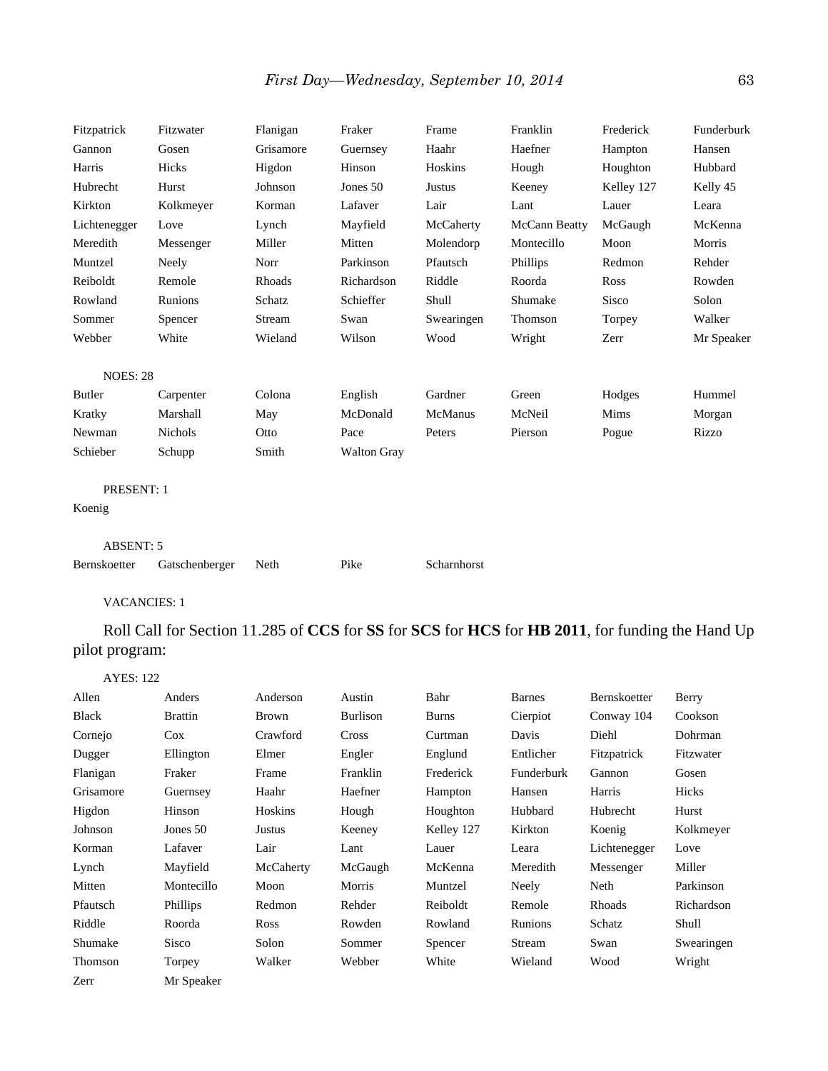Fitzpatrick Fitzwater Flanigan Fraker Frame Franklin Frederick Funderburk
Gannon Gosen Grisamore Guernsey Haahr Haefner Hampton Hansen
Harris Hicks Higdon Hinson Hoskins Hough Houghton Hubbard
Hubrecht Hurst Johnson Jones 50 Justus Keeney Kelley 127 Kelly 45
Kirkton Kolkmeyer Korman Lafaver Lair Lant Lauer Leara
Lichtenegger Love Lynch Mayfield McCaherty McCann Beatty McGaugh McKenna
Meredith Messenger Miller Mitten Molendorp Montecillo Moon Morris
Muntzel Neely Norr Parkinson Pfautsch Phillips Redmon Rehder
Reiboldt Remole Rhoads Richardson Riddle Roorda Ross Rowden
Rowland Runions Schatz Schieffer Shull Shumake Sisco Solon
Sommer Spencer Stream Swan Swearingen Thomson Torpey Walker
Webber White Wieland Wilson Wood Wright Zerr Mr Speaker

NOES: 28

Butler Carpenter Colona English Gardner Green Hodges Hummel
Kratky Marshall May McDonald McManus McNeil Mims Morgan
Newman Nichols Otto Pace Peters Pierson Pogue Rizzo
Schieber Schupp Smith Walton Gray

PRESENT: 1

Koenig

ABSENT: 5

Bernskoetter Gatschenberger Neth Pike Scharnhorst

VACANCIES: 1

Roll Call for Section 11.285 of **CCS** for **SS** for **SCS** for **HCS** for **HB 2011**, for funding the Hand Up pilot program:

AYES: 122

Allen Anders Anderson Austin Bahr Barnes Bernskoetter Berry
Black Brattin Brown Burlison Burns Cierpiot Conway 104 Cookson
Cornejo Cox Crawford Cross Curtman Davis Diehl Dohrman
Dugger Ellington Elmer Engler Englund Entlicher Fitzpatrick Fitzwater
Flanigan Fraker Frame Franklin Frederick Funderburk Gannon Gosen
Grisamore Guernsey Haahr Haefner Hampton Hansen Harris Hicks
Higdon Hinson Hoskins Hough Houghton Hubbard Hubrecht Hurst
Johnson Jones 50 Justus Keeney Kelley 127 Kirkton Koenig Kolkmeyer
Korman Lafaver Lair Lant Lauer Leara Lichtenegger Love
Lynch Mayfield McCaherty McGaugh McKenna Meredith Messenger Miller
Mitten Montecillo Moon Morris Muntzel Neely Neth Parkinson
Pfautsch Phillips Redmon Rehder Reiboldt Remole Rhoads Richardson
Riddle Roorda Ross Rowden Rowland Runions Schatz Shull
Shumake Sisco Solon Sommer Spencer Stream Swan Swearingen
Thomson Torpey Walker Webber White Wieland Wood Wright
Zerr Mr Speaker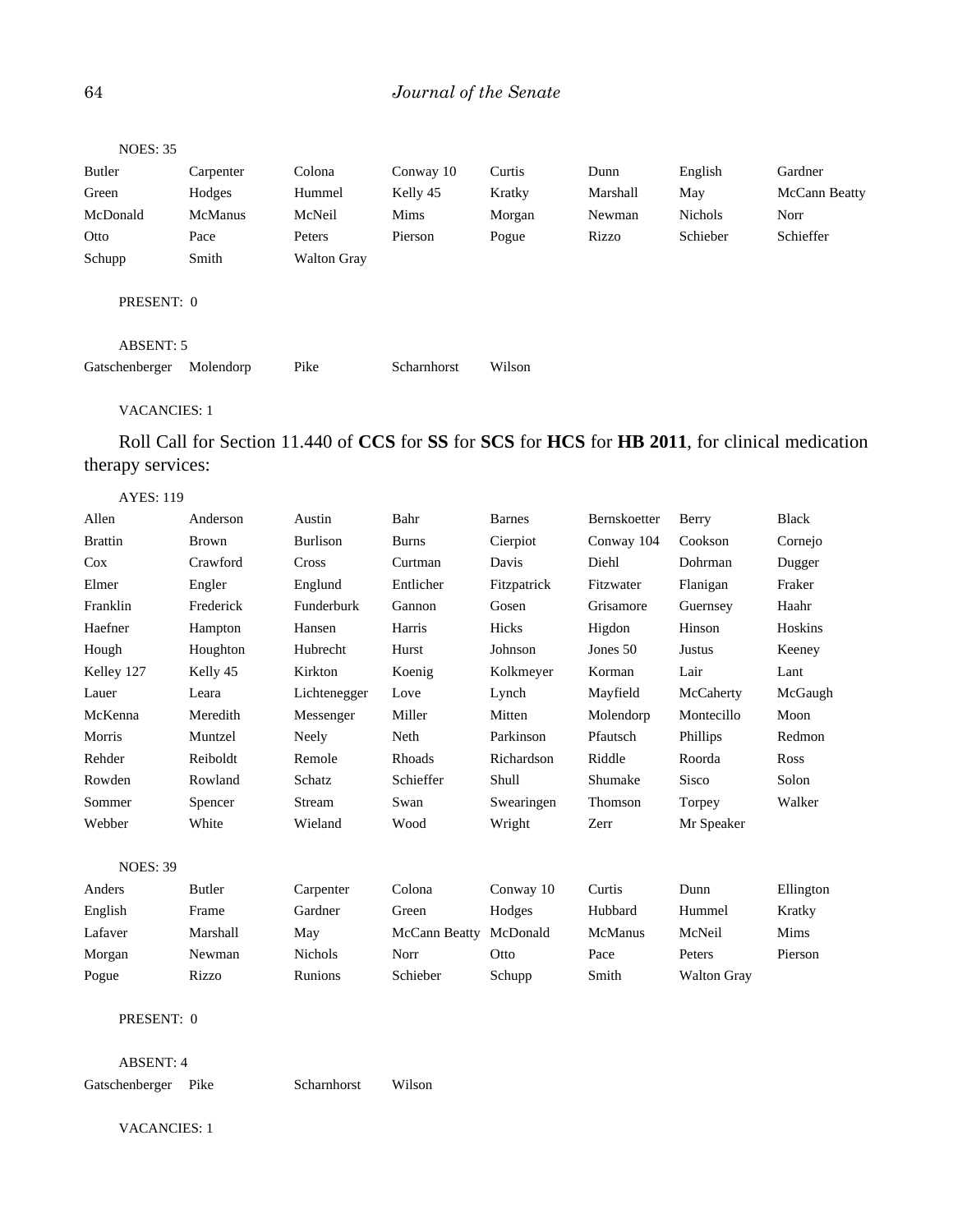NOES: 35

| | | | | | | | |
|---|---|---|---|---|---|---|---|
| Butler | Carpenter | Colona | Conway 10 | Curtis | Dunn | English | Gardner |
| Green | Hodges | Hummel | Kelly 45 | Kratky | Marshall | May | McCann Beatty |
| McDonald | McManus | McNeil | Mims | Morgan | Newman | Nichols | Norr |
| Otto | Pace | Peters | Pierson | Pogue | Rizzo | Schieber | Schieffer |
| Schupp | Smith | Walton Gray | | | | | |

PRESENT: 0

ABSENT: 5

| | | | | |
|---|---|---|---|---|
| Gatschenberger | Molendorp | Pike | Scharnhorst | Wilson |

VACANCIES: 1

Roll Call for Section 11.440 of **CCS** for **SS** for **SCS** for **HCS** for **HB 2011**, for clinical medication therapy services:

AYES: 119

| | | | | | | | |
|---|---|---|---|---|---|---|---|
| Allen | Anderson | Austin | Bahr | Barnes | Bernskoetter | Berry | Black |
| Brattin | Brown | Burlison | Burns | Cierpiot | Conway 104 | Cookson | Cornejo |
| Cox | Crawford | Cross | Curtman | Davis | Diehl | Dohrman | Dugger |
| Elmer | Engler | Englund | Entlicher | Fitzpatrick | Fitzwater | Flanigan | Fraker |
| Franklin | Frederick | Funderburk | Gannon | Gosen | Grisamore | Guernsey | Haahr |
| Haefner | Hampton | Hansen | Harris | Hicks | Higdon | Hinson | Hoskins |
| Hough | Houghton | Hubrecht | Hurst | Johnson | Jones 50 | Justus | Keeney |
| Kelley 127 | Kelly 45 | Kirkton | Koenig | Kolkmeyer | Korman | Lair | Lant |
| Lauer | Leara | Lichtenegger | Love | Lynch | Mayfield | McCaherty | McGaugh |
| McKenna | Meredith | Messenger | Miller | Mitten | Molendorp | Montecillo | Moon |
| Morris | Muntzel | Neely | Neth | Parkinson | Pfautsch | Phillips | Redmon |
| Rehder | Reiboldt | Remole | Rhoads | Richardson | Riddle | Roorda | Ross |
| Rowden | Rowland | Schatz | Schieffer | Shull | Shumake | Sisco | Solon |
| Sommer | Spencer | Stream | Swan | Swearingen | Thomson | Torpey | Walker |
| Webber | White | Wieland | Wood | Wright | Zerr | Mr Speaker | |

NOES: 39

| | | | | | | | |
|---|---|---|---|---|---|---|---|
| Anders | Butler | Carpenter | Colona | Conway 10 | Curtis | Dunn | Ellington |
| English | Frame | Gardner | Green | Hodges | Hubbard | Hummel | Kratky |
| Lafaver | Marshall | May | McCann Beatty | McDonald | McManus | McNeil | Mims |
| Morgan | Newman | Nichols | Norr | Otto | Pace | Peters | Pierson |
| Pogue | Rizzo | Runions | Schieber | Schupp | Smith | Walton Gray | |

PRESENT: 0

ABSENT: 4

| | | | |
|---|---|---|---|
| Gatschenberger | Pike | Scharnhorst | Wilson |

VACANCIES: 1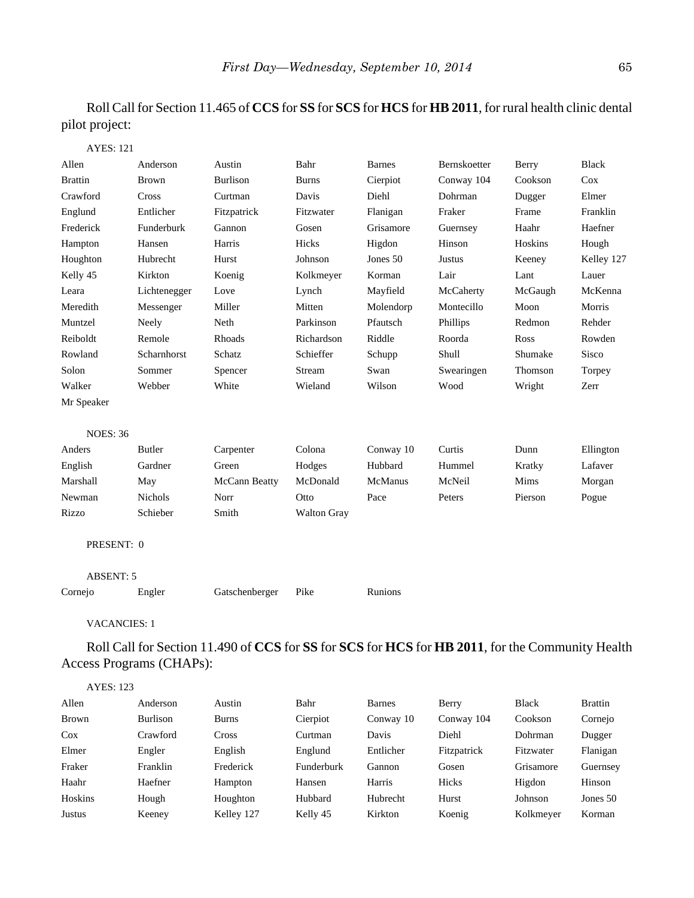Roll Call for Section 11.465 of **CCS** for **SS** for **SCS** for **HCS** for **HB 2011**, for rural health clinic dental pilot project:

AYES: 121

| | | | | | | | |
|---|---|---|---|---|---|---|---|
| Allen | Anderson | Austin | Bahr | Barnes | Bernskoetter | Berry | Black |
| Brattin | Brown | Burlison | Burns | Cierpiot | Conway 104 | Cookson | Cox |
| Crawford | Cross | Curtman | Davis | Diehl | Dohrman | Dugger | Elmer |
| Englund | Entlicher | Fitzpatrick | Fitzwater | Flanigan | Fraker | Frame | Franklin |
| Frederick | Funderburk | Gannon | Gosen | Grisamore | Guernsey | Haahr | Haefner |
| Hampton | Hansen | Harris | Hicks | Higdon | Hinson | Hoskins | Hough |
| Houghton | Hubrecht | Hurst | Johnson | Jones 50 | Justus | Keeney | Kelley 127 |
| Kelly 45 | Kirkton | Koenig | Kolkmeyer | Korman | Lair | Lant | Lauer |
| Leara | Lichtenegger | Love | Lynch | Mayfield | McCaherty | McGaugh | McKenna |
| Meredith | Messenger | Miller | Mitten | Molendorp | Montecillo | Moon | Morris |
| Muntzel | Neely | Neth | Parkinson | Pfautsch | Phillips | Redmon | Rehder |
| Reiboldt | Remole | Rhoads | Richardson | Riddle | Roorda | Ross | Rowden |
| Rowland | Scharnhorst | Schatz | Schieffer | Schupp | Shull | Shumake | Sisco |
| Solon | Sommer | Spencer | Stream | Swan | Swearingen | Thomson | Torpey |
| Walker | Webber | White | Wieland | Wilson | Wood | Wright | Zerr |
| Mr Speaker | | | | | | | |

NOES: 36

| | | | | | | | |
|---|---|---|---|---|---|---|---|
| Anders | Butler | Carpenter | Colona | Conway 10 | Curtis | Dunn | Ellington |
| English | Gardner | Green | Hodges | Hubbard | Hummel | Kratky | Lafaver |
| Marshall | May | McCann Beatty | McDonald | McManus | McNeil | Mims | Morgan |
| Newman | Nichols | Norr | Otto | Pace | Peters | Pierson | Pogue |
| Rizzo | Schieber | Smith | Walton Gray | | | | |

PRESENT: 0

ABSENT: 5

| | | | | |
|---|---|---|---|---|
| Cornejo | Engler | Gatschenberger | Pike | Runions |

VACANCIES: 1

Roll Call for Section 11.490 of **CCS** for **SS** for **SCS** for **HCS** for **HB 2011**, for the Community Health Access Programs (CHAPs):

AYES: 123

| | | | | | | | |
|---|---|---|---|---|---|---|---|
| Allen | Anderson | Austin | Bahr | Barnes | Berry | Black | Brattin |
| Brown | Burlison | Burns | Cierpiot | Conway 10 | Conway 104 | Cookson | Cornejo |
| Cox | Crawford | Cross | Curtman | Davis | Diehl | Dohrman | Dugger |
| Elmer | Engler | English | Englund | Entlicher | Fitzpatrick | Fitzwater | Flanigan |
| Fraker | Franklin | Frederick | Funderburk | Gannon | Gosen | Grisamore | Guernsey |
| Haahr | Haefner | Hampton | Hansen | Harris | Hicks | Higdon | Hinson |
| Hoskins | Hough | Houghton | Hubbard | Hubrecht | Hurst | Johnson | Jones 50 |
| Justus | Keeney | Kelley 127 | Kelly 45 | Kirkton | Koenig | Kolkmeyer | Korman |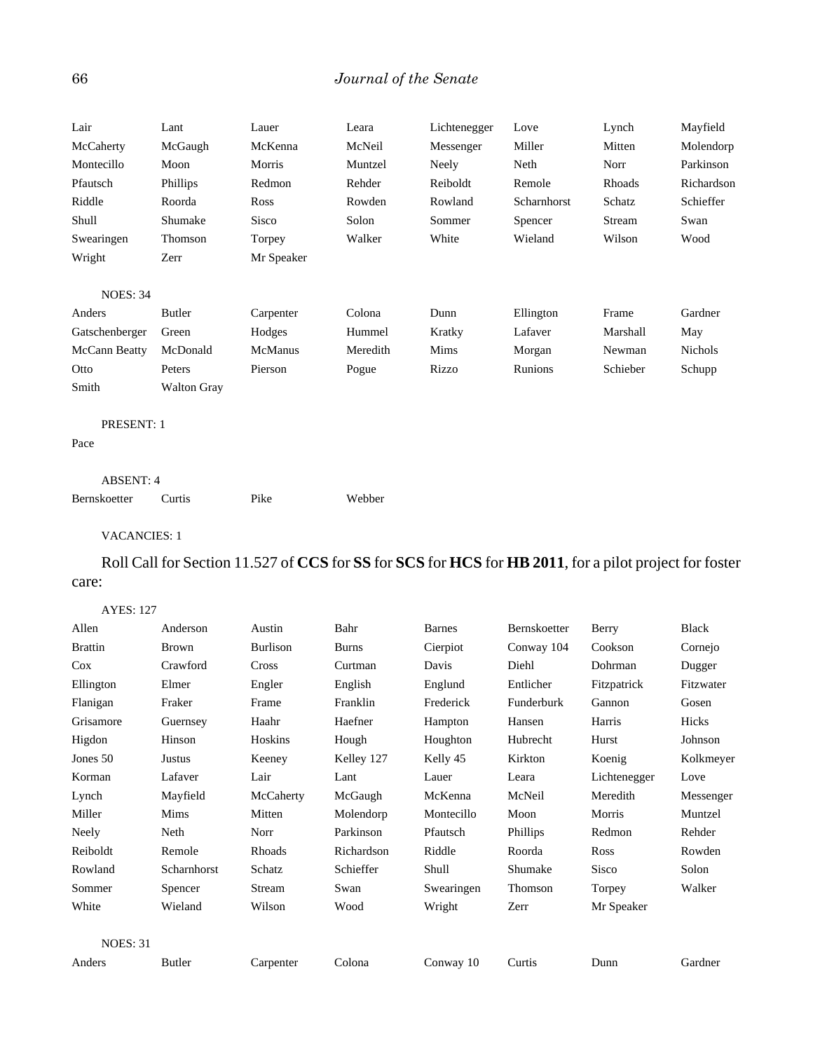| | | | | | | | |
|---|---|---|---|---|---|---|---|
| Lair | Lant | Lauer | Leara | Lichtenegger | Love | Lynch | Mayfield |
| McCaherty | McGaugh | McKenna | McNeil | Messenger | Miller | Mitten | Molendorp |
| Montecillo | Moon | Morris | Muntzel | Neely | Neth | Norr | Parkinson |
| Pfautsch | Phillips | Redmon | Rehder | Reiboldt | Remole | Rhoads | Richardson |
| Riddle | Roorda | Ross | Rowden | Rowland | Scharnhorst | Schatz | Schieffer |
| Shull | Shumake | Sisco | Solon | Sommer | Spencer | Stream | Swan |
| Swearingen | Thomson | Torpey | Walker | White | Wieland | Wilson | Wood |
| Wright | Zerr | Mr Speaker | | | | | |

NOES: 34

| | | | | | | | |
|---|---|---|---|---|---|---|---|
| Anders | Butler | Carpenter | Colona | Dunn | Ellington | Frame | Gardner |
| Gatschenberger | Green | Hodges | Hummel | Kratky | Lafaver | Marshall | May |
| McCann Beatty | McDonald | McManus | Meredith | Mims | Morgan | Newman | Nichols |
| Otto | Peters | Pierson | Pogue | Rizzo | Runions | Schieber | Schupp |
| Smith | Walton Gray | | | | | | |

PRESENT: 1

Pace

ABSENT: 4

| | | | |
|---|---|---|---|
| Bernskoetter | Curtis | Pike | Webber |

VACANCIES: 1

Roll Call for Section 11.527 of **CCS** for **SS** for **SCS** for **HCS** for **HB 2011**, for a pilot project for foster care:

AYES: 127

| | | | | | | | |
|---|---|---|---|---|---|---|---|
| Allen | Anderson | Austin | Bahr | Barnes | Bernskoetter | Berry | Black |
| Brattin | Brown | Burlison | Burns | Cierpiot | Conway 104 | Cookson | Cornejo |
| Cox | Crawford | Cross | Curtman | Davis | Diehl | Dohrman | Dugger |
| Ellington | Elmer | Engler | English | Englund | Entlicher | Fitzpatrick | Fitzwater |
| Flanigan | Fraker | Frame | Franklin | Frederick | Funderburk | Gannon | Gosen |
| Grisamore | Guernsey | Haahr | Haefner | Hampton | Hansen | Harris | Hicks |
| Higdon | Hinson | Hoskins | Hough | Houghton | Hubrecht | Hurst | Johnson |
| Jones 50 | Justus | Keeney | Kelley 127 | Kelly 45 | Kirkton | Koenig | Kolkmeyer |
| Korman | Lafaver | Lair | Lant | Lauer | Leara | Lichtenegger | Love |
| Lynch | Mayfield | McCaherty | McGaugh | McKenna | McNeil | Meredith | Messenger |
| Miller | Mims | Mitten | Molendorp | Montecillo | Moon | Morris | Muntzel |
| Neely | Neth | Norr | Parkinson | Pfautsch | Phillips | Redmon | Rehder |
| Reiboldt | Remole | Rhoads | Richardson | Riddle | Roorda | Ross | Rowden |
| Rowland | Scharnhorst | Schatz | Schieffer | Shull | Shumake | Sisco | Solon |
| Sommer | Spencer | Stream | Swan | Swearingen | Thomson | Torpey | Walker |
| White | Wieland | Wilson | Wood | Wright | Zerr | Mr Speaker | |

NOES: 31

| | | | | | | | |
|---|---|---|---|---|---|---|---|
| Anders | Butler | Carpenter | Colona | Conway 10 | Curtis | Dunn | Gardner |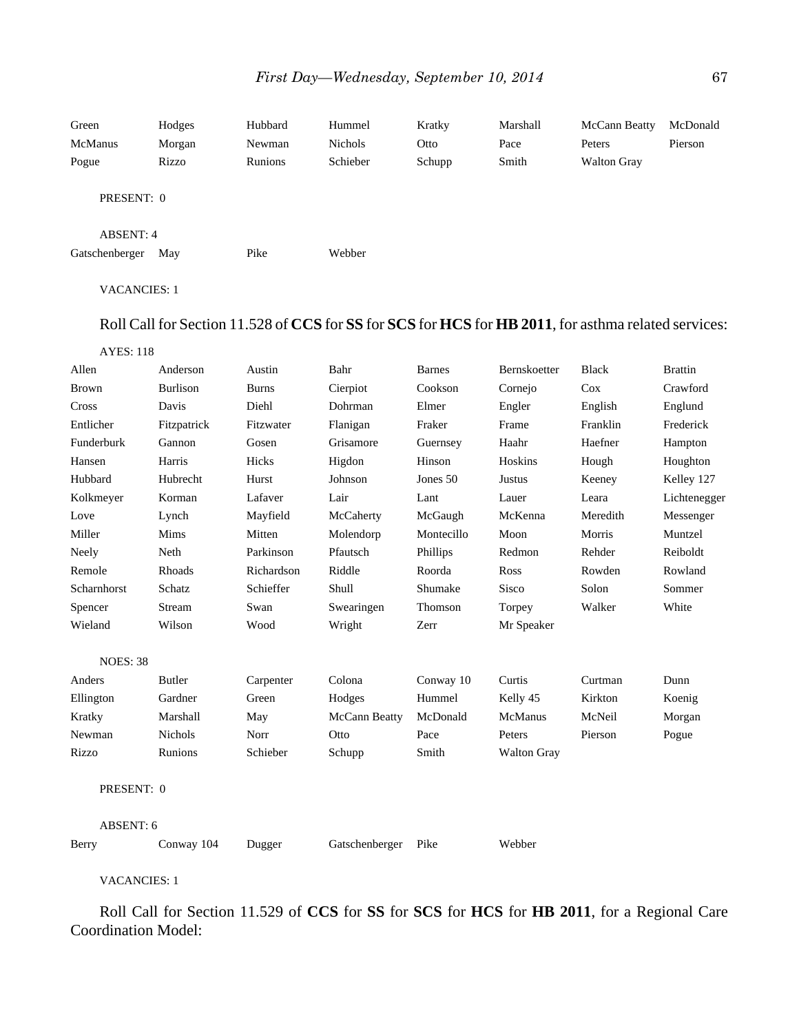| | | | | | | | |
|---|---|---|---|---|---|---|---|
| Green | Hodges | Hubbard | Hummel | Kratky | Marshall | McCann Beatty | McDonald |
| McManus | Morgan | Newman | Nichols | Otto | Pace | Peters | Pierson |
| Pogue | Rizzo | Runions | Schieber | Schupp | Smith | Walton Gray | |

PRESENT: 0

ABSENT: 4

| | | | |
|---|---|---|---|
| Gatschenberger | May | Pike | Webber |

VACANCIES: 1

Roll Call for Section 11.528 of **CCS** for **SS** for **SCS** for **HCS** for **HB 2011**, for asthma related services:

AYES: 118

| | | | | | | | |
|---|---|---|---|---|---|---|---|
| Allen | Anderson | Austin | Bahr | Barnes | Bernskoetter | Black | Brattin |
| Brown | Burlison | Burns | Cierpiot | Cookson | Cornejo | Cox | Crawford |
| Cross | Davis | Diehl | Dohrman | Elmer | Engler | English | Englund |
| Entlicher | Fitzpatrick | Fitzwater | Flanigan | Fraker | Frame | Franklin | Frederick |
| Funderburk | Gannon | Gosen | Grisamore | Guernsey | Haahr | Haefner | Hampton |
| Hansen | Harris | Hicks | Higdon | Hinson | Hoskins | Hough | Houghton |
| Hubbard | Hubrecht | Hurst | Johnson | Jones 50 | Justus | Keeney | Kelley 127 |
| Kolkmeyer | Korman | Lafaver | Lair | Lant | Lauer | Leara | Lichtenegger |
| Love | Lynch | Mayfield | McCaherty | McGaugh | McKenna | Meredith | Messenger |
| Miller | Mims | Mitten | Molendorp | Montecillo | Moon | Morris | Muntzel |
| Neely | Neth | Parkinson | Pfautsch | Phillips | Redmon | Rehder | Reiboldt |
| Remole | Rhoads | Richardson | Riddle | Roorda | Ross | Rowden | Rowland |
| Scharnhorst | Schatz | Schieffer | Shull | Shumake | Sisco | Solon | Sommer |
| Spencer | Stream | Swan | Swearingen | Thomson | Torpey | Walker | White |
| Wieland | Wilson | Wood | Wright | Zerr | Mr Speaker | | |

NOES: 38

| | | | | | | | |
|---|---|---|---|---|---|---|---|
| Anders | Butler | Carpenter | Colona | Conway 10 | Curtis | Curtman | Dunn |
| Ellington | Gardner | Green | Hodges | Hummel | Kelly 45 | Kirkton | Koenig |
| Kratky | Marshall | May | McCann Beatty | McDonald | McManus | McNeil | Morgan |
| Newman | Nichols | Norr | Otto | Pace | Peters | Pierson | Pogue |
| Rizzo | Runions | Schieber | Schupp | Smith | Walton Gray | | |

PRESENT: 0

ABSENT: 6

| | | | | | |
|---|---|---|---|---|---|
| Berry | Conway 104 | Dugger | Gatschenberger | Pike | Webber |

VACANCIES: 1

Roll Call for Section 11.529 of **CCS** for **SS** for **SCS** for **HCS** for **HB 2011**, for a Regional Care Coordination Model: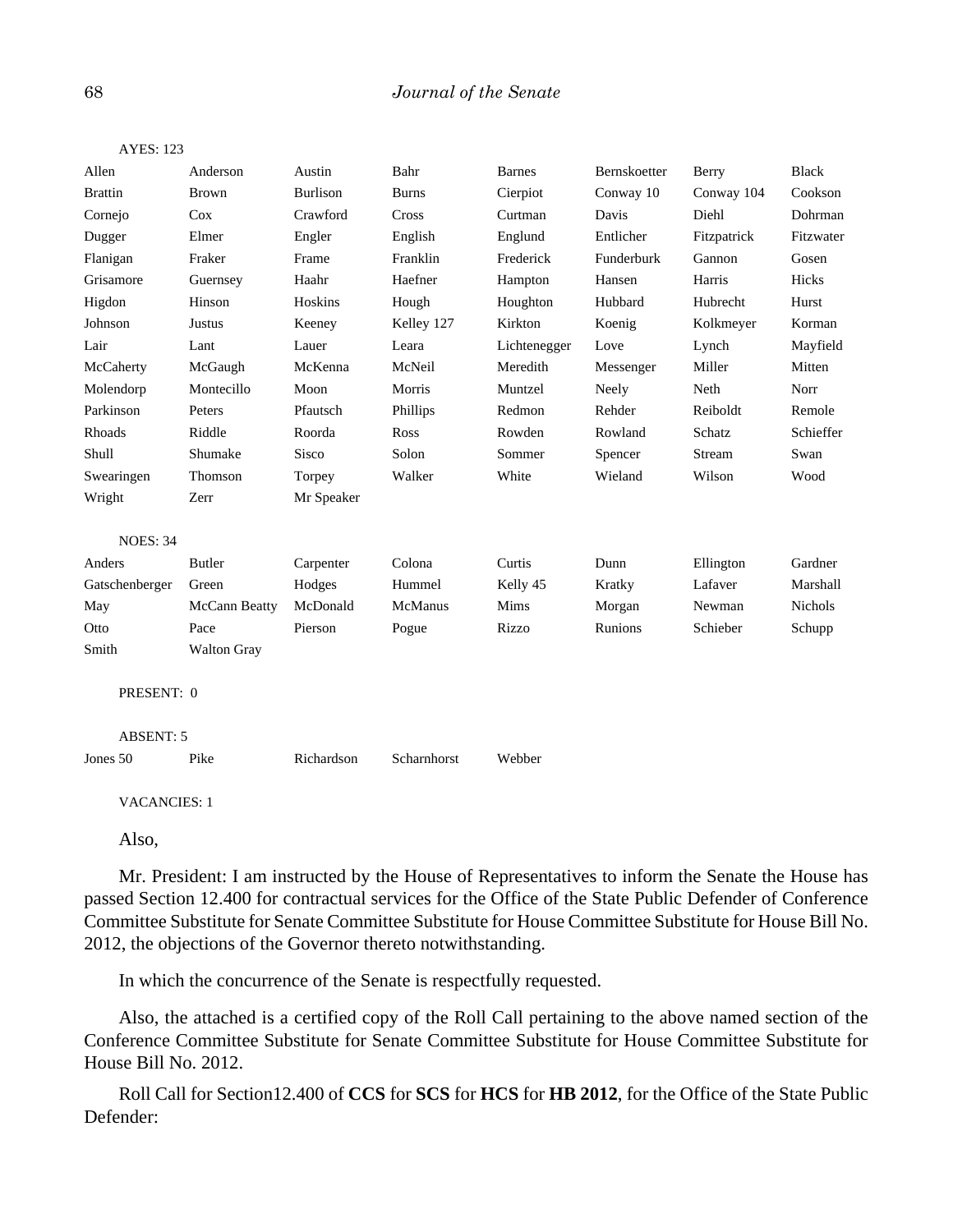AYES: 123

| | | | | | | | |
|---|---|---|---|---|---|---|---|
| Allen | Anderson | Austin | Bahr | Barnes | Bernskoetter | Berry | Black |
| Brattin | Brown | Burlison | Burns | Cierpiot | Conway 10 | Conway 104 | Cookson |
| Cornejo | Cox | Crawford | Cross | Curtman | Davis | Diehl | Dohrman |
| Dugger | Elmer | Engler | English | Englund | Entlicher | Fitzpatrick | Fitzwater |
| Flanigan | Fraker | Frame | Franklin | Frederick | Funderburk | Gannon | Gosen |
| Grisamore | Guernsey | Haahr | Haefner | Hampton | Hansen | Harris | Hicks |
| Higdon | Hinson | Hoskins | Hough | Houghton | Hubbard | Hubrecht | Hurst |
| Johnson | Justus | Keeney | Kelley 127 | Kirkton | Koenig | Kolkmeyer | Korman |
| Lair | Lant | Lauer | Leara | Lichtenegger | Love | Lynch | Mayfield |
| McCaherty | McGaugh | McKenna | McNeil | Meredith | Messenger | Miller | Mitten |
| Molendorp | Montecillo | Moon | Morris | Muntzel | Neely | Neth | Norr |
| Parkinson | Peters | Pfautsch | Phillips | Redmon | Rehder | Reiboldt | Remole |
| Rhoads | Riddle | Roorda | Ross | Rowden | Rowland | Schatz | Schieffer |
| Shull | Shumake | Sisco | Solon | Sommer | Spencer | Stream | Swan |
| Swearingen | Thomson | Torpey | Walker | White | Wieland | Wilson | Wood |
| Wright | Zerr | Mr Speaker | | | | | |

NOES: 34

| | | | | | | | |
|---|---|---|---|---|---|---|---|
| Anders | Butler | Carpenter | Colona | Curtis | Dunn | Ellington | Gardner |
| Gatschenberger | Green | Hodges | Hummel | Kelly 45 | Kratky | Lafaver | Marshall |
| May | McCann Beatty | McDonald | McManus | Mims | Morgan | Newman | Nichols |
| Otto | Pace | Pierson | Pogue | Rizzo | Runions | Schieber | Schupp |
| Smith | Walton Gray | | | | | | |

PRESENT: 0

ABSENT: 5

| | | | | |
|---|---|---|---|---|
| Jones 50 | Pike | Richardson | Scharnhorst | Webber |

VACANCIES: 1

Also,

Mr. President: I am instructed by the House of Representatives to inform the Senate the House has passed Section 12.400 for contractual services for the Office of the State Public Defender of Conference Committee Substitute for Senate Committee Substitute for House Committee Substitute for House Bill No. 2012, the objections of the Governor thereto notwithstanding.

In which the concurrence of the Senate is respectfully requested.

Also, the attached is a certified copy of the Roll Call pertaining to the above named section of the Conference Committee Substitute for Senate Committee Substitute for House Committee Substitute for House Bill No. 2012.

Roll Call for Section12.400 of **CCS** for **SCS** for **HCS** for **HB 2012**, for the Office of the State Public Defender: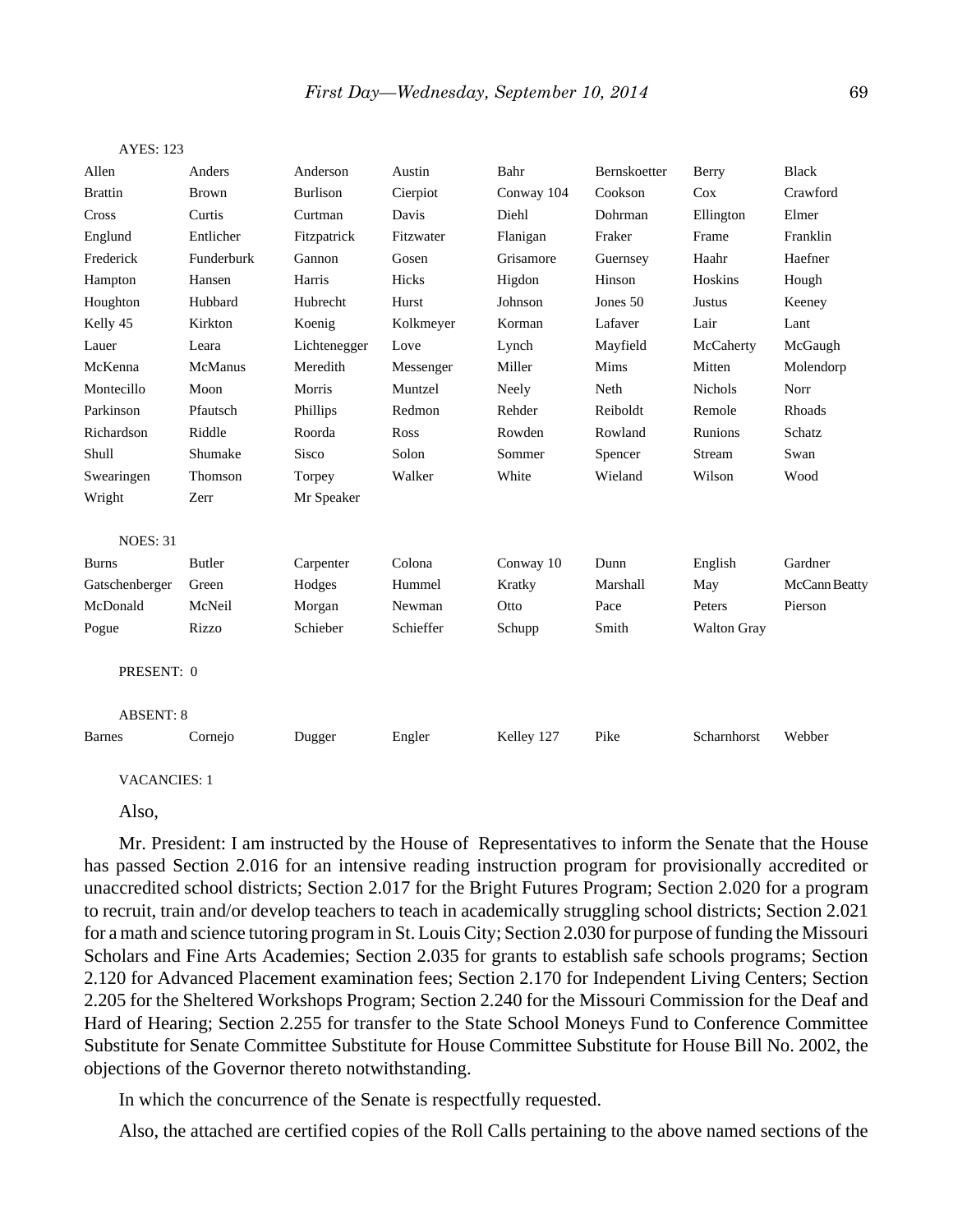AYES: 123

| | | | | | | | |
|---|---|---|---|---|---|---|---|
| Allen | Anders | Anderson | Austin | Bahr | Bernskoetter | Berry | Black |
| Brattin | Brown | Burlison | Cierpiot | Conway 104 | Cookson | Cox | Crawford |
| Cross | Curtis | Curtman | Davis | Diehl | Dohrman | Ellington | Elmer |
| Englund | Entlicher | Fitzpatrick | Fitzwater | Flanigan | Fraker | Frame | Franklin |
| Frederick | Funderburk | Gannon | Gosen | Grisamore | Guernsey | Haahr | Haefner |
| Hampton | Hansen | Harris | Hicks | Higdon | Hinson | Hoskins | Hough |
| Houghton | Hubbard | Hubrecht | Hurst | Johnson | Jones 50 | Justus | Keeney |
| Kelly 45 | Kirkton | Koenig | Kolkmeyer | Korman | Lafaver | Lair | Lant |
| Lauer | Leara | Lichtenegger | Love | Lynch | Mayfield | McCaherty | McGaugh |
| McKenna | McManus | Meredith | Messenger | Miller | Mims | Mitten | Molendorp |
| Montecillo | Moon | Morris | Muntzel | Neely | Neth | Nichols | Norr |
| Parkinson | Pfautsch | Phillips | Redmon | Rehder | Reiboldt | Remole | Rhoads |
| Richardson | Riddle | Roorda | Ross | Rowden | Rowland | Runions | Schatz |
| Shull | Shumake | Sisco | Solon | Sommer | Spencer | Stream | Swan |
| Swearingen | Thomson | Torpey | Walker | White | Wieland | Wilson | Wood |
| Wright | Zerr | Mr Speaker | | | | | |

NOES: 31

| | | | | | | | |
|---|---|---|---|---|---|---|---|
| Burns | Butler | Carpenter | Colona | Conway 10 | Dunn | English | Gardner |
| Gatschenberger | Green | Hodges | Hummel | Kratky | Marshall | May | McCann Beatty |
| McDonald | McNeil | Morgan | Newman | Otto | Pace | Peters | Pierson |
| Pogue | Rizzo | Schieber | Schieffer | Schupp | Smith | Walton Gray | |

PRESENT: 0

ABSENT: 8

| | | | | | | | |
|---|---|---|---|---|---|---|---|
| Barnes | Cornejo | Dugger | Engler | Kelley 127 | Pike | Scharnhorst | Webber |

VACANCIES: 1

Also,

Mr. President: I am instructed by the House of Representatives to inform the Senate that the House has passed Section 2.016 for an intensive reading instruction program for provisionally accredited or unaccredited school districts; Section 2.017 for the Bright Futures Program; Section 2.020 for a program to recruit, train and/or develop teachers to teach in academically struggling school districts; Section 2.021 for a math and science tutoring program in St. Louis City; Section 2.030 for purpose of funding the Missouri Scholars and Fine Arts Academies; Section 2.035 for grants to establish safe schools programs; Section 2.120 for Advanced Placement examination fees; Section 2.170 for Independent Living Centers; Section 2.205 for the Sheltered Workshops Program; Section 2.240 for the Missouri Commission for the Deaf and Hard of Hearing; Section 2.255 for transfer to the State School Moneys Fund to Conference Committee Substitute for Senate Committee Substitute for House Committee Substitute for House Bill No. 2002, the objections of the Governor thereto notwithstanding.

In which the concurrence of the Senate is respectfully requested.

Also, the attached are certified copies of the Roll Calls pertaining to the above named sections of the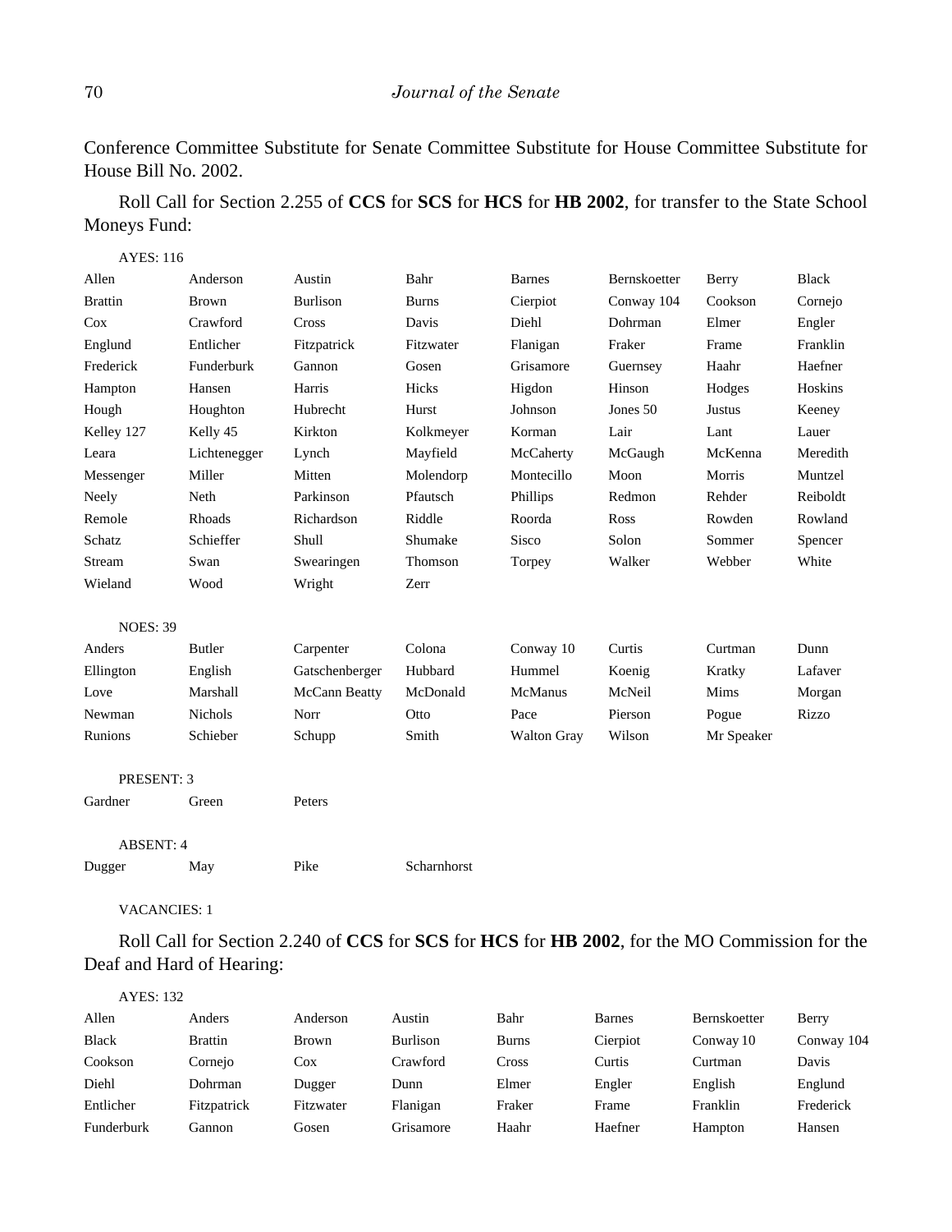Conference Committee Substitute for Senate Committee Substitute for House Committee Substitute for House Bill No. 2002.

Roll Call for Section 2.255 of **CCS** for **SCS** for **HCS** for **HB 2002**, for transfer to the State School Moneys Fund:

AYES: 116

| | | | | | | | |
|---|---|---|---|---|---|---|---|
| Allen | Anderson | Austin | Bahr | Barnes | Bernskoetter | Berry | Black |
| Brattin | Brown | Burlison | Burns | Cierpiot | Conway 104 | Cookson | Cornejo |
| Cox | Crawford | Cross | Davis | Diehl | Dohrman | Elmer | Engler |
| Englund | Entlicher | Fitzpatrick | Fitzwater | Flanigan | Fraker | Frame | Franklin |
| Frederick | Funderburk | Gannon | Gosen | Grisamore | Guernsey | Haahr | Haefner |
| Hampton | Hansen | Harris | Hicks | Higdon | Hinson | Hodges | Hoskins |
| Hough | Houghton | Hubrecht | Hurst | Johnson | Jones 50 | Justus | Keeney |
| Kelley 127 | Kelly 45 | Kirkton | Kolkmeyer | Korman | Lair | Lant | Lauer |
| Leara | Lichtenegger | Lynch | Mayfield | McCaherty | McGaugh | McKenna | Meredith |
| Messenger | Miller | Mitten | Molendorp | Montecillo | Moon | Morris | Muntzel |
| Neely | Neth | Parkinson | Pfautsch | Phillips | Redmon | Rehder | Reiboldt |
| Remole | Rhoads | Richardson | Riddle | Roorda | Ross | Rowden | Rowland |
| Schatz | Schieffer | Shull | Shumake | Sisco | Solon | Sommer | Spencer |
| Stream | Swan | Swearingen | Thomson | Torpey | Walker | Webber | White |
| Wieland | Wood | Wright | Zerr | | | | |

NOES: 39

| | | | | | | | |
|---|---|---|---|---|---|---|---|
| Anders | Butler | Carpenter | Colona | Conway 10 | Curtis | Curtman | Dunn |
| Ellington | English | Gatschenberger | Hubbard | Hummel | Koenig | Kratky | Lafaver |
| Love | Marshall | McCann Beatty | McDonald | McManus | McNeil | Mims | Morgan |
| Newman | Nichols | Norr | Otto | Pace | Pierson | Pogue | Rizzo |
| Runions | Schieber | Schupp | Smith | Walton Gray | Wilson | Mr Speaker | |

PRESENT: 3

| | | |
|---|---|---|
| Gardner | Green | Peters |

ABSENT: 4

| | | | |
|---|---|---|---|
| Dugger | May | Pike | Scharnhorst |

VACANCIES: 1

Roll Call for Section 2.240 of **CCS** for **SCS** for **HCS** for **HB 2002**, for the MO Commission for the Deaf and Hard of Hearing:

AYES: 132

| | | | | | | | |
|---|---|---|---|---|---|---|---|
| Allen | Anders | Anderson | Austin | Bahr | Barnes | Bernskoetter | Berry |
| Black | Brattin | Brown | Burlison | Burns | Cierpiot | Conway 10 | Conway 104 |
| Cookson | Cornejo | Cox | Crawford | Cross | Curtis | Curtman | Davis |
| Diehl | Dohrman | Dugger | Dunn | Elmer | Engler | English | Englund |
| Entlicher | Fitzpatrick | Fitzwater | Flanigan | Fraker | Frame | Franklin | Frederick |
| Funderburk | Gannon | Gosen | Grisamore | Haahr | Haefner | Hampton | Hansen |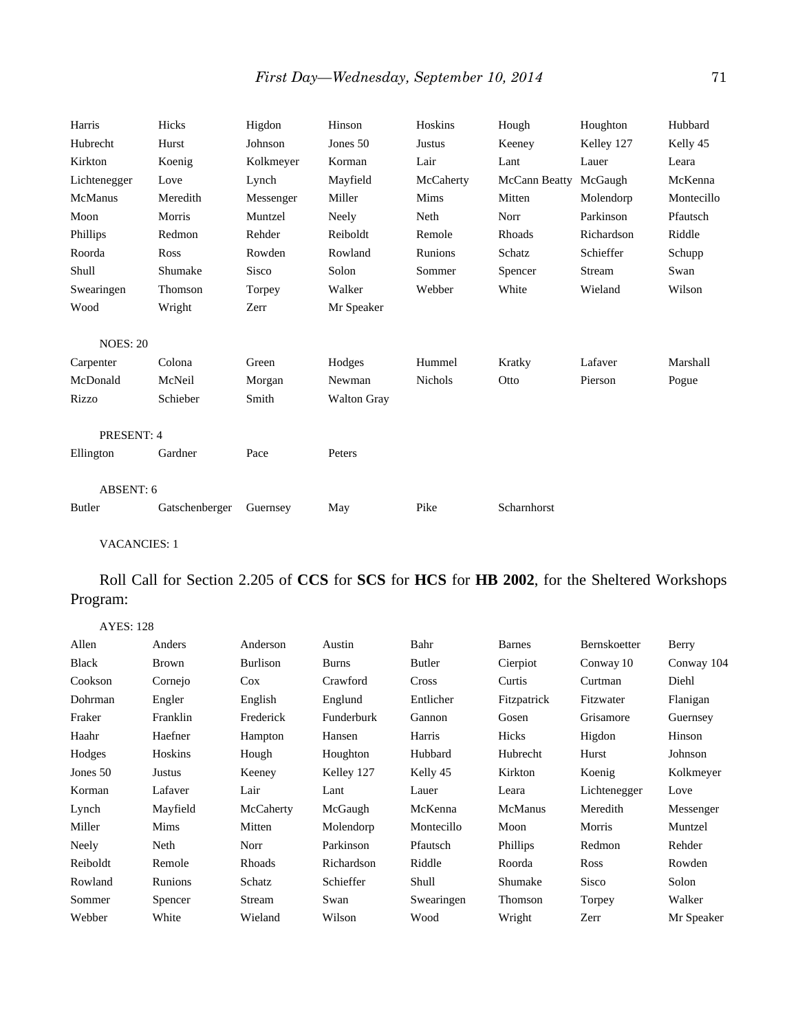| | | | | | | | |
|---|---|---|---|---|---|---|---|
| Harris | Hicks | Higdon | Hinson | Hoskins | Hough | Houghton | Hubbard |
| Hubrecht | Hurst | Johnson | Jones 50 | Justus | Keeney | Kelley 127 | Kelly 45 |
| Kirkton | Koenig | Kolkmeyer | Korman | Lair | Lant | Lauer | Leara |
| Lichtenegger | Love | Lynch | Mayfield | McCaherty | McCann Beatty | McGaugh | McKenna |
| McManus | Meredith | Messenger | Miller | Mims | Mitten | Molendorp | Montecillo |
| Moon | Morris | Muntzel | Neely | Neth | Norr | Parkinson | Pfautsch |
| Phillips | Redmon | Rehder | Reiboldt | Remole | Rhoads | Richardson | Riddle |
| Roorda | Ross | Rowden | Rowland | Runions | Schatz | Schieffer | Schupp |
| Shull | Shumake | Sisco | Solon | Sommer | Spencer | Stream | Swan |
| Swearingen | Thomson | Torpey | Walker | Webber | White | Wieland | Wilson |
| Wood | Wright | Zerr | Mr Speaker | | | | |

NOES: 20

| | | | | | | | |
|---|---|---|---|---|---|---|---|
| Carpenter | Colona | Green | Hodges | Hummel | Kratky | Lafaver | Marshall |
| McDonald | McNeil | Morgan | Newman | Nichols | Otto | Pierson | Pogue |
| Rizzo | Schieber | Smith | Walton Gray | | | | |

PRESENT: 4

| | | | |
|---|---|---|---|
| Ellington | Gardner | Pace | Peters |

ABSENT: 6

| | | | | | |
|---|---|---|---|---|---|
| Butler | Gatschenberger | Guernsey | May | Pike | Scharnhorst |

VACANCIES: 1

Roll Call for Section 2.205 of **CCS** for **SCS** for **HCS** for **HB 2002**, for the Sheltered Workshops Program:

AYES: 128

| | | | | | | | |
|---|---|---|---|---|---|---|---|
| Allen | Anders | Anderson | Austin | Bahr | Barnes | Bernskoetter | Berry |
| Black | Brown | Burlison | Burns | Butler | Cierpiot | Conway 10 | Conway 104 |
| Cookson | Cornejo | Cox | Crawford | Cross | Curtis | Curtman | Diehl |
| Dohrman | Engler | English | Englund | Entlicher | Fitzpatrick | Fitzwater | Flanigan |
| Fraker | Franklin | Frederick | Funderburk | Gannon | Gosen | Grisamore | Guernsey |
| Haahr | Haefner | Hampton | Hansen | Harris | Hicks | Higdon | Hinson |
| Hodges | Hoskins | Hough | Houghton | Hubbard | Hubrecht | Hurst | Johnson |
| Jones 50 | Justus | Keeney | Kelley 127 | Kelly 45 | Kirkton | Koenig | Kolkmeyer |
| Korman | Lafaver | Lair | Lant | Lauer | Leara | Lichtenegger | Love |
| Lynch | Mayfield | McCaherty | McGaugh | McKenna | McManus | Meredith | Messenger |
| Miller | Mims | Mitten | Molendorp | Montecillo | Moon | Morris | Muntzel |
| Neely | Neth | Norr | Parkinson | Pfautsch | Phillips | Redmon | Rehder |
| Reiboldt | Remole | Rhoads | Richardson | Riddle | Roorda | Ross | Rowden |
| Rowland | Runions | Schatz | Schieffer | Shull | Shumake | Sisco | Solon |
| Sommer | Spencer | Stream | Swan | Swearingen | Thomson | Torpey | Walker |
| Webber | White | Wieland | Wilson | Wood | Wright | Zerr | Mr Speaker |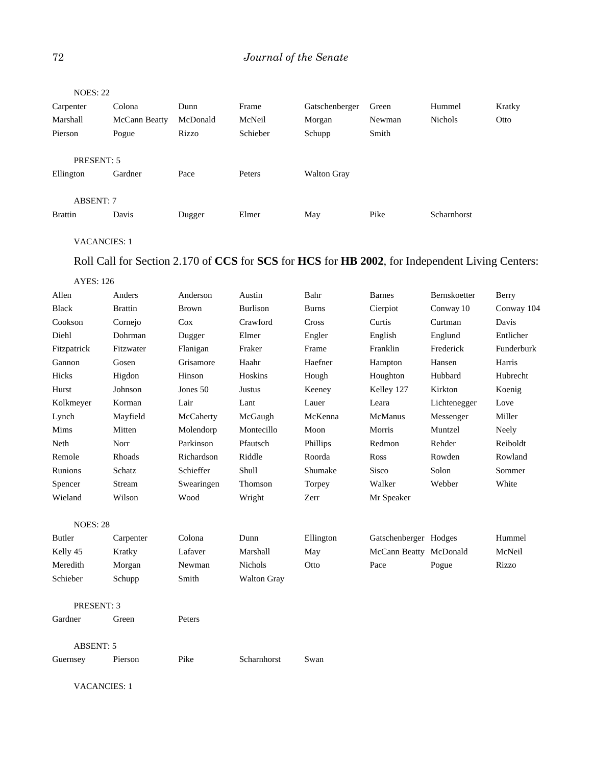NOES: 22

| | | | | | | | |
|---|---|---|---|---|---|---|---|
| Carpenter | Colona | Dunn | Frame | Gatschenberger | Green | Hummel | Kratky |
| Marshall | McCann Beatty | McDonald | McNeil | Morgan | Newman | Nichols | Otto |
| Pierson | Pogue | Rizzo | Schieber | Schupp | Smith | | |

PRESENT: 5

| | | | | |
|---|---|---|---|---|
| Ellington | Gardner | Pace | Peters | Walton Gray |

ABSENT: 7

| | | | | | | |
|---|---|---|---|---|---|---|
| Brattin | Davis | Dugger | Elmer | May | Pike | Scharnhorst |

VACANCIES: 1

Roll Call for Section 2.170 of **CCS** for **SCS** for **HCS** for **HB 2002**, for Independent Living Centers:

AYES: 126

| | | | | | | | |
|---|---|---|---|---|---|---|---|
| Allen | Anders | Anderson | Austin | Bahr | Barnes | Bernskoetter | Berry |
| Black | Brattin | Brown | Burlison | Burns | Cierpiot | Conway 10 | Conway 104 |
| Cookson | Cornejo | Cox | Crawford | Cross | Curtis | Curtman | Davis |
| Diehl | Dohrman | Dugger | Elmer | Engler | English | Englund | Entlicher |
| Fitzpatrick | Fitzwater | Flanigan | Fraker | Frame | Franklin | Frederick | Funderburk |
| Gannon | Gosen | Grisamore | Haahr | Haefner | Hampton | Hansen | Harris |
| Hicks | Higdon | Hinson | Hoskins | Hough | Houghton | Hubbard | Hubrecht |
| Hurst | Johnson | Jones 50 | Justus | Keeney | Kelley 127 | Kirkton | Koenig |
| Kolkmeyer | Korman | Lair | Lant | Lauer | Leara | Lichtenegger | Love |
| Lynch | Mayfield | McCaherty | McGaugh | McKenna | McManus | Messenger | Miller |
| Mims | Mitten | Molendorp | Montecillo | Moon | Morris | Muntzel | Neely |
| Neth | Norr | Parkinson | Pfautsch | Phillips | Redmon | Rehder | Reiboldt |
| Remole | Rhoads | Richardson | Riddle | Roorda | Ross | Rowden | Rowland |
| Runions | Schatz | Schieffer | Shull | Shumake | Sisco | Solon | Sommer |
| Spencer | Stream | Swearingen | Thomson | Torpey | Walker | Webber | White |
| Wieland | Wilson | Wood | Wright | Zerr | Mr Speaker | | |

NOES: 28

| | | | | | | | |
|---|---|---|---|---|---|---|---|
| Butler | Carpenter | Colona | Dunn | Ellington | Gatschenberger | Hodges | Hummel |
| Kelly 45 | Kratky | Lafaver | Marshall | May | McCann Beatty | McDonald | McNeil |
| Meredith | Morgan | Newman | Nichols | Otto | Pace | Pogue | Rizzo |
| Schieber | Schupp | Smith | Walton Gray | | | | |

PRESENT: 3

| | | |
|---|---|---|
| Gardner | Green | Peters |

ABSENT: 5

| | | | | |
|---|---|---|---|---|
| Guernsey | Pierson | Pike | Scharnhorst | Swan |

VACANCIES: 1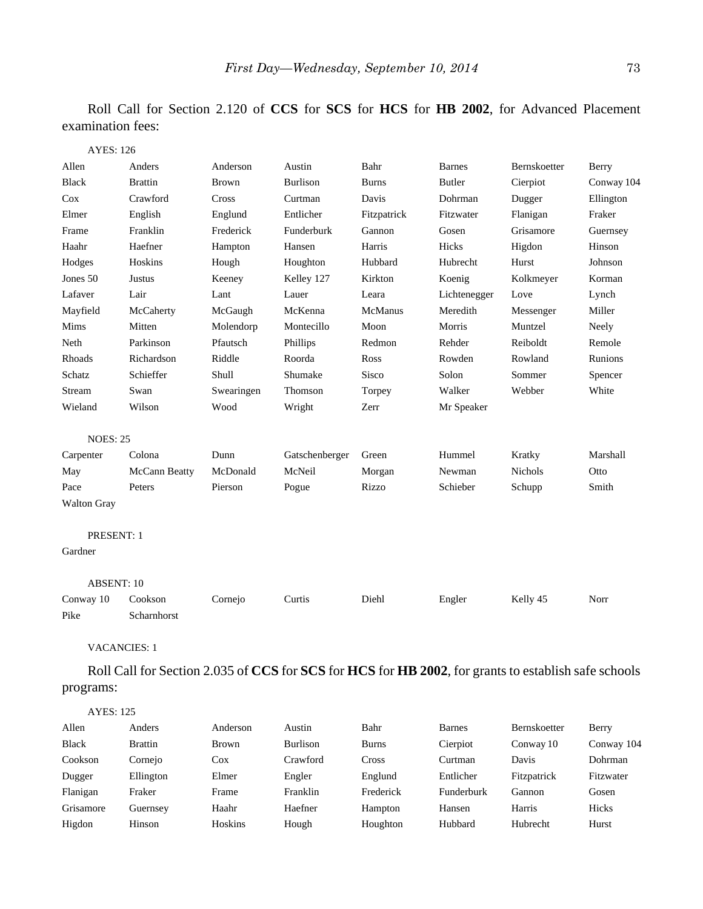Roll Call for Section 2.120 of **CCS** for **SCS** for **HCS** for **HB 2002**, for Advanced Placement examination fees:

AYES: 126

| | | | | | | | |
|---|---|---|---|---|---|---|---|
| Allen | Anders | Anderson | Austin | Bahr | Barnes | Bernskoetter | Berry |
| Black | Brattin | Brown | Burlison | Burns | Butler | Cierpiot | Conway 104 |
| Cox | Crawford | Cross | Curtman | Davis | Dohrman | Dugger | Ellington |
| Elmer | English | Englund | Entlicher | Fitzpatrick | Fitzwater | Flanigan | Fraker |
| Frame | Franklin | Frederick | Funderburk | Gannon | Gosen | Grisamore | Guernsey |
| Haahr | Haefner | Hampton | Hansen | Harris | Hicks | Higdon | Hinson |
| Hodges | Hoskins | Hough | Houghton | Hubbard | Hubrecht | Hurst | Johnson |
| Jones 50 | Justus | Keeney | Kelley 127 | Kirkton | Koenig | Kolkmeyer | Korman |
| Lafaver | Lair | Lant | Lauer | Leara | Lichtenegger | Love | Lynch |
| Mayfield | McCaherty | McGaugh | McKenna | McManus | Meredith | Messenger | Miller |
| Mims | Mitten | Molendorp | Montecillo | Moon | Morris | Muntzel | Neely |
| Neth | Parkinson | Pfautsch | Phillips | Redmon | Rehder | Reiboldt | Remole |
| Rhoads | Richardson | Riddle | Roorda | Ross | Rowden | Rowland | Runions |
| Schatz | Schieffer | Shull | Shumake | Sisco | Solon | Sommer | Spencer |
| Stream | Swan | Swearingen | Thomson | Torpey | Walker | Webber | White |
| Wieland | Wilson | Wood | Wright | Zerr | Mr Speaker | | |

NOES: 25

| | | | | | | | |
|---|---|---|---|---|---|---|---|
| Carpenter | Colona | Dunn | Gatschenberger | Green | Hummel | Kratky | Marshall |
| May | McCann Beatty | McDonald | McNeil | Morgan | Newman | Nichols | Otto |
| Pace | Peters | Pierson | Pogue | Rizzo | Schieber | Schupp | Smith |
| Walton Gray | | | | | | | |

PRESENT: 1

Gardner

ABSENT: 10

| | | | | | | | |
|---|---|---|---|---|---|---|---|
| Conway 10 | Cookson | Cornejo | Curtis | Diehl | Engler | Kelly 45 | Norr |
| Pike | Scharnhorst | | | | | | |

VACANCIES: 1

Roll Call for Section 2.035 of **CCS** for **SCS** for **HCS** for **HB 2002**, for grants to establish safe schools programs:

AYES: 125

| | | | | | | | |
|---|---|---|---|---|---|---|---|
| Allen | Anders | Anderson | Austin | Bahr | Barnes | Bernskoetter | Berry |
| Black | Brattin | Brown | Burlison | Burns | Cierpiot | Conway 10 | Conway 104 |
| Cookson | Cornejo | Cox | Crawford | Cross | Curtman | Davis | Dohrman |
| Dugger | Ellington | Elmer | Engler | Englund | Entlicher | Fitzpatrick | Fitzwater |
| Flanigan | Fraker | Frame | Franklin | Frederick | Funderburk | Gannon | Gosen |
| Grisamore | Guernsey | Haahr | Haefner | Hampton | Hansen | Harris | Hicks |
| Higdon | Hinson | Hoskins | Hough | Houghton | Hubbard | Hubrecht | Hurst |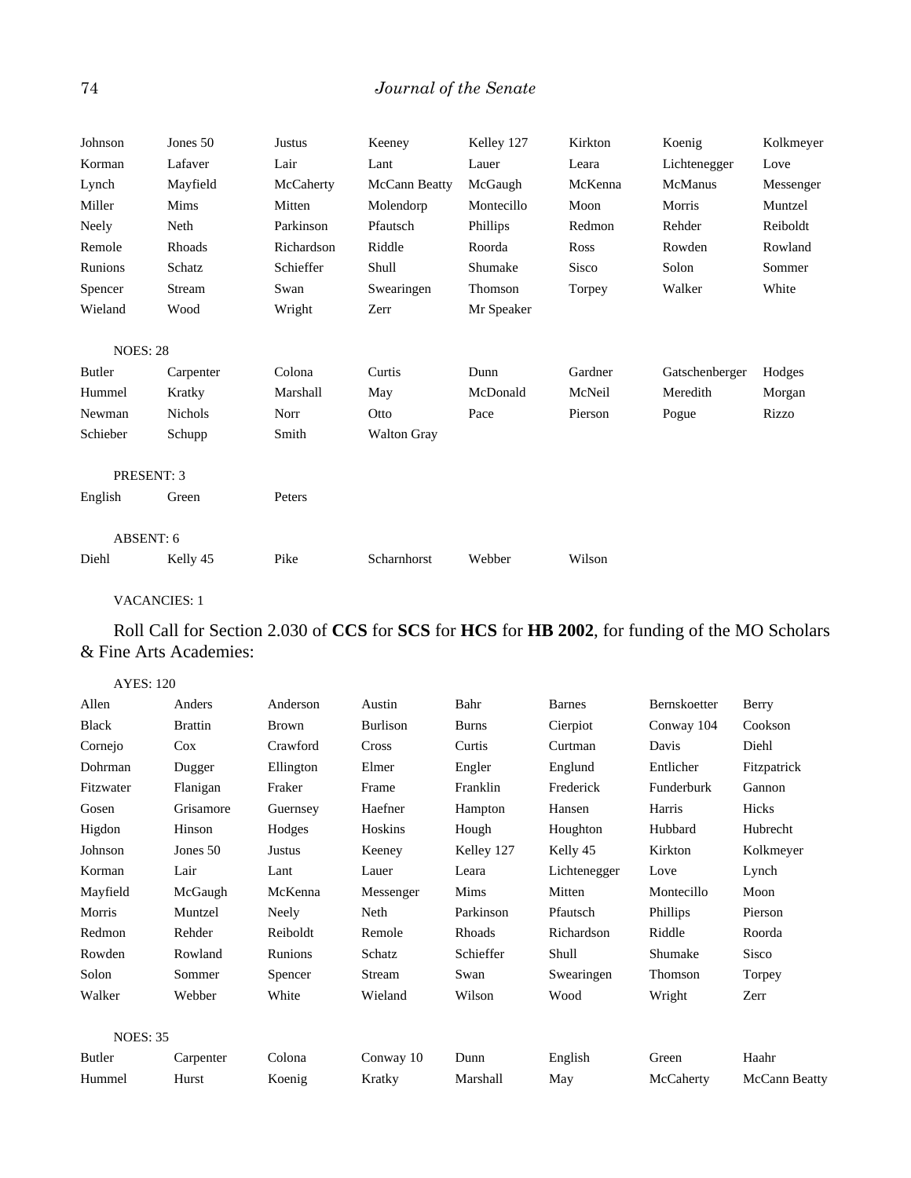| | | | | | | | |
|---|---|---|---|---|---|---|---|
| Johnson | Jones 50 | Justus | Keeney | Kelley 127 | Kirkton | Koenig | Kolkmeyer |
| Korman | Lafaver | Lair | Lant | Lauer | Leara | Lichtenegger | Love |
| Lynch | Mayfield | McCaherty | McCann Beatty | McGaugh | McKenna | McManus | Messenger |
| Miller | Mims | Mitten | Molendorp | Montecillo | Moon | Morris | Muntzel |
| Neely | Neth | Parkinson | Pfautsch | Phillips | Redmon | Rehder | Reiboldt |
| Remole | Rhoads | Richardson | Riddle | Roorda | Ross | Rowden | Rowland |
| Runions | Schatz | Schieffer | Shull | Shumake | Sisco | Solon | Sommer |
| Spencer | Stream | Swan | Swearingen | Thomson | Torpey | Walker | White |
| Wieland | Wood | Wright | Zerr | Mr Speaker | | | |

NOES: 28

| | | | | | | | |
|---|---|---|---|---|---|---|---|
| Butler | Carpenter | Colona | Curtis | Dunn | Gardner | Gatschenberger | Hodges |
| Hummel | Kratky | Marshall | May | McDonald | McNeil | Meredith | Morgan |
| Newman | Nichols | Norr | Otto | Pace | Pierson | Pogue | Rizzo |
| Schieber | Schupp | Smith | Walton Gray | | | | |

PRESENT: 3

English Green Peters

ABSENT: 6

Diehl Kelly 45 Pike Scharnhorst Webber Wilson

VACANCIES: 1

Roll Call for Section 2.030 of **CCS** for **SCS** for **HCS** for **HB 2002**, for funding of the MO Scholars & Fine Arts Academies:

AYES: 120

| | | | | | | | |
|---|---|---|---|---|---|---|---|
| Allen | Anders | Anderson | Austin | Bahr | Barnes | Bernskoetter | Berry |
| Black | Brattin | Brown | Burlison | Burns | Cierpiot | Conway 104 | Cookson |
| Cornejo | Cox | Crawford | Cross | Curtis | Curtman | Davis | Diehl |
| Dohrman | Dugger | Ellington | Elmer | Engler | Englund | Entlicher | Fitzpatrick |
| Fitzwater | Flanigan | Fraker | Frame | Franklin | Frederick | Funderburk | Gannon |
| Gosen | Grisamore | Guernsey | Haefner | Hampton | Hansen | Harris | Hicks |
| Higdon | Hinson | Hodges | Hoskins | Hough | Houghton | Hubbard | Hubrecht |
| Johnson | Jones 50 | Justus | Keeney | Kelley 127 | Kelly 45 | Kirkton | Kolkmeyer |
| Korman | Lair | Lant | Lauer | Leara | Lichtenegger | Love | Lynch |
| Mayfield | McGaugh | McKenna | Messenger | Mims | Mitten | Montecillo | Moon |
| Morris | Muntzel | Neely | Neth | Parkinson | Pfautsch | Phillips | Pierson |
| Redmon | Rehder | Reiboldt | Remole | Rhoads | Richardson | Riddle | Roorda |
| Rowden | Rowland | Runions | Schatz | Schieffer | Shull | Shumake | Sisco |
| Solon | Sommer | Spencer | Stream | Swan | Swearingen | Thomson | Torpey |
| Walker | Webber | White | Wieland | Wilson | Wood | Wright | Zerr |

NOES: 35

| | | | | | | | |
|---|---|---|---|---|---|---|---|
| Butler | Carpenter | Colona | Conway 10 | Dunn | English | Green | Haahr |
| Hummel | Hurst | Koenig | Kratky | Marshall | May | McCaherty | McCann Beatty |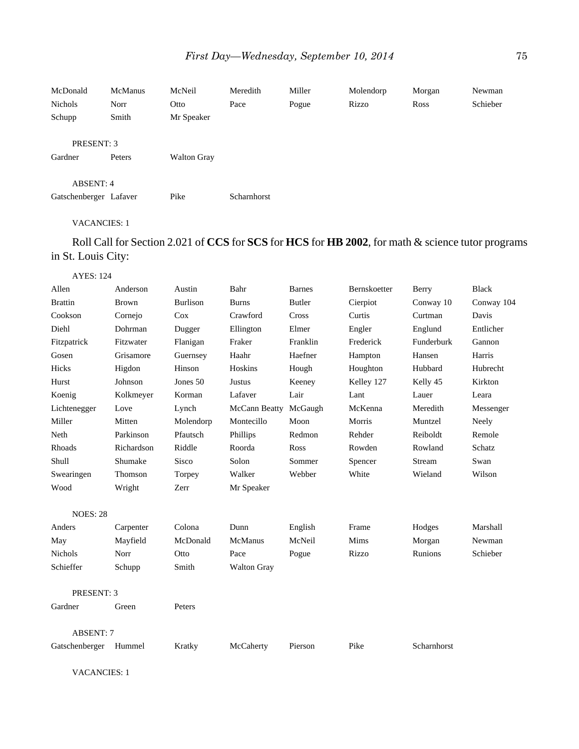McDonald McManus McNeil Meredith Miller Molendorp Morgan Newman
Nichols Norr Otto Pace Pogue Rizzo Ross Schieber
Schupp Smith Mr Speaker

PRESENT: 3

Gardner Peters Walton Gray

ABSENT: 4

Gatschenberger Lafaver Pike Scharnhorst

VACANCIES: 1

Roll Call for Section 2.021 of **CCS** for **SCS** for **HCS** for **HB 2002**, for math & science tutor programs in St. Louis City:

AYES: 124

Allen Anderson Austin Bahr Barnes Bernskoetter Berry Black
Brattin Brown Burlison Burns Butler Cierpiot Conway 10 Conway 104
Cookson Cornejo Cox Crawford Cross Curtis Curtman Davis
Diehl Dohrman Dugger Ellington Elmer Engler Englund Entlicher
Fitzpatrick Fitzwater Flanigan Fraker Franklin Frederick Funderburk Gannon
Gosen Grisamore Guernsey Haahr Haefner Hampton Hansen Harris
Hicks Higdon Hinson Hoskins Hough Houghton Hubbard Hubrecht
Hurst Johnson Jones 50 Justus Keeney Kelley 127 Kelly 45 Kirkton
Koenig Kolkmeyer Korman Lafaver Lair Lant Lauer Leara
Lichtenegger Love Lynch McCann Beatty McGaugh McKenna Meredith Messenger
Miller Mitten Molendorp Montecillo Moon Morris Muntzel Neely
Neth Parkinson Pfautsch Phillips Redmon Rehder Reiboldt Remole
Rhoads Richardson Riddle Roorda Ross Rowden Rowland Schatz
Shull Shumake Sisco Solon Sommer Spencer Stream Swan
Swearingen Thomson Torpey Walker Webber White Wieland Wilson
Wood Wright Zerr Mr Speaker

NOES: 28

Anders Carpenter Colona Dunn English Frame Hodges Marshall
May Mayfield McDonald McManus McNeil Mims Morgan Newman
Nichols Norr Otto Pace Pogue Rizzo Runions Schieber
Schieffer Schupp Smith Walton Gray

PRESENT: 3

Gardner Green Peters

ABSENT: 7

Gatschenberger Hummel Kratky McCaherty Pierson Pike Scharnhorst

VACANCIES: 1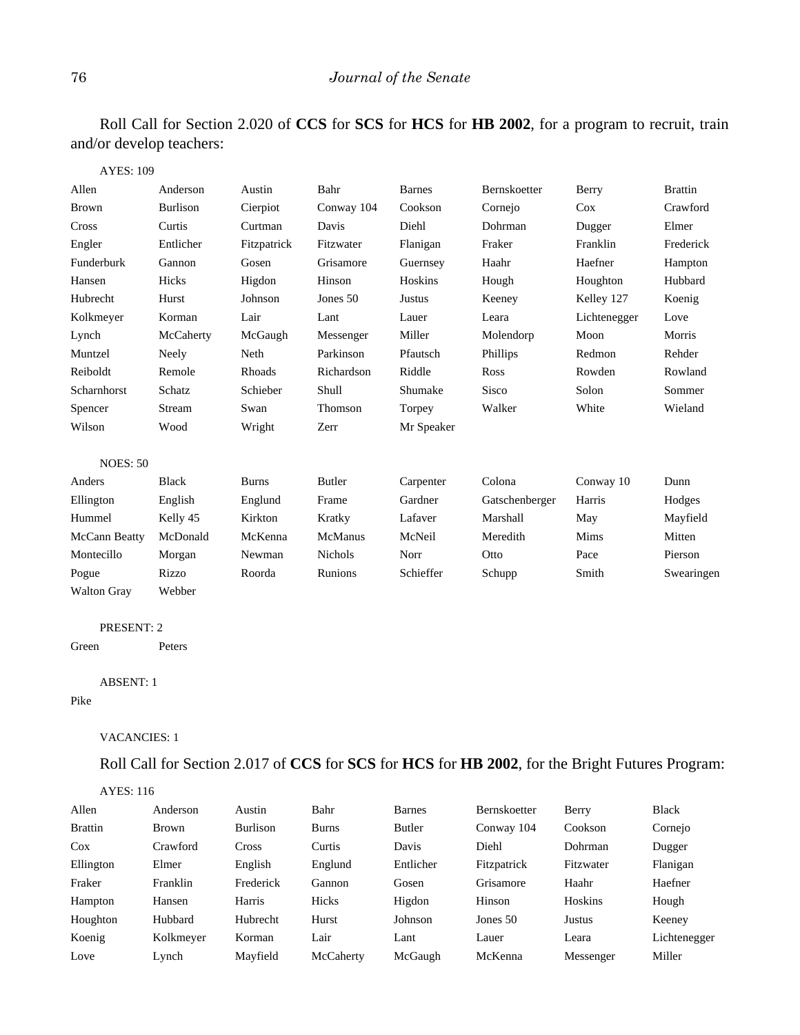Roll Call for Section 2.020 of **CCS** for **SCS** for **HCS** for **HB 2002**, for a program to recruit, train and/or develop teachers:

AYES: 109

| | | | | | | | |
|---|---|---|---|---|---|---|---|
| Allen | Anderson | Austin | Bahr | Barnes | Bernskoetter | Berry | Brattin |
| Brown | Burlison | Cierpiot | Conway 104 | Cookson | Cornejo | Cox | Crawford |
| Cross | Curtis | Curtman | Davis | Diehl | Dohrman | Dugger | Elmer |
| Engler | Entlicher | Fitzpatrick | Fitzwater | Flanigan | Fraker | Franklin | Frederick |
| Funderburk | Gannon | Gosen | Grisamore | Guernsey | Haahr | Haefner | Hampton |
| Hansen | Hicks | Higdon | Hinson | Hoskins | Hough | Houghton | Hubbard |
| Hubrecht | Hurst | Johnson | Jones 50 | Justus | Keeney | Kelley 127 | Koenig |
| Kolkmeyer | Korman | Lair | Lant | Lauer | Leara | Lichtenegger | Love |
| Lynch | McCaherty | McGaugh | Messenger | Miller | Molendorp | Moon | Morris |
| Muntzel | Neely | Neth | Parkinson | Pfautsch | Phillips | Redmon | Rehder |
| Reiboldt | Remole | Rhoads | Richardson | Riddle | Ross | Rowden | Rowland |
| Scharnhorst | Schatz | Schieber | Shull | Shumake | Sisco | Solon | Sommer |
| Spencer | Stream | Swan | Thomson | Torpey | Walker | White | Wieland |
| Wilson | Wood | Wright | Zerr | Mr Speaker | | | |

NOES: 50

| | | | | | | | |
|---|---|---|---|---|---|---|---|
| Anders | Black | Burns | Butler | Carpenter | Colona | Conway 10 | Dunn |
| Ellington | English | Englund | Frame | Gardner | Gatschenberger | Harris | Hodges |
| Hummel | Kelly 45 | Kirkton | Kratky | Lafaver | Marshall | May | Mayfield |
| McCann Beatty | McDonald | McKenna | McManus | McNeil | Meredith | Mims | Mitten |
| Montecillo | Morgan | Newman | Nichols | Norr | Otto | Pace | Pierson |
| Pogue | Rizzo | Roorda | Runions | Schieffer | Schupp | Smith | Swearingen |
| Walton Gray | Webber | | | | | | |

PRESENT: 2

Green Peters

ABSENT: 1

Pike

VACANCIES: 1

Roll Call for Section 2.017 of **CCS** for **SCS** for **HCS** for **HB 2002**, for the Bright Futures Program:

AYES: 116

| | | | | | | | |
|---|---|---|---|---|---|---|---|
| Allen | Anderson | Austin | Bahr | Barnes | Bernskoetter | Berry | Black |
| Brattin | Brown | Burlison | Burns | Butler | Conway 104 | Cookson | Cornejo |
| Cox | Crawford | Cross | Curtis | Davis | Diehl | Dohrman | Dugger |
| Ellington | Elmer | English | Englund | Entlicher | Fitzpatrick | Fitzwater | Flanigan |
| Fraker | Franklin | Frederick | Gannon | Gosen | Grisamore | Haahr | Haefner |
| Hampton | Hansen | Harris | Hicks | Higdon | Hinson | Hoskins | Hough |
| Houghton | Hubbard | Hubrecht | Hurst | Johnson | Jones 50 | Justus | Keeney |
| Koenig | Kolkmeyer | Korman | Lair | Lant | Lauer | Leara | Lichtenegger |
| Love | Lynch | Mayfield | McCaherty | McGaugh | McKenna | Messenger | Miller |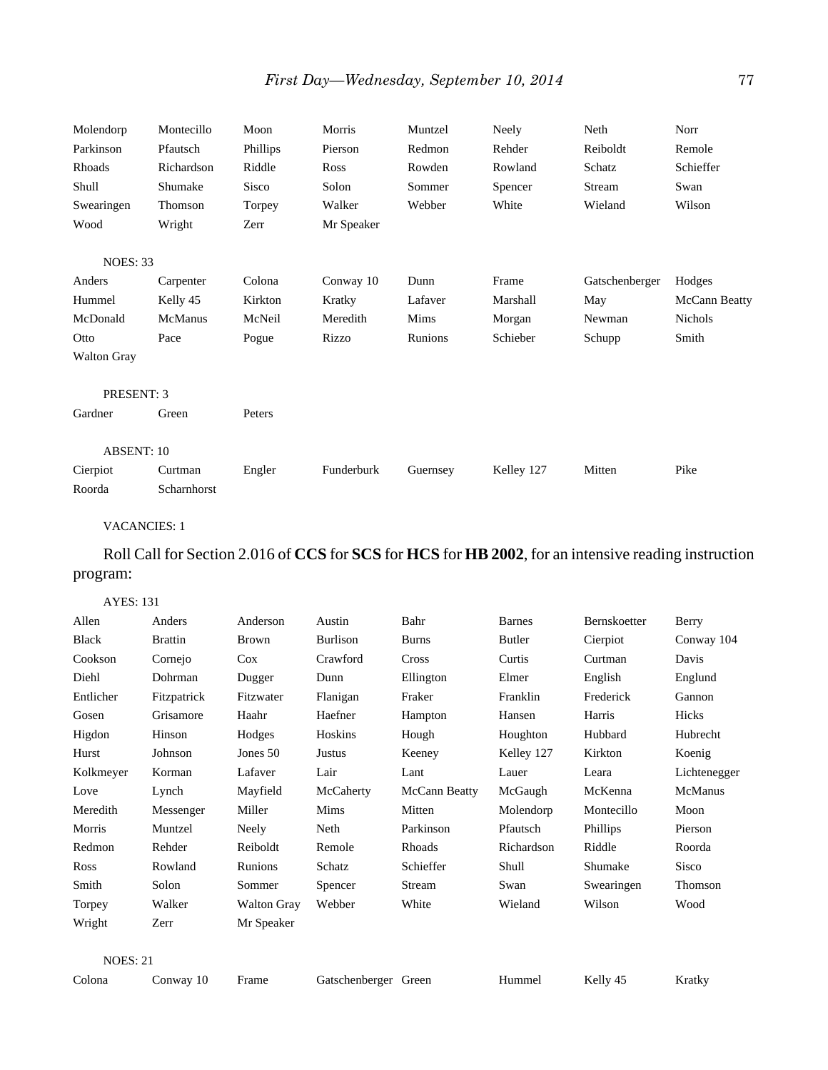| | | | | | | | |
|---|---|---|---|---|---|---|---|
| Molendorp | Montecillo | Moon | Morris | Muntzel | Neely | Neth | Norr |
| Parkinson | Pfautsch | Phillips | Pierson | Redmon | Rehder | Reiboldt | Remole |
| Rhoads | Richardson | Riddle | Ross | Rowden | Rowland | Schatz | Schieffer |
| Shull | Shumake | Sisco | Solon | Sommer | Spencer | Stream | Swan |
| Swearingen | Thomson | Torpey | Walker | Webber | White | Wieland | Wilson |
| Wood | Wright | Zerr | Mr Speaker | | | | |

NOES: 33

| | | | | | | | |
|---|---|---|---|---|---|---|---|
| Anders | Carpenter | Colona | Conway 10 | Dunn | Frame | Gatschenberger | Hodges |
| Hummel | Kelly 45 | Kirkton | Kratky | Lafaver | Marshall | May | McCann Beatty |
| McDonald | McManus | McNeil | Meredith | Mims | Morgan | Newman | Nichols |
| Otto | Pace | Pogue | Rizzo | Runions | Schieber | Schupp | Smith |
| Walton Gray | | | | | | | |

PRESENT: 3

| | | |
|---|---|---|
| Gardner | Green | Peters |

ABSENT: 10

| | | | | | | | |
|---|---|---|---|---|---|---|---|
| Cierpiot | Curtman | Engler | Funderburk | Guernsey | Kelley 127 | Mitten | Pike |
| Roorda | Scharnhorst | | | | | | |

VACANCIES: 1

Roll Call for Section 2.016 of **CCS** for **SCS** for **HCS** for **HB 2002**, for an intensive reading instruction program:

AYES: 131

| | | | | | | | |
|---|---|---|---|---|---|---|---|
| Allen | Anders | Anderson | Austin | Bahr | Barnes | Bernskoetter | Berry |
| Black | Brattin | Brown | Burlison | Burns | Butler | Cierpiot | Conway 104 |
| Cookson | Cornejo | Cox | Crawford | Cross | Curtis | Curtman | Davis |
| Diehl | Dohrman | Dugger | Dunn | Ellington | Elmer | English | Englund |
| Entlicher | Fitzpatrick | Fitzwater | Flanigan | Fraker | Franklin | Frederick | Gannon |
| Gosen | Grisamore | Haahr | Haefner | Hampton | Hansen | Harris | Hicks |
| Higdon | Hinson | Hodges | Hoskins | Hough | Houghton | Hubbard | Hubrecht |
| Hurst | Johnson | Jones 50 | Justus | Keeney | Kelley 127 | Kirkton | Koenig |
| Kolkmeyer | Korman | Lafaver | Lair | Lant | Lauer | Leara | Lichtenegger |
| Love | Lynch | Mayfield | McCaherty | McCann Beatty | McGaugh | McKenna | McManus |
| Meredith | Messenger | Miller | Mims | Mitten | Molendorp | Montecillo | Moon |
| Morris | Muntzel | Neely | Neth | Parkinson | Pfautsch | Phillips | Pierson |
| Redmon | Rehder | Reiboldt | Remole | Rhoads | Richardson | Riddle | Roorda |
| Ross | Rowland | Runions | Schatz | Schieffer | Shull | Shumake | Sisco |
| Smith | Solon | Sommer | Spencer | Stream | Swan | Swearingen | Thomson |
| Torpey | Walker | Walton Gray | Webber | White | Wieland | Wilson | Wood |
| Wright | Zerr | Mr Speaker | | | | | |

NOES: 21

| | | | | | | | |
|---|---|---|---|---|---|---|---|
| Colona | Conway 10 | Frame | Gatschenberger | Green | Hummel | Kelly 45 | Kratky |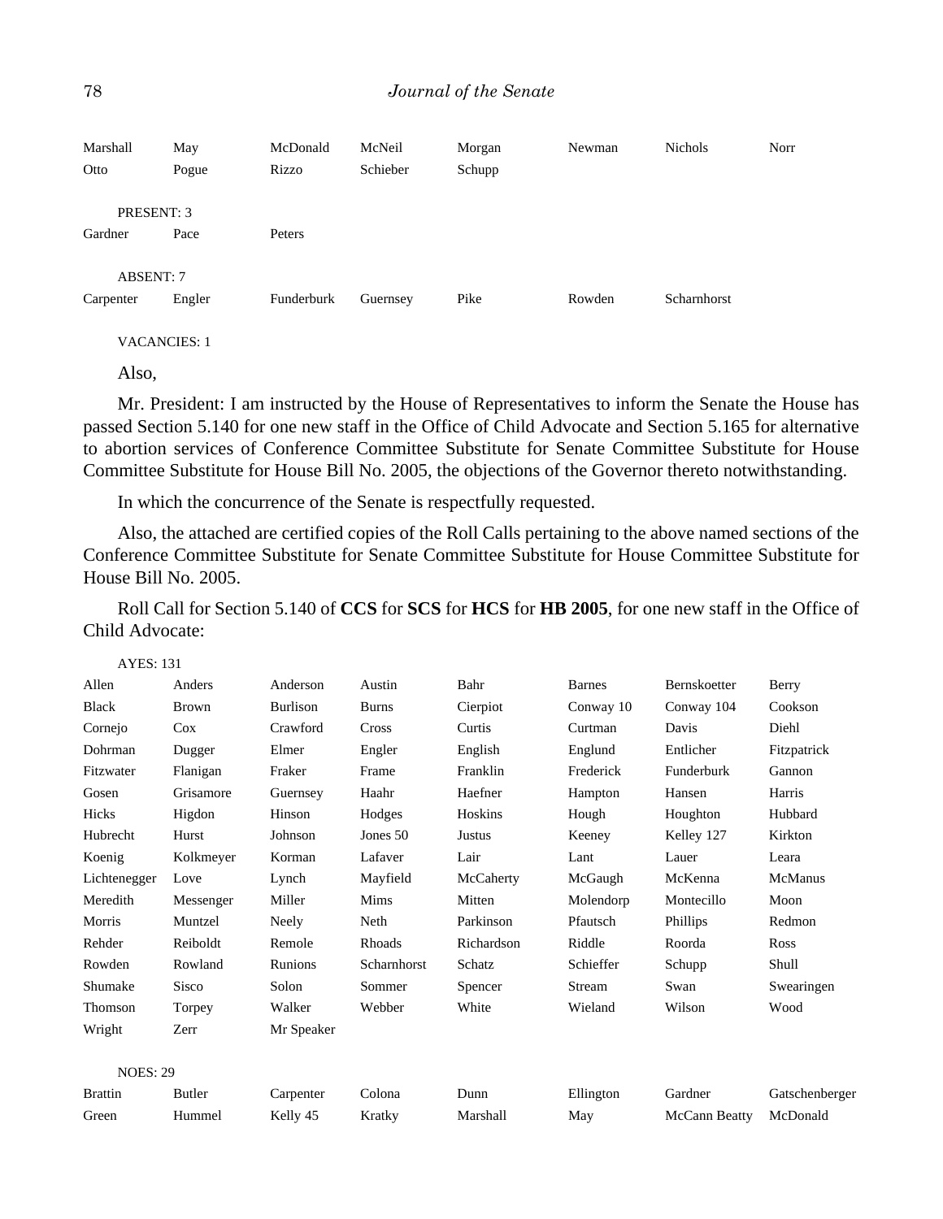| Marshall | May | McDonald | McNeil | Morgan | Newman | Nichols | Norr |
|---|---|---|---|---|---|---|---|
| Otto | Pogue | Rizzo | Schieber | Schupp | | | |

PRESENT: 3

| Gardner | Pace | Peters |
|---|---|---|

ABSENT: 7

| Carpenter | Engler | Funderburk | Guernsey | Pike | Rowden | Scharnhorst |
|---|---|---|---|---|---|---|

VACANCIES: 1

Also,

Mr. President: I am instructed by the House of Representatives to inform the Senate the House has passed Section 5.140 for one new staff in the Office of Child Advocate and Section 5.165 for alternative to abortion services of Conference Committee Substitute for Senate Committee Substitute for House Committee Substitute for House Bill No. 2005, the objections of the Governor thereto notwithstanding.

In which the concurrence of the Senate is respectfully requested.

Also, the attached are certified copies of the Roll Calls pertaining to the above named sections of the Conference Committee Substitute for Senate Committee Substitute for House Committee Substitute for House Bill No. 2005.

Roll Call for Section 5.140 of **CCS** for **SCS** for **HCS** for **HB 2005**, for one new staff in the Office of Child Advocate:

AYES: 131

| Allen | Anders | Anderson | Austin | Bahr | Barnes | Bernskoetter | Berry |
|---|---|---|---|---|---|---|---|
| Black | Brown | Burlison | Burns | Cierpiot | Conway 10 | Conway 104 | Cookson |
| Cornejo | Cox | Crawford | Cross | Curtis | Curtman | Davis | Diehl |
| Dohrman | Dugger | Elmer | Engler | English | Englund | Entlicher | Fitzpatrick |
| Fitzwater | Flanigan | Fraker | Frame | Franklin | Frederick | Funderburk | Gannon |
| Gosen | Grisamore | Guernsey | Haahr | Haefner | Hampton | Hansen | Harris |
| Hicks | Higdon | Hinson | Hodges | Hoskins | Hough | Houghton | Hubbard |
| Hubrecht | Hurst | Johnson | Jones 50 | Justus | Keeney | Kelley 127 | Kirkton |
| Koenig | Kolkmeyer | Korman | Lafaver | Lair | Lant | Lauer | Leara |
| Lichtenegger | Love | Lynch | Mayfield | McCaherty | McGaugh | McKenna | McManus |
| Meredith | Messenger | Miller | Mims | Mitten | Molendorp | Montecillo | Moon |
| Morris | Muntzel | Neely | Neth | Parkinson | Pfautsch | Phillips | Redmon |
| Rehder | Reiboldt | Remole | Rhoads | Richardson | Riddle | Roorda | Ross |
| Rowden | Rowland | Runions | Scharnhorst | Schatz | Schieffer | Schupp | Shull |
| Shumake | Sisco | Solon | Sommer | Spencer | Stream | Swan | Swearingen |
| Thomson | Torpey | Walker | Webber | White | Wieland | Wilson | Wood |
| Wright | Zerr | Mr Speaker | | | | | |

NOES: 29

| Brattin | Butler | Carpenter | Colona | Dunn | Ellington | Gardner | Gatschenberger |
|---|---|---|---|---|---|---|---|
| Green | Hummel | Kelly 45 | Kratky | Marshall | May | McCann Beatty | McDonald |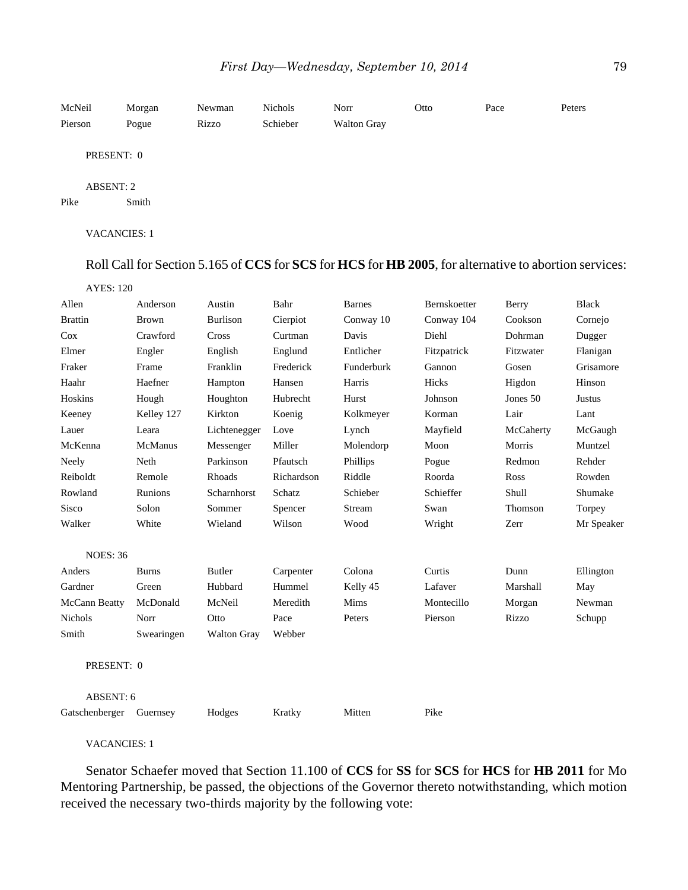| | | | | | | | |
|---|---|---|---|---|---|---|---|
| McNeil | Morgan | Newman | Nichols | Norr | Otto | Pace | Peters |
| Pierson | Pogue | Rizzo | Schieber | Walton Gray | | | |

PRESENT: 0

ABSENT: 2

| | |
|---|---|
| Pike | Smith |

VACANCIES: 1

Roll Call for Section 5.165 of **CCS** for **SCS** for **HCS** for **HB 2005**, for alternative to abortion services:

AYES: 120

| | | | | | | | |
|---|---|---|---|---|---|---|---|
| Allen | Anderson | Austin | Bahr | Barnes | Bernskoetter | Berry | Black |
| Brattin | Brown | Burlison | Cierpiot | Conway 10 | Conway 104 | Cookson | Cornejo |
| Cox | Crawford | Cross | Curtman | Davis | Diehl | Dohrman | Dugger |
| Elmer | Engler | English | Englund | Entlicher | Fitzpatrick | Fitzwater | Flanigan |
| Fraker | Frame | Franklin | Frederick | Funderburk | Gannon | Gosen | Grisamore |
| Haahr | Haefner | Hampton | Hansen | Harris | Hicks | Higdon | Hinson |
| Hoskins | Hough | Houghton | Hubrecht | Hurst | Johnson | Jones 50 | Justus |
| Keeney | Kelley 127 | Kirkton | Koenig | Kolkmeyer | Korman | Lair | Lant |
| Lauer | Leara | Lichtenegger | Love | Lynch | Mayfield | McCaherty | McGaugh |
| McKenna | McManus | Messenger | Miller | Molendorp | Moon | Morris | Muntzel |
| Neely | Neth | Parkinson | Pfautsch | Phillips | Pogue | Redmon | Rehder |
| Reiboldt | Remole | Rhoads | Richardson | Riddle | Roorda | Ross | Rowden |
| Rowland | Runions | Scharnhorst | Schatz | Schieber | Schieffer | Shull | Shumake |
| Sisco | Solon | Sommer | Spencer | Stream | Swan | Thomson | Torpey |
| Walker | White | Wieland | Wilson | Wood | Wright | Zerr | Mr Speaker |

NOES: 36

| | | | | | | | |
|---|---|---|---|---|---|---|---|
| Anders | Burns | Butler | Carpenter | Colona | Curtis | Dunn | Ellington |
| Gardner | Green | Hubbard | Hummel | Kelly 45 | Lafaver | Marshall | May |
| McCann Beatty | McDonald | McNeil | Meredith | Mims | Montecillo | Morgan | Newman |
| Nichols | Norr | Otto | Pace | Peters | Pierson | Rizzo | Schupp |
| Smith | Swearingen | Walton Gray | Webber | | | | |

PRESENT: 0

ABSENT: 6

| | | | | | |
|---|---|---|---|---|---|
| Gatschenberger | Guernsey | Hodges | Kratky | Mitten | Pike |

VACANCIES: 1

Senator Schaefer moved that Section 11.100 of **CCS** for **SS** for **SCS** for **HCS** for **HB 2011** for Mo Mentoring Partnership, be passed, the objections of the Governor thereto notwithstanding, which motion received the necessary two-thirds majority by the following vote: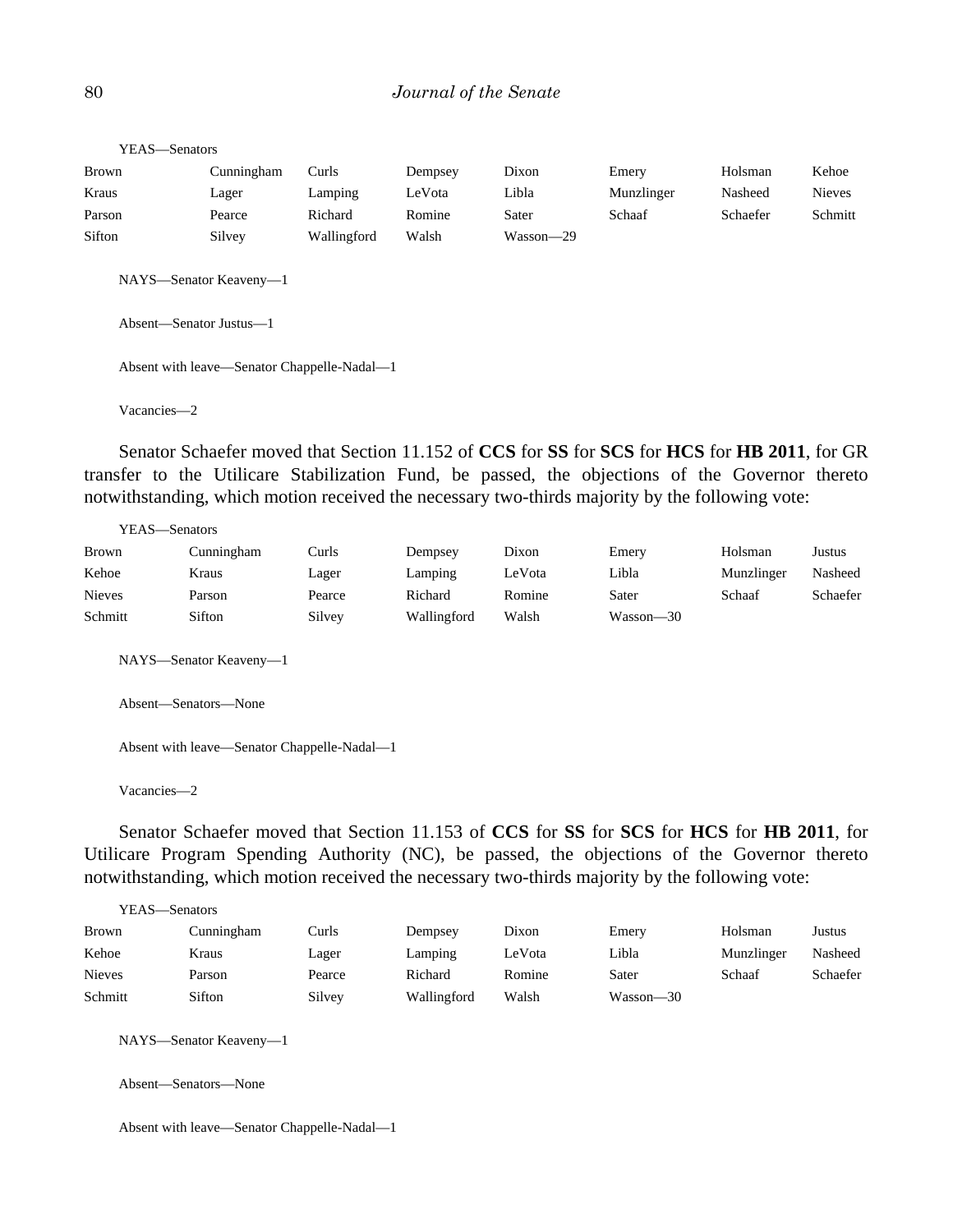YEAS—Senators

| | | | | | | | |
|---|---|---|---|---|---|---|---|
| Brown | Cunningham | Curls | Dempsey | Dixon | Emery | Holsman | Kehoe |
| Kraus | Lager | Lamping | LeVota | Libla | Munzlinger | Nasheed | Nieves |
| Parson | Pearce | Richard | Romine | Sater | Schaaf | Schaefer | Schmitt |
| Sifton | Silvey | Wallingford | Walsh | Wasson—29 | | | |

NAYS—Senator Keaveny—1

Absent—Senator Justus—1

Absent with leave—Senator Chappelle-Nadal—1

Vacancies—2

Senator Schaefer moved that Section 11.152 of **CCS** for **SS** for **SCS** for **HCS** for **HB 2011**, for GR transfer to the Utilicare Stabilization Fund, be passed, the objections of the Governor thereto notwithstanding, which motion received the necessary two-thirds majority by the following vote:

YEAS—Senators

| | | | | | | | |
|---|---|---|---|---|---|---|---|
| Brown | Cunningham | Curls | Dempsey | Dixon | Emery | Holsman | Justus |
| Kehoe | Kraus | Lager | Lamping | LeVota | Libla | Munzlinger | Nasheed |
| Nieves | Parson | Pearce | Richard | Romine | Sater | Schaaf | Schaefer |
| Schmitt | Sifton | Silvey | Wallingford | Walsh | Wasson—30 | | |

NAYS—Senator Keaveny—1

Absent—Senators—None

Absent with leave—Senator Chappelle-Nadal—1

Vacancies—2

Senator Schaefer moved that Section 11.153 of **CCS** for **SS** for **SCS** for **HCS** for **HB 2011**, for Utilicare Program Spending Authority (NC), be passed, the objections of the Governor thereto notwithstanding, which motion received the necessary two-thirds majority by the following vote:

YEAS—Senators

| | | | | | | | |
|---|---|---|---|---|---|---|---|
| Brown | Cunningham | Curls | Dempsey | Dixon | Emery | Holsman | Justus |
| Kehoe | Kraus | Lager | Lamping | LeVota | Libla | Munzlinger | Nasheed |
| Nieves | Parson | Pearce | Richard | Romine | Sater | Schaaf | Schaefer |
| Schmitt | Sifton | Silvey | Wallingford | Walsh | Wasson—30 | | |

NAYS—Senator Keaveny—1

Absent—Senators—None

Absent with leave—Senator Chappelle-Nadal—1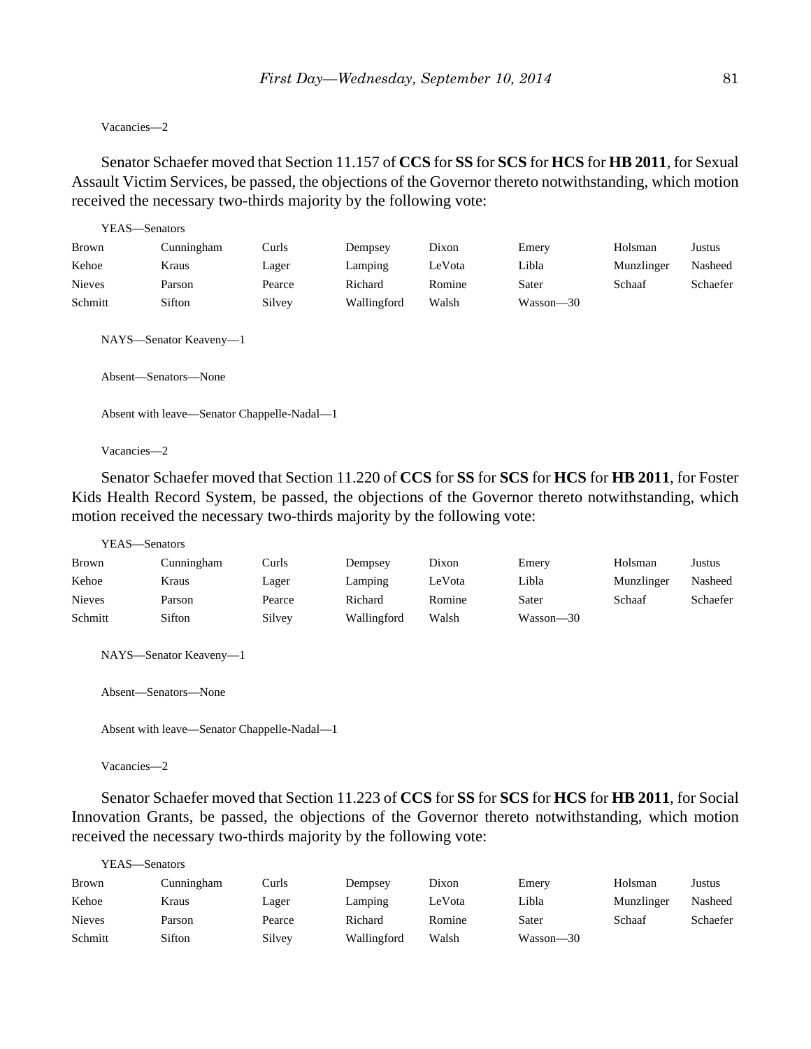Vacancies—2

Senator Schaefer moved that Section 11.157 of **CCS** for **SS** for **SCS** for **HCS** for **HB 2011**, for Sexual Assault Victim Services, be passed, the objections of the Governor thereto notwithstanding, which motion received the necessary two-thirds majority by the following vote:

YEAS—Senators

| | | | | | | | |
|---|---|---|---|---|---|---|---|
| Brown | Cunningham | Curls | Dempsey | Dixon | Emery | Holsman | Justus |
| Kehoe | Kraus | Lager | Lamping | LeVota | Libla | Munzlinger | Nasheed |
| Nieves | Parson | Pearce | Richard | Romine | Sater | Schaaf | Schaefer |
| Schmitt | Sifton | Silvey | Wallingford | Walsh | Wasson—30 | | |

NAYS—Senator Keaveny—1

Absent—Senators—None

Absent with leave—Senator Chappelle-Nadal—1

Vacancies—2

Senator Schaefer moved that Section 11.220 of **CCS** for **SS** for **SCS** for **HCS** for **HB 2011**, for Foster Kids Health Record System, be passed, the objections of the Governor thereto notwithstanding, which motion received the necessary two-thirds majority by the following vote:

YEAS—Senators

| | | | | | | | |
|---|---|---|---|---|---|---|---|
| Brown | Cunningham | Curls | Dempsey | Dixon | Emery | Holsman | Justus |
| Kehoe | Kraus | Lager | Lamping | LeVota | Libla | Munzlinger | Nasheed |
| Nieves | Parson | Pearce | Richard | Romine | Sater | Schaaf | Schaefer |
| Schmitt | Sifton | Silvey | Wallingford | Walsh | Wasson—30 | | |

NAYS—Senator Keaveny—1

Absent—Senators—None

Absent with leave—Senator Chappelle-Nadal—1

Vacancies—2

Senator Schaefer moved that Section 11.223 of **CCS** for **SS** for **SCS** for **HCS** for **HB 2011**, for Social Innovation Grants, be passed, the objections of the Governor thereto notwithstanding, which motion received the necessary two-thirds majority by the following vote:

YEAS—Senators

| | | | | | | | |
|---|---|---|---|---|---|---|---|
| Brown | Cunningham | Curls | Dempsey | Dixon | Emery | Holsman | Justus |
| Kehoe | Kraus | Lager | Lamping | LeVota | Libla | Munzlinger | Nasheed |
| Nieves | Parson | Pearce | Richard | Romine | Sater | Schaaf | Schaefer |
| Schmitt | Sifton | Silvey | Wallingford | Walsh | Wasson—30 | | |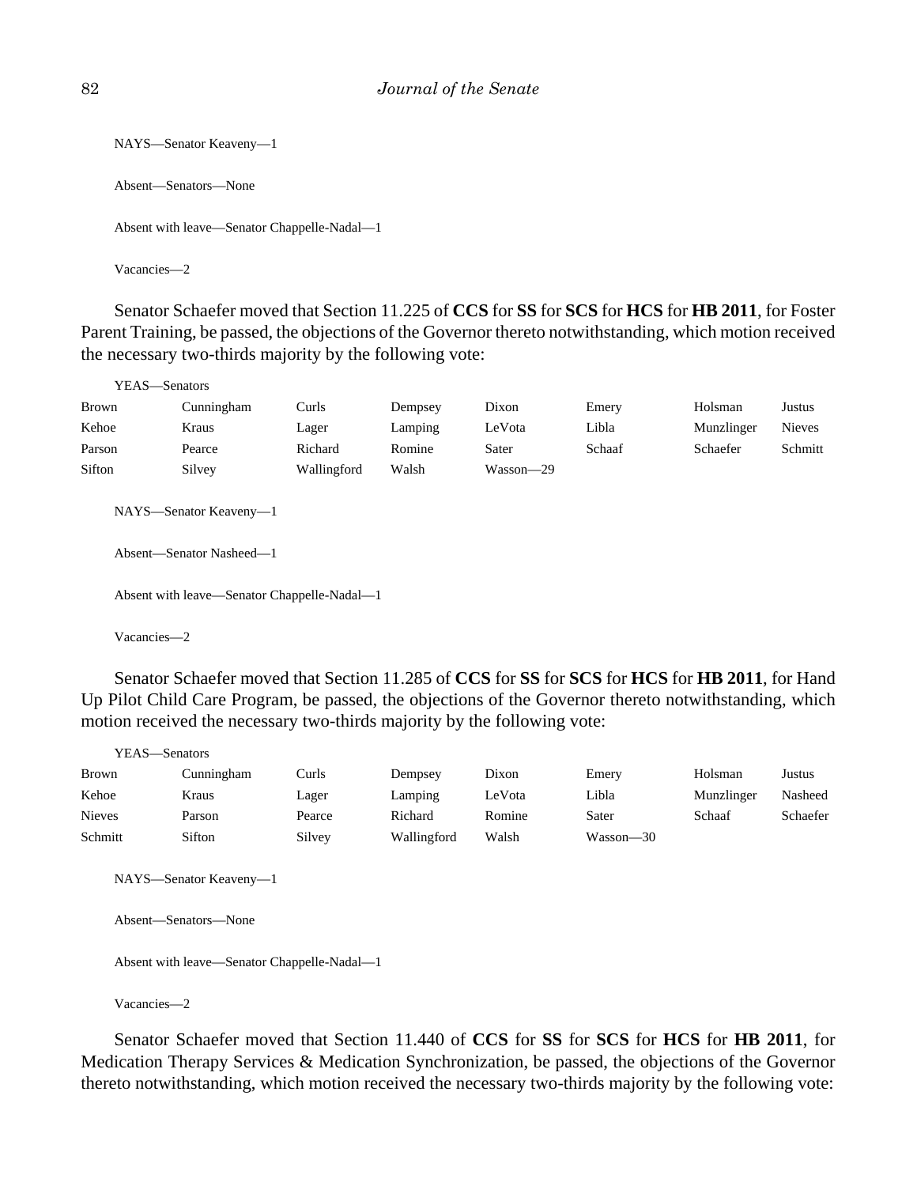NAYS—Senator Keaveny—1

Absent—Senators—None

Absent with leave—Senator Chappelle-Nadal—1

Vacancies—2

Senator Schaefer moved that Section 11.225 of **CCS** for **SS** for **SCS** for **HCS** for **HB 2011**, for Foster Parent Training, be passed, the objections of the Governor thereto notwithstanding, which motion received the necessary two-thirds majority by the following vote:

YEAS—Senators

| | | | | | | | |
|---|---|---|---|---|---|---|---|
| Brown | Cunningham | Curls | Dempsey | Dixon | Emery | Holsman | Justus |
| Kehoe | Kraus | Lager | Lamping | LeVota | Libla | Munzlinger | Nieves |
| Parson | Pearce | Richard | Romine | Sater | Schaaf | Schaefer | Schmitt |
| Sifton | Silvey | Wallingford | Walsh | Wasson—29 | | | |

NAYS—Senator Keaveny—1

Absent—Senator Nasheed—1

Absent with leave—Senator Chappelle-Nadal—1

Vacancies—2

Senator Schaefer moved that Section 11.285 of **CCS** for **SS** for **SCS** for **HCS** for **HB 2011**, for Hand Up Pilot Child Care Program, be passed, the objections of the Governor thereto notwithstanding, which motion received the necessary two-thirds majority by the following vote:

YEAS—Senators

| | | | | | | | |
|---|---|---|---|---|---|---|---|
| Brown | Cunningham | Curls | Dempsey | Dixon | Emery | Holsman | Justus |
| Kehoe | Kraus | Lager | Lamping | LeVota | Libla | Munzlinger | Nasheed |
| Nieves | Parson | Pearce | Richard | Romine | Sater | Schaaf | Schaefer |
| Schmitt | Sifton | Silvey | Wallingford | Walsh | Wasson—30 | | |

NAYS—Senator Keaveny—1

Absent—Senators—None

Absent with leave—Senator Chappelle-Nadal—1

Vacancies—2

Senator Schaefer moved that Section 11.440 of **CCS** for **SS** for **SCS** for **HCS** for **HB 2011**, for Medication Therapy Services & Medication Synchronization, be passed, the objections of the Governor thereto notwithstanding, which motion received the necessary two-thirds majority by the following vote: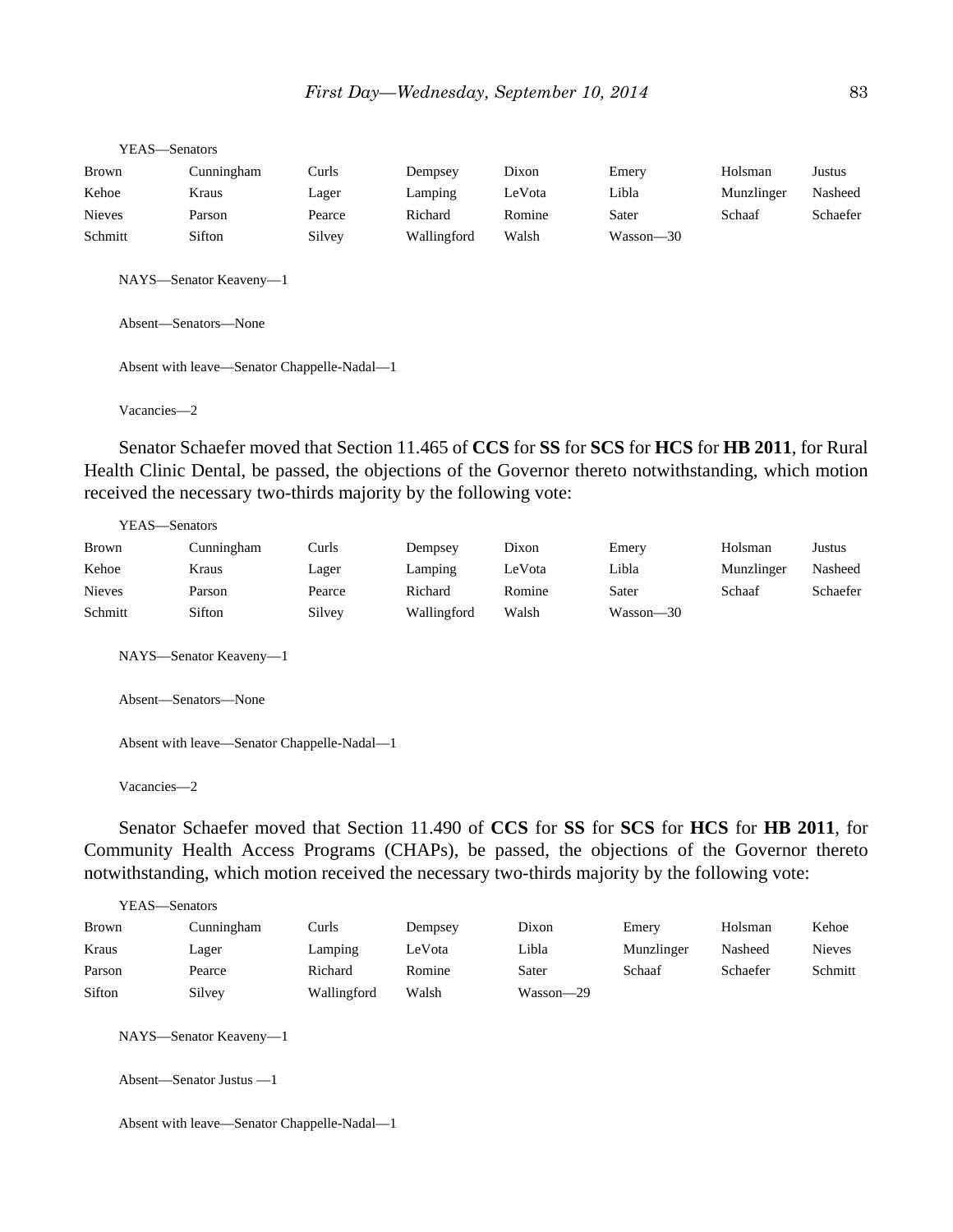YEAS—Senators

| | | | | | | | |
|---|---|---|---|---|---|---|---|
| Brown | Cunningham | Curls | Dempsey | Dixon | Emery | Holsman | Justus |
| Kehoe | Kraus | Lager | Lamping | LeVota | Libla | Munzlinger | Nasheed |
| Nieves | Parson | Pearce | Richard | Romine | Sater | Schaaf | Schaefer |
| Schmitt | Sifton | Silvey | Wallingford | Walsh | Wasson—30 | | |

NAYS—Senator Keaveny—1

Absent—Senators—None

Absent with leave—Senator Chappelle-Nadal—1

Vacancies—2

Senator Schaefer moved that Section 11.465 of **CCS** for **SS** for **SCS** for **HCS** for **HB 2011**, for Rural Health Clinic Dental, be passed, the objections of the Governor thereto notwithstanding, which motion received the necessary two-thirds majority by the following vote:

YEAS—Senators

| | | | | | | | |
|---|---|---|---|---|---|---|---|
| Brown | Cunningham | Curls | Dempsey | Dixon | Emery | Holsman | Justus |
| Kehoe | Kraus | Lager | Lamping | LeVota | Libla | Munzlinger | Nasheed |
| Nieves | Parson | Pearce | Richard | Romine | Sater | Schaaf | Schaefer |
| Schmitt | Sifton | Silvey | Wallingford | Walsh | Wasson—30 | | |

NAYS—Senator Keaveny—1

Absent—Senators—None

Absent with leave—Senator Chappelle-Nadal—1

Vacancies—2

Senator Schaefer moved that Section 11.490 of **CCS** for **SS** for **SCS** for **HCS** for **HB 2011**, for Community Health Access Programs (CHAPs), be passed, the objections of the Governor thereto notwithstanding, which motion received the necessary two-thirds majority by the following vote:

YEAS—Senators

| | | | | | | | |
|---|---|---|---|---|---|---|---|
| Brown | Cunningham | Curls | Dempsey | Dixon | Emery | Holsman | Kehoe |
| Kraus | Lager | Lamping | LeVota | Libla | Munzlinger | Nasheed | Nieves |
| Parson | Pearce | Richard | Romine | Sater | Schaaf | Schaefer | Schmitt |
| Sifton | Silvey | Wallingford | Walsh | Wasson—29 | | | |

NAYS—Senator Keaveny—1

Absent—Senator Justus —1

Absent with leave—Senator Chappelle-Nadal—1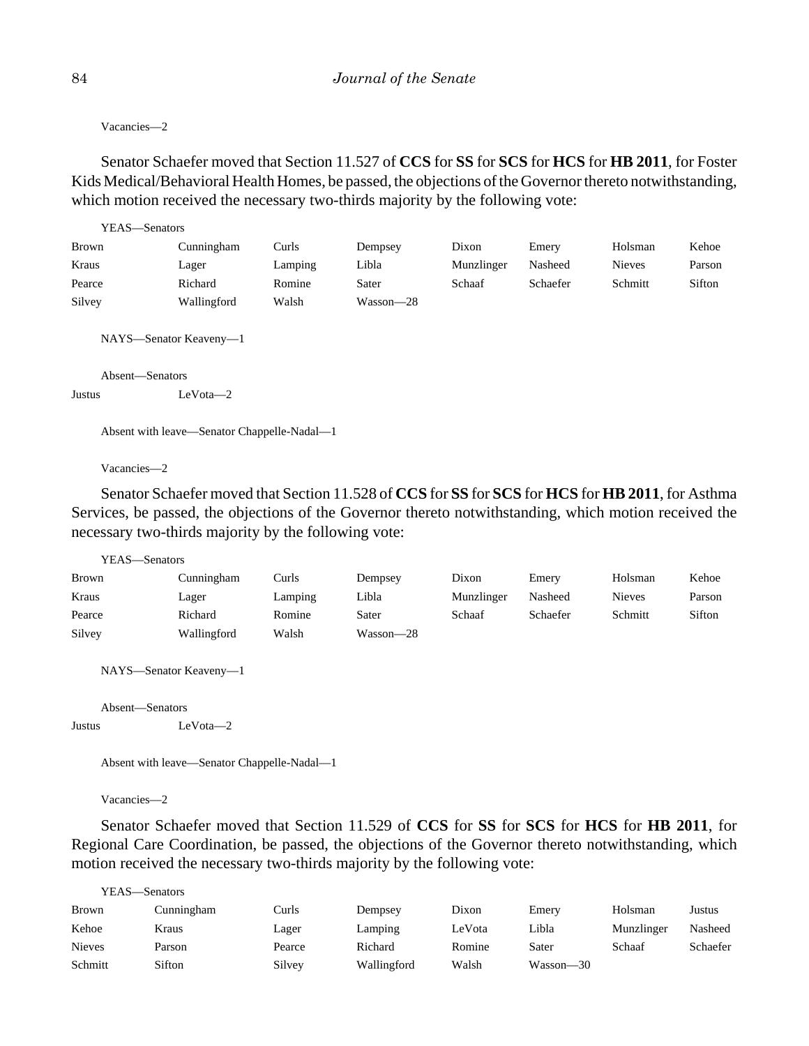Vacancies—2

Senator Schaefer moved that Section 11.527 of **CCS** for **SS** for **SCS** for **HCS** for **HB 2011**, for Foster Kids Medical/Behavioral Health Homes, be passed, the objections of the Governor thereto notwithstanding, which motion received the necessary two-thirds majority by the following vote:

YEAS—Senators

| | | | | | | | |
|---|---|---|---|---|---|---|---|
| Brown | Cunningham | Curls | Dempsey | Dixon | Emery | Holsman | Kehoe |
| Kraus | Lager | Lamping | Libla | Munzlinger | Nasheed | Nieves | Parson |
| Pearce | Richard | Romine | Sater | Schaaf | Schaefer | Schmitt | Sifton |
| Silvey | Wallingford | Walsh | Wasson—28 | | | | |

NAYS—Senator Keaveny—1

Absent—Senators

Justus LeVota—2

Absent with leave—Senator Chappelle-Nadal—1

Vacancies—2

Senator Schaefer moved that Section 11.528 of **CCS** for **SS** for **SCS** for **HCS** for **HB 2011**, for Asthma Services, be passed, the objections of the Governor thereto notwithstanding, which motion received the necessary two-thirds majority by the following vote:

YEAS—Senators

| | | | | | | | |
|---|---|---|---|---|---|---|---|
| Brown | Cunningham | Curls | Dempsey | Dixon | Emery | Holsman | Kehoe |
| Kraus | Lager | Lamping | Libla | Munzlinger | Nasheed | Nieves | Parson |
| Pearce | Richard | Romine | Sater | Schaaf | Schaefer | Schmitt | Sifton |
| Silvey | Wallingford | Walsh | Wasson—28 | | | | |

NAYS—Senator Keaveny—1

Absent—Senators

Justus LeVota—2

Absent with leave—Senator Chappelle-Nadal—1

Vacancies—2

Senator Schaefer moved that Section 11.529 of **CCS** for **SS** for **SCS** for **HCS** for **HB 2011**, for Regional Care Coordination, be passed, the objections of the Governor thereto notwithstanding, which motion received the necessary two-thirds majority by the following vote:

YEAS—Senators

| | | | | | | | |
|---|---|---|---|---|---|---|---|
| Brown | Cunningham | Curls | Dempsey | Dixon | Emery | Holsman | Justus |
| Kehoe | Kraus | Lager | Lamping | LeVota | Libla | Munzlinger | Nasheed |
| Nieves | Parson | Pearce | Richard | Romine | Sater | Schaaf | Schaefer |
| Schmitt | Sifton | Silvey | Wallingford | Walsh | Wasson—30 | | |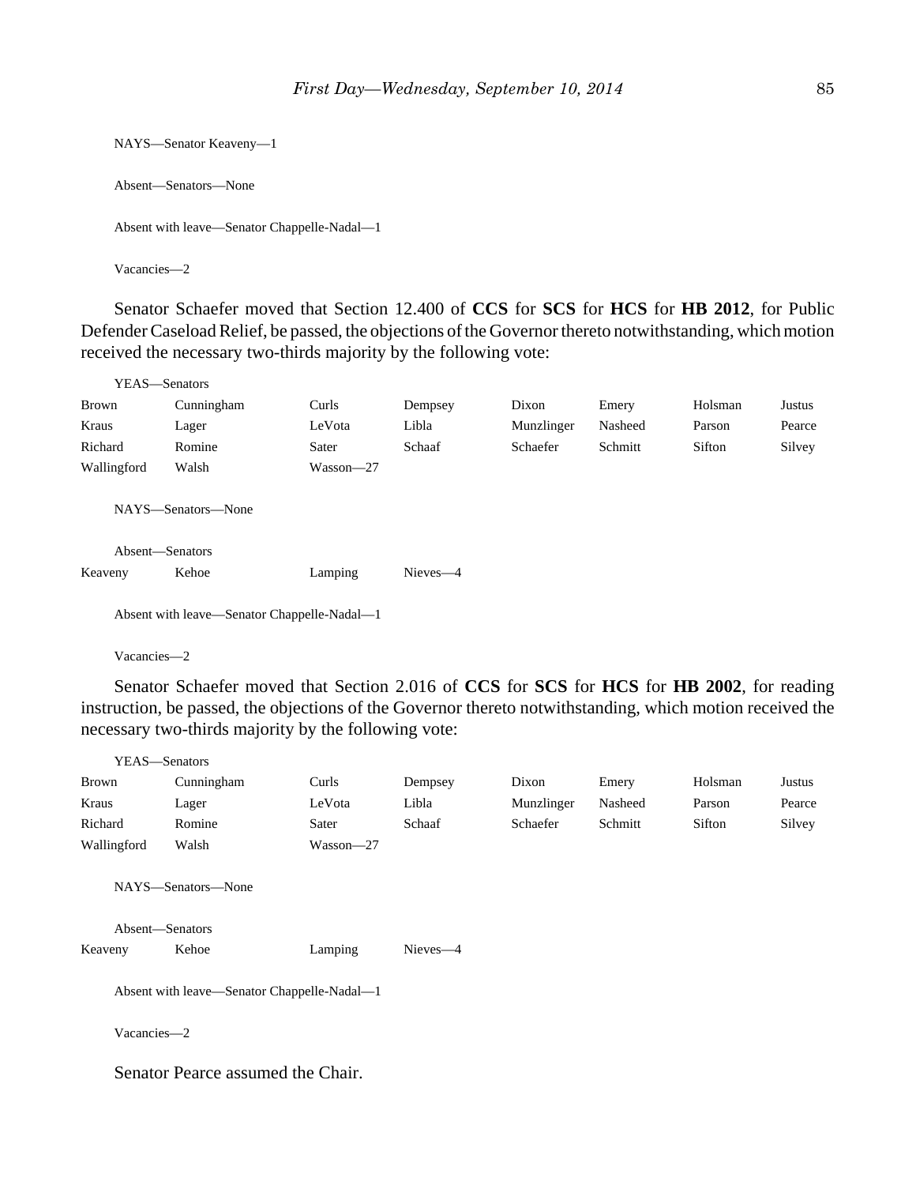NAYS—Senator Keaveny—1

Absent—Senators—None

Absent with leave—Senator Chappelle-Nadal—1

Vacancies—2

Senator Schaefer moved that Section 12.400 of **CCS** for **SCS** for **HCS** for **HB 2012**, for Public Defender Caseload Relief, be passed, the objections of the Governor thereto notwithstanding, which motion received the necessary two-thirds majority by the following vote:

YEAS—Senators

| | | | | | | | |
|---|---|---|---|---|---|---|---|
| Brown | Cunningham | Curls | Dempsey | Dixon | Emery | Holsman | Justus |
| Kraus | Lager | LeVota | Libla | Munzlinger | Nasheed | Parson | Pearce |
| Richard | Romine | Sater | Schaaf | Schaefer | Schmitt | Sifton | Silvey |
| Wallingford | Walsh | Wasson—27 | | | | | |

NAYS—Senators—None

Absent—Senators

| | | | |
|---|---|---|---|
| Keaveny | Kehoe | Lamping | Nieves—4 |

Absent with leave—Senator Chappelle-Nadal—1

Vacancies—2

Senator Schaefer moved that Section 2.016 of **CCS** for **SCS** for **HCS** for **HB 2002**, for reading instruction, be passed, the objections of the Governor thereto notwithstanding, which motion received the necessary two-thirds majority by the following vote:

YEAS—Senators

| | | | | | | | |
|---|---|---|---|---|---|---|---|
| Brown | Cunningham | Curls | Dempsey | Dixon | Emery | Holsman | Justus |
| Kraus | Lager | LeVota | Libla | Munzlinger | Nasheed | Parson | Pearce |
| Richard | Romine | Sater | Schaaf | Schaefer | Schmitt | Sifton | Silvey |
| Wallingford | Walsh | Wasson—27 | | | | | |

NAYS—Senators—None

Absent—Senators

| | | | |
|---|---|---|---|
| Keaveny | Kehoe | Lamping | Nieves—4 |

Absent with leave—Senator Chappelle-Nadal—1

Vacancies—2

Senator Pearce assumed the Chair.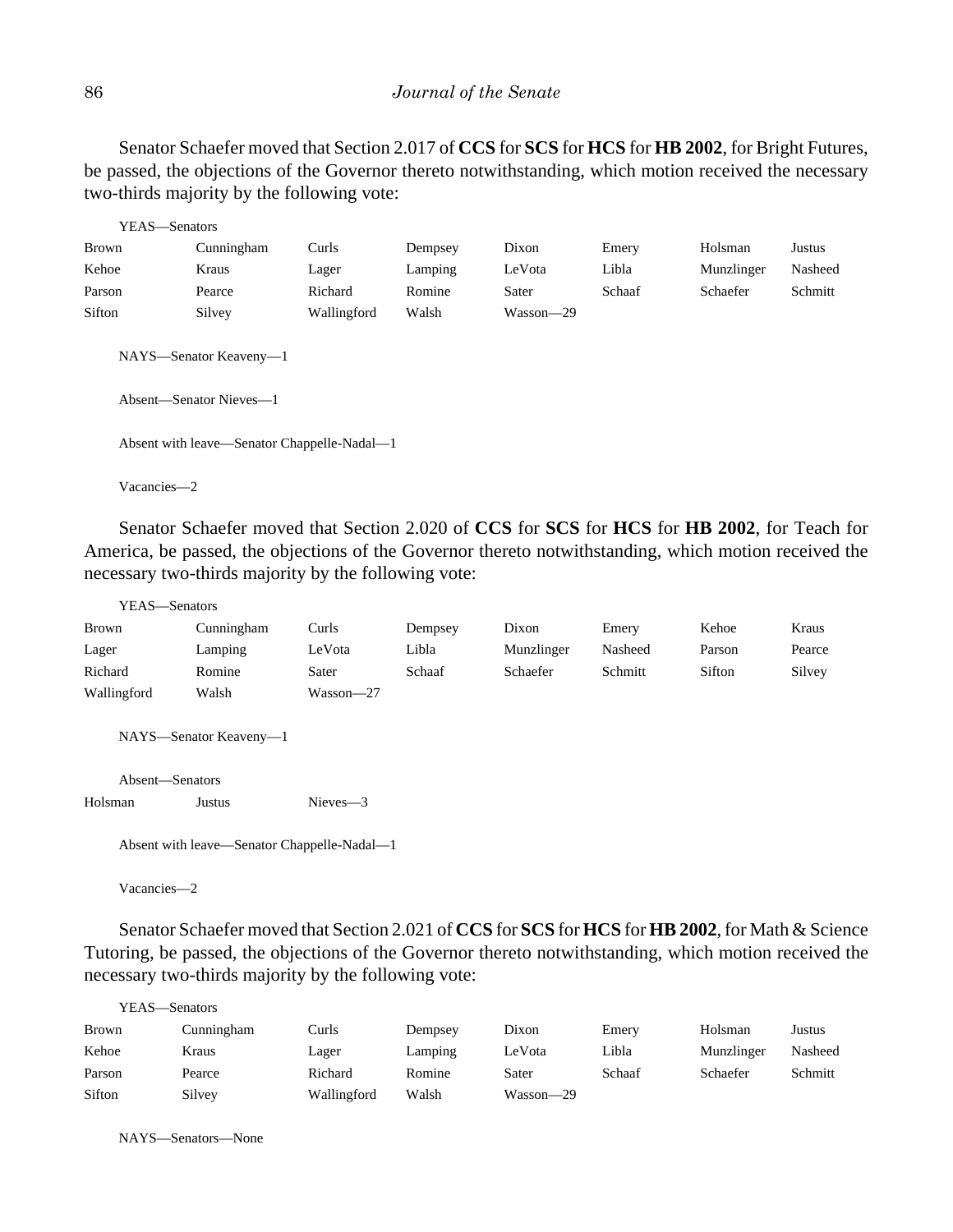Senator Schaefer moved that Section 2.017 of **CCS** for **SCS** for **HCS** for **HB 2002**, for Bright Futures, be passed, the objections of the Governor thereto notwithstanding, which motion received the necessary two-thirds majority by the following vote:

YEAS—Senators

| | | | | | | | |
|---|---|---|---|---|---|---|---|
| Brown | Cunningham | Curls | Dempsey | Dixon | Emery | Holsman | Justus |
| Kehoe | Kraus | Lager | Lamping | LeVota | Libla | Munzlinger | Nasheed |
| Parson | Pearce | Richard | Romine | Sater | Schaaf | Schaefer | Schmitt |
| Sifton | Silvey | Wallingford | Walsh | Wasson—29 | | | |

NAYS—Senator Keaveny—1

Absent—Senator Nieves—1

Absent with leave—Senator Chappelle-Nadal—1

Vacancies—2

Senator Schaefer moved that Section 2.020 of **CCS** for **SCS** for **HCS** for **HB 2002**, for Teach for America, be passed, the objections of the Governor thereto notwithstanding, which motion received the necessary two-thirds majority by the following vote:

YEAS—Senators

| | | | | | | | |
|---|---|---|---|---|---|---|---|
| Brown | Cunningham | Curls | Dempsey | Dixon | Emery | Kehoe | Kraus |
| Lager | Lamping | LeVota | Libla | Munzlinger | Nasheed | Parson | Pearce |
| Richard | Romine | Sater | Schaaf | Schaefer | Schmitt | Sifton | Silvey |
| Wallingford | Walsh | Wasson—27 | | | | | |

NAYS—Senator Keaveny—1

Absent—Senators

| | | |
|---|---|---|
| Holsman | Justus | Nieves—3 |

Absent with leave—Senator Chappelle-Nadal—1

Vacancies—2

Senator Schaefer moved that Section 2.021 of **CCS** for **SCS** for **HCS** for **HB 2002**, for Math & Science Tutoring, be passed, the objections of the Governor thereto notwithstanding, which motion received the necessary two-thirds majority by the following vote:

YEAS—Senators

| | | | | | | | |
|---|---|---|---|---|---|---|---|
| Brown | Cunningham | Curls | Dempsey | Dixon | Emery | Holsman | Justus |
| Kehoe | Kraus | Lager | Lamping | LeVota | Libla | Munzlinger | Nasheed |
| Parson | Pearce | Richard | Romine | Sater | Schaaf | Schaefer | Schmitt |
| Sifton | Silvey | Wallingford | Walsh | Wasson—29 | | | |

NAYS—Senators—None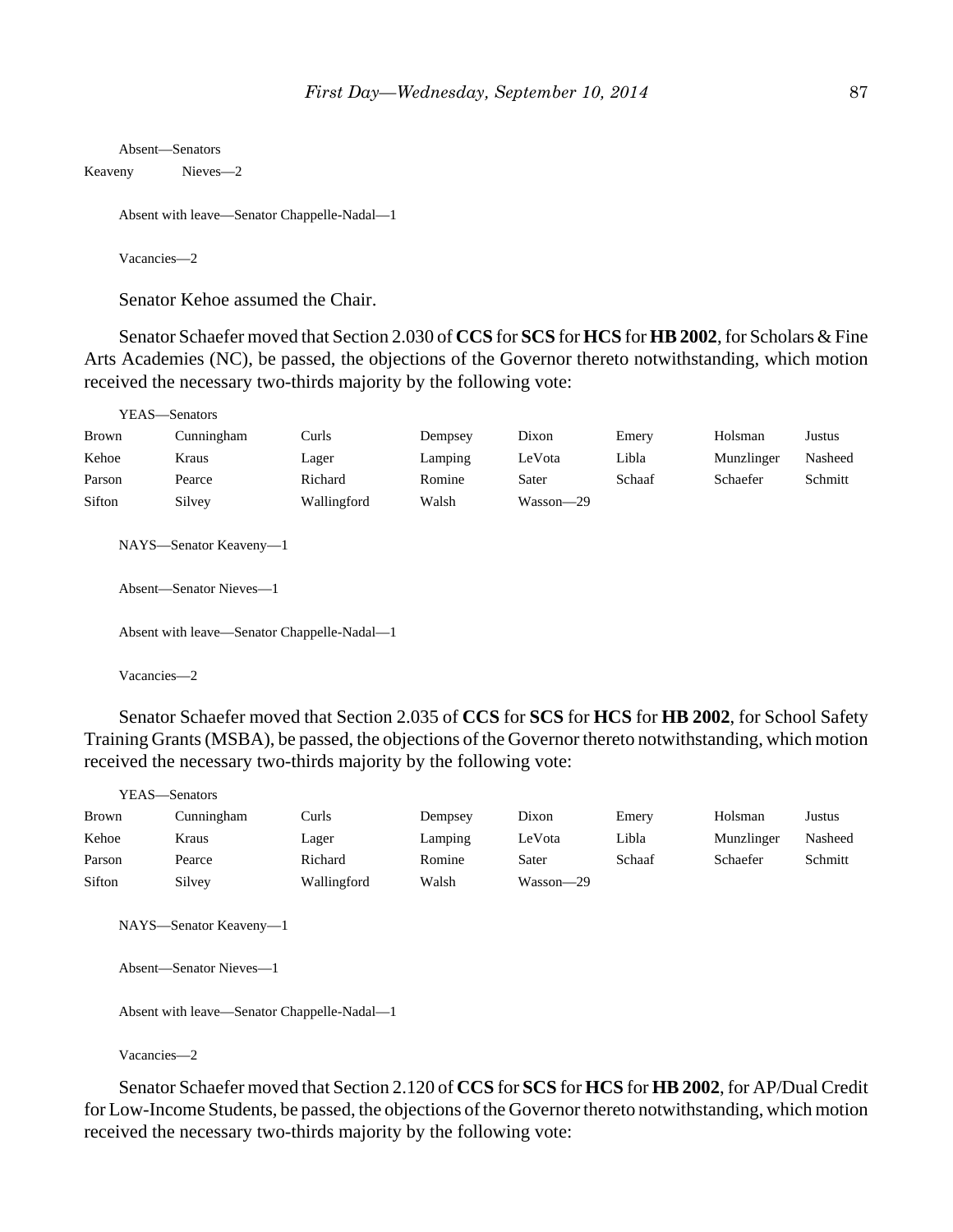Absent—Senators

| | |
|---|---|
| Keaveny | Nieves—2 |

Absent with leave—Senator Chappelle-Nadal—1

Vacancies—2

Senator Kehoe assumed the Chair.

Senator Schaefer moved that Section 2.030 of **CCS** for **SCS** for **HCS** for **HB 2002**, for Scholars & Fine Arts Academies (NC), be passed, the objections of the Governor thereto notwithstanding, which motion received the necessary two-thirds majority by the following vote:

YEAS—Senators

| | | | | | | | |
|---|---|---|---|---|---|---|---|
| Brown | Cunningham | Curls | Dempsey | Dixon | Emery | Holsman | Justus |
| Kehoe | Kraus | Lager | Lamping | LeVota | Libla | Munzlinger | Nasheed |
| Parson | Pearce | Richard | Romine | Sater | Schaaf | Schaefer | Schmitt |
| Sifton | Silvey | Wallingford | Walsh | Wasson—29 | | | |

NAYS—Senator Keaveny—1

Absent—Senator Nieves—1

Absent with leave—Senator Chappelle-Nadal—1

Vacancies—2

Senator Schaefer moved that Section 2.035 of **CCS** for **SCS** for **HCS** for **HB 2002**, for School Safety Training Grants (MSBA), be passed, the objections of the Governor thereto notwithstanding, which motion received the necessary two-thirds majority by the following vote:

YEAS—Senators

| | | | | | | | |
|---|---|---|---|---|---|---|---|
| Brown | Cunningham | Curls | Dempsey | Dixon | Emery | Holsman | Justus |
| Kehoe | Kraus | Lager | Lamping | LeVota | Libla | Munzlinger | Nasheed |
| Parson | Pearce | Richard | Romine | Sater | Schaaf | Schaefer | Schmitt |
| Sifton | Silvey | Wallingford | Walsh | Wasson—29 | | | |

NAYS—Senator Keaveny—1

Absent—Senator Nieves—1

Absent with leave—Senator Chappelle-Nadal—1

Vacancies—2

Senator Schaefer moved that Section 2.120 of **CCS** for **SCS** for **HCS** for **HB 2002**, for AP/Dual Credit for Low-Income Students, be passed, the objections of the Governor thereto notwithstanding, which motion received the necessary two-thirds majority by the following vote: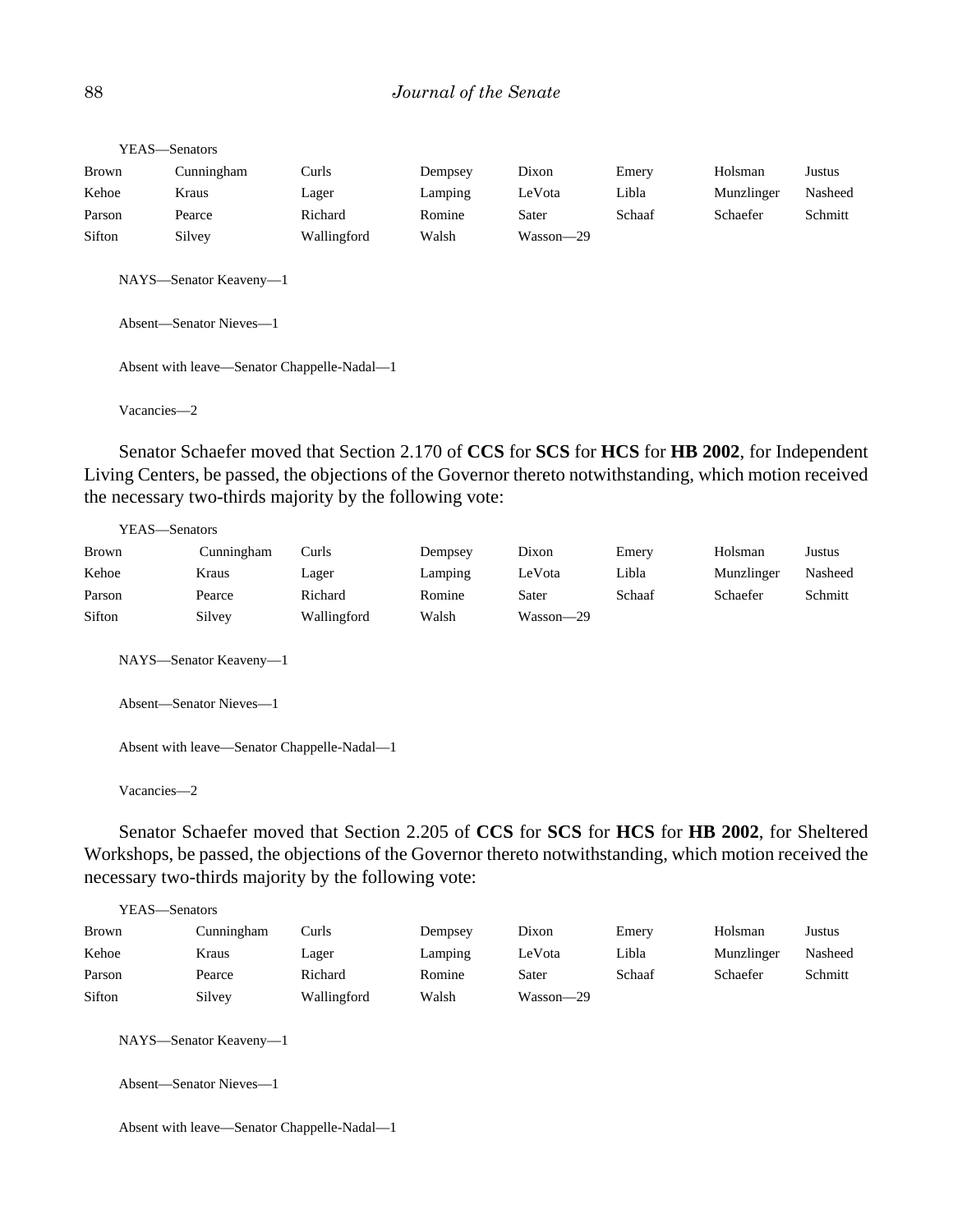YEAS—Senators

| | | | | | | | |
|---|---|---|---|---|---|---|---|
| Brown | Cunningham | Curls | Dempsey | Dixon | Emery | Holsman | Justus |
| Kehoe | Kraus | Lager | Lamping | LeVota | Libla | Munzlinger | Nasheed |
| Parson | Pearce | Richard | Romine | Sater | Schaaf | Schaefer | Schmitt |
| Sifton | Silvey | Wallingford | Walsh | Wasson—29 | | | |

NAYS—Senator Keaveny—1

Absent—Senator Nieves—1

Absent with leave—Senator Chappelle-Nadal—1

Vacancies—2

Senator Schaefer moved that Section 2.170 of **CCS** for **SCS** for **HCS** for **HB 2002**, for Independent Living Centers, be passed, the objections of the Governor thereto notwithstanding, which motion received the necessary two-thirds majority by the following vote:

YEAS—Senators

| | | | | | | | |
|---|---|---|---|---|---|---|---|
| Brown | Cunningham | Curls | Dempsey | Dixon | Emery | Holsman | Justus |
| Kehoe | Kraus | Lager | Lamping | LeVota | Libla | Munzlinger | Nasheed |
| Parson | Pearce | Richard | Romine | Sater | Schaaf | Schaefer | Schmitt |
| Sifton | Silvey | Wallingford | Walsh | Wasson—29 | | | |

NAYS—Senator Keaveny—1

Absent—Senator Nieves—1

Absent with leave—Senator Chappelle-Nadal—1

Vacancies—2

Senator Schaefer moved that Section 2.205 of **CCS** for **SCS** for **HCS** for **HB 2002**, for Sheltered Workshops, be passed, the objections of the Governor thereto notwithstanding, which motion received the necessary two-thirds majority by the following vote:

YEAS—Senators

| | | | | | | | |
|---|---|---|---|---|---|---|---|
| Brown | Cunningham | Curls | Dempsey | Dixon | Emery | Holsman | Justus |
| Kehoe | Kraus | Lager | Lamping | LeVota | Libla | Munzlinger | Nasheed |
| Parson | Pearce | Richard | Romine | Sater | Schaaf | Schaefer | Schmitt |
| Sifton | Silvey | Wallingford | Walsh | Wasson—29 | | | |

NAYS—Senator Keaveny—1

Absent—Senator Nieves—1

Absent with leave—Senator Chappelle-Nadal—1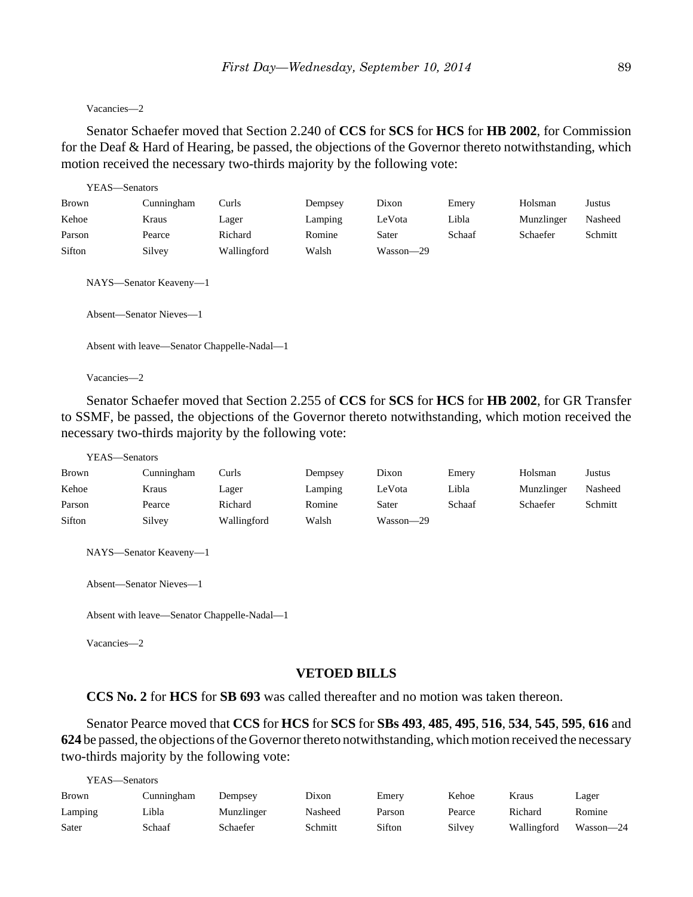Vacancies—2

Senator Schaefer moved that Section 2.240 of **CCS** for **SCS** for **HCS** for **HB 2002**, for Commission for the Deaf & Hard of Hearing, be passed, the objections of the Governor thereto notwithstanding, which motion received the necessary two-thirds majority by the following vote:

YEAS—Senators

| | | | | | | | |
|---|---|---|---|---|---|---|---|
| Brown | Cunningham | Curls | Dempsey | Dixon | Emery | Holsman | Justus |
| Kehoe | Kraus | Lager | Lamping | LeVota | Libla | Munzlinger | Nasheed |
| Parson | Pearce | Richard | Romine | Sater | Schaaf | Schaefer | Schmitt |
| Sifton | Silvey | Wallingford | Walsh | Wasson—29 | | | |

NAYS—Senator Keaveny—1

Absent—Senator Nieves—1

Absent with leave—Senator Chappelle-Nadal—1

Vacancies—2

Senator Schaefer moved that Section 2.255 of **CCS** for **SCS** for **HCS** for **HB 2002**, for GR Transfer to SSMF, be passed, the objections of the Governor thereto notwithstanding, which motion received the necessary two-thirds majority by the following vote:

YEAS—Senators

| | | | | | | | |
|---|---|---|---|---|---|---|---|
| Brown | Cunningham | Curls | Dempsey | Dixon | Emery | Holsman | Justus |
| Kehoe | Kraus | Lager | Lamping | LeVota | Libla | Munzlinger | Nasheed |
| Parson | Pearce | Richard | Romine | Sater | Schaaf | Schaefer | Schmitt |
| Sifton | Silvey | Wallingford | Walsh | Wasson—29 | | | |

NAYS—Senator Keaveny—1

Absent—Senator Nieves—1

Absent with leave—Senator Chappelle-Nadal—1

Vacancies—2

## VETOED BILLS

**CCS No. 2** for **HCS** for **SB 693** was called thereafter and no motion was taken thereon.

Senator Pearce moved that **CCS** for **HCS** for **SCS** for **SBs 493**, **485**, **495**, **516**, **534**, **545**, **595**, **616** and **624** be passed, the objections of the Governor thereto notwithstanding, which motion received the necessary two-thirds majority by the following vote:

YEAS—Senators

| | | | | | | | |
|---|---|---|---|---|---|---|---|
| Brown | Cunningham | Dempsey | Dixon | Emery | Kehoe | Kraus | Lager |
| Lamping | Libla | Munzlinger | Nasheed | Parson | Pearce | Richard | Romine |
| Sater | Schaaf | Schaefer | Schmitt | Sifton | Silvey | Wallingford | Wasson—24 |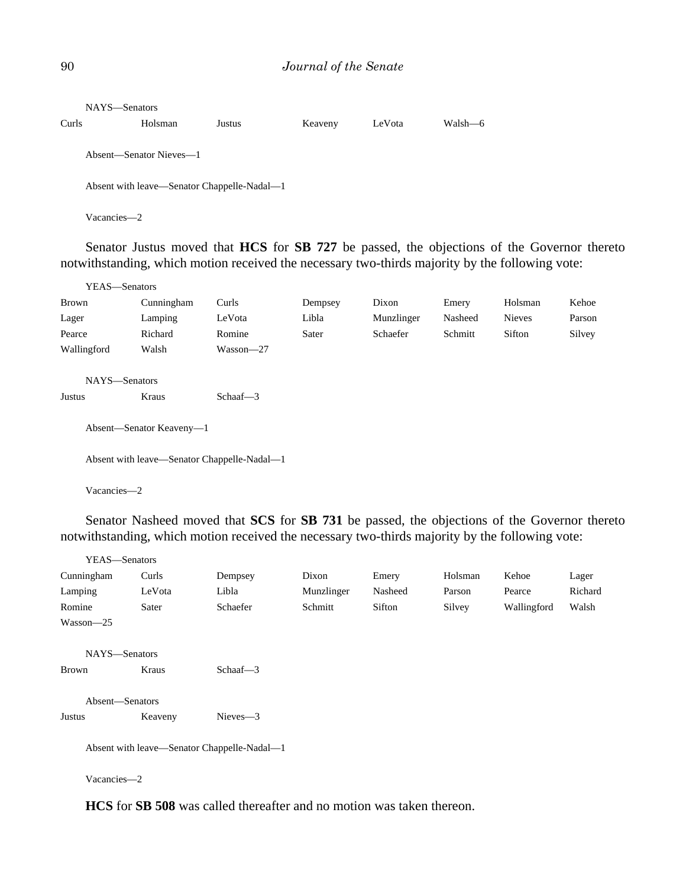NAYS—Senators

| | | | | | |
|---|---|---|---|---|---|
| Curls | Holsman | Justus | Keaveny | LeVota | Walsh—6 |

Absent—Senator Nieves—1

Absent with leave—Senator Chappelle-Nadal—1

Vacancies—2

Senator Justus moved that **HCS** for **SB 727** be passed, the objections of the Governor thereto notwithstanding, which motion received the necessary two-thirds majority by the following vote:

YEAS—Senators

| | | | | | | | |
|---|---|---|---|---|---|---|---|
| Brown | Cunningham | Curls | Dempsey | Dixon | Emery | Holsman | Kehoe |
| Lager | Lamping | LeVota | Libla | Munzlinger | Nasheed | Nieves | Parson |
| Pearce | Richard | Romine | Sater | Schaefer | Schmitt | Sifton | Silvey |
| Wallingford | Walsh | Wasson—27 | | | | | |

NAYS—Senators

| | | |
|---|---|---|
| Justus | Kraus | Schaaf—3 |

Absent—Senator Keaveny—1

Absent with leave—Senator Chappelle-Nadal—1

Vacancies—2

Senator Nasheed moved that **SCS** for **SB 731** be passed, the objections of the Governor thereto notwithstanding, which motion received the necessary two-thirds majority by the following vote:

YEAS—Senators

| | | | | | | | |
|---|---|---|---|---|---|---|---|
| Cunningham | Curls | Dempsey | Dixon | Emery | Holsman | Kehoe | Lager |
| Lamping | LeVota | Libla | Munzlinger | Nasheed | Parson | Pearce | Richard |
| Romine | Sater | Schaefer | Schmitt | Sifton | Silvey | Wallingford | Walsh |
| Wasson—25 | | | | | | | |

NAYS—Senators

| | | |
|---|---|---|
| Brown | Kraus | Schaaf—3 |

Absent—Senators

| | | |
|---|---|---|
| Justus | Keaveny | Nieves—3 |

Absent with leave—Senator Chappelle-Nadal—1

Vacancies—2

**HCS** for **SB 508** was called thereafter and no motion was taken thereon.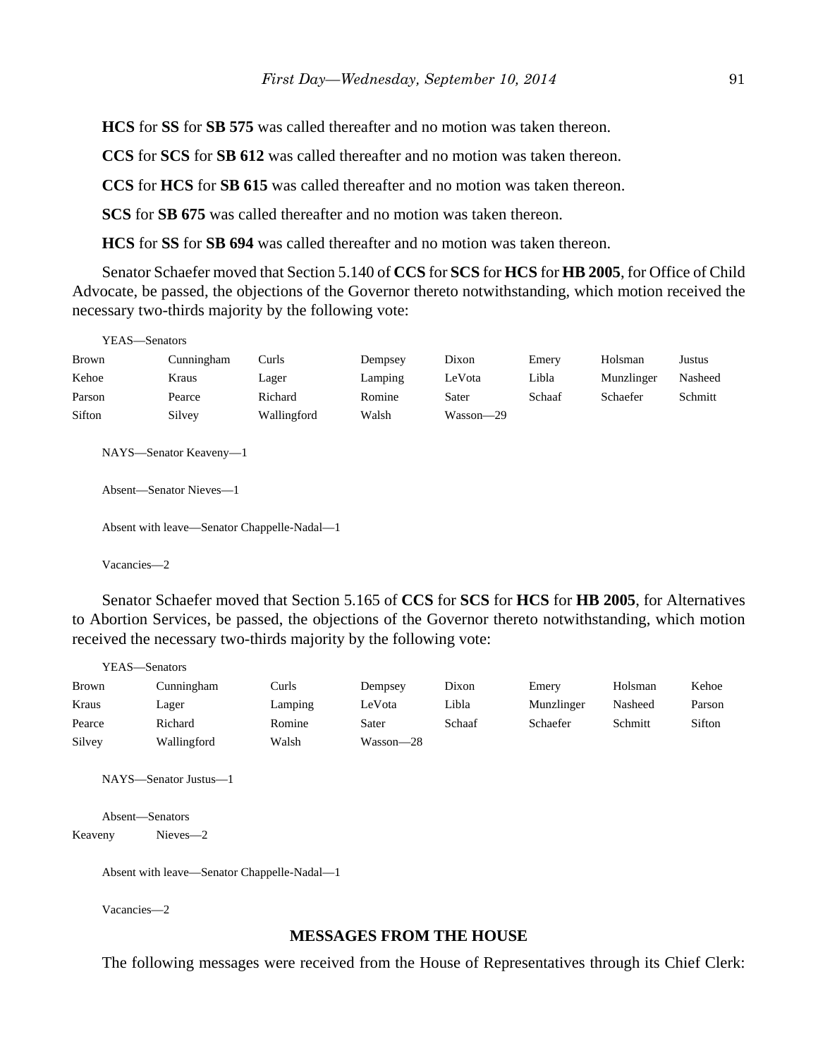**HCS** for **SS** for **SB 575** was called thereafter and no motion was taken thereon.

**CCS** for **SCS** for **SB 612** was called thereafter and no motion was taken thereon.

**CCS** for **HCS** for **SB 615** was called thereafter and no motion was taken thereon.

**SCS** for **SB 675** was called thereafter and no motion was taken thereon.

**HCS** for **SS** for **SB 694** was called thereafter and no motion was taken thereon.

Senator Schaefer moved that Section 5.140 of **CCS** for **SCS** for **HCS** for **HB 2005**, for Office of Child Advocate, be passed, the objections of the Governor thereto notwithstanding, which motion received the necessary two-thirds majority by the following vote:

YEAS—Senators

| | | | | | | | |
|---|---|---|---|---|---|---|---|
| Brown | Cunningham | Curls | Dempsey | Dixon | Emery | Holsman | Justus |
| Kehoe | Kraus | Lager | Lamping | LeVota | Libla | Munzlinger | Nasheed |
| Parson | Pearce | Richard | Romine | Sater | Schaaf | Schaefer | Schmitt |
| Sifton | Silvey | Wallingford | Walsh | Wasson—29 | | | |

NAYS—Senator Keaveny—1

Absent—Senator Nieves—1

Absent with leave—Senator Chappelle-Nadal—1

Vacancies—2

Senator Schaefer moved that Section 5.165 of **CCS** for **SCS** for **HCS** for **HB 2005**, for Alternatives to Abortion Services, be passed, the objections of the Governor thereto notwithstanding, which motion received the necessary two-thirds majority by the following vote:

YEAS—Senators

| | | | | | | | |
|---|---|---|---|---|---|---|---|
| Brown | Cunningham | Curls | Dempsey | Dixon | Emery | Holsman | Kehoe |
| Kraus | Lager | Lamping | LeVota | Libla | Munzlinger | Nasheed | Parson |
| Pearce | Richard | Romine | Sater | Schaaf | Schaefer | Schmitt | Sifton |
| Silvey | Wallingford | Walsh | Wasson—28 | | | | |

NAYS—Senator Justus—1

Absent—Senators

Keaveny Nieves—2

Absent with leave—Senator Chappelle-Nadal—1

Vacancies—2

## MESSAGES FROM THE HOUSE

The following messages were received from the House of Representatives through its Chief Clerk: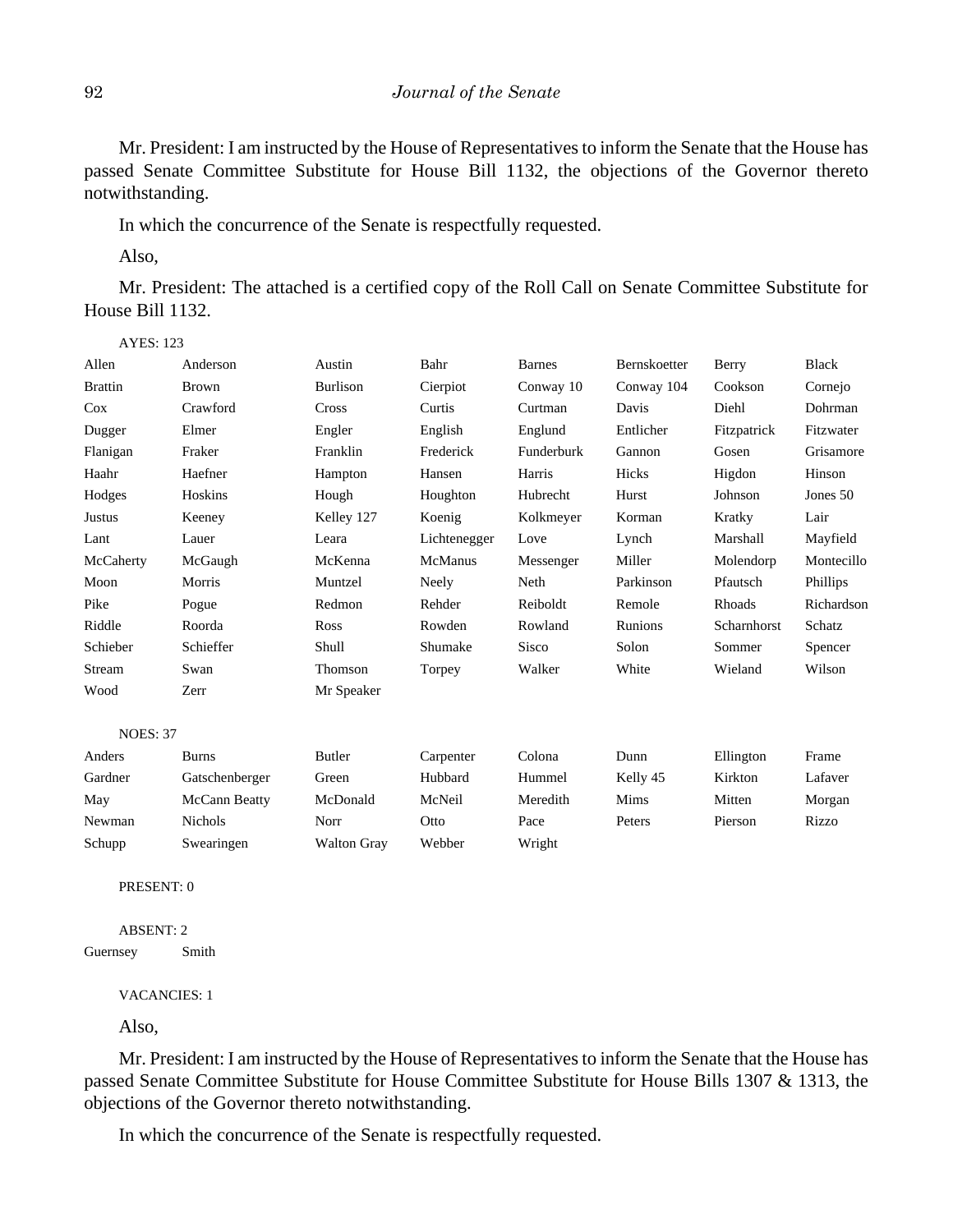Mr. President: I am instructed by the House of Representatives to inform the Senate that the House has passed Senate Committee Substitute for House Bill 1132, the objections of the Governor thereto notwithstanding.

In which the concurrence of the Senate is respectfully requested.

Also,

Mr. President: The attached is a certified copy of the Roll Call on Senate Committee Substitute for House Bill 1132.

AYES: 123

| | | | | | | | |
|---|---|---|---|---|---|---|---|
| Allen | Anderson | Austin | Bahr | Barnes | Bernskoetter | Berry | Black |
| Brattin | Brown | Burlison | Cierpiot | Conway 10 | Conway 104 | Cookson | Cornejo |
| Cox | Crawford | Cross | Curtis | Curtman | Davis | Diehl | Dohrman |
| Dugger | Elmer | Engler | English | Englund | Entlicher | Fitzpatrick | Fitzwater |
| Flanigan | Fraker | Franklin | Frederick | Funderburk | Gannon | Gosen | Grisamore |
| Haahr | Haefner | Hampton | Hansen | Harris | Hicks | Higdon | Hinson |
| Hodges | Hoskins | Hough | Houghton | Hubrecht | Hurst | Johnson | Jones 50 |
| Justus | Keeney | Kelley 127 | Koenig | Kolkmeyer | Korman | Kratky | Lair |
| Lant | Lauer | Leara | Lichtenegger | Love | Lynch | Marshall | Mayfield |
| McCaherty | McGaugh | McKenna | McManus | Messenger | Miller | Molendorp | Montecillo |
| Moon | Morris | Muntzel | Neely | Neth | Parkinson | Pfautsch | Phillips |
| Pike | Pogue | Redmon | Rehder | Reiboldt | Remole | Rhoads | Richardson |
| Riddle | Roorda | Ross | Rowden | Rowland | Runions | Scharnhorst | Schatz |
| Schieber | Schieffer | Shull | Shumake | Sisco | Solon | Sommer | Spencer |
| Stream | Swan | Thomson | Torpey | Walker | White | Wieland | Wilson |
| Wood | Zerr | Mr Speaker | | | | | |

NOES: 37

| | | | | | | | |
|---|---|---|---|---|---|---|---|
| Anders | Burns | Butler | Carpenter | Colona | Dunn | Ellington | Frame |
| Gardner | Gatschenberger | Green | Hubbard | Hummel | Kelly 45 | Kirkton | Lafaver |
| May | McCann Beatty | McDonald | McNeil | Meredith | Mims | Mitten | Morgan |
| Newman | Nichols | Norr | Otto | Pace | Peters | Pierson | Rizzo |
| Schupp | Swearingen | Walton Gray | Webber | Wright | | | |

PRESENT: 0

ABSENT: 2

Guernsey Smith

VACANCIES: 1

Also,

Mr. President: I am instructed by the House of Representatives to inform the Senate that the House has passed Senate Committee Substitute for House Committee Substitute for House Bills 1307 & 1313, the objections of the Governor thereto notwithstanding.

In which the concurrence of the Senate is respectfully requested.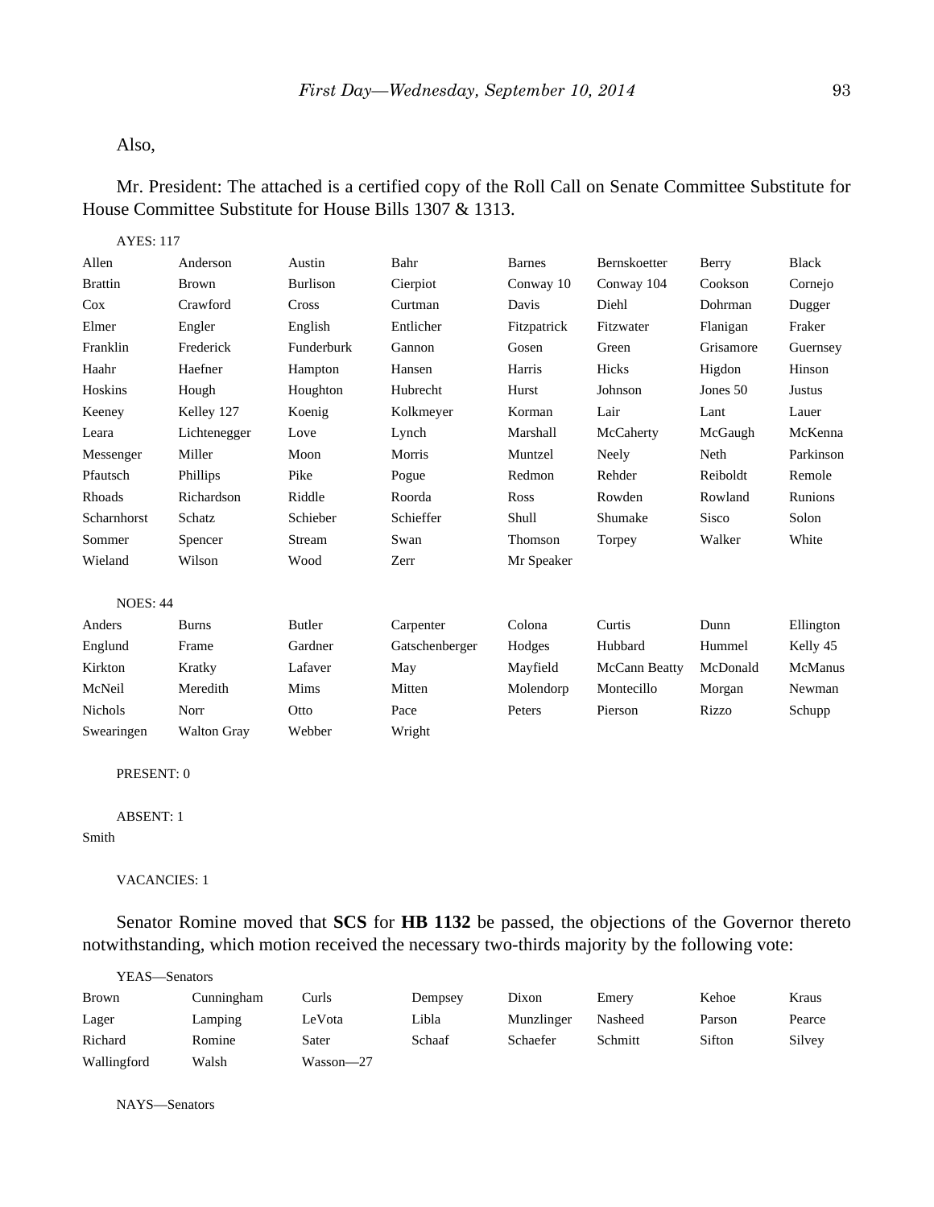Also,

Mr. President: The attached is a certified copy of the Roll Call on Senate Committee Substitute for House Committee Substitute for House Bills 1307 & 1313.

AYES: 117

| | | | | | | | |
|---|---|---|---|---|---|---|---|
| Allen | Anderson | Austin | Bahr | Barnes | Bernskoetter | Berry | Black |
| Brattin | Brown | Burlison | Cierpiot | Conway 10 | Conway 104 | Cookson | Cornejo |
| Cox | Crawford | Cross | Curtman | Davis | Diehl | Dohrman | Dugger |
| Elmer | Engler | English | Entlicher | Fitzpatrick | Fitzwater | Flanigan | Fraker |
| Franklin | Frederick | Funderburk | Gannon | Gosen | Green | Grisamore | Guernsey |
| Haahr | Haefner | Hampton | Hansen | Harris | Hicks | Higdon | Hinson |
| Hoskins | Hough | Houghton | Hubrecht | Hurst | Johnson | Jones 50 | Justus |
| Keeney | Kelley 127 | Koenig | Kolkmeyer | Korman | Lair | Lant | Lauer |
| Leara | Lichtenegger | Love | Lynch | Marshall | McCaherty | McGaugh | McKenna |
| Messenger | Miller | Moon | Morris | Muntzel | Neely | Neth | Parkinson |
| Pfautsch | Phillips | Pike | Pogue | Redmon | Rehder | Reiboldt | Remole |
| Rhoads | Richardson | Riddle | Roorda | Ross | Rowden | Rowland | Runions |
| Scharnhorst | Schatz | Schieber | Schieffer | Shull | Shumake | Sisco | Solon |
| Sommer | Spencer | Stream | Swan | Thomson | Torpey | Walker | White |
| Wieland | Wilson | Wood | Zerr | Mr Speaker | | | |

NOES: 44

| | | | | | | | |
|---|---|---|---|---|---|---|---|
| Anders | Burns | Butler | Carpenter | Colona | Curtis | Dunn | Ellington |
| Englund | Frame | Gardner | Gatschenberger | Hodges | Hubbard | Hummel | Kelly 45 |
| Kirkton | Kratky | Lafaver | May | Mayfield | McCann Beatty | McDonald | McManus |
| McNeil | Meredith | Mims | Mitten | Molendorp | Montecillo | Morgan | Newman |
| Nichols | Norr | Otto | Pace | Peters | Pierson | Rizzo | Schupp |
| Swearingen | Walton Gray | Webber | Wright | | | | |

PRESENT: 0

ABSENT: 1

Smith

VACANCIES: 1

Senator Romine moved that **SCS** for **HB 1132** be passed, the objections of the Governor thereto notwithstanding, which motion received the necessary two-thirds majority by the following vote:

YEAS—Senators

| | | | | | | | |
|---|---|---|---|---|---|---|---|
| Brown | Cunningham | Curls | Dempsey | Dixon | Emery | Kehoe | Kraus |
| Lager | Lamping | LeVota | Libla | Munzlinger | Nasheed | Parson | Pearce |
| Richard | Romine | Sater | Schaaf | Schaefer | Schmitt | Sifton | Silvey |
| Wallingford | Walsh | Wasson—27 | | | | | |

NAYS—Senators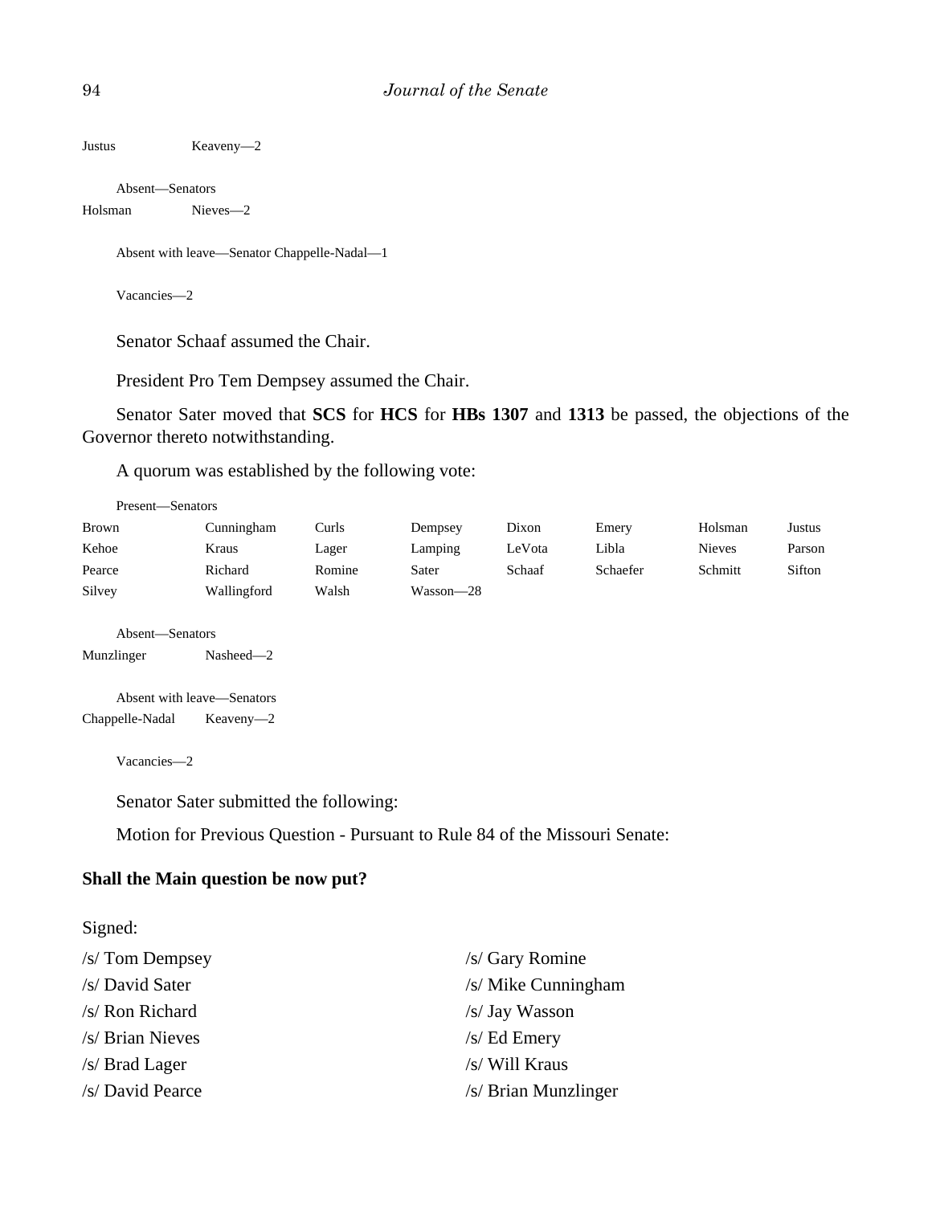Justus Keaveny—2

Absent—Senators

Holsman Nieves—2

Absent with leave—Senator Chappelle-Nadal—1

Vacancies—2

Senator Schaaf assumed the Chair.

President Pro Tem Dempsey assumed the Chair.

Senator Sater moved that **SCS** for **HCS** for **HBs 1307** and **1313** be passed, the objections of the Governor thereto notwithstanding.

A quorum was established by the following vote:

Present—Senators

| | | | | | | | |
|---|---|---|---|---|---|---|---|
| Brown | Cunningham | Curls | Dempsey | Dixon | Emery | Holsman | Justus |
| Kehoe | Kraus | Lager | Lamping | LeVota | Libla | Nieves | Parson |
| Pearce | Richard | Romine | Sater | Schaaf | Schaefer | Schmitt | Sifton |
| Silvey | Wallingford | Walsh | Wasson—28 | | | | |

Absent—Senators

Munzlinger Nasheed—2

Absent with leave—Senators

Chappelle-Nadal Keaveny—2

Vacancies—2

Senator Sater submitted the following:

Motion for Previous Question - Pursuant to Rule 84 of the Missouri Senate:

**Shall the Main question be now put?**

Signed:

/s/ Tom Dempsey
/s/ David Sater
/s/ Ron Richard
/s/ Brian Nieves
/s/ Brad Lager
/s/ David Pearce
/s/ Gary Romine
/s/ Mike Cunningham
/s/ Jay Wasson
/s/ Ed Emery
/s/ Will Kraus
/s/ Brian Munzlinger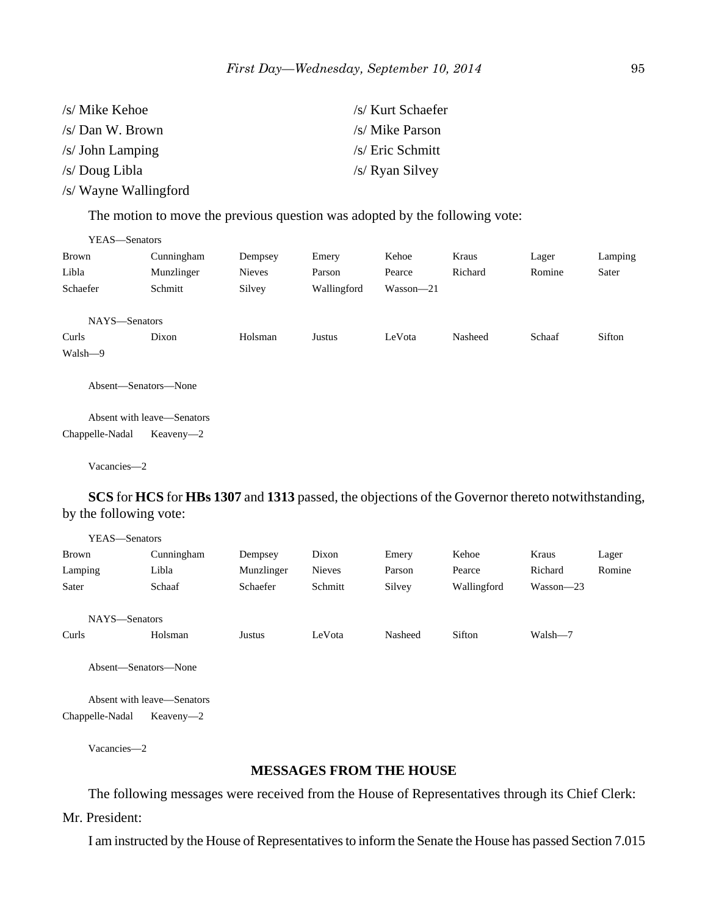/s/ Mike Kehoe
/s/ Dan W. Brown
/s/ John Lamping
/s/ Doug Libla
/s/ Wayne Wallingford

/s/ Kurt Schaefer
/s/ Mike Parson
/s/ Eric Schmitt
/s/ Ryan Silvey

The motion to move the previous question was adopted by the following vote:

YEAS—Senators

| | | | | | | | |
|---|---|---|---|---|---|---|---|
| Brown | Cunningham | Dempsey | Emery | Kehoe | Kraus | Lager | Lamping |
| Libla | Munzlinger | Nieves | Parson | Pearce | Richard | Romine | Sater |
| Schaefer | Schmitt | Silvey | Wallingford | Wasson—21 | | | |

NAYS—Senators

| | | | | | | | |
|---|---|---|---|---|---|---|---|
| Curls | Dixon | Holsman | Justus | LeVota | Nasheed | Schaaf | Sifton |
| Walsh—9 | | | | | | | |

Absent—Senators—None

Absent with leave—Senators
Chappelle-Nadal Keaveny—2

Vacancies—2

**SCS** for **HCS** for **HBs 1307** and **1313** passed, the objections of the Governor thereto notwithstanding, by the following vote:

YEAS—Senators

| | | | | | | | |
|---|---|---|---|---|---|---|---|
| Brown | Cunningham | Dempsey | Dixon | Emery | Kehoe | Kraus | Lager |
| Lamping | Libla | Munzlinger | Nieves | Parson | Pearce | Richard | Romine |
| Sater | Schaaf | Schaefer | Schmitt | Silvey | Wallingford | Wasson—23 | |

NAYS—Senators

| | | | | | | |
|---|---|---|---|---|---|---|
| Curls | Holsman | Justus | LeVota | Nasheed | Sifton | Walsh—7 |

Absent—Senators—None

Absent with leave—Senators
Chappelle-Nadal Keaveny—2

Vacancies—2

## MESSAGES FROM THE HOUSE

The following messages were received from the House of Representatives through its Chief Clerk:

Mr. President:

I am instructed by the House of Representatives to inform the Senate the House has passed Section 7.015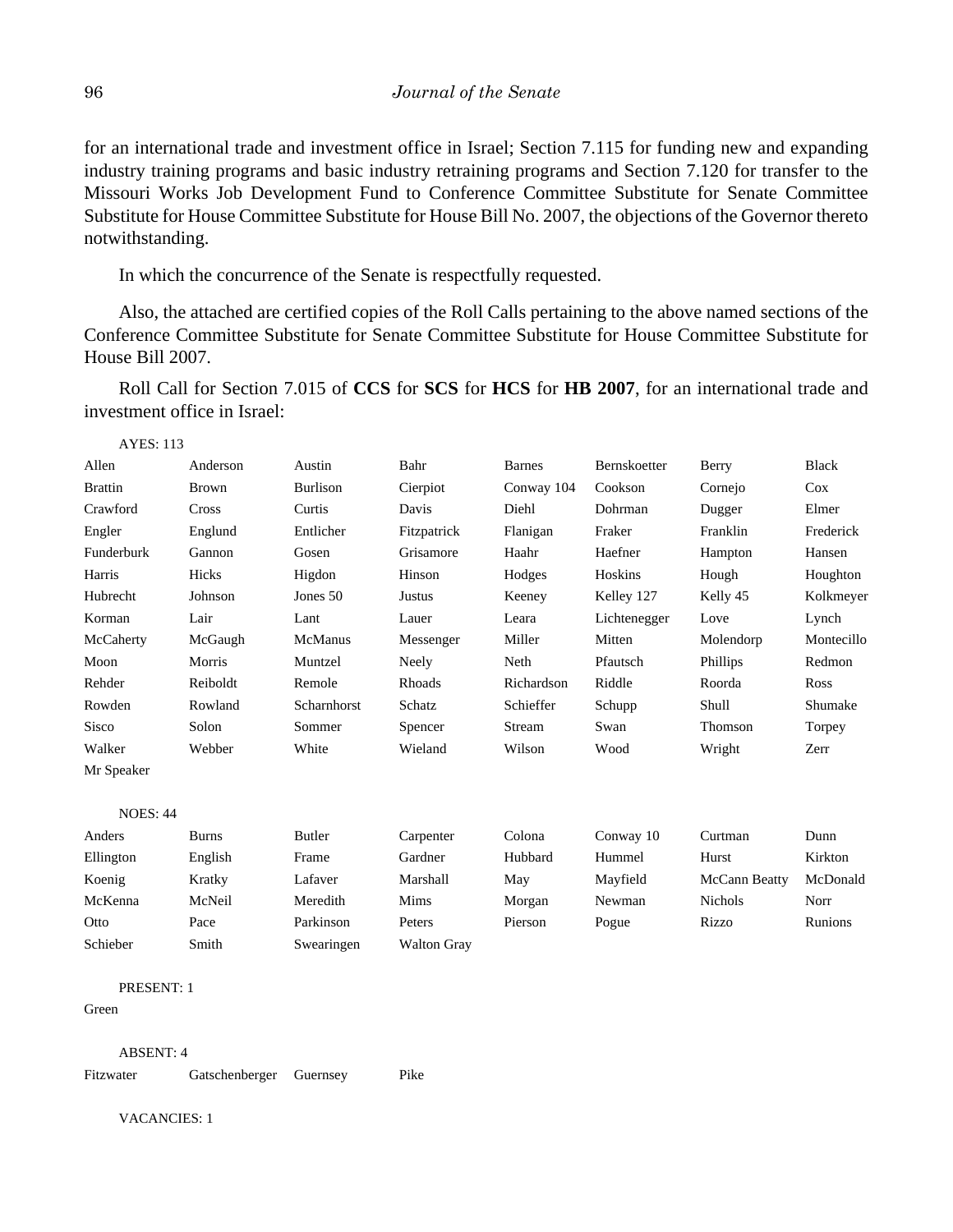for an international trade and investment office in Israel; Section 7.115 for funding new and expanding industry training programs and basic industry retraining programs and Section 7.120 for transfer to the Missouri Works Job Development Fund to Conference Committee Substitute for Senate Committee Substitute for House Committee Substitute for House Bill No. 2007, the objections of the Governor thereto notwithstanding.

In which the concurrence of the Senate is respectfully requested.

Also, the attached are certified copies of the Roll Calls pertaining to the above named sections of the Conference Committee Substitute for Senate Committee Substitute for House Committee Substitute for House Bill 2007.

Roll Call for Section 7.015 of **CCS** for **SCS** for **HCS** for **HB 2007**, for an international trade and investment office in Israel:

AYES: 113

| | | | | | | | |
|---|---|---|---|---|---|---|---|
| Allen | Anderson | Austin | Bahr | Barnes | Bernskoetter | Berry | Black |
| Brattin | Brown | Burlison | Cierpiot | Conway 104 | Cookson | Cornejo | Cox |
| Crawford | Cross | Curtis | Davis | Diehl | Dohrman | Dugger | Elmer |
| Engler | Englund | Entlicher | Fitzpatrick | Flanigan | Fraker | Franklin | Frederick |
| Funderburk | Gannon | Gosen | Grisamore | Haahr | Haefner | Hampton | Hansen |
| Harris | Hicks | Higdon | Hinson | Hodges | Hoskins | Hough | Houghton |
| Hubrecht | Johnson | Jones 50 | Justus | Keeney | Kelley 127 | Kelly 45 | Kolkmeyer |
| Korman | Lair | Lant | Lauer | Leara | Lichtenegger | Love | Lynch |
| McCaherty | McGaugh | McManus | Messenger | Miller | Mitten | Molendorp | Montecillo |
| Moon | Morris | Muntzel | Neely | Neth | Pfautsch | Phillips | Redmon |
| Rehder | Reiboldt | Remole | Rhoads | Richardson | Riddle | Roorda | Ross |
| Rowden | Rowland | Scharnhorst | Schatz | Schieffer | Schupp | Shull | Shumake |
| Sisco | Solon | Sommer | Spencer | Stream | Swan | Thomson | Torpey |
| Walker | Webber | White | Wieland | Wilson | Wood | Wright | Zerr |
| Mr Speaker | | | | | | | |

NOES: 44

| | | | | | | | |
|---|---|---|---|---|---|---|---|
| Anders | Burns | Butler | Carpenter | Colona | Conway 10 | Curtman | Dunn |
| Ellington | English | Frame | Gardner | Hubbard | Hummel | Hurst | Kirkton |
| Koenig | Kratky | Lafaver | Marshall | May | Mayfield | McCann Beatty | McDonald |
| McKenna | McNeil | Meredith | Mims | Morgan | Newman | Nichols | Norr |
| Otto | Pace | Parkinson | Peters | Pierson | Pogue | Rizzo | Runions |
| Schieber | Smith | Swearingen | Walton Gray | | | | |

PRESENT: 1

Green

ABSENT: 4

| | | | |
|---|---|---|---|
| Fitzwater | Gatschenberger | Guernsey | Pike |

VACANCIES: 1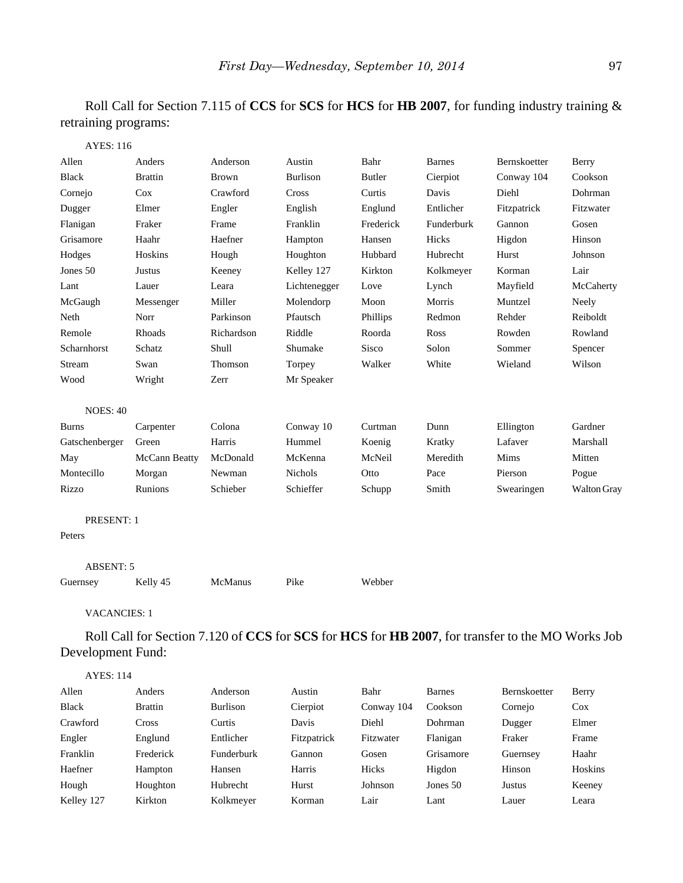Roll Call for Section 7.115 of **CCS** for **SCS** for **HCS** for **HB 2007**, for funding industry training & retraining programs:

AYES: 116

| | | | | | | | |
|---|---|---|---|---|---|---|---|
| Allen | Anders | Anderson | Austin | Bahr | Barnes | Bernskoetter | Berry |
| Black | Brattin | Brown | Burlison | Butler | Cierpiot | Conway 104 | Cookson |
| Cornejo | Cox | Crawford | Cross | Curtis | Davis | Diehl | Dohrman |
| Dugger | Elmer | Engler | English | Englund | Entlicher | Fitzpatrick | Fitzwater |
| Flanigan | Fraker | Frame | Franklin | Frederick | Funderburk | Gannon | Gosen |
| Grisamore | Haahr | Haefner | Hampton | Hansen | Hicks | Higdon | Hinson |
| Hodges | Hoskins | Hough | Houghton | Hubbard | Hubrecht | Hurst | Johnson |
| Jones 50 | Justus | Keeney | Kelley 127 | Kirkton | Kolkmeyer | Korman | Lair |
| Lant | Lauer | Leara | Lichtenegger | Love | Lynch | Mayfield | McCaherty |
| McGaugh | Messenger | Miller | Molendorp | Moon | Morris | Muntzel | Neely |
| Neth | Norr | Parkinson | Pfautsch | Phillips | Redmon | Rehder | Reiboldt |
| Remole | Rhoads | Richardson | Riddle | Roorda | Ross | Rowden | Rowland |
| Scharnhorst | Schatz | Shull | Shumake | Sisco | Solon | Sommer | Spencer |
| Stream | Swan | Thomson | Torpey | Walker | White | Wieland | Wilson |
| Wood | Wright | Zerr | Mr Speaker | | | | |

NOES: 40

| | | | | | | | |
|---|---|---|---|---|---|---|---|
| Burns | Carpenter | Colona | Conway 10 | Curtman | Dunn | Ellington | Gardner |
| Gatschenberger | Green | Harris | Hummel | Koenig | Kratky | Lafaver | Marshall |
| May | McCann Beatty | McDonald | McKenna | McNeil | Meredith | Mims | Mitten |
| Montecillo | Morgan | Newman | Nichols | Otto | Pace | Pierson | Pogue |
| Rizzo | Runions | Schieber | Schieffer | Schupp | Smith | Swearingen | Walton Gray |

PRESENT: 1

Peters

ABSENT: 5

| | | | | |
|---|---|---|---|---|
| Guernsey | Kelly 45 | McManus | Pike | Webber |

VACANCIES: 1

Roll Call for Section 7.120 of **CCS** for **SCS** for **HCS** for **HB 2007**, for transfer to the MO Works Job Development Fund:

AYES: 114

| | | | | | | | |
|---|---|---|---|---|---|---|---|
| Allen | Anders | Anderson | Austin | Bahr | Barnes | Bernskoetter | Berry |
| Black | Brattin | Burlison | Cierpiot | Conway 104 | Cookson | Cornejo | Cox |
| Crawford | Cross | Curtis | Davis | Diehl | Dohrman | Dugger | Elmer |
| Engler | Englund | Entlicher | Fitzpatrick | Fitzwater | Flanigan | Fraker | Frame |
| Franklin | Frederick | Funderburk | Gannon | Gosen | Grisamore | Guernsey | Haahr |
| Haefner | Hampton | Hansen | Harris | Hicks | Higdon | Hinson | Hoskins |
| Hough | Houghton | Hubrecht | Hurst | Johnson | Jones 50 | Justus | Keeney |
| Kelley 127 | Kirkton | Kolkmeyer | Korman | Lair | Lant | Lauer | Leara |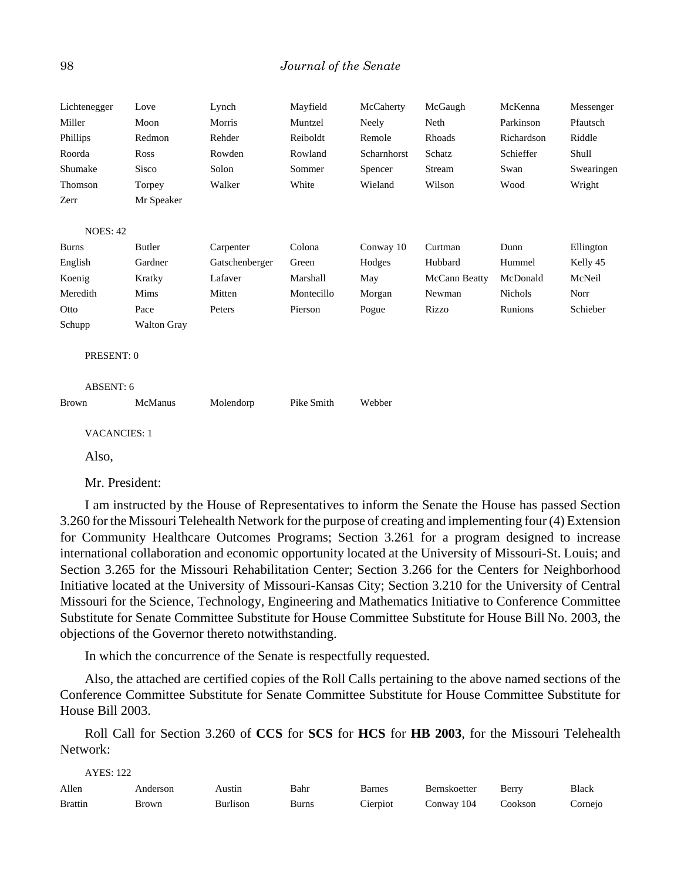| | | | | | | | |
|---|---|---|---|---|---|---|---|
| Lichtenegger | Love | Lynch | Mayfield | McCaherty | McGaugh | McKenna | Messenger |
| Miller | Moon | Morris | Muntzel | Neely | Neth | Parkinson | Pfautsch |
| Phillips | Redmon | Rehder | Reiboldt | Remole | Rhoads | Richardson | Riddle |
| Roorda | Ross | Rowden | Rowland | Scharnhorst | Schatz | Schieffer | Shull |
| Shumake | Sisco | Solon | Sommer | Spencer | Stream | Swan | Swearingen |
| Thomson | Torpey | Walker | White | Wieland | Wilson | Wood | Wright |
| Zerr | Mr Speaker | | | | | | |

NOES: 42

| | | | | | | | |
|---|---|---|---|---|---|---|---|
| Burns | Butler | Carpenter | Colona | Conway 10 | Curtman | Dunn | Ellington |
| English | Gardner | Gatschenberger | Green | Hodges | Hubbard | Hummel | Kelly 45 |
| Koenig | Kratky | Lafaver | Marshall | May | McCann Beatty | McDonald | McNeil |
| Meredith | Mims | Mitten | Montecillo | Morgan | Newman | Nichols | Norr |
| Otto | Pace | Peters | Pierson | Pogue | Rizzo | Runions | Schieber |
| Schupp | Walton Gray | | | | | | |

PRESENT: 0

ABSENT: 6

| | | | | |
|---|---|---|---|---|
| Brown | McManus | Molendorp | Pike Smith | Webber |

VACANCIES: 1

Also,

Mr. President:

I am instructed by the House of Representatives to inform the Senate the House has passed Section 3.260 for the Missouri Telehealth Network for the purpose of creating and implementing four (4) Extension for Community Healthcare Outcomes Programs; Section 3.261 for a program designed to increase international collaboration and economic opportunity located at the University of Missouri-St. Louis; and Section 3.265 for the Missouri Rehabilitation Center; Section 3.266 for the Centers for Neighborhood Initiative located at the University of Missouri-Kansas City; Section 3.210 for the University of Central Missouri for the Science, Technology, Engineering and Mathematics Initiative to Conference Committee Substitute for Senate Committee Substitute for House Committee Substitute for House Bill No. 2003, the objections of the Governor thereto notwithstanding.

In which the concurrence of the Senate is respectfully requested.

Also, the attached are certified copies of the Roll Calls pertaining to the above named sections of the Conference Committee Substitute for Senate Committee Substitute for House Committee Substitute for House Bill 2003.

Roll Call for Section 3.260 of **CCS** for **SCS** for **HCS** for **HB 2003**, for the Missouri Telehealth Network:

AYES: 122

| | | | | | | | |
|---|---|---|---|---|---|---|---|
| Allen | Anderson | Austin | Bahr | Barnes | Bernskoetter | Berry | Black |
| Brattin | Brown | Burlison | Burns | Cierpiot | Conway 104 | Cookson | Cornejo |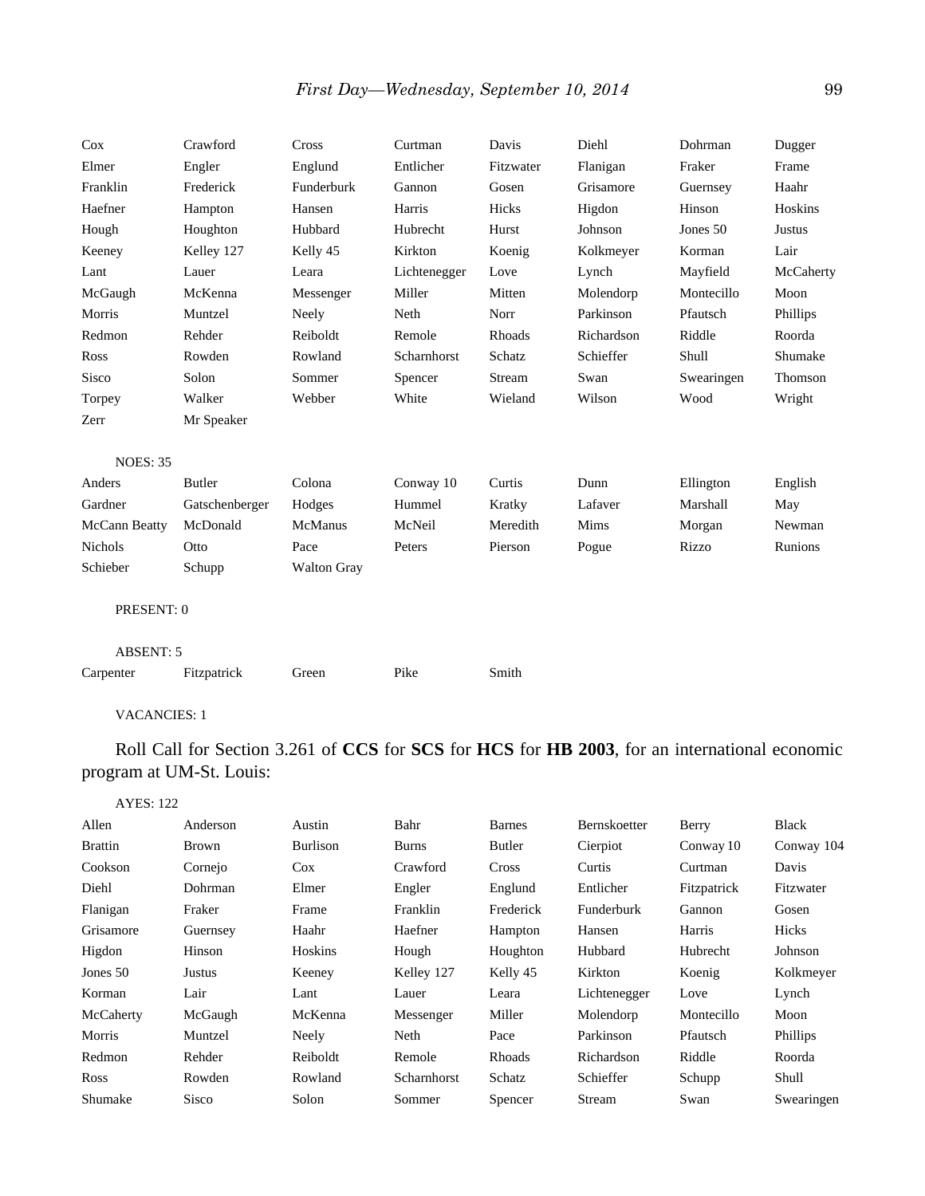| Cox | Crawford | Cross | Curtman | Davis | Diehl | Dohrman | Dugger |
|---|---|---|---|---|---|---|---|
| Elmer | Engler | Englund | Entlicher | Fitzwater | Flanigan | Fraker | Frame |
| Franklin | Frederick | Funderburk | Gannon | Gosen | Grisamore | Guernsey | Haahr |
| Haefner | Hampton | Hansen | Harris | Hicks | Higdon | Hinson | Hoskins |
| Hough | Houghton | Hubbard | Hubrecht | Hurst | Johnson | Jones 50 | Justus |
| Keeney | Kelley 127 | Kelly 45 | Kirkton | Koenig | Kolkmeyer | Korman | Lair |
| Lant | Lauer | Leara | Lichtenegger | Love | Lynch | Mayfield | McCaherty |
| McGaugh | McKenna | Messenger | Miller | Mitten | Molendorp | Montecillo | Moon |
| Morris | Muntzel | Neely | Neth | Norr | Parkinson | Pfautsch | Phillips |
| Redmon | Rehder | Reiboldt | Remole | Rhoads | Richardson | Riddle | Roorda |
| Ross | Rowden | Rowland | Scharnhorst | Schatz | Schieffer | Shull | Shumake |
| Sisco | Solon | Sommer | Spencer | Stream | Swan | Swearingen | Thomson |
| Torpey | Walker | Webber | White | Wieland | Wilson | Wood | Wright |
| Zerr | Mr Speaker | | | | | | |

NOES: 35

| Anders | Butler | Colona | Conway 10 | Curtis | Dunn | Ellington | English |
|---|---|---|---|---|---|---|---|
| Gardner | Gatschenberger | Hodges | Hummel | Kratky | Lafaver | Marshall | May |
| McCann Beatty | McDonald | McManus | McNeil | Meredith | Mims | Morgan | Newman |
| Nichols | Otto | Pace | Peters | Pierson | Pogue | Rizzo | Runions |
| Schieber | Schupp | Walton Gray | | | | | |

PRESENT: 0

ABSENT: 5

| Carpenter | Fitzpatrick | Green | Pike | Smith |
|---|---|---|---|---|

VACANCIES: 1

Roll Call for Section 3.261 of **CCS** for **SCS** for **HCS** for **HB 2003**, for an international economic program at UM-St. Louis:

AYES: 122

| Allen | Anderson | Austin | Bahr | Barnes | Bernskoetter | Berry | Black |
|---|---|---|---|---|---|---|---|
| Brattin | Brown | Burlison | Burns | Butler | Cierpiot | Conway 10 | Conway 104 |
| Cookson | Cornejo | Cox | Crawford | Cross | Curtis | Curtman | Davis |
| Diehl | Dohrman | Elmer | Engler | Englund | Entlicher | Fitzpatrick | Fitzwater |
| Flanigan | Fraker | Frame | Franklin | Frederick | Funderburk | Gannon | Gosen |
| Grisamore | Guernsey | Haahr | Haefner | Hampton | Hansen | Harris | Hicks |
| Higdon | Hinson | Hoskins | Hough | Houghton | Hubbard | Hubrecht | Johnson |
| Jones 50 | Justus | Keeney | Kelley 127 | Kelly 45 | Kirkton | Koenig | Kolkmeyer |
| Korman | Lair | Lant | Lauer | Leara | Lichtenegger | Love | Lynch |
| McCaherty | McGaugh | McKenna | Messenger | Miller | Molendorp | Montecillo | Moon |
| Morris | Muntzel | Neely | Neth | Pace | Parkinson | Pfautsch | Phillips |
| Redmon | Rehder | Reiboldt | Remole | Rhoads | Richardson | Riddle | Roorda |
| Ross | Rowden | Rowland | Scharnhorst | Schatz | Schieffer | Schupp | Shull |
| Shumake | Sisco | Solon | Sommer | Spencer | Stream | Swan | Swearingen |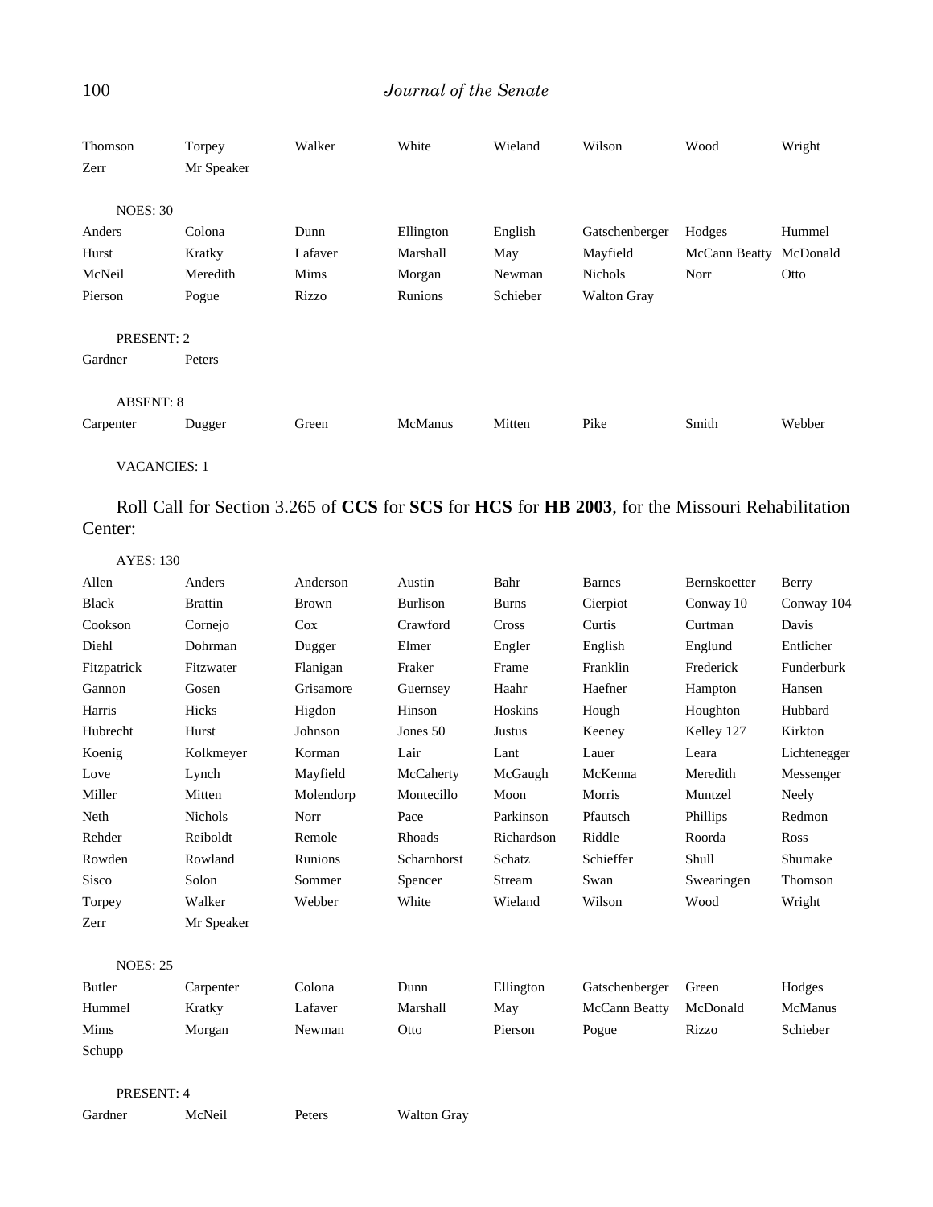Thomson Torpey Walker White Wieland Wilson Wood Wright
Zerr Mr Speaker

NOES: 30

Anders Colona Dunn Ellington English Gatschenberger Hodges Hummel
Hurst Kratky Lafaver Marshall May Mayfield McCann Beatty McDonald
McNeil Meredith Mims Morgan Newman Nichols Norr Otto
Pierson Pogue Rizzo Runions Schieber Walton Gray

PRESENT: 2

Gardner Peters

ABSENT: 8

Carpenter Dugger Green McManus Mitten Pike Smith Webber

VACANCIES: 1

Roll Call for Section 3.265 of **CCS** for **SCS** for **HCS** for **HB 2003**, for the Missouri Rehabilitation Center:

AYES: 130

Allen Anders Anderson Austin Bahr Barnes Bernskoetter Berry
Black Brattin Brown Burlison Burns Cierpiot Conway 10 Conway 104
Cookson Cornejo Cox Crawford Cross Curtis Curtman Davis
Diehl Dohrman Dugger Elmer Engler English Englund Entlicher
Fitzpatrick Fitzwater Flanigan Fraker Frame Franklin Frederick Funderburk
Gannon Gosen Grisamore Guernsey Haahr Haefner Hampton Hansen
Harris Hicks Higdon Hinson Hoskins Hough Houghton Hubbard
Hubrecht Hurst Johnson Jones 50 Justus Keeney Kelley 127 Kirkton
Koenig Kolkmeyer Korman Lair Lant Lauer Leara Lichtenegger
Love Lynch Mayfield McCaherty McGaugh McKenna Meredith Messenger
Miller Mitten Molendorp Montecillo Moon Morris Muntzel Neely
Neth Nichols Norr Pace Parkinson Pfautsch Phillips Redmon
Rehder Reiboldt Remole Rhoads Richardson Riddle Roorda Ross
Rowden Rowland Runions Scharnhorst Schatz Schieffer Shull Shumake
Sisco Solon Sommer Spencer Stream Swan Swearingen Thomson
Torpey Walker Webber White Wieland Wilson Wood Wright
Zerr Mr Speaker

NOES: 25

Butler Carpenter Colona Dunn Ellington Gatschenberger Green Hodges
Hummel Kratky Lafaver Marshall May McCann Beatty McDonald McManus
Mims Morgan Newman Otto Pierson Pogue Rizzo Schieber
Schupp

PRESENT: 4

Gardner McNeil Peters Walton Gray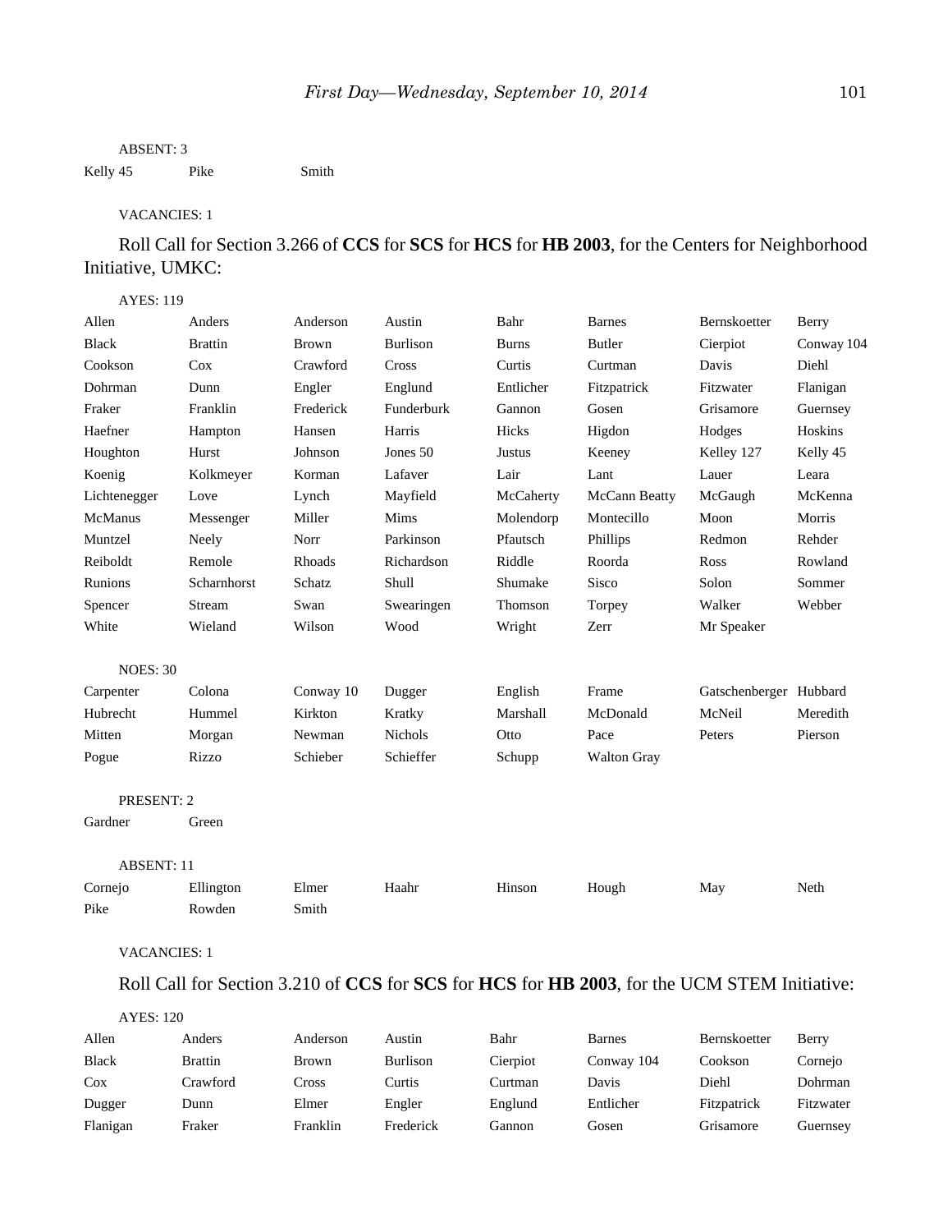ABSENT: 3

| | | |
|---|---|---|
| Kelly 45 | Pike | Smith |

VACANCIES: 1

Roll Call for Section 3.266 of **CCS** for **SCS** for **HCS** for **HB 2003**, for the Centers for Neighborhood Initiative, UMKC:

AYES: 119

| | | | | | | | |
|---|---|---|---|---|---|---|---|
| Allen | Anders | Anderson | Austin | Bahr | Barnes | Bernskoetter | Berry |
| Black | Brattin | Brown | Burlison | Burns | Butler | Cierpiot | Conway 104 |
| Cookson | Cox | Crawford | Cross | Curtis | Curtman | Davis | Diehl |
| Dohrman | Dunn | Engler | Englund | Entlicher | Fitzpatrick | Fitzwater | Flanigan |
| Fraker | Franklin | Frederick | Funderburk | Gannon | Gosen | Grisamore | Guernsey |
| Haefner | Hampton | Hansen | Harris | Hicks | Higdon | Hodges | Hoskins |
| Houghton | Hurst | Johnson | Jones 50 | Justus | Keeney | Kelley 127 | Kelly 45 |
| Koenig | Kolkmeyer | Korman | Lafaver | Lair | Lant | Lauer | Leara |
| Lichtenegger | Love | Lynch | Mayfield | McCaherty | McCann Beatty | McGaugh | McKenna |
| McManus | Messenger | Miller | Mims | Molendorp | Montecillo | Moon | Morris |
| Muntzel | Neely | Norr | Parkinson | Pfautsch | Phillips | Redmon | Rehder |
| Reiboldt | Remole | Rhoads | Richardson | Riddle | Roorda | Ross | Rowland |
| Runions | Scharnhorst | Schatz | Shull | Shumake | Sisco | Solon | Sommer |
| Spencer | Stream | Swan | Swearingen | Thomson | Torpey | Walker | Webber |
| White | Wieland | Wilson | Wood | Wright | Zerr | Mr Speaker | |

NOES: 30

| | | | | | | | |
|---|---|---|---|---|---|---|---|
| Carpenter | Colona | Conway 10 | Dugger | English | Frame | Gatschenberger | Hubbard |
| Hubrecht | Hummel | Kirkton | Kratky | Marshall | McDonald | McNeil | Meredith |
| Mitten | Morgan | Newman | Nichols | Otto | Pace | Peters | Pierson |
| Pogue | Rizzo | Schieber | Schieffer | Schupp | Walton Gray | | |

PRESENT: 2

| | |
|---|---|
| Gardner | Green |

ABSENT: 11

| | | | | | | | |
|---|---|---|---|---|---|---|---|
| Cornejo | Ellington | Elmer | Haahr | Hinson | Hough | May | Neth |
| Pike | Rowden | Smith | | | | | |

VACANCIES: 1

Roll Call for Section 3.210 of **CCS** for **SCS** for **HCS** for **HB 2003**, for the UCM STEM Initiative:

AYES: 120

| | | | | | | | |
|---|---|---|---|---|---|---|---|
| Allen | Anders | Anderson | Austin | Bahr | Barnes | Bernskoetter | Berry |
| Black | Brattin | Brown | Burlison | Cierpiot | Conway 104 | Cookson | Cornejo |
| Cox | Crawford | Cross | Curtis | Curtman | Davis | Diehl | Dohrman |
| Dugger | Dunn | Elmer | Engler | Englund | Entlicher | Fitzpatrick | Fitzwater |
| Flanigan | Fraker | Franklin | Frederick | Gannon | Gosen | Grisamore | Guernsey |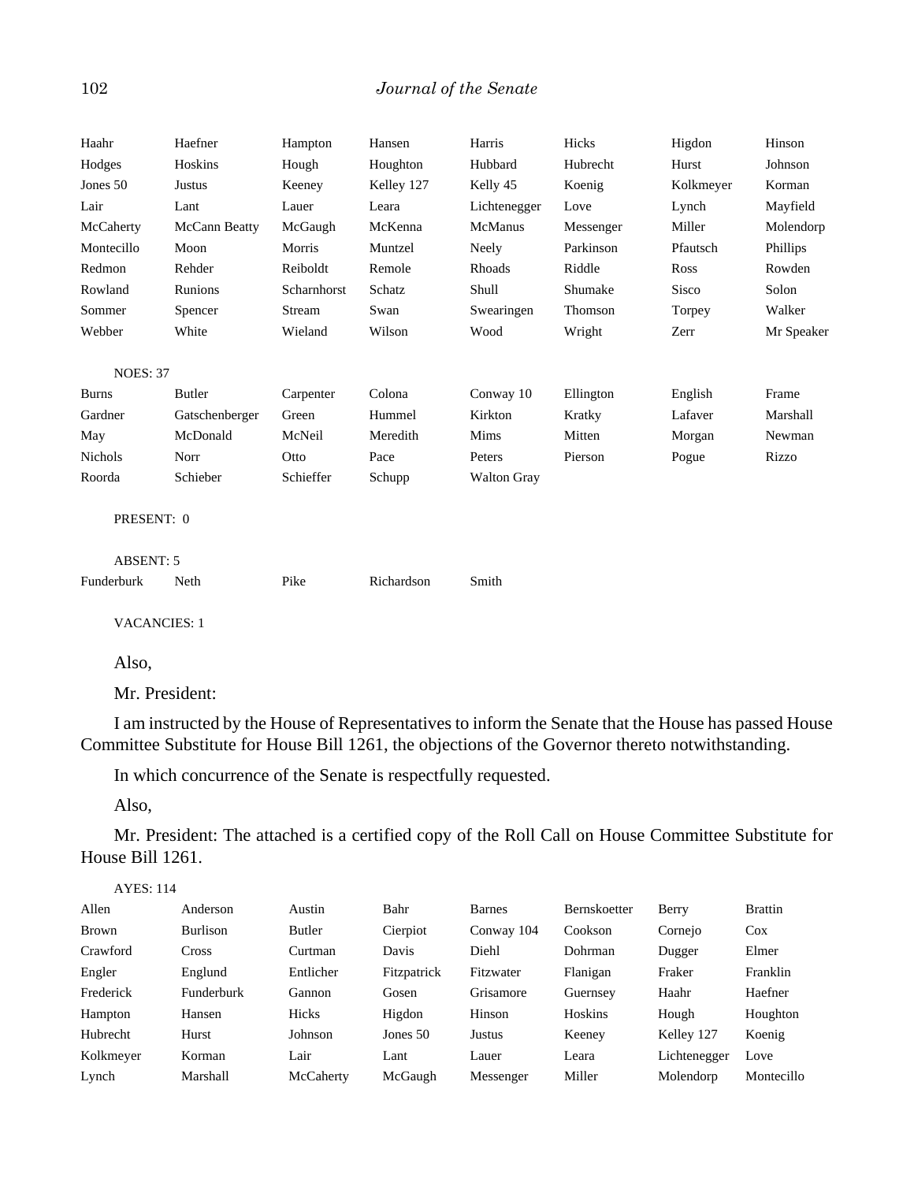| | | | | | | | |
|---|---|---|---|---|---|---|---|
| Haahr | Haefner | Hampton | Hansen | Harris | Hicks | Higdon | Hinson |
| Hodges | Hoskins | Hough | Houghton | Hubbard | Hubrecht | Hurst | Johnson |
| Jones 50 | Justus | Keeney | Kelley 127 | Kelly 45 | Koenig | Kolkmeyer | Korman |
| Lair | Lant | Lauer | Leara | Lichtenegger | Love | Lynch | Mayfield |
| McCaherty | McCann Beatty | McGaugh | McKenna | McManus | Messenger | Miller | Molendorp |
| Montecillo | Moon | Morris | Muntzel | Neely | Parkinson | Pfautsch | Phillips |
| Redmon | Rehder | Reiboldt | Remole | Rhoads | Riddle | Ross | Rowden |
| Rowland | Runions | Scharnhorst | Schatz | Shull | Shumake | Sisco | Solon |
| Sommer | Spencer | Stream | Swan | Swearingen | Thomson | Torpey | Walker |
| Webber | White | Wieland | Wilson | Wood | Wright | Zerr | Mr Speaker |

NOES: 37

| | | | | | | | |
|---|---|---|---|---|---|---|---|
| Burns | Butler | Carpenter | Colona | Conway 10 | Ellington | English | Frame |
| Gardner | Gatschenberger | Green | Hummel | Kirkton | Kratky | Lafaver | Marshall |
| May | McDonald | McNeil | Meredith | Mims | Mitten | Morgan | Newman |
| Nichols | Norr | Otto | Pace | Peters | Pierson | Pogue | Rizzo |
| Roorda | Schieber | Schieffer | Schupp | Walton Gray | | | |

PRESENT: 0

ABSENT: 5

| | | | | |
|---|---|---|---|---|
| Funderburk | Neth | Pike | Richardson | Smith |

VACANCIES: 1

Also,

Mr. President:

I am instructed by the House of Representatives to inform the Senate that the House has passed House Committee Substitute for House Bill 1261, the objections of the Governor thereto notwithstanding.

In which concurrence of the Senate is respectfully requested.

Also,

Mr. President: The attached is a certified copy of the Roll Call on House Committee Substitute for House Bill 1261.

AYES: 114

| | | | | | | | |
|---|---|---|---|---|---|---|---|
| Allen | Anderson | Austin | Bahr | Barnes | Bernskoetter | Berry | Brattin |
| Brown | Burlison | Butler | Cierpiot | Conway 104 | Cookson | Cornejo | Cox |
| Crawford | Cross | Curtman | Davis | Diehl | Dohrman | Dugger | Elmer |
| Engler | Englund | Entlicher | Fitzpatrick | Fitzwater | Flanigan | Fraker | Franklin |
| Frederick | Funderburk | Gannon | Gosen | Grisamore | Guernsey | Haahr | Haefner |
| Hampton | Hansen | Hicks | Higdon | Hinson | Hoskins | Hough | Houghton |
| Hubrecht | Hurst | Johnson | Jones 50 | Justus | Keeney | Kelley 127 | Koenig |
| Kolkmeyer | Korman | Lair | Lant | Lauer | Leara | Lichtenegger | Love |
| Lynch | Marshall | McCaherty | McGaugh | Messenger | Miller | Molendorp | Montecillo |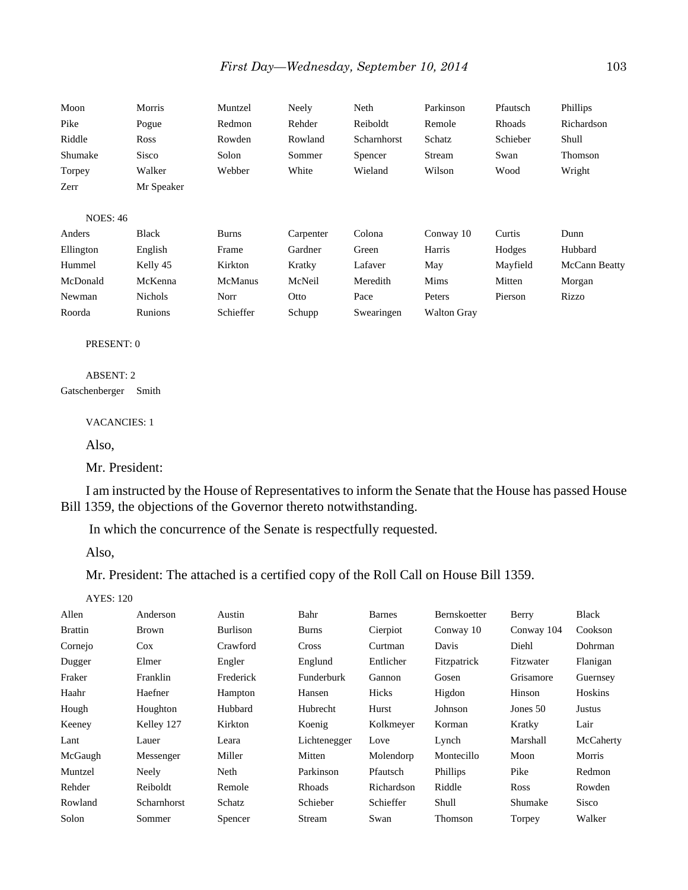| | | | | | | | |
|---|---|---|---|---|---|---|---|
| Moon | Morris | Muntzel | Neely | Neth | Parkinson | Pfautsch | Phillips |
| Pike | Pogue | Redmon | Rehder | Reiboldt | Remole | Rhoads | Richardson |
| Riddle | Ross | Rowden | Rowland | Scharnhorst | Schatz | Schieber | Shull |
| Shumake | Sisco | Solon | Sommer | Spencer | Stream | Swan | Thomson |
| Torpey | Walker | Webber | White | Wieland | Wilson | Wood | Wright |
| Zerr | Mr Speaker | | | | | | |

NOES: 46

| | | | | | | | |
|---|---|---|---|---|---|---|---|
| Anders | Black | Burns | Carpenter | Colona | Conway 10 | Curtis | Dunn |
| Ellington | English | Frame | Gardner | Green | Harris | Hodges | Hubbard |
| Hummel | Kelly 45 | Kirkton | Kratky | Lafaver | May | Mayfield | McCann Beatty |
| McDonald | McKenna | McManus | McNeil | Meredith | Mims | Mitten | Morgan |
| Newman | Nichols | Norr | Otto | Pace | Peters | Pierson | Rizzo |
| Roorda | Runions | Schieffer | Schupp | Swearingen | Walton Gray | | |

PRESENT: 0

ABSENT: 2

Gatschenberger Smith

VACANCIES: 1

Also,

Mr. President:

I am instructed by the House of Representatives to inform the Senate that the House has passed House Bill 1359, the objections of the Governor thereto notwithstanding.

In which the concurrence of the Senate is respectfully requested.

Also,

Mr. President: The attached is a certified copy of the Roll Call on House Bill 1359.

AYES: 120

| | | | | | | | |
|---|---|---|---|---|---|---|---|
| Allen | Anderson | Austin | Bahr | Barnes | Bernskoetter | Berry | Black |
| Brattin | Brown | Burlison | Burns | Cierpiot | Conway 10 | Conway 104 | Cookson |
| Cornejo | Cox | Crawford | Cross | Curtman | Davis | Diehl | Dohrman |
| Dugger | Elmer | Engler | Englund | Entlicher | Fitzpatrick | Fitzwater | Flanigan |
| Fraker | Franklin | Frederick | Funderburk | Gannon | Gosen | Grisamore | Guernsey |
| Haahr | Haefner | Hampton | Hansen | Hicks | Higdon | Hinson | Hoskins |
| Hough | Houghton | Hubbard | Hubrecht | Hurst | Johnson | Jones 50 | Justus |
| Keeney | Kelley 127 | Kirkton | Koenig | Kolkmeyer | Korman | Kratky | Lair |
| Lant | Lauer | Leara | Lichtenegger | Love | Lynch | Marshall | McCaherty |
| McGaugh | Messenger | Miller | Mitten | Molendorp | Montecillo | Moon | Morris |
| Muntzel | Neely | Neth | Parkinson | Pfautsch | Phillips | Pike | Redmon |
| Rehder | Reiboldt | Remole | Rhoads | Richardson | Riddle | Ross | Rowden |
| Rowland | Scharnhorst | Schatz | Schieber | Schieffer | Shull | Shumake | Sisco |
| Solon | Sommer | Spencer | Stream | Swan | Thomson | Torpey | Walker |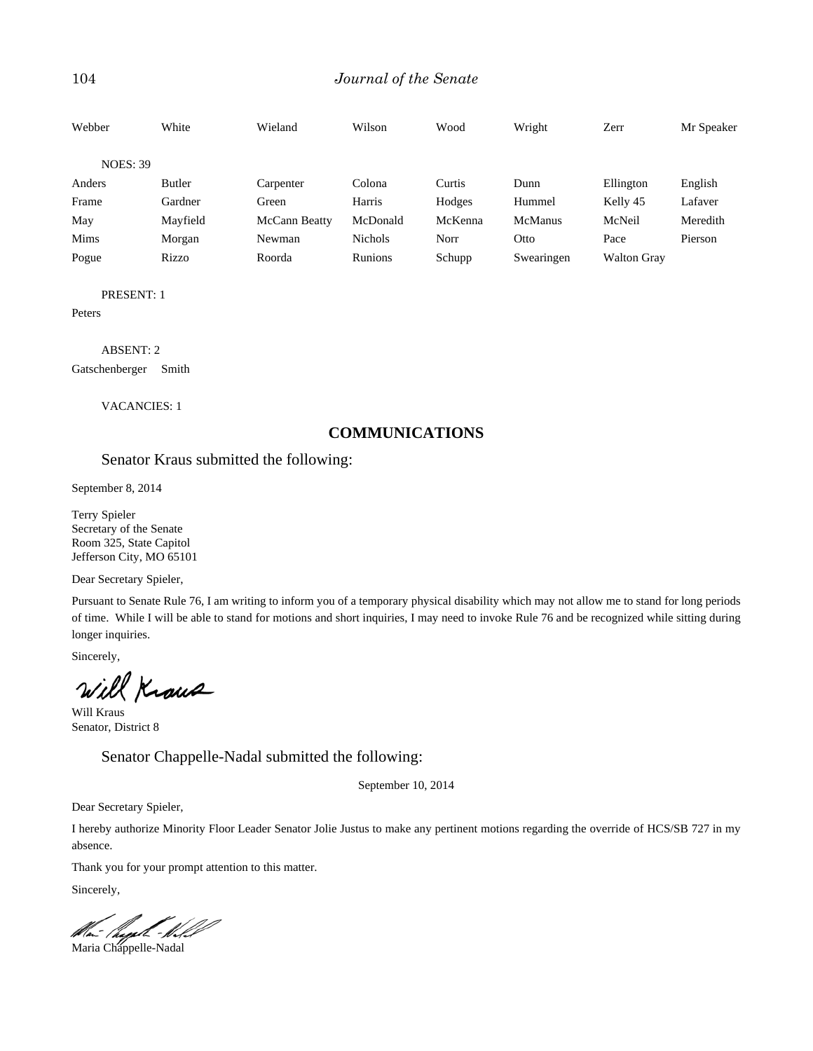| Webber | White | Wieland | Wilson | Wood | Wright | Zerr | Mr Speaker |
|---|---|---|---|---|---|---|---|

NOES: 39

| Anders | Butler | Carpenter | Colona | Curtis | Dunn | Ellington | English |
|---|---|---|---|---|---|---|---|
| Frame | Gardner | Green | Harris | Hodges | Hummel | Kelly 45 | Lafaver |
| May | Mayfield | McCann Beatty | McDonald | McKenna | McManus | McNeil | Meredith |
| Mims | Morgan | Newman | Nichols | Norr | Otto | Pace | Pierson |
| Pogue | Rizzo | Roorda | Runions | Schupp | Swearingen | Walton Gray | |

PRESENT: 1

Peters

ABSENT: 2

Gatschenberger Smith

VACANCIES: 1

## COMMUNICATIONS

Senator Kraus submitted the following:

September 8, 2014

Terry Spieler
Secretary of the Senate
Room 325, State Capitol
Jefferson City, MO 65101

Dear Secretary Spieler,

Pursuant to Senate Rule 76, I am writing to inform you of a temporary physical disability which may not allow me to stand for long periods of time. While I will be able to stand for motions and short inquiries, I may need to invoke Rule 76 and be recognized while sitting during longer inquiries.

Sincerely,

Will Kraus
Senator, District 8

Senator Chappelle-Nadal submitted the following:

September 10, 2014

Dear Secretary Spieler,

I hereby authorize Minority Floor Leader Senator Jolie Justus to make any pertinent motions regarding the override of HCS/SB 727 in my absence.

Thank you for your prompt attention to this matter.

Sincerely,

Maria Chappelle-Nadal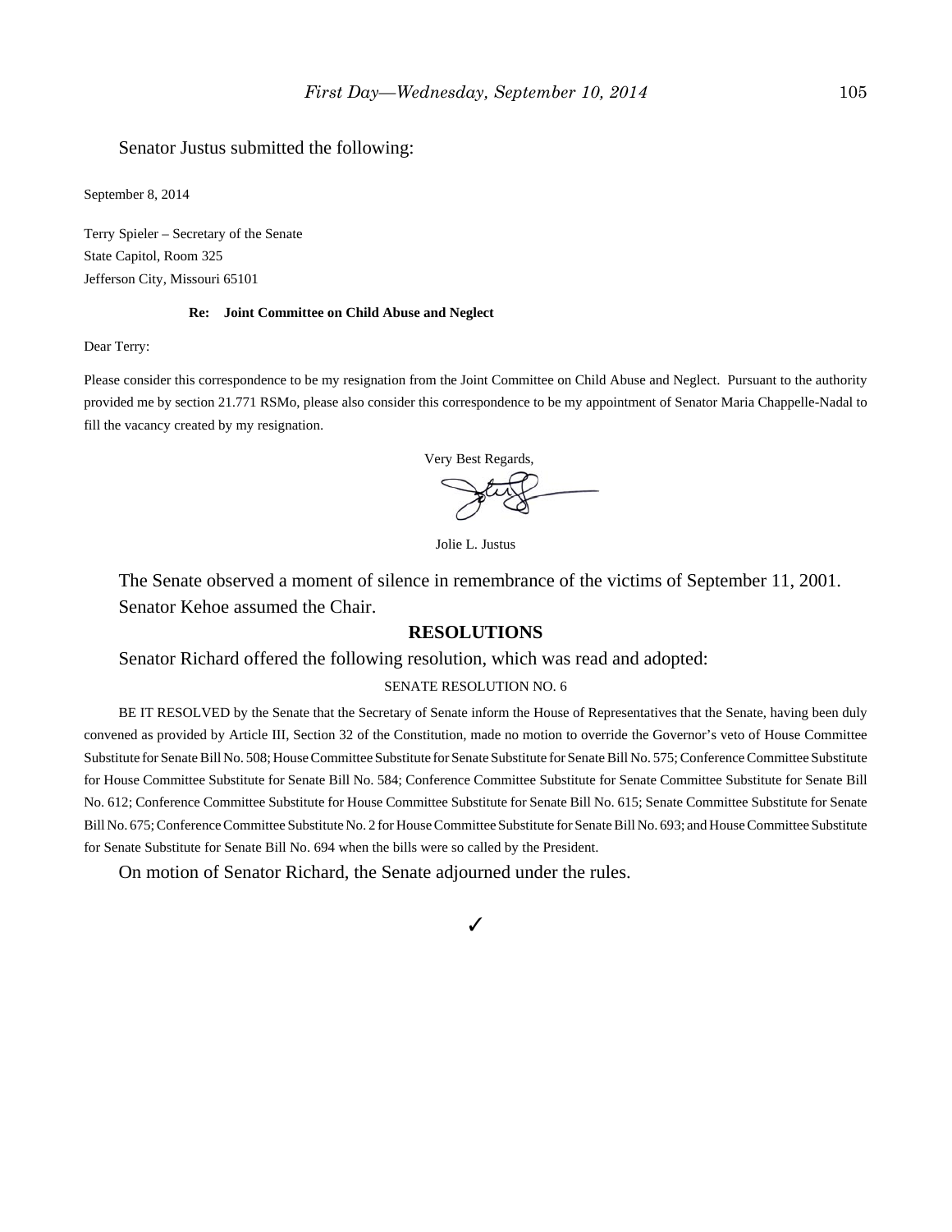Senator Justus submitted the following:

September 8, 2014

Terry Spieler – Secretary of the Senate
State Capitol, Room 325
Jefferson City, Missouri 65101

**Re: Joint Committee on Child Abuse and Neglect**

Dear Terry:

Please consider this correspondence to be my resignation from the Joint Committee on Child Abuse and Neglect. Pursuant to the authority provided me by section 21.771 RSMo, please also consider this correspondence to be my appointment of Senator Maria Chappelle-Nadal to fill the vacancy created by my resignation.

Very Best Regards,

Jolie L. Justus

The Senate observed a moment of silence in remembrance of the victims of September 11, 2001.

Senator Kehoe assumed the Chair.

## RESOLUTIONS

Senator Richard offered the following resolution, which was read and adopted:

SENATE RESOLUTION NO. 6

BE IT RESOLVED by the Senate that the Secretary of Senate inform the House of Representatives that the Senate, having been duly convened as provided by Article III, Section 32 of the Constitution, made no motion to override the Governor's veto of House Committee Substitute for Senate Bill No. 508; House Committee Substitute for Senate Substitute for Senate Bill No. 575; Conference Committee Substitute for House Committee Substitute for Senate Bill No. 584; Conference Committee Substitute for Senate Committee Substitute for Senate Bill No. 612; Conference Committee Substitute for House Committee Substitute for Senate Bill No. 615; Senate Committee Substitute for Senate Bill No. 675; Conference Committee Substitute No. 2 for House Committee Substitute for Senate Bill No. 693; and House Committee Substitute for Senate Substitute for Senate Bill No. 694 when the bills were so called by the President.

On motion of Senator Richard, the Senate adjourned under the rules.

✓